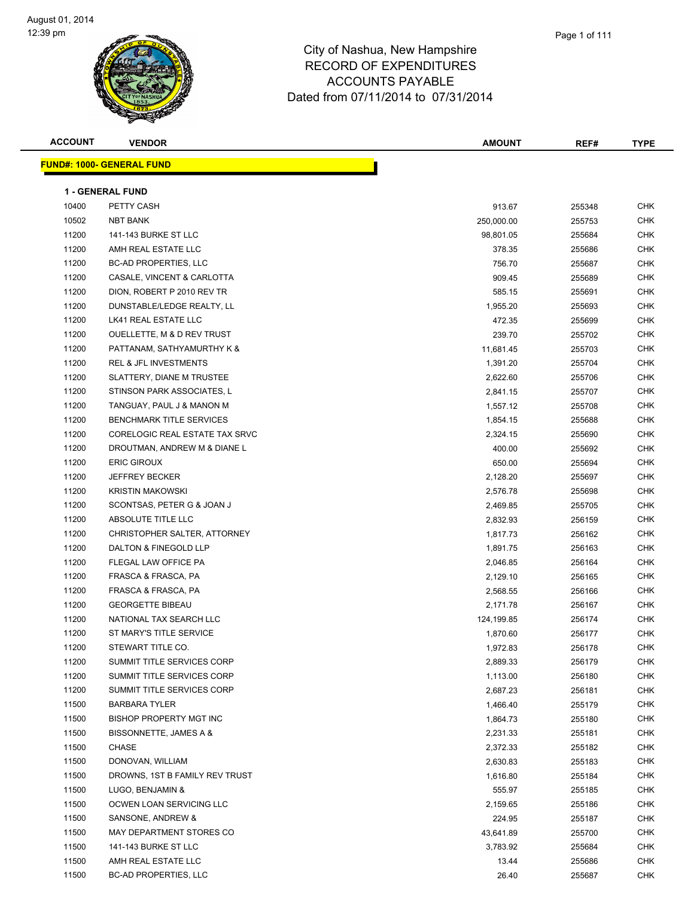# City of Nashua, New Hampshire
## RECORD OF EXPENDITURES
## ACCOUNTS PAYABLE
### Dated from 07/11/2014 to 07/31/2014

August 01, 2014
12:39 pm

**FUND#: 1000- GENERAL FUND**

**1 - GENERAL FUND**

| ACCOUNT | VENDOR | AMOUNT | REF# | TYPE |
|---|---|---|---|---|
| 10400 | PETTY CASH | 913.67 | 255348 | CHK |
| 10502 | NBT BANK | 250,000.00 | 255753 | CHK |
| 11200 | 141-143 BURKE ST LLC | 98,801.05 | 255684 | CHK |
| 11200 | AMH REAL ESTATE LLC | 378.35 | 255686 | CHK |
| 11200 | BC-AD PROPERTIES, LLC | 756.70 | 255687 | CHK |
| 11200 | CASALE, VINCENT & CARLOTTA | 909.45 | 255689 | CHK |
| 11200 | DION, ROBERT P 2010 REV TR | 585.15 | 255691 | CHK |
| 11200 | DUNSTABLE/LEDGE REALTY, LL | 1,955.20 | 255693 | CHK |
| 11200 | LK41 REAL ESTATE LLC | 472.35 | 255699 | CHK |
| 11200 | OUELLETTE, M & D REV TRUST | 239.70 | 255702 | CHK |
| 11200 | PATTANAM, SATHYAMURTHY K & | 11,681.45 | 255703 | CHK |
| 11200 | REL & JFL INVESTMENTS | 1,391.20 | 255704 | CHK |
| 11200 | SLATTERY, DIANE M TRUSTEE | 2,622.60 | 255706 | CHK |
| 11200 | STINSON PARK ASSOCIATES, L | 2,841.15 | 255707 | CHK |
| 11200 | TANGUAY, PAUL J & MANON M | 1,557.12 | 255708 | CHK |
| 11200 | BENCHMARK TITLE SERVICES | 1,854.15 | 255688 | CHK |
| 11200 | CORELOGIC REAL ESTATE TAX SRVC | 2,324.15 | 255690 | CHK |
| 11200 | DROUTMAN, ANDREW M & DIANE L | 400.00 | 255692 | CHK |
| 11200 | ERIC GIROUX | 650.00 | 255694 | CHK |
| 11200 | JEFFREY BECKER | 2,128.20 | 255697 | CHK |
| 11200 | KRISTIN MAKOWSKI | 2,576.78 | 255698 | CHK |
| 11200 | SCONTSAS, PETER G & JOAN J | 2,469.85 | 255705 | CHK |
| 11200 | ABSOLUTE TITLE LLC | 2,832.93 | 256159 | CHK |
| 11200 | CHRISTOPHER SALTER, ATTORNEY | 1,817.73 | 256162 | CHK |
| 11200 | DALTON & FINEGOLD LLP | 1,891.75 | 256163 | CHK |
| 11200 | FLEGAL LAW OFFICE PA | 2,046.85 | 256164 | CHK |
| 11200 | FRASCA & FRASCA, PA | 2,129.10 | 256165 | CHK |
| 11200 | FRASCA & FRASCA, PA | 2,568.55 | 256166 | CHK |
| 11200 | GEORGETTE BIBEAU | 2,171.78 | 256167 | CHK |
| 11200 | NATIONAL TAX SEARCH LLC | 124,199.85 | 256174 | CHK |
| 11200 | ST MARY'S TITLE SERVICE | 1,870.60 | 256177 | CHK |
| 11200 | STEWART TITLE CO. | 1,972.83 | 256178 | CHK |
| 11200 | SUMMIT TITLE SERVICES CORP | 2,889.33 | 256179 | CHK |
| 11200 | SUMMIT TITLE SERVICES CORP | 1,113.00 | 256180 | CHK |
| 11200 | SUMMIT TITLE SERVICES CORP | 2,687.23 | 256181 | CHK |
| 11500 | BARBARA TYLER | 1,466.40 | 255179 | CHK |
| 11500 | BISHOP PROPERTY MGT INC | 1,864.73 | 255180 | CHK |
| 11500 | BISSONNETTE, JAMES A & | 2,231.33 | 255181 | CHK |
| 11500 | CHASE | 2,372.33 | 255182 | CHK |
| 11500 | DONOVAN, WILLIAM | 2,630.83 | 255183 | CHK |
| 11500 | DROWNS, 1ST B FAMILY REV TRUST | 1,616.80 | 255184 | CHK |
| 11500 | LUGO, BENJAMIN & | 555.97 | 255185 | CHK |
| 11500 | OCWEN LOAN SERVICING LLC | 2,159.65 | 255186 | CHK |
| 11500 | SANSONE, ANDREW & | 224.95 | 255187 | CHK |
| 11500 | MAY DEPARTMENT STORES CO | 43,641.89 | 255700 | CHK |
| 11500 | 141-143 BURKE ST LLC | 3,783.92 | 255684 | CHK |
| 11500 | AMH REAL ESTATE LLC | 13.44 | 255686 | CHK |
| 11500 | BC-AD PROPERTIES, LLC | 26.40 | 255687 | CHK |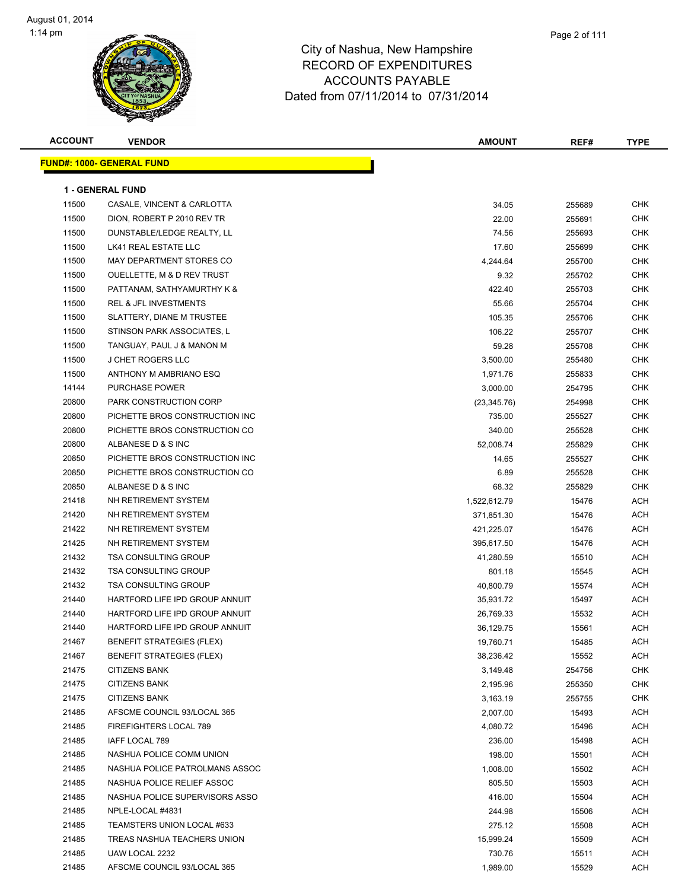# City of Nashua, New Hampshire
## RECORD OF EXPENDITURES
## ACCOUNTS PAYABLE
## Dated from 07/11/2014 to 07/31/2014

**FUND#: 1000- GENERAL FUND**

**1 - GENERAL FUND**

| ACCOUNT | VENDOR | AMOUNT | REF# | TYPE |
|---|---|---|---|---|
| 11500 | CASALE, VINCENT & CARLOTTA | 34.05 | 255689 | CHK |
| 11500 | DION, ROBERT P 2010 REV TR | 22.00 | 255691 | CHK |
| 11500 | DUNSTABLE/LEDGE REALTY, LL | 74.56 | 255693 | CHK |
| 11500 | LK41 REAL ESTATE LLC | 17.60 | 255699 | CHK |
| 11500 | MAY DEPARTMENT STORES CO | 4,244.64 | 255700 | CHK |
| 11500 | OUELLETTE, M & D REV TRUST | 9.32 | 255702 | CHK |
| 11500 | PATTANAM, SATHYAMURTHY K & | 422.40 | 255703 | CHK |
| 11500 | REL & JFL INVESTMENTS | 55.66 | 255704 | CHK |
| 11500 | SLATTERY, DIANE M TRUSTEE | 105.35 | 255706 | CHK |
| 11500 | STINSON PARK ASSOCIATES, L | 106.22 | 255707 | CHK |
| 11500 | TANGUAY, PAUL J & MANON M | 59.28 | 255708 | CHK |
| 11500 | J CHET ROGERS LLC | 3,500.00 | 255480 | CHK |
| 11500 | ANTHONY M AMBRIANO ESQ | 1,971.76 | 255833 | CHK |
| 14144 | PURCHASE POWER | 3,000.00 | 254795 | CHK |
| 20800 | PARK CONSTRUCTION CORP | (23,345.76) | 254998 | CHK |
| 20800 | PICHETTE BROS CONSTRUCTION INC | 735.00 | 255527 | CHK |
| 20800 | PICHETTE BROS CONSTRUCTION CO | 340.00 | 255528 | CHK |
| 20800 | ALBANESE D & S INC | 52,008.74 | 255829 | CHK |
| 20850 | PICHETTE BROS CONSTRUCTION INC | 14.65 | 255527 | CHK |
| 20850 | PICHETTE BROS CONSTRUCTION CO | 6.89 | 255528 | CHK |
| 20850 | ALBANESE D & S INC | 68.32 | 255829 | CHK |
| 21418 | NH RETIREMENT SYSTEM | 1,522,612.79 | 15476 | ACH |
| 21420 | NH RETIREMENT SYSTEM | 371,851.30 | 15476 | ACH |
| 21422 | NH RETIREMENT SYSTEM | 421,225.07 | 15476 | ACH |
| 21425 | NH RETIREMENT SYSTEM | 395,617.50 | 15476 | ACH |
| 21432 | TSA CONSULTING GROUP | 41,280.59 | 15510 | ACH |
| 21432 | TSA CONSULTING GROUP | 801.18 | 15545 | ACH |
| 21432 | TSA CONSULTING GROUP | 40,800.79 | 15574 | ACH |
| 21440 | HARTFORD LIFE IPD GROUP ANNUIT | 35,931.72 | 15497 | ACH |
| 21440 | HARTFORD LIFE IPD GROUP ANNUIT | 26,769.33 | 15532 | ACH |
| 21440 | HARTFORD LIFE IPD GROUP ANNUIT | 36,129.75 | 15561 | ACH |
| 21467 | BENEFIT STRATEGIES (FLEX) | 19,760.71 | 15485 | ACH |
| 21467 | BENEFIT STRATEGIES (FLEX) | 38,236.42 | 15552 | ACH |
| 21475 | CITIZENS BANK | 3,149.48 | 254756 | CHK |
| 21475 | CITIZENS BANK | 2,195.96 | 255350 | CHK |
| 21475 | CITIZENS BANK | 3,163.19 | 255755 | CHK |
| 21485 | AFSCME COUNCIL 93/LOCAL 365 | 2,007.00 | 15493 | ACH |
| 21485 | FIREFIGHTERS LOCAL 789 | 4,080.72 | 15496 | ACH |
| 21485 | IAFF LOCAL 789 | 236.00 | 15498 | ACH |
| 21485 | NASHUA POLICE COMM UNION | 198.00 | 15501 | ACH |
| 21485 | NASHUA POLICE PATROLMANS ASSOC | 1,008.00 | 15502 | ACH |
| 21485 | NASHUA POLICE RELIEF ASSOC | 805.50 | 15503 | ACH |
| 21485 | NASHUA POLICE SUPERVISORS ASSO | 416.00 | 15504 | ACH |
| 21485 | NPLE-LOCAL #4831 | 244.98 | 15506 | ACH |
| 21485 | TEAMSTERS UNION LOCAL #633 | 275.12 | 15508 | ACH |
| 21485 | TREAS NASHUA TEACHERS UNION | 15,999.24 | 15509 | ACH |
| 21485 | UAW LOCAL 2232 | 730.76 | 15511 | ACH |
| 21485 | AFSCME COUNCIL 93/LOCAL 365 | 1,989.00 | 15529 | ACH |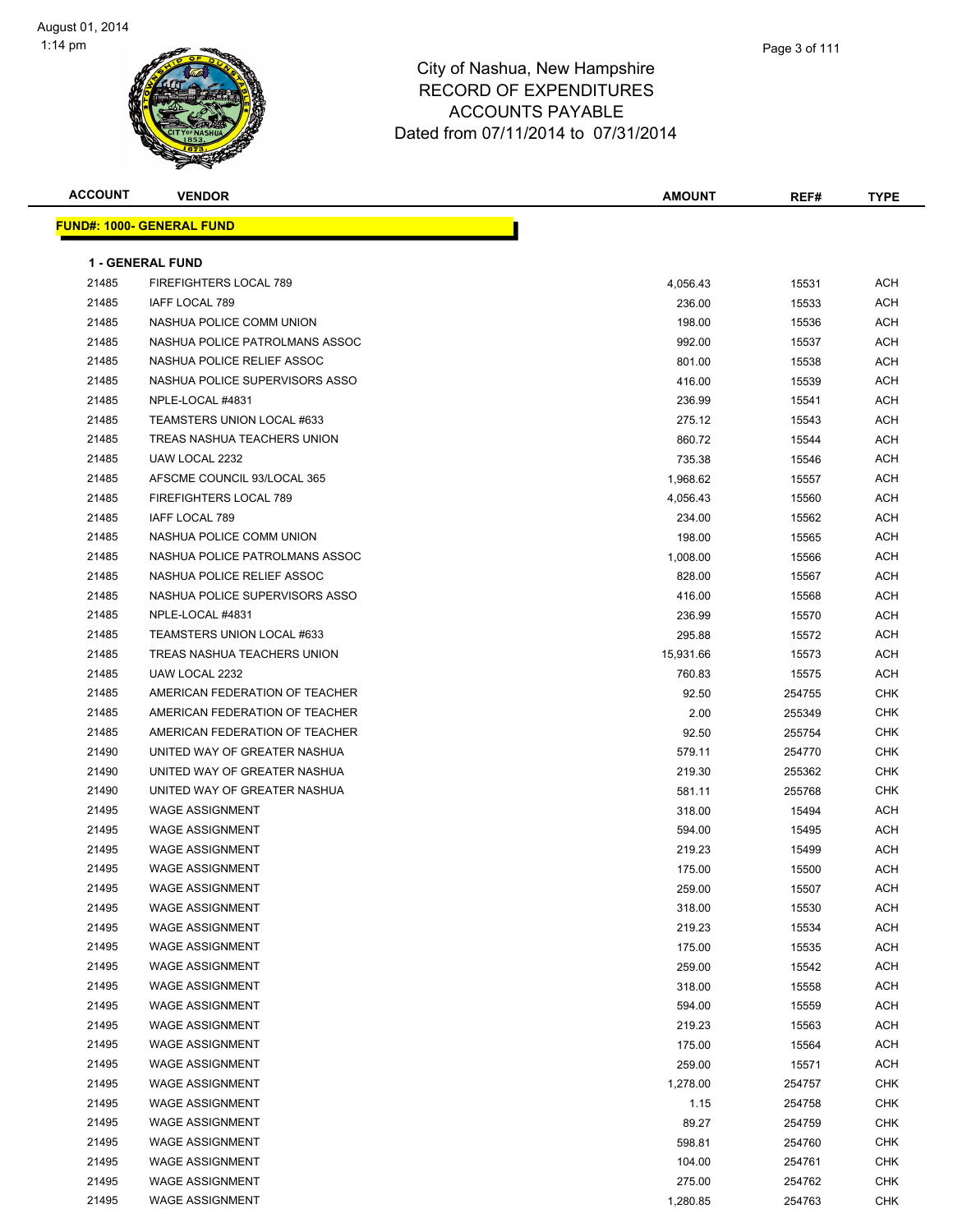City of Nashua, New Hampshire
RECORD OF EXPENDITURES
ACCOUNTS PAYABLE
Dated from 07/11/2014 to 07/31/2014

**FUND#: 1000- GENERAL FUND**

**1 - GENERAL FUND**

| ACCOUNT | VENDOR | AMOUNT | REF# | TYPE |
|---|---|---|---|---|
| 21485 | FIREFIGHTERS LOCAL 789 | 4,056.43 | 15531 | ACH |
| 21485 | IAFF LOCAL 789 | 236.00 | 15533 | ACH |
| 21485 | NASHUA POLICE COMM UNION | 198.00 | 15536 | ACH |
| 21485 | NASHUA POLICE PATROLMANS ASSOC | 992.00 | 15537 | ACH |
| 21485 | NASHUA POLICE RELIEF ASSOC | 801.00 | 15538 | ACH |
| 21485 | NASHUA POLICE SUPERVISORS ASSO | 416.00 | 15539 | ACH |
| 21485 | NPLE-LOCAL #4831 | 236.99 | 15541 | ACH |
| 21485 | TEAMSTERS UNION LOCAL #633 | 275.12 | 15543 | ACH |
| 21485 | TREAS NASHUA TEACHERS UNION | 860.72 | 15544 | ACH |
| 21485 | UAW LOCAL 2232 | 735.38 | 15546 | ACH |
| 21485 | AFSCME COUNCIL 93/LOCAL 365 | 1,968.62 | 15557 | ACH |
| 21485 | FIREFIGHTERS LOCAL 789 | 4,056.43 | 15560 | ACH |
| 21485 | IAFF LOCAL 789 | 234.00 | 15562 | ACH |
| 21485 | NASHUA POLICE COMM UNION | 198.00 | 15565 | ACH |
| 21485 | NASHUA POLICE PATROLMANS ASSOC | 1,008.00 | 15566 | ACH |
| 21485 | NASHUA POLICE RELIEF ASSOC | 828.00 | 15567 | ACH |
| 21485 | NASHUA POLICE SUPERVISORS ASSO | 416.00 | 15568 | ACH |
| 21485 | NPLE-LOCAL #4831 | 236.99 | 15570 | ACH |
| 21485 | TEAMSTERS UNION LOCAL #633 | 295.88 | 15572 | ACH |
| 21485 | TREAS NASHUA TEACHERS UNION | 15,931.66 | 15573 | ACH |
| 21485 | UAW LOCAL 2232 | 760.83 | 15575 | ACH |
| 21485 | AMERICAN FEDERATION OF TEACHER | 92.50 | 254755 | CHK |
| 21485 | AMERICAN FEDERATION OF TEACHER | 2.00 | 255349 | CHK |
| 21485 | AMERICAN FEDERATION OF TEACHER | 92.50 | 255754 | CHK |
| 21490 | UNITED WAY OF GREATER NASHUA | 579.11 | 254770 | CHK |
| 21490 | UNITED WAY OF GREATER NASHUA | 219.30 | 255362 | CHK |
| 21490 | UNITED WAY OF GREATER NASHUA | 581.11 | 255768 | CHK |
| 21495 | WAGE ASSIGNMENT | 318.00 | 15494 | ACH |
| 21495 | WAGE ASSIGNMENT | 594.00 | 15495 | ACH |
| 21495 | WAGE ASSIGNMENT | 219.23 | 15499 | ACH |
| 21495 | WAGE ASSIGNMENT | 175.00 | 15500 | ACH |
| 21495 | WAGE ASSIGNMENT | 259.00 | 15507 | ACH |
| 21495 | WAGE ASSIGNMENT | 318.00 | 15530 | ACH |
| 21495 | WAGE ASSIGNMENT | 219.23 | 15534 | ACH |
| 21495 | WAGE ASSIGNMENT | 175.00 | 15535 | ACH |
| 21495 | WAGE ASSIGNMENT | 259.00 | 15542 | ACH |
| 21495 | WAGE ASSIGNMENT | 318.00 | 15558 | ACH |
| 21495 | WAGE ASSIGNMENT | 594.00 | 15559 | ACH |
| 21495 | WAGE ASSIGNMENT | 219.23 | 15563 | ACH |
| 21495 | WAGE ASSIGNMENT | 175.00 | 15564 | ACH |
| 21495 | WAGE ASSIGNMENT | 259.00 | 15571 | ACH |
| 21495 | WAGE ASSIGNMENT | 1,278.00 | 254757 | CHK |
| 21495 | WAGE ASSIGNMENT | 1.15 | 254758 | CHK |
| 21495 | WAGE ASSIGNMENT | 89.27 | 254759 | CHK |
| 21495 | WAGE ASSIGNMENT | 598.81 | 254760 | CHK |
| 21495 | WAGE ASSIGNMENT | 104.00 | 254761 | CHK |
| 21495 | WAGE ASSIGNMENT | 275.00 | 254762 | CHK |
| 21495 | WAGE ASSIGNMENT | 1,280.85 | 254763 | CHK |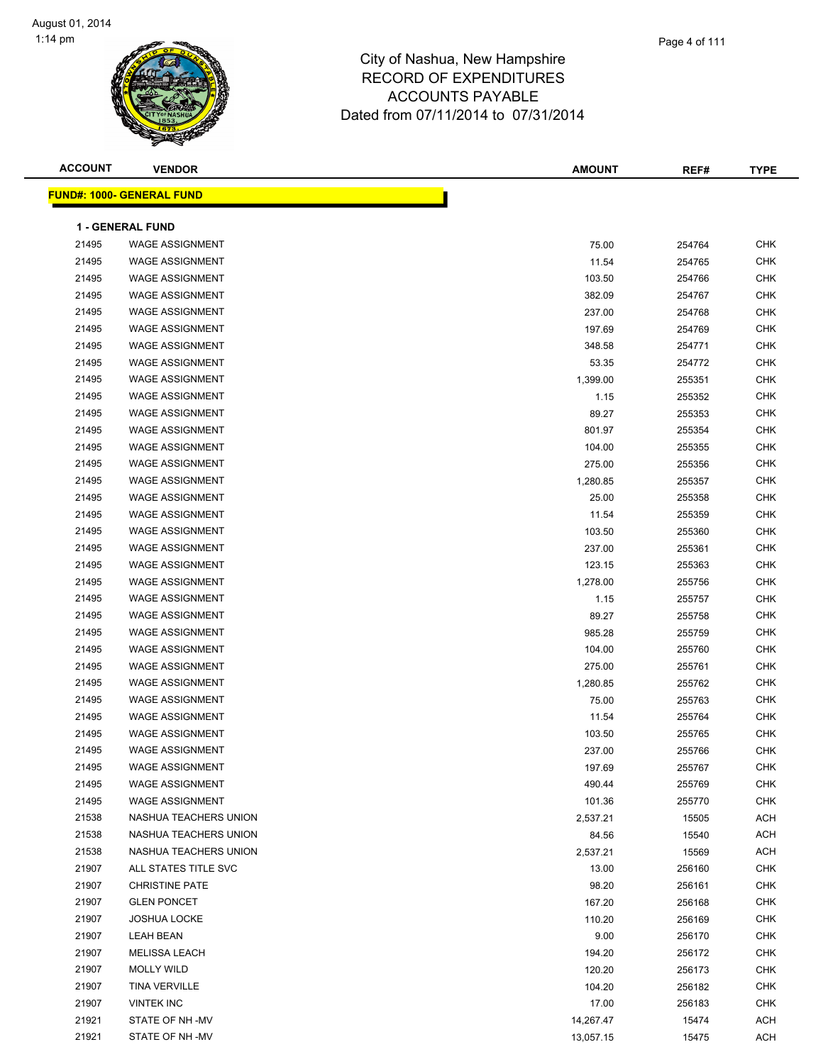# City of Nashua, New Hampshire
## RECORD OF EXPENDITURES
## ACCOUNTS PAYABLE
## Dated from 07/11/2014 to 07/31/2014

| ACCOUNT | VENDOR | AMOUNT | REF# | TYPE |
|---|---|---|---|---|

**FUND#: 1000- GENERAL FUND**

**1 - GENERAL FUND**

| ACCOUNT | VENDOR | AMOUNT | REF# | TYPE |
|---|---|---|---|---|
| 21495 | WAGE ASSIGNMENT | 75.00 | 254764 | CHK |
| 21495 | WAGE ASSIGNMENT | 11.54 | 254765 | CHK |
| 21495 | WAGE ASSIGNMENT | 103.50 | 254766 | CHK |
| 21495 | WAGE ASSIGNMENT | 382.09 | 254767 | CHK |
| 21495 | WAGE ASSIGNMENT | 237.00 | 254768 | CHK |
| 21495 | WAGE ASSIGNMENT | 197.69 | 254769 | CHK |
| 21495 | WAGE ASSIGNMENT | 348.58 | 254771 | CHK |
| 21495 | WAGE ASSIGNMENT | 53.35 | 254772 | CHK |
| 21495 | WAGE ASSIGNMENT | 1,399.00 | 255351 | CHK |
| 21495 | WAGE ASSIGNMENT | 1.15 | 255352 | CHK |
| 21495 | WAGE ASSIGNMENT | 89.27 | 255353 | CHK |
| 21495 | WAGE ASSIGNMENT | 801.97 | 255354 | CHK |
| 21495 | WAGE ASSIGNMENT | 104.00 | 255355 | CHK |
| 21495 | WAGE ASSIGNMENT | 275.00 | 255356 | CHK |
| 21495 | WAGE ASSIGNMENT | 1,280.85 | 255357 | CHK |
| 21495 | WAGE ASSIGNMENT | 25.00 | 255358 | CHK |
| 21495 | WAGE ASSIGNMENT | 11.54 | 255359 | CHK |
| 21495 | WAGE ASSIGNMENT | 103.50 | 255360 | CHK |
| 21495 | WAGE ASSIGNMENT | 237.00 | 255361 | CHK |
| 21495 | WAGE ASSIGNMENT | 123.15 | 255363 | CHK |
| 21495 | WAGE ASSIGNMENT | 1,278.00 | 255756 | CHK |
| 21495 | WAGE ASSIGNMENT | 1.15 | 255757 | CHK |
| 21495 | WAGE ASSIGNMENT | 89.27 | 255758 | CHK |
| 21495 | WAGE ASSIGNMENT | 985.28 | 255759 | CHK |
| 21495 | WAGE ASSIGNMENT | 104.00 | 255760 | CHK |
| 21495 | WAGE ASSIGNMENT | 275.00 | 255761 | CHK |
| 21495 | WAGE ASSIGNMENT | 1,280.85 | 255762 | CHK |
| 21495 | WAGE ASSIGNMENT | 75.00 | 255763 | CHK |
| 21495 | WAGE ASSIGNMENT | 11.54 | 255764 | CHK |
| 21495 | WAGE ASSIGNMENT | 103.50 | 255765 | CHK |
| 21495 | WAGE ASSIGNMENT | 237.00 | 255766 | CHK |
| 21495 | WAGE ASSIGNMENT | 197.69 | 255767 | CHK |
| 21495 | WAGE ASSIGNMENT | 490.44 | 255769 | CHK |
| 21495 | WAGE ASSIGNMENT | 101.36 | 255770 | CHK |
| 21538 | NASHUA TEACHERS UNION | 2,537.21 | 15505 | ACH |
| 21538 | NASHUA TEACHERS UNION | 84.56 | 15540 | ACH |
| 21538 | NASHUA TEACHERS UNION | 2,537.21 | 15569 | ACH |
| 21907 | ALL STATES TITLE SVC | 13.00 | 256160 | CHK |
| 21907 | CHRISTINE PATE | 98.20 | 256161 | CHK |
| 21907 | GLEN PONCET | 167.20 | 256168 | CHK |
| 21907 | JOSHUA LOCKE | 110.20 | 256169 | CHK |
| 21907 | LEAH BEAN | 9.00 | 256170 | CHK |
| 21907 | MELISSA LEACH | 194.20 | 256172 | CHK |
| 21907 | MOLLY WILD | 120.20 | 256173 | CHK |
| 21907 | TINA VERVILLE | 104.20 | 256182 | CHK |
| 21907 | VINTEK INC | 17.00 | 256183 | CHK |
| 21921 | STATE OF NH -MV | 14,267.47 | 15474 | ACH |
| 21921 | STATE OF NH -MV | 13,057.15 | 15475 | ACH |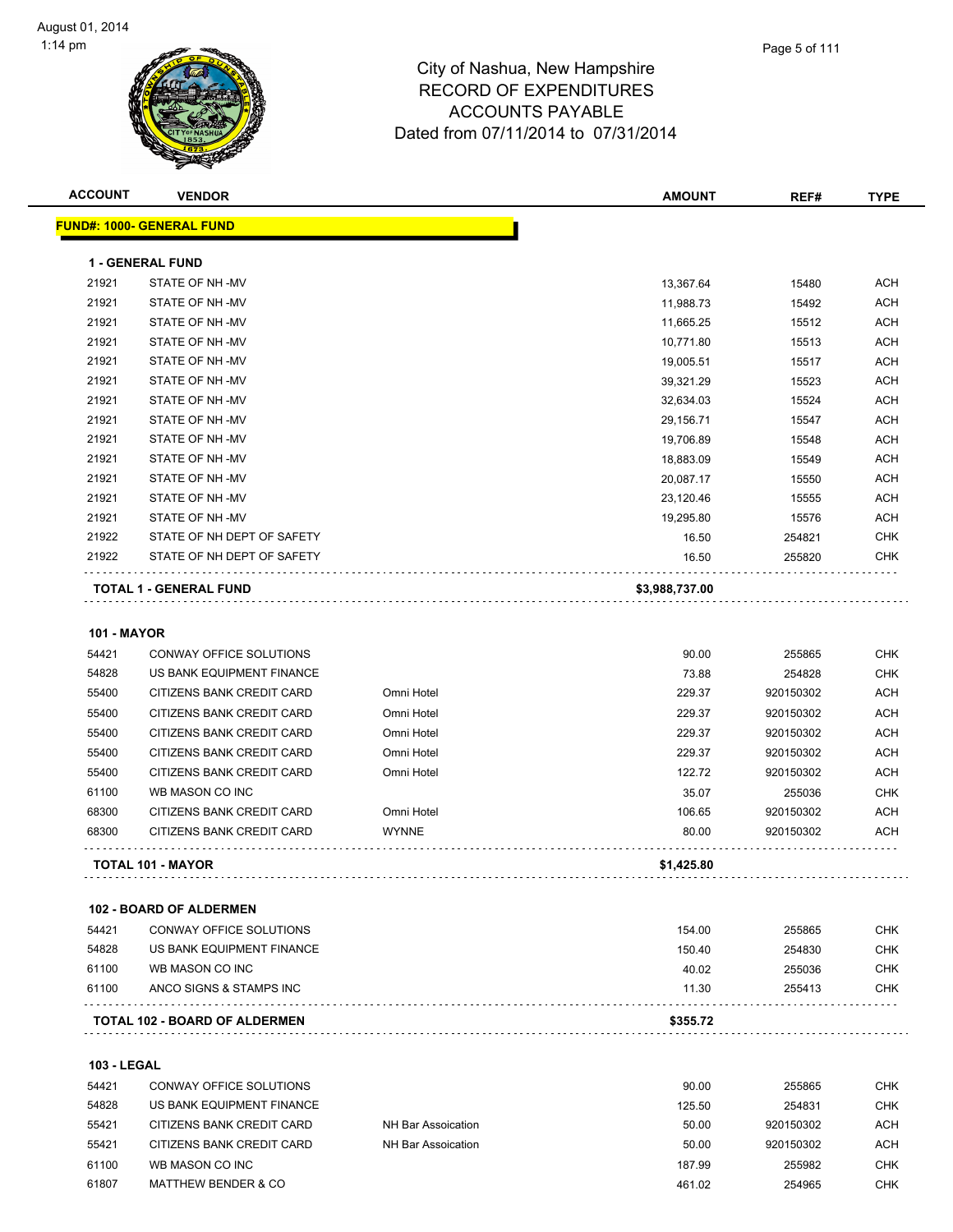# City of Nashua, New Hampshire
## RECORD OF EXPENDITURES
## ACCOUNTS PAYABLE
### Dated from 07/11/2014 to 07/31/2014

August 01, 2014
1:14 pm

| ACCOUNT | VENDOR | | AMOUNT | REF# | TYPE |
|---|---|---|---|---|---|
| **FUND#: 1000- GENERAL FUND** | | | | | |
| **1 - GENERAL FUND** | | | | | |
| 21921 | STATE OF NH -MV | | 13,367.64 | 15480 | ACH |
| 21921 | STATE OF NH -MV | | 11,988.73 | 15492 | ACH |
| 21921 | STATE OF NH -MV | | 11,665.25 | 15512 | ACH |
| 21921 | STATE OF NH -MV | | 10,771.80 | 15513 | ACH |
| 21921 | STATE OF NH -MV | | 19,005.51 | 15517 | ACH |
| 21921 | STATE OF NH -MV | | 39,321.29 | 15523 | ACH |
| 21921 | STATE OF NH -MV | | 32,634.03 | 15524 | ACH |
| 21921 | STATE OF NH -MV | | 29,156.71 | 15547 | ACH |
| 21921 | STATE OF NH -MV | | 19,706.89 | 15548 | ACH |
| 21921 | STATE OF NH -MV | | 18,883.09 | 15549 | ACH |
| 21921 | STATE OF NH -MV | | 20,087.17 | 15550 | ACH |
| 21921 | STATE OF NH -MV | | 23,120.46 | 15555 | ACH |
| 21921 | STATE OF NH -MV | | 19,295.80 | 15576 | ACH |
| 21922 | STATE OF NH DEPT OF SAFETY | | 16.50 | 254821 | CHK |
| 21922 | STATE OF NH DEPT OF SAFETY | | 16.50 | 255820 | CHK |
| **TOTAL 1 - GENERAL FUND** | | | **$3,988,737.00** | | |
| **101 - MAYOR** | | | | | |
| 54421 | CONWAY OFFICE SOLUTIONS | | 90.00 | 255865 | CHK |
| 54828 | US BANK EQUIPMENT FINANCE | | 73.88 | 254828 | CHK |
| 55400 | CITIZENS BANK CREDIT CARD | Omni Hotel | 229.37 | 920150302 | ACH |
| 55400 | CITIZENS BANK CREDIT CARD | Omni Hotel | 229.37 | 920150302 | ACH |
| 55400 | CITIZENS BANK CREDIT CARD | Omni Hotel | 229.37 | 920150302 | ACH |
| 55400 | CITIZENS BANK CREDIT CARD | Omni Hotel | 229.37 | 920150302 | ACH |
| 55400 | CITIZENS BANK CREDIT CARD | Omni Hotel | 122.72 | 920150302 | ACH |
| 61100 | WB MASON CO INC | | 35.07 | 255036 | CHK |
| 68300 | CITIZENS BANK CREDIT CARD | Omni Hotel | 106.65 | 920150302 | ACH |
| 68300 | CITIZENS BANK CREDIT CARD | WYNNE | 80.00 | 920150302 | ACH |
| **TOTAL 101 - MAYOR** | | | **$1,425.80** | | |
| **102 - BOARD OF ALDERMEN** | | | | | |
| 54421 | CONWAY OFFICE SOLUTIONS | | 154.00 | 255865 | CHK |
| 54828 | US BANK EQUIPMENT FINANCE | | 150.40 | 254830 | CHK |
| 61100 | WB MASON CO INC | | 40.02 | 255036 | CHK |
| 61100 | ANCO SIGNS & STAMPS INC | | 11.30 | 255413 | CHK |
| **TOTAL 102 - BOARD OF ALDERMEN** | | | **$355.72** | | |
| **103 - LEGAL** | | | | | |
| 54421 | CONWAY OFFICE SOLUTIONS | | 90.00 | 255865 | CHK |
| 54828 | US BANK EQUIPMENT FINANCE | | 125.50 | 254831 | CHK |
| 55421 | CITIZENS BANK CREDIT CARD | NH Bar Assoication | 50.00 | 920150302 | ACH |
| 55421 | CITIZENS BANK CREDIT CARD | NH Bar Assoication | 50.00 | 920150302 | ACH |
| 61100 | WB MASON CO INC | | 187.99 | 255982 | CHK |
| 61807 | MATTHEW BENDER & CO | | 461.02 | 254965 | CHK |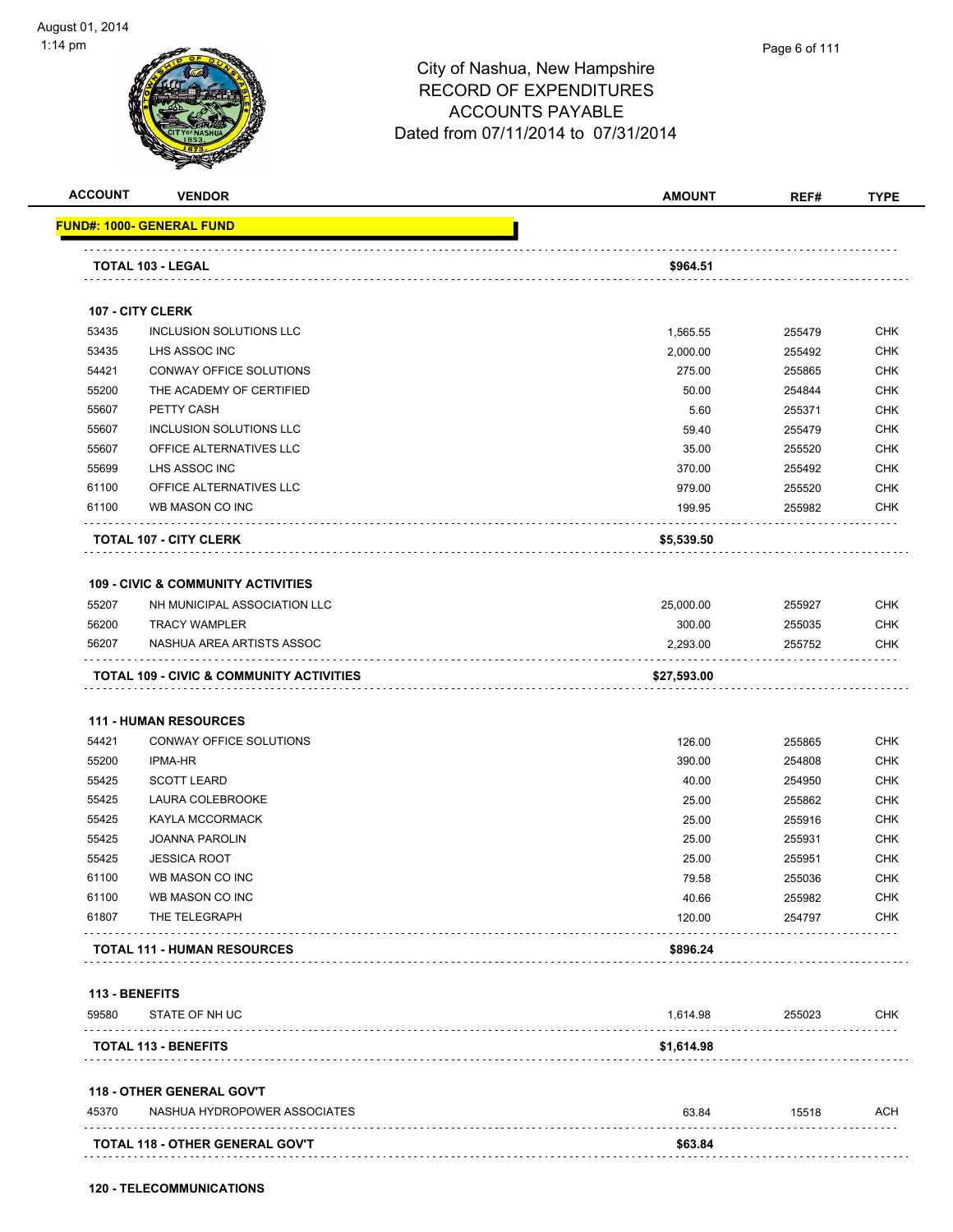# City of Nashua, New Hampshire
## RECORD OF EXPENDITURES
## ACCOUNTS PAYABLE
## Dated from 07/11/2014 to 07/31/2014

| ACCOUNT | VENDOR | AMOUNT | REF# | TYPE |
|---|---|---|---|---|
| **FUND#: 1000- GENERAL FUND** | | | | |
| | **TOTAL 103 - LEGAL** | **$964.51** | | |
| **107 - CITY CLERK** | | | | |
| 53435 | INCLUSION SOLUTIONS LLC | 1,565.55 | 255479 | CHK |
| 53435 | LHS ASSOC INC | 2,000.00 | 255492 | CHK |
| 54421 | CONWAY OFFICE SOLUTIONS | 275.00 | 255865 | CHK |
| 55200 | THE ACADEMY OF CERTIFIED | 50.00 | 254844 | CHK |
| 55607 | PETTY CASH | 5.60 | 255371 | CHK |
| 55607 | INCLUSION SOLUTIONS LLC | 59.40 | 255479 | CHK |
| 55607 | OFFICE ALTERNATIVES LLC | 35.00 | 255520 | CHK |
| 55699 | LHS ASSOC INC | 370.00 | 255492 | CHK |
| 61100 | OFFICE ALTERNATIVES LLC | 979.00 | 255520 | CHK |
| 61100 | WB MASON CO INC | 199.95 | 255982 | CHK |
| | **TOTAL 107 - CITY CLERK** | **$5,539.50** | | |
| **109 - CIVIC & COMMUNITY ACTIVITIES** | | | | |
| 55207 | NH MUNICIPAL ASSOCIATION LLC | 25,000.00 | 255927 | CHK |
| 56200 | TRACY WAMPLER | 300.00 | 255035 | CHK |
| 56207 | NASHUA AREA ARTISTS ASSOC | 2,293.00 | 255752 | CHK |
| | **TOTAL 109 - CIVIC & COMMUNITY ACTIVITIES** | **$27,593.00** | | |
| **111 - HUMAN RESOURCES** | | | | |
| 54421 | CONWAY OFFICE SOLUTIONS | 126.00 | 255865 | CHK |
| 55200 | IPMA-HR | 390.00 | 254808 | CHK |
| 55425 | SCOTT LEARD | 40.00 | 254950 | CHK |
| 55425 | LAURA COLEBROOKE | 25.00 | 255862 | CHK |
| 55425 | KAYLA MCCORMACK | 25.00 | 255916 | CHK |
| 55425 | JOANNA PAROLIN | 25.00 | 255931 | CHK |
| 55425 | JESSICA ROOT | 25.00 | 255951 | CHK |
| 61100 | WB MASON CO INC | 79.58 | 255036 | CHK |
| 61100 | WB MASON CO INC | 40.66 | 255982 | CHK |
| 61807 | THE TELEGRAPH | 120.00 | 254797 | CHK |
| | **TOTAL 111 - HUMAN RESOURCES** | **$896.24** | | |
| **113 - BENEFITS** | | | | |
| 59580 | STATE OF NH UC | 1,614.98 | 255023 | CHK |
| | **TOTAL 113 - BENEFITS** | **$1,614.98** | | |
| **118 - OTHER GENERAL GOV'T** | | | | |
| 45370 | NASHUA HYDROPOWER ASSOCIATES | 63.84 | 15518 | ACH |
| | **TOTAL 118 - OTHER GENERAL GOV'T** | **$63.84** | | |
| **120 - TELECOMMUNICATIONS** | | | | |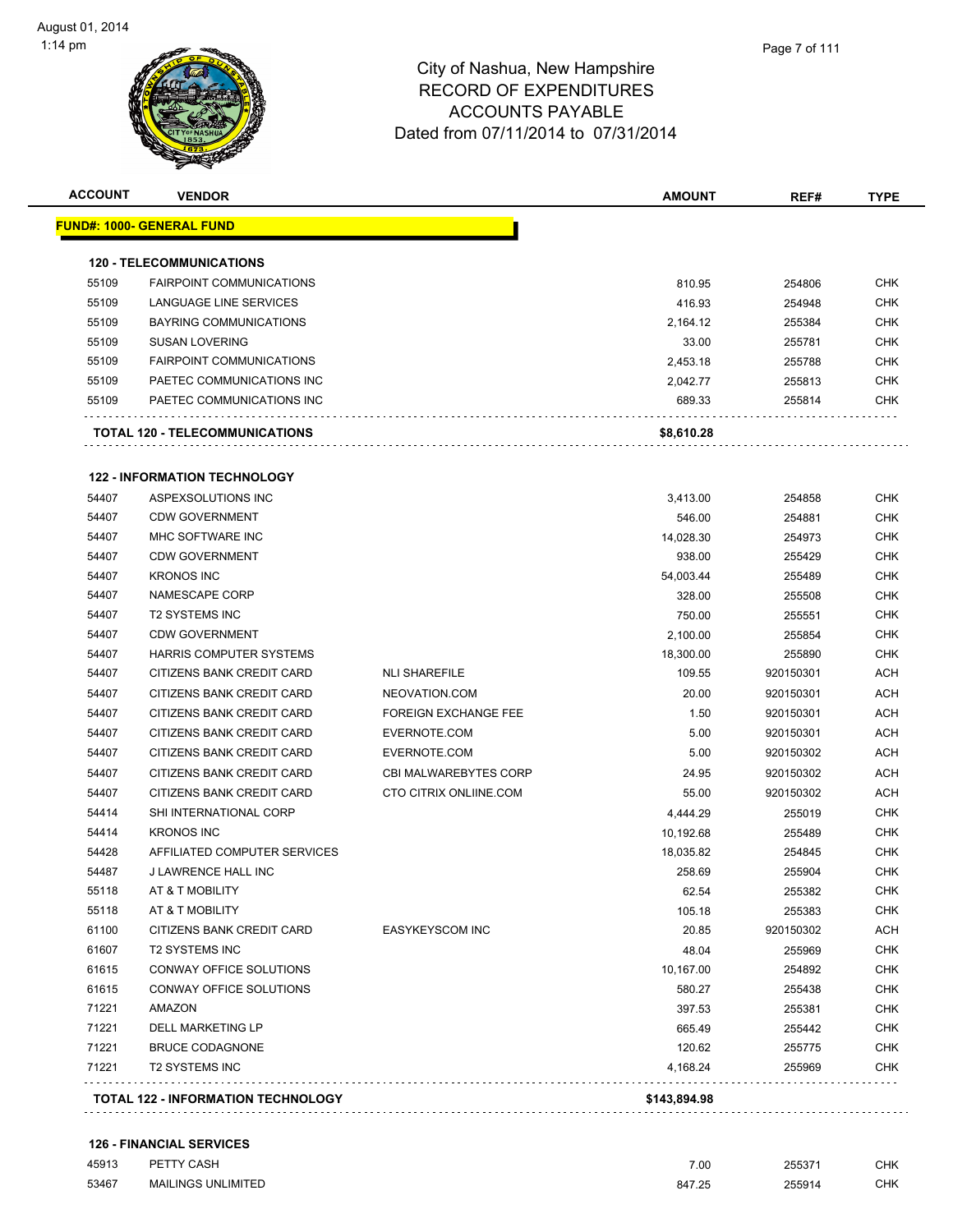# City of Nashua, New Hampshire
## RECORD OF EXPENDITURES
## ACCOUNTS PAYABLE
### Dated from 07/11/2014 to 07/31/2014

| ACCOUNT | VENDOR | | AMOUNT | REF# | TYPE |
|---|---|---|---|---|---|
| **FUND#: 1000- GENERAL FUND** | | | | | |
| **120 - TELECOMMUNICATIONS** | | | | | |
| 55109 | FAIRPOINT COMMUNICATIONS | | 810.95 | 254806 | CHK |
| 55109 | LANGUAGE LINE SERVICES | | 416.93 | 254948 | CHK |
| 55109 | BAYRING COMMUNICATIONS | | 2,164.12 | 255384 | CHK |
| 55109 | SUSAN LOVERING | | 33.00 | 255781 | CHK |
| 55109 | FAIRPOINT COMMUNICATIONS | | 2,453.18 | 255788 | CHK |
| 55109 | PAETEC COMMUNICATIONS INC | | 2,042.77 | 255813 | CHK |
| 55109 | PAETEC COMMUNICATIONS INC | | 689.33 | 255814 | CHK |
| **TOTAL 120 - TELECOMMUNICATIONS** | | | **$8,610.28** | | |
| **122 - INFORMATION TECHNOLOGY** | | | | | |
| 54407 | ASPEXSOLUTIONS INC | | 3,413.00 | 254858 | CHK |
| 54407 | CDW GOVERNMENT | | 546.00 | 254881 | CHK |
| 54407 | MHC SOFTWARE INC | | 14,028.30 | 254973 | CHK |
| 54407 | CDW GOVERNMENT | | 938.00 | 255429 | CHK |
| 54407 | KRONOS INC | | 54,003.44 | 255489 | CHK |
| 54407 | NAMESCAPE CORP | | 328.00 | 255508 | CHK |
| 54407 | T2 SYSTEMS INC | | 750.00 | 255551 | CHK |
| 54407 | CDW GOVERNMENT | | 2,100.00 | 255854 | CHK |
| 54407 | HARRIS COMPUTER SYSTEMS | | 18,300.00 | 255890 | CHK |
| 54407 | CITIZENS BANK CREDIT CARD | NLI SHAREFILE | 109.55 | 920150301 | ACH |
| 54407 | CITIZENS BANK CREDIT CARD | NEOVATION.COM | 20.00 | 920150301 | ACH |
| 54407 | CITIZENS BANK CREDIT CARD | FOREIGN EXCHANGE FEE | 1.50 | 920150301 | ACH |
| 54407 | CITIZENS BANK CREDIT CARD | EVERNOTE.COM | 5.00 | 920150301 | ACH |
| 54407 | CITIZENS BANK CREDIT CARD | EVERNOTE.COM | 5.00 | 920150302 | ACH |
| 54407 | CITIZENS BANK CREDIT CARD | CBI MALWAREBYTES CORP | 24.95 | 920150302 | ACH |
| 54407 | CITIZENS BANK CREDIT CARD | CTO CITRIX ONLIINE.COM | 55.00 | 920150302 | ACH |
| 54414 | SHI INTERNATIONAL CORP | | 4,444.29 | 255019 | CHK |
| 54414 | KRONOS INC | | 10,192.68 | 255489 | CHK |
| 54428 | AFFILIATED COMPUTER SERVICES | | 18,035.82 | 254845 | CHK |
| 54487 | J LAWRENCE HALL INC | | 258.69 | 255904 | CHK |
| 55118 | AT & T MOBILITY | | 62.54 | 255382 | CHK |
| 55118 | AT & T MOBILITY | | 105.18 | 255383 | CHK |
| 61100 | CITIZENS BANK CREDIT CARD | EASYKEYSCOM INC | 20.85 | 920150302 | ACH |
| 61607 | T2 SYSTEMS INC | | 48.04 | 255969 | CHK |
| 61615 | CONWAY OFFICE SOLUTIONS | | 10,167.00 | 254892 | CHK |
| 61615 | CONWAY OFFICE SOLUTIONS | | 580.27 | 255438 | CHK |
| 71221 | AMAZON | | 397.53 | 255381 | CHK |
| 71221 | DELL MARKETING LP | | 665.49 | 255442 | CHK |
| 71221 | BRUCE CODAGNONE | | 120.62 | 255775 | CHK |
| 71221 | T2 SYSTEMS INC | | 4,168.24 | 255969 | CHK |
| **TOTAL 122 - INFORMATION TECHNOLOGY** | | | **$143,894.98** | | |
| **126 - FINANCIAL SERVICES** | | | | | |
| 45913 | PETTY CASH | | 7.00 | 255371 | CHK |
| 53467 | MAILINGS UNLIMITED | | 847.25 | 255914 | CHK |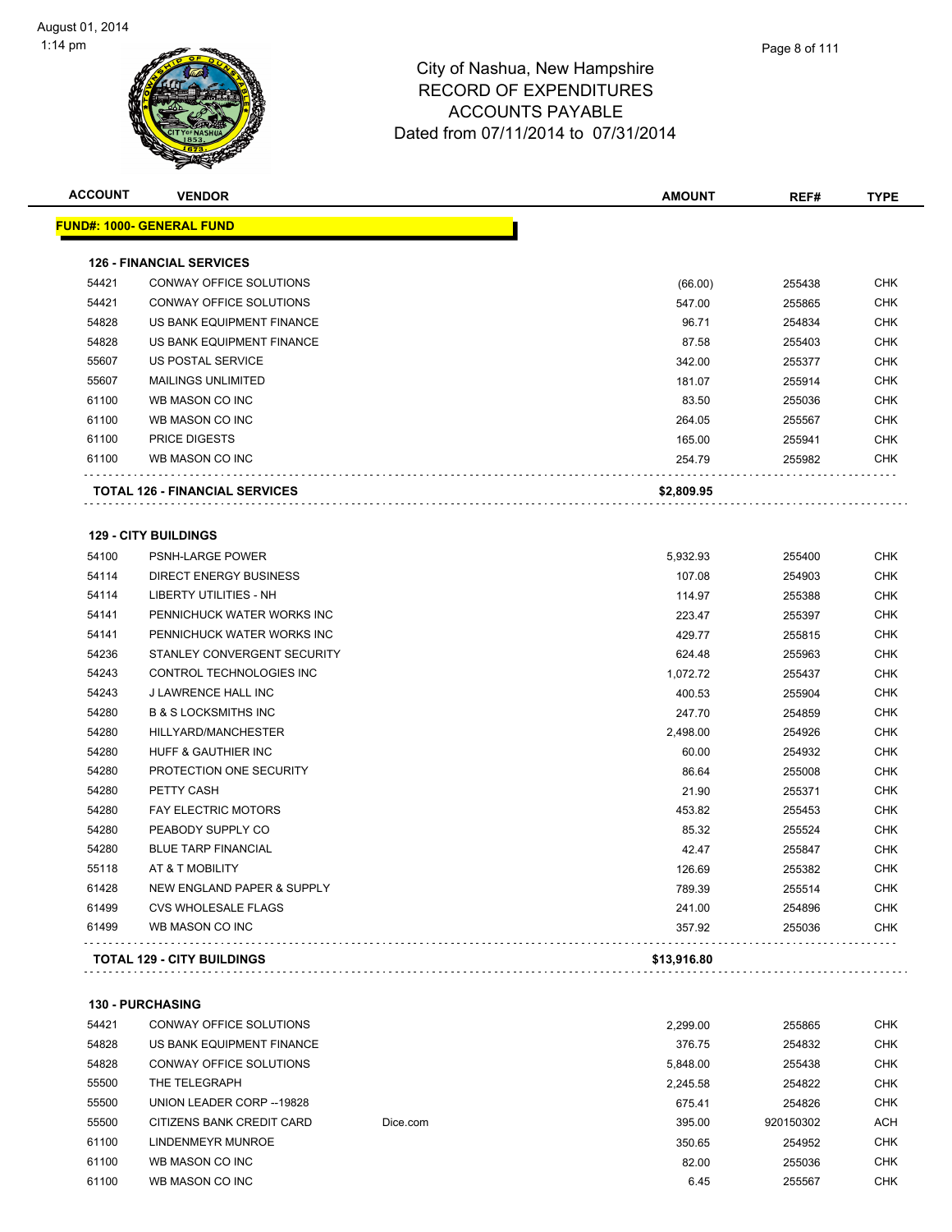August 01, 2014
1:14 pm

# City of Nashua, New Hampshire
## RECORD OF EXPENDITURES
## ACCOUNTS PAYABLE
## Dated from 07/11/2014 to 07/31/2014

| ACCOUNT | VENDOR | | AMOUNT | REF# | TYPE |
|---|---|---|---|---|---|
| **FUND#: 1000- GENERAL FUND** | | | | | |
| **126 - FINANCIAL SERVICES** | | | | | |
| 54421 | CONWAY OFFICE SOLUTIONS | | (66.00) | 255438 | CHK |
| 54421 | CONWAY OFFICE SOLUTIONS | | 547.00 | 255865 | CHK |
| 54828 | US BANK EQUIPMENT FINANCE | | 96.71 | 254834 | CHK |
| 54828 | US BANK EQUIPMENT FINANCE | | 87.58 | 255403 | CHK |
| 55607 | US POSTAL SERVICE | | 342.00 | 255377 | CHK |
| 55607 | MAILINGS UNLIMITED | | 181.07 | 255914 | CHK |
| 61100 | WB MASON CO INC | | 83.50 | 255036 | CHK |
| 61100 | WB MASON CO INC | | 264.05 | 255567 | CHK |
| 61100 | PRICE DIGESTS | | 165.00 | 255941 | CHK |
| 61100 | WB MASON CO INC | | 254.79 | 255982 | CHK |
| **TOTAL 126 - FINANCIAL SERVICES** | | | **$2,809.95** | | |
| **129 - CITY BUILDINGS** | | | | | |
| 54100 | PSNH-LARGE POWER | | 5,932.93 | 255400 | CHK |
| 54114 | DIRECT ENERGY BUSINESS | | 107.08 | 254903 | CHK |
| 54114 | LIBERTY UTILITIES - NH | | 114.97 | 255388 | CHK |
| 54141 | PENNICHUCK WATER WORKS INC | | 223.47 | 255397 | CHK |
| 54141 | PENNICHUCK WATER WORKS INC | | 429.77 | 255815 | CHK |
| 54236 | STANLEY CONVERGENT SECURITY | | 624.48 | 255963 | CHK |
| 54243 | CONTROL TECHNOLOGIES INC | | 1,072.72 | 255437 | CHK |
| 54243 | J LAWRENCE HALL INC | | 400.53 | 255904 | CHK |
| 54280 | B & S LOCKSMITHS INC | | 247.70 | 254859 | CHK |
| 54280 | HILLYARD/MANCHESTER | | 2,498.00 | 254926 | CHK |
| 54280 | HUFF & GAUTHIER INC | | 60.00 | 254932 | CHK |
| 54280 | PROTECTION ONE SECURITY | | 86.64 | 255008 | CHK |
| 54280 | PETTY CASH | | 21.90 | 255371 | CHK |
| 54280 | FAY ELECTRIC MOTORS | | 453.82 | 255453 | CHK |
| 54280 | PEABODY SUPPLY CO | | 85.32 | 255524 | CHK |
| 54280 | BLUE TARP FINANCIAL | | 42.47 | 255847 | CHK |
| 55118 | AT & T MOBILITY | | 126.69 | 255382 | CHK |
| 61428 | NEW ENGLAND PAPER & SUPPLY | | 789.39 | 255514 | CHK |
| 61499 | CVS WHOLESALE FLAGS | | 241.00 | 254896 | CHK |
| 61499 | WB MASON CO INC | | 357.92 | 255036 | CHK |
| **TOTAL 129 - CITY BUILDINGS** | | | **$13,916.80** | | |
| **130 - PURCHASING** | | | | | |
| 54421 | CONWAY OFFICE SOLUTIONS | | 2,299.00 | 255865 | CHK |
| 54828 | US BANK EQUIPMENT FINANCE | | 376.75 | 254832 | CHK |
| 54828 | CONWAY OFFICE SOLUTIONS | | 5,848.00 | 255438 | CHK |
| 55500 | THE TELEGRAPH | | 2,245.58 | 254822 | CHK |
| 55500 | UNION LEADER CORP --19828 | | 675.41 | 254826 | CHK |
| 55500 | CITIZENS BANK CREDIT CARD | Dice.com | 395.00 | 920150302 | ACH |
| 61100 | LINDENMEYR MUNROE | | 350.65 | 254952 | CHK |
| 61100 | WB MASON CO INC | | 82.00 | 255036 | CHK |
| 61100 | WB MASON CO INC | | 6.45 | 255567 | CHK |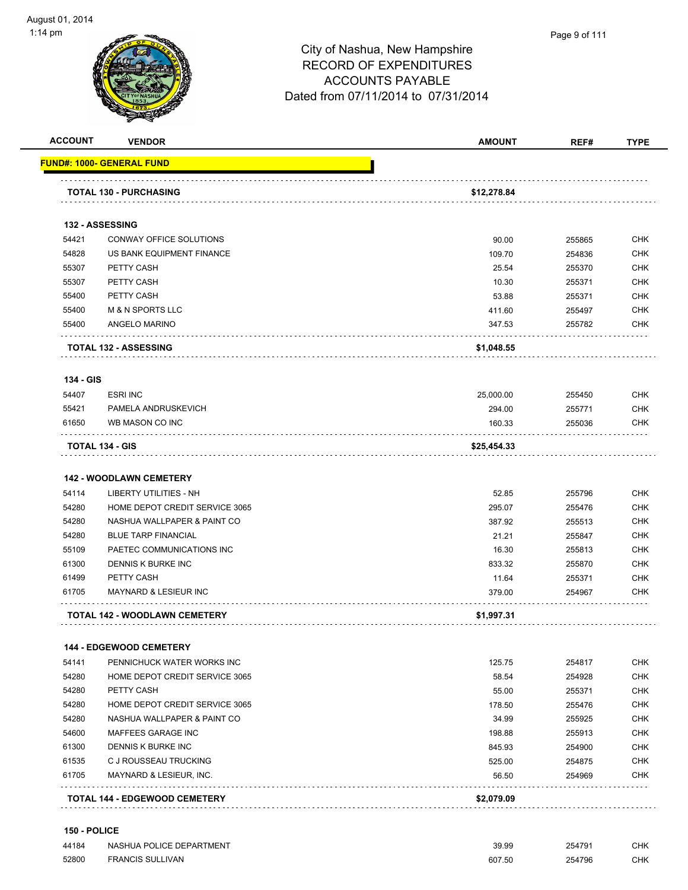# City of Nashua, New Hampshire
## RECORD OF EXPENDITURES
## ACCOUNTS PAYABLE
### Dated from 07/11/2014 to 07/31/2014

| ACCOUNT | VENDOR | AMOUNT | REF# | TYPE |
|---|---|---|---|---|
| **FUND#: 1000- GENERAL FUND** | | | | |
| | **TOTAL 130 - PURCHASING** | **$12,278.84** | | |
| **132 - ASSESSING** | | | | |
| 54421 | CONWAY OFFICE SOLUTIONS | 90.00 | 255865 | CHK |
| 54828 | US BANK EQUIPMENT FINANCE | 109.70 | 254836 | CHK |
| 55307 | PETTY CASH | 25.54 | 255370 | CHK |
| 55307 | PETTY CASH | 10.30 | 255371 | CHK |
| 55400 | PETTY CASH | 53.88 | 255371 | CHK |
| 55400 | M & N SPORTS LLC | 411.60 | 255497 | CHK |
| 55400 | ANGELO MARINO | 347.53 | 255782 | CHK |
| | **TOTAL 132 - ASSESSING** | **$1,048.55** | | |
| **134 - GIS** | | | | |
| 54407 | ESRI INC | 25,000.00 | 255450 | CHK |
| 55421 | PAMELA ANDRUSKEVICH | 294.00 | 255771 | CHK |
| 61650 | WB MASON CO INC | 160.33 | 255036 | CHK |
| | **TOTAL 134 - GIS** | **$25,454.33** | | |
| **142 - WOODLAWN CEMETERY** | | | | |
| 54114 | LIBERTY UTILITIES - NH | 52.85 | 255796 | CHK |
| 54280 | HOME DEPOT CREDIT SERVICE 3065 | 295.07 | 255476 | CHK |
| 54280 | NASHUA WALLPAPER & PAINT CO | 387.92 | 255513 | CHK |
| 54280 | BLUE TARP FINANCIAL | 21.21 | 255847 | CHK |
| 55109 | PAETEC COMMUNICATIONS INC | 16.30 | 255813 | CHK |
| 61300 | DENNIS K BURKE INC | 833.32 | 255870 | CHK |
| 61499 | PETTY CASH | 11.64 | 255371 | CHK |
| 61705 | MAYNARD & LESIEUR INC | 379.00 | 254967 | CHK |
| | **TOTAL 142 - WOODLAWN CEMETERY** | **$1,997.31** | | |
| **144 - EDGEWOOD CEMETERY** | | | | |
| 54141 | PENNICHUCK WATER WORKS INC | 125.75 | 254817 | CHK |
| 54280 | HOME DEPOT CREDIT SERVICE 3065 | 58.54 | 254928 | CHK |
| 54280 | PETTY CASH | 55.00 | 255371 | CHK |
| 54280 | HOME DEPOT CREDIT SERVICE 3065 | 178.50 | 255476 | CHK |
| 54280 | NASHUA WALLPAPER & PAINT CO | 34.99 | 255925 | CHK |
| 54600 | MAFFEES GARAGE INC | 198.88 | 255913 | CHK |
| 61300 | DENNIS K BURKE INC | 845.93 | 254900 | CHK |
| 61535 | C J ROUSSEAU TRUCKING | 525.00 | 254875 | CHK |
| 61705 | MAYNARD & LESIEUR, INC. | 56.50 | 254969 | CHK |
| | **TOTAL 144 - EDGEWOOD CEMETERY** | **$2,079.09** | | |
| **150 - POLICE** | | | | |
| 44184 | NASHUA POLICE DEPARTMENT | 39.99 | 254791 | CHK |
| 52800 | FRANCIS SULLIVAN | 607.50 | 254796 | CHK |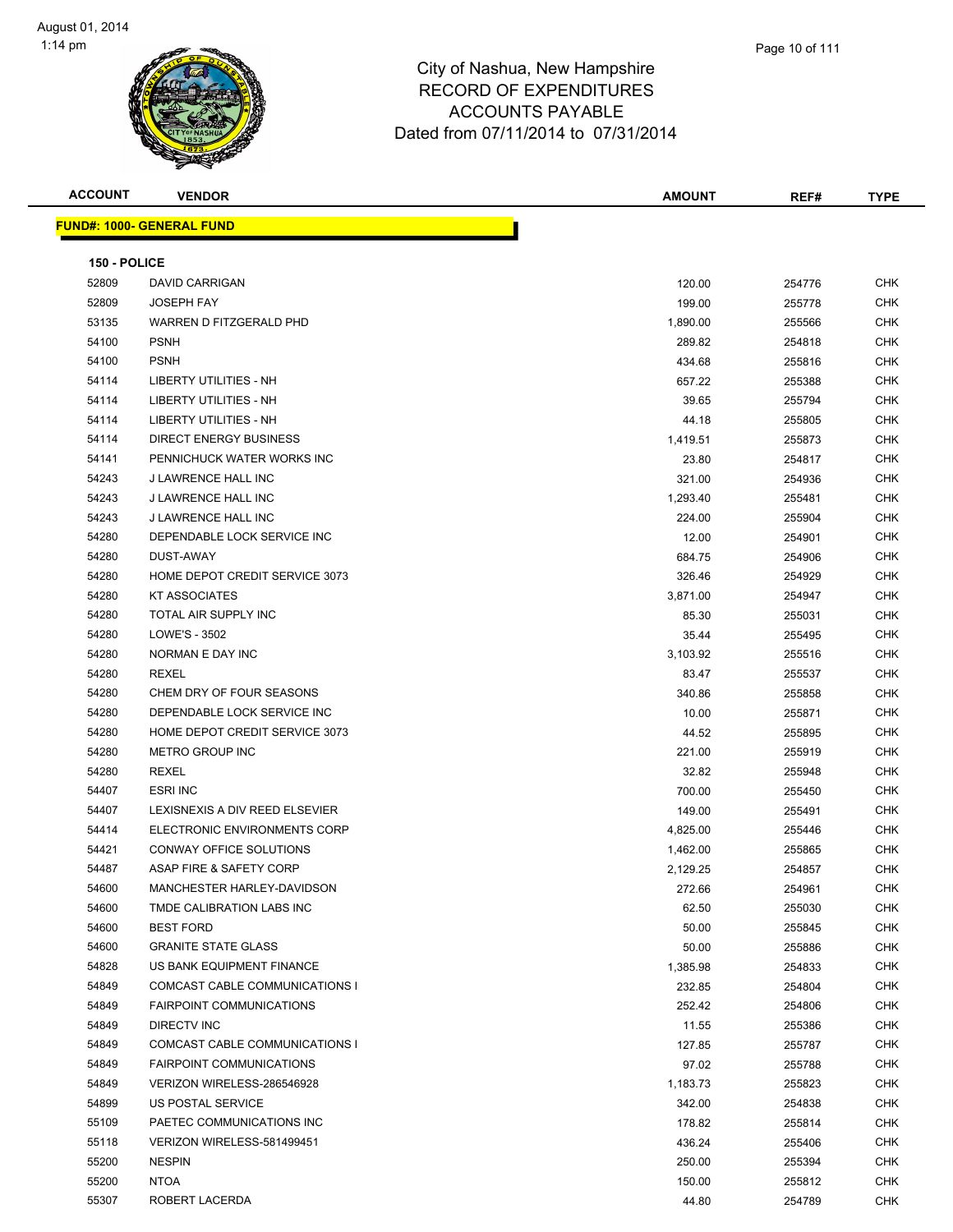# City of Nashua, New Hampshire
# RECORD OF EXPENDITURES
# ACCOUNTS PAYABLE
# Dated from 07/11/2014 to 07/31/2014

| ACCOUNT | VENDOR | AMOUNT | REF# | TYPE |
|---|---|---|---|---|
| **FUND#: 1000- GENERAL FUND** | | | | |
| **150 - POLICE** | | | | |
| 52809 | DAVID CARRIGAN | 120.00 | 254776 | CHK |
| 52809 | JOSEPH FAY | 199.00 | 255778 | CHK |
| 53135 | WARREN D FITZGERALD PHD | 1,890.00 | 255566 | CHK |
| 54100 | PSNH | 289.82 | 254818 | CHK |
| 54100 | PSNH | 434.68 | 255816 | CHK |
| 54114 | LIBERTY UTILITIES - NH | 657.22 | 255388 | CHK |
| 54114 | LIBERTY UTILITIES - NH | 39.65 | 255794 | CHK |
| 54114 | LIBERTY UTILITIES - NH | 44.18 | 255805 | CHK |
| 54114 | DIRECT ENERGY BUSINESS | 1,419.51 | 255873 | CHK |
| 54141 | PENNICHUCK WATER WORKS INC | 23.80 | 254817 | CHK |
| 54243 | J LAWRENCE HALL INC | 321.00 | 254936 | CHK |
| 54243 | J LAWRENCE HALL INC | 1,293.40 | 255481 | CHK |
| 54243 | J LAWRENCE HALL INC | 224.00 | 255904 | CHK |
| 54280 | DEPENDABLE LOCK SERVICE INC | 12.00 | 254901 | CHK |
| 54280 | DUST-AWAY | 684.75 | 254906 | CHK |
| 54280 | HOME DEPOT CREDIT SERVICE 3073 | 326.46 | 254929 | CHK |
| 54280 | KT ASSOCIATES | 3,871.00 | 254947 | CHK |
| 54280 | TOTAL AIR SUPPLY INC | 85.30 | 255031 | CHK |
| 54280 | LOWE'S - 3502 | 35.44 | 255495 | CHK |
| 54280 | NORMAN E DAY INC | 3,103.92 | 255516 | CHK |
| 54280 | REXEL | 83.47 | 255537 | CHK |
| 54280 | CHEM DRY OF FOUR SEASONS | 340.86 | 255858 | CHK |
| 54280 | DEPENDABLE LOCK SERVICE INC | 10.00 | 255871 | CHK |
| 54280 | HOME DEPOT CREDIT SERVICE 3073 | 44.52 | 255895 | CHK |
| 54280 | METRO GROUP INC | 221.00 | 255919 | CHK |
| 54280 | REXEL | 32.82 | 255948 | CHK |
| 54407 | ESRI INC | 700.00 | 255450 | CHK |
| 54407 | LEXISNEXIS A DIV REED ELSEVIER | 149.00 | 255491 | CHK |
| 54414 | ELECTRONIC ENVIRONMENTS CORP | 4,825.00 | 255446 | CHK |
| 54421 | CONWAY OFFICE SOLUTIONS | 1,462.00 | 255865 | CHK |
| 54487 | ASAP FIRE & SAFETY CORP | 2,129.25 | 254857 | CHK |
| 54600 | MANCHESTER HARLEY-DAVIDSON | 272.66 | 254961 | CHK |
| 54600 | TMDE CALIBRATION LABS INC | 62.50 | 255030 | CHK |
| 54600 | BEST FORD | 50.00 | 255845 | CHK |
| 54600 | GRANITE STATE GLASS | 50.00 | 255886 | CHK |
| 54828 | US BANK EQUIPMENT FINANCE | 1,385.98 | 254833 | CHK |
| 54849 | COMCAST CABLE COMMUNICATIONS I | 232.85 | 254804 | CHK |
| 54849 | FAIRPOINT COMMUNICATIONS | 252.42 | 254806 | CHK |
| 54849 | DIRECTV INC | 11.55 | 255386 | CHK |
| 54849 | COMCAST CABLE COMMUNICATIONS I | 127.85 | 255787 | CHK |
| 54849 | FAIRPOINT COMMUNICATIONS | 97.02 | 255788 | CHK |
| 54849 | VERIZON WIRELESS-286546928 | 1,183.73 | 255823 | CHK |
| 54899 | US POSTAL SERVICE | 342.00 | 254838 | CHK |
| 55109 | PAETEC COMMUNICATIONS INC | 178.82 | 255814 | CHK |
| 55118 | VERIZON WIRELESS-581499451 | 436.24 | 255406 | CHK |
| 55200 | NESPIN | 250.00 | 255394 | CHK |
| 55200 | NTOA | 150.00 | 255812 | CHK |
| 55307 | ROBERT LACERDA | 44.80 | 254789 | CHK |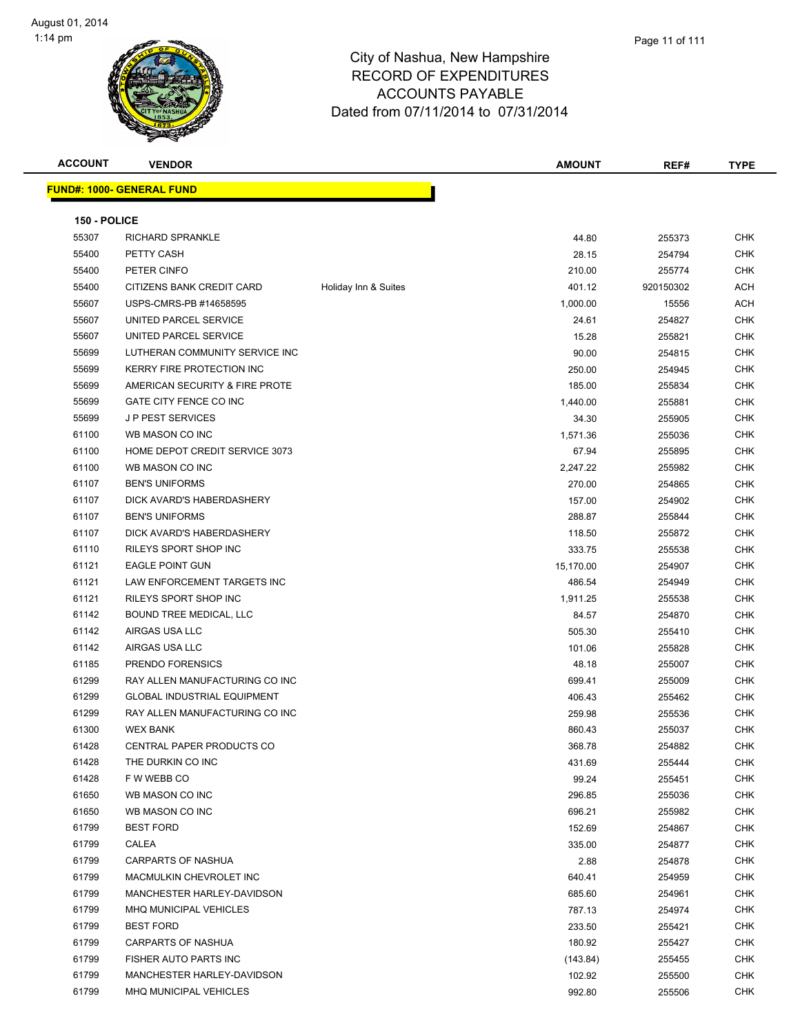# City of Nashua, New Hampshire
## RECORD OF EXPENDITURES
## ACCOUNTS PAYABLE
## Dated from 07/11/2014 to 07/31/2014

| ACCOUNT | VENDOR | | AMOUNT | REF# | TYPE |
|---|---|---|---|---|---|

**FUND#: 1000- GENERAL FUND**

**150 - POLICE**

| ACCOUNT | VENDOR | | AMOUNT | REF# | TYPE |
|---|---|---|---|---|---|
| 55307 | RICHARD SPRANKLE | | 44.80 | 255373 | CHK |
| 55400 | PETTY CASH | | 28.15 | 254794 | CHK |
| 55400 | PETER CINFO | | 210.00 | 255774 | CHK |
| 55400 | CITIZENS BANK CREDIT CARD | Holiday Inn & Suites | 401.12 | 920150302 | ACH |
| 55607 | USPS-CMRS-PB #14658595 | | 1,000.00 | 15556 | ACH |
| 55607 | UNITED PARCEL SERVICE | | 24.61 | 254827 | CHK |
| 55607 | UNITED PARCEL SERVICE | | 15.28 | 255821 | CHK |
| 55699 | LUTHERAN COMMUNITY SERVICE INC | | 90.00 | 254815 | CHK |
| 55699 | KERRY FIRE PROTECTION INC | | 250.00 | 254945 | CHK |
| 55699 | AMERICAN SECURITY & FIRE PROTE | | 185.00 | 255834 | CHK |
| 55699 | GATE CITY FENCE CO INC | | 1,440.00 | 255881 | CHK |
| 55699 | J P PEST SERVICES | | 34.30 | 255905 | CHK |
| 61100 | WB MASON CO INC | | 1,571.36 | 255036 | CHK |
| 61100 | HOME DEPOT CREDIT SERVICE 3073 | | 67.94 | 255895 | CHK |
| 61100 | WB MASON CO INC | | 2,247.22 | 255982 | CHK |
| 61107 | BEN'S UNIFORMS | | 270.00 | 254865 | CHK |
| 61107 | DICK AVARD'S HABERDASHERY | | 157.00 | 254902 | CHK |
| 61107 | BEN'S UNIFORMS | | 288.87 | 255844 | CHK |
| 61107 | DICK AVARD'S HABERDASHERY | | 118.50 | 255872 | CHK |
| 61110 | RILEYS SPORT SHOP INC | | 333.75 | 255538 | CHK |
| 61121 | EAGLE POINT GUN | | 15,170.00 | 254907 | CHK |
| 61121 | LAW ENFORCEMENT TARGETS INC | | 486.54 | 254949 | CHK |
| 61121 | RILEYS SPORT SHOP INC | | 1,911.25 | 255538 | CHK |
| 61142 | BOUND TREE MEDICAL, LLC | | 84.57 | 254870 | CHK |
| 61142 | AIRGAS USA LLC | | 505.30 | 255410 | CHK |
| 61142 | AIRGAS USA LLC | | 101.06 | 255828 | CHK |
| 61185 | PRENDO FORENSICS | | 48.18 | 255007 | CHK |
| 61299 | RAY ALLEN MANUFACTURING CO INC | | 699.41 | 255009 | CHK |
| 61299 | GLOBAL INDUSTRIAL EQUIPMENT | | 406.43 | 255462 | CHK |
| 61299 | RAY ALLEN MANUFACTURING CO INC | | 259.98 | 255536 | CHK |
| 61300 | WEX BANK | | 860.43 | 255037 | CHK |
| 61428 | CENTRAL PAPER PRODUCTS CO | | 368.78 | 254882 | CHK |
| 61428 | THE DURKIN CO INC | | 431.69 | 255444 | CHK |
| 61428 | F W WEBB CO | | 99.24 | 255451 | CHK |
| 61650 | WB MASON CO INC | | 296.85 | 255036 | CHK |
| 61650 | WB MASON CO INC | | 696.21 | 255982 | CHK |
| 61799 | BEST FORD | | 152.69 | 254867 | CHK |
| 61799 | CALEA | | 335.00 | 254877 | CHK |
| 61799 | CARPARTS OF NASHUA | | 2.88 | 254878 | CHK |
| 61799 | MACMULKIN CHEVROLET INC | | 640.41 | 254959 | CHK |
| 61799 | MANCHESTER HARLEY-DAVIDSON | | 685.60 | 254961 | CHK |
| 61799 | MHQ MUNICIPAL VEHICLES | | 787.13 | 254974 | CHK |
| 61799 | BEST FORD | | 233.50 | 255421 | CHK |
| 61799 | CARPARTS OF NASHUA | | 180.92 | 255427 | CHK |
| 61799 | FISHER AUTO PARTS INC | | (143.84) | 255455 | CHK |
| 61799 | MANCHESTER HARLEY-DAVIDSON | | 102.92 | 255500 | CHK |
| 61799 | MHQ MUNICIPAL VEHICLES | | 992.80 | 255506 | CHK |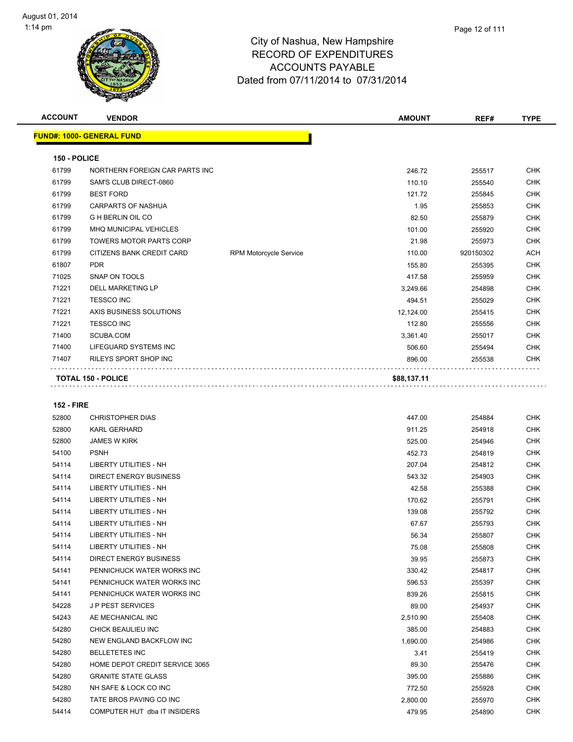City of Nashua, New Hampshire
RECORD OF EXPENDITURES
ACCOUNTS PAYABLE
Dated from 07/11/2014 to 07/31/2014

| ACCOUNT | VENDOR | | AMOUNT | REF# | TYPE |
|---|---|---|---|---|---|
| **FUND#: 1000- GENERAL FUND** | | | | | |
| **150 - POLICE** | | | | | |
| 61799 | NORTHERN FOREIGN CAR PARTS INC | | 246.72 | 255517 | CHK |
| 61799 | SAM'S CLUB DIRECT-0860 | | 110.10 | 255540 | CHK |
| 61799 | BEST FORD | | 121.72 | 255845 | CHK |
| 61799 | CARPARTS OF NASHUA | | 1.95 | 255853 | CHK |
| 61799 | G H BERLIN OIL CO | | 82.50 | 255879 | CHK |
| 61799 | MHQ MUNICIPAL VEHICLES | | 101.00 | 255920 | CHK |
| 61799 | TOWERS MOTOR PARTS CORP | | 21.98 | 255973 | CHK |
| 61799 | CITIZENS BANK CREDIT CARD | RPM Motorcycle Service | 110.00 | 920150302 | ACH |
| 61807 | PDR | | 155.80 | 255395 | CHK |
| 71025 | SNAP ON TOOLS | | 417.58 | 255959 | CHK |
| 71221 | DELL MARKETING LP | | 3,249.66 | 254898 | CHK |
| 71221 | TESSCO INC | | 494.51 | 255029 | CHK |
| 71221 | AXIS BUSINESS SOLUTIONS | | 12,124.00 | 255415 | CHK |
| 71221 | TESSCO INC | | 112.80 | 255556 | CHK |
| 71400 | SCUBA.COM | | 3,361.40 | 255017 | CHK |
| 71400 | LIFEGUARD SYSTEMS INC | | 506.60 | 255494 | CHK |
| 71407 | RILEYS SPORT SHOP INC | | 896.00 | 255538 | CHK |
| **TOTAL 150 - POLICE** | | | **$88,137.11** | | |
| **152 - FIRE** | | | | | |
| 52800 | CHRISTOPHER DIAS | | 447.00 | 254884 | CHK |
| 52800 | KARL GERHARD | | 911.25 | 254918 | CHK |
| 52800 | JAMES W KIRK | | 525.00 | 254946 | CHK |
| 54100 | PSNH | | 452.73 | 254819 | CHK |
| 54114 | LIBERTY UTILITIES - NH | | 207.04 | 254812 | CHK |
| 54114 | DIRECT ENERGY BUSINESS | | 543.32 | 254903 | CHK |
| 54114 | LIBERTY UTILITIES - NH | | 42.58 | 255388 | CHK |
| 54114 | LIBERTY UTILITIES - NH | | 170.62 | 255791 | CHK |
| 54114 | LIBERTY UTILITIES - NH | | 139.08 | 255792 | CHK |
| 54114 | LIBERTY UTILITIES - NH | | 67.67 | 255793 | CHK |
| 54114 | LIBERTY UTILITIES - NH | | 56.34 | 255807 | CHK |
| 54114 | LIBERTY UTILITIES - NH | | 75.08 | 255808 | CHK |
| 54114 | DIRECT ENERGY BUSINESS | | 39.95 | 255873 | CHK |
| 54141 | PENNICHUCK WATER WORKS INC | | 330.42 | 254817 | CHK |
| 54141 | PENNICHUCK WATER WORKS INC | | 596.53 | 255397 | CHK |
| 54141 | PENNICHUCK WATER WORKS INC | | 839.26 | 255815 | CHK |
| 54228 | J P PEST SERVICES | | 89.00 | 254937 | CHK |
| 54243 | AE MECHANICAL INC | | 2,510.90 | 255408 | CHK |
| 54280 | CHICK BEAULIEU INC | | 385.00 | 254883 | CHK |
| 54280 | NEW ENGLAND BACKFLOW INC | | 1,690.00 | 254986 | CHK |
| 54280 | BELLETETES INC | | 3.41 | 255419 | CHK |
| 54280 | HOME DEPOT CREDIT SERVICE 3065 | | 89.30 | 255476 | CHK |
| 54280 | GRANITE STATE GLASS | | 395.00 | 255886 | CHK |
| 54280 | NH SAFE & LOCK CO INC | | 772.50 | 255928 | CHK |
| 54280 | TATE BROS PAVING CO INC | | 2,800.00 | 255970 | CHK |
| 54414 | COMPUTER HUT dba IT INSIDERS | | 479.95 | 254890 | CHK |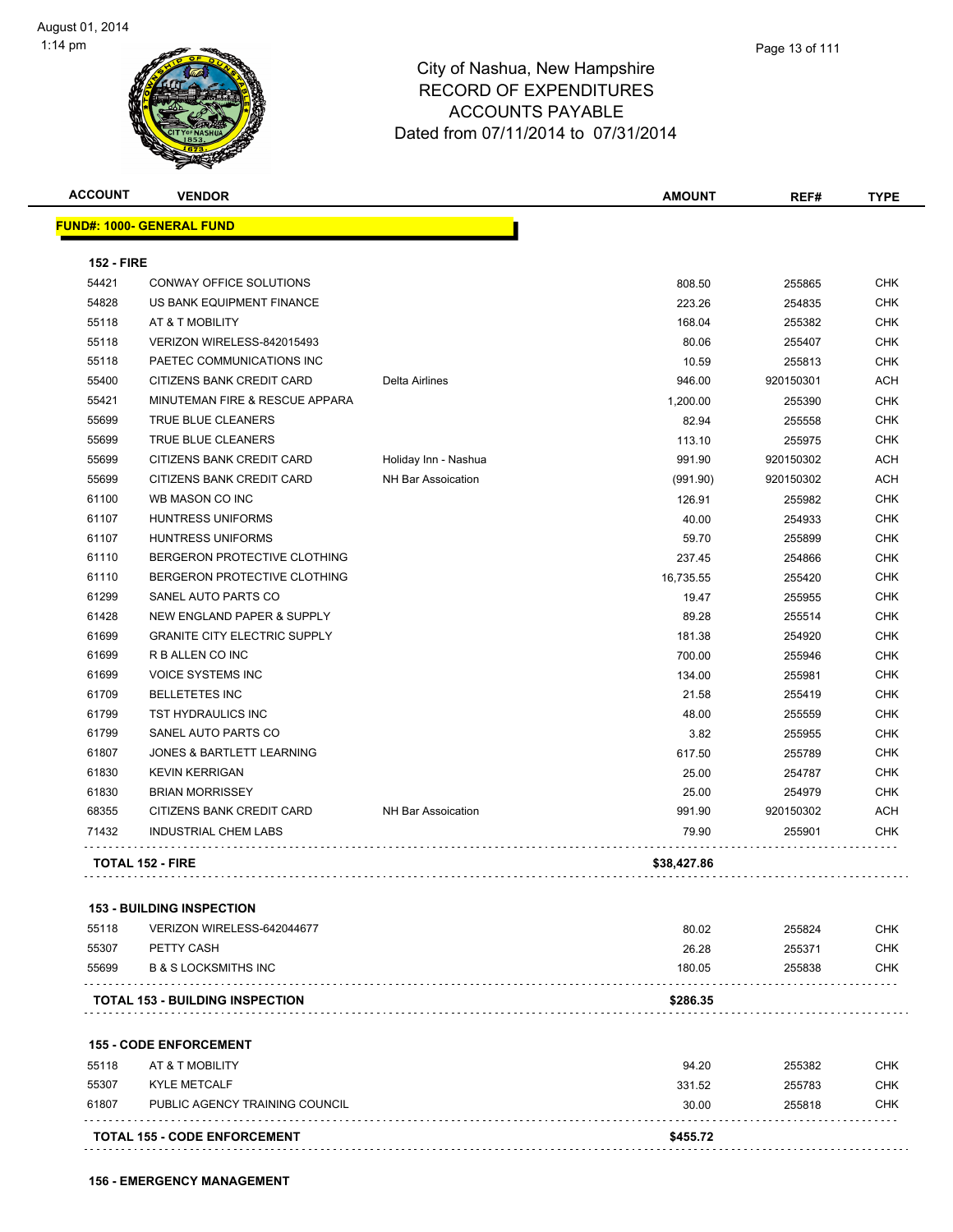# City of Nashua, New Hampshire
# RECORD OF EXPENDITURES
# ACCOUNTS PAYABLE
# Dated from 07/11/2014 to 07/31/2014

| ACCOUNT | VENDOR | | AMOUNT | REF# | TYPE |
|---|---|---|---|---|---|
| **FUND#: 1000- GENERAL FUND** | | | | | |
| **152 - FIRE** | | | | | |
| 54421 | CONWAY OFFICE SOLUTIONS | | 808.50 | 255865 | CHK |
| 54828 | US BANK EQUIPMENT FINANCE | | 223.26 | 254835 | CHK |
| 55118 | AT & T MOBILITY | | 168.04 | 255382 | CHK |
| 55118 | VERIZON WIRELESS-842015493 | | 80.06 | 255407 | CHK |
| 55118 | PAETEC COMMUNICATIONS INC | | 10.59 | 255813 | CHK |
| 55400 | CITIZENS BANK CREDIT CARD | Delta Airlines | 946.00 | 920150301 | ACH |
| 55421 | MINUTEMAN FIRE & RESCUE APPARA | | 1,200.00 | 255390 | CHK |
| 55699 | TRUE BLUE CLEANERS | | 82.94 | 255558 | CHK |
| 55699 | TRUE BLUE CLEANERS | | 113.10 | 255975 | CHK |
| 55699 | CITIZENS BANK CREDIT CARD | Holiday Inn - Nashua | 991.90 | 920150302 | ACH |
| 55699 | CITIZENS BANK CREDIT CARD | NH Bar Assoication | (991.90) | 920150302 | ACH |
| 61100 | WB MASON CO INC | | 126.91 | 255982 | CHK |
| 61107 | HUNTRESS UNIFORMS | | 40.00 | 254933 | CHK |
| 61107 | HUNTRESS UNIFORMS | | 59.70 | 255899 | CHK |
| 61110 | BERGERON PROTECTIVE CLOTHING | | 237.45 | 254866 | CHK |
| 61110 | BERGERON PROTECTIVE CLOTHING | | 16,735.55 | 255420 | CHK |
| 61299 | SANEL AUTO PARTS CO | | 19.47 | 255955 | CHK |
| 61428 | NEW ENGLAND PAPER & SUPPLY | | 89.28 | 255514 | CHK |
| 61699 | GRANITE CITY ELECTRIC SUPPLY | | 181.38 | 254920 | CHK |
| 61699 | R B ALLEN CO INC | | 700.00 | 255946 | CHK |
| 61699 | VOICE SYSTEMS INC | | 134.00 | 255981 | CHK |
| 61709 | BELLETETES INC | | 21.58 | 255419 | CHK |
| 61799 | TST HYDRAULICS INC | | 48.00 | 255559 | CHK |
| 61799 | SANEL AUTO PARTS CO | | 3.82 | 255955 | CHK |
| 61807 | JONES & BARTLETT LEARNING | | 617.50 | 255789 | CHK |
| 61830 | KEVIN KERRIGAN | | 25.00 | 254787 | CHK |
| 61830 | BRIAN MORRISSEY | | 25.00 | 254979 | CHK |
| 68355 | CITIZENS BANK CREDIT CARD | NH Bar Assoication | 991.90 | 920150302 | ACH |
| 71432 | INDUSTRIAL CHEM LABS | | 79.90 | 255901 | CHK |
| **TOTAL 152 - FIRE** | | | **$38,427.86** | | |
| **153 - BUILDING INSPECTION** | | | | | |
| 55118 | VERIZON WIRELESS-642044677 | | 80.02 | 255824 | CHK |
| 55307 | PETTY CASH | | 26.28 | 255371 | CHK |
| 55699 | B & S LOCKSMITHS INC | | 180.05 | 255838 | CHK |
| **TOTAL 153 - BUILDING INSPECTION** | | | **$286.35** | | |
| **155 - CODE ENFORCEMENT** | | | | | |
| 55118 | AT & T MOBILITY | | 94.20 | 255382 | CHK |
| 55307 | KYLE METCALF | | 331.52 | 255783 | CHK |
| 61807 | PUBLIC AGENCY TRAINING COUNCIL | | 30.00 | 255818 | CHK |
| **TOTAL 155 - CODE ENFORCEMENT** | | | **$455.72** | | |
| **156 - EMERGENCY MANAGEMENT** | | | | | |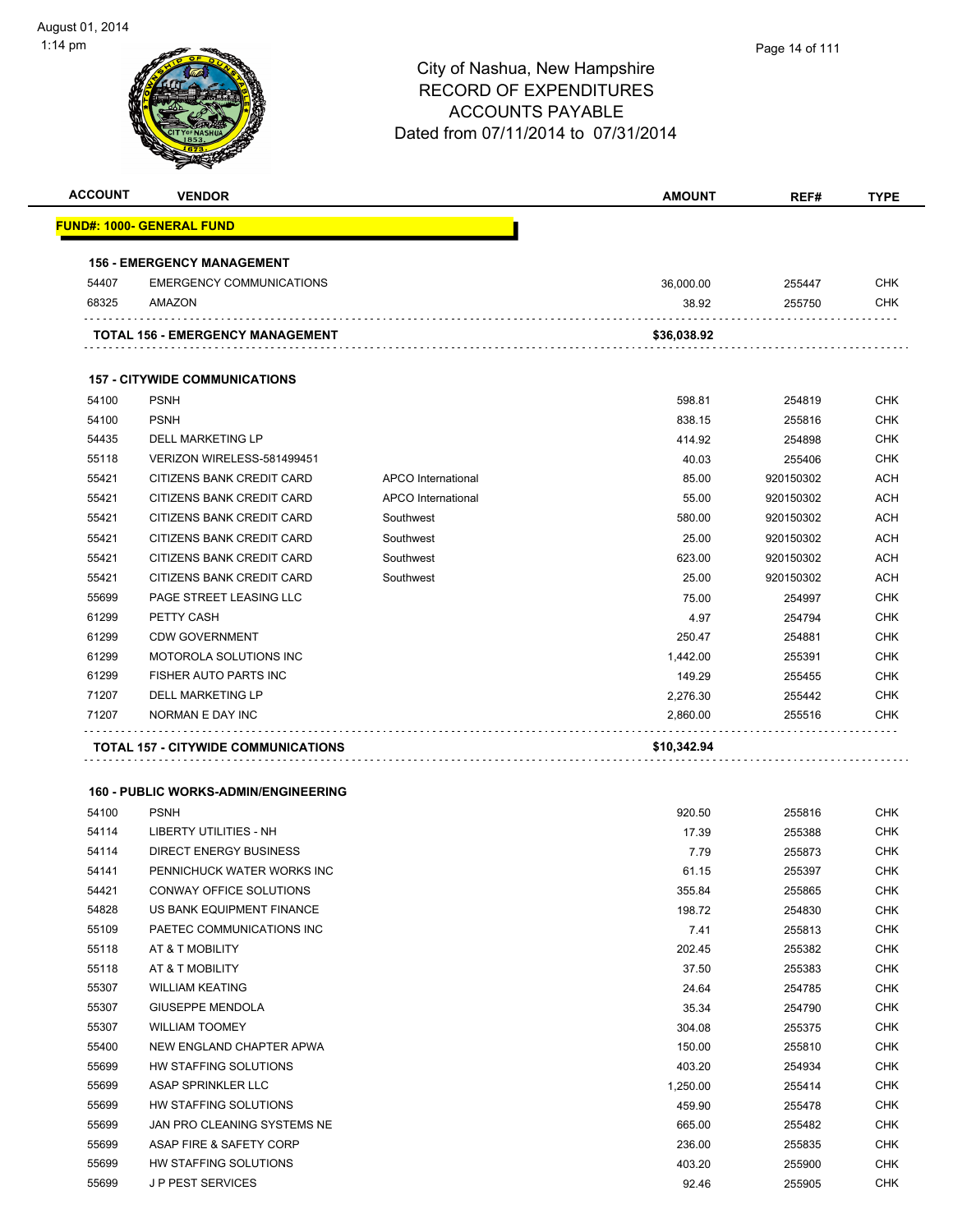City of Nashua, New Hampshire
RECORD OF EXPENDITURES
ACCOUNTS PAYABLE
Dated from 07/11/2014 to 07/31/2014

| ACCOUNT | VENDOR | | AMOUNT | REF# | TYPE |
|---|---|---|---|---|---|
| **FUND#: 1000- GENERAL FUND** | | | | | |
| **156 - EMERGENCY MANAGEMENT** | | | | | |
| 54407 | EMERGENCY COMMUNICATIONS | | 36,000.00 | 255447 | CHK |
| 68325 | AMAZON | | 38.92 | 255750 | CHK |
| | **TOTAL 156 - EMERGENCY MANAGEMENT** | | **$36,038.92** | | |
| **157 - CITYWIDE COMMUNICATIONS** | | | | | |
| 54100 | PSNH | | 598.81 | 254819 | CHK |
| 54100 | PSNH | | 838.15 | 255816 | CHK |
| 54435 | DELL MARKETING LP | | 414.92 | 254898 | CHK |
| 55118 | VERIZON WIRELESS-581499451 | | 40.03 | 255406 | CHK |
| 55421 | CITIZENS BANK CREDIT CARD | APCO International | 85.00 | 920150302 | ACH |
| 55421 | CITIZENS BANK CREDIT CARD | APCO International | 55.00 | 920150302 | ACH |
| 55421 | CITIZENS BANK CREDIT CARD | Southwest | 580.00 | 920150302 | ACH |
| 55421 | CITIZENS BANK CREDIT CARD | Southwest | 25.00 | 920150302 | ACH |
| 55421 | CITIZENS BANK CREDIT CARD | Southwest | 623.00 | 920150302 | ACH |
| 55421 | CITIZENS BANK CREDIT CARD | Southwest | 25.00 | 920150302 | ACH |
| 55699 | PAGE STREET LEASING LLC | | 75.00 | 254997 | CHK |
| 61299 | PETTY CASH | | 4.97 | 254794 | CHK |
| 61299 | CDW GOVERNMENT | | 250.47 | 254881 | CHK |
| 61299 | MOTOROLA SOLUTIONS INC | | 1,442.00 | 255391 | CHK |
| 61299 | FISHER AUTO PARTS INC | | 149.29 | 255455 | CHK |
| 71207 | DELL MARKETING LP | | 2,276.30 | 255442 | CHK |
| 71207 | NORMAN E DAY INC | | 2,860.00 | 255516 | CHK |
| | **TOTAL 157 - CITYWIDE COMMUNICATIONS** | | **$10,342.94** | | |
| **160 - PUBLIC WORKS-ADMIN/ENGINEERING** | | | | | |
| 54100 | PSNH | | 920.50 | 255816 | CHK |
| 54114 | LIBERTY UTILITIES - NH | | 17.39 | 255388 | CHK |
| 54114 | DIRECT ENERGY BUSINESS | | 7.79 | 255873 | CHK |
| 54141 | PENNICHUCK WATER WORKS INC | | 61.15 | 255397 | CHK |
| 54421 | CONWAY OFFICE SOLUTIONS | | 355.84 | 255865 | CHK |
| 54828 | US BANK EQUIPMENT FINANCE | | 198.72 | 254830 | CHK |
| 55109 | PAETEC COMMUNICATIONS INC | | 7.41 | 255813 | CHK |
| 55118 | AT & T MOBILITY | | 202.45 | 255382 | CHK |
| 55118 | AT & T MOBILITY | | 37.50 | 255383 | CHK |
| 55307 | WILLIAM KEATING | | 24.64 | 254785 | CHK |
| 55307 | GIUSEPPE MENDOLA | | 35.34 | 254790 | CHK |
| 55307 | WILLIAM TOOMEY | | 304.08 | 255375 | CHK |
| 55400 | NEW ENGLAND CHAPTER APWA | | 150.00 | 255810 | CHK |
| 55699 | HW STAFFING SOLUTIONS | | 403.20 | 254934 | CHK |
| 55699 | ASAP SPRINKLER LLC | | 1,250.00 | 255414 | CHK |
| 55699 | HW STAFFING SOLUTIONS | | 459.90 | 255478 | CHK |
| 55699 | JAN PRO CLEANING SYSTEMS NE | | 665.00 | 255482 | CHK |
| 55699 | ASAP FIRE & SAFETY CORP | | 236.00 | 255835 | CHK |
| 55699 | HW STAFFING SOLUTIONS | | 403.20 | 255900 | CHK |
| 55699 | J P PEST SERVICES | | 92.46 | 255905 | CHK |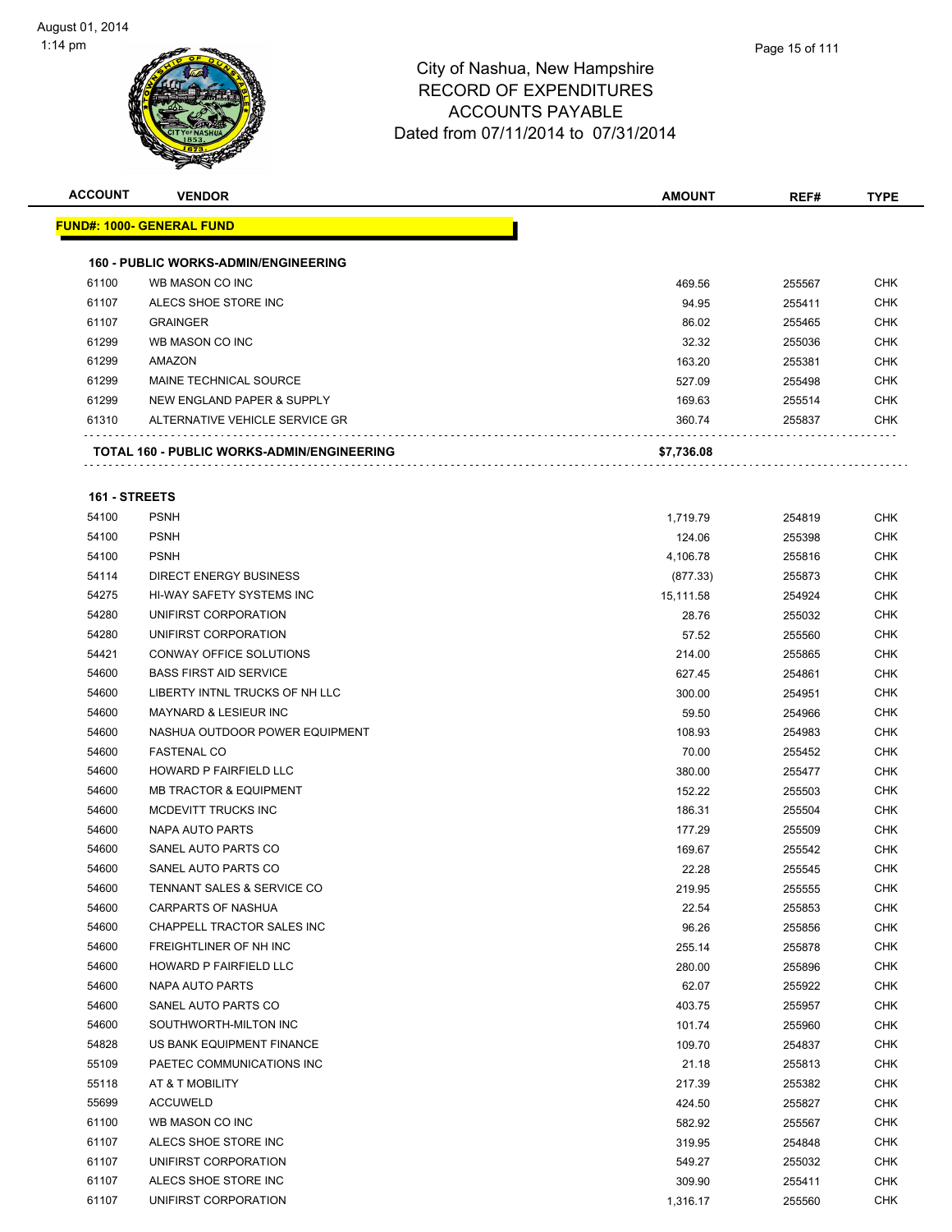City of Nashua, New Hampshire
RECORD OF EXPENDITURES
ACCOUNTS PAYABLE
Dated from 07/11/2014 to 07/31/2014

| ACCOUNT | VENDOR | AMOUNT | REF# | TYPE |
|---|---|---|---|---|
| **FUND#: 1000- GENERAL FUND** | | | | |
| **160 - PUBLIC WORKS-ADMIN/ENGINEERING** | | | | |
| 61100 | WB MASON CO INC | 469.56 | 255567 | CHK |
| 61107 | ALECS SHOE STORE INC | 94.95 | 255411 | CHK |
| 61107 | GRAINGER | 86.02 | 255465 | CHK |
| 61299 | WB MASON CO INC | 32.32 | 255036 | CHK |
| 61299 | AMAZON | 163.20 | 255381 | CHK |
| 61299 | MAINE TECHNICAL SOURCE | 527.09 | 255498 | CHK |
| 61299 | NEW ENGLAND PAPER & SUPPLY | 169.63 | 255514 | CHK |
| 61310 | ALTERNATIVE VEHICLE SERVICE GR | 360.74 | 255837 | CHK |
| **TOTAL 160 - PUBLIC WORKS-ADMIN/ENGINEERING** | | **$7,736.08** | | |
| **161 - STREETS** | | | | |
| 54100 | PSNH | 1,719.79 | 254819 | CHK |
| 54100 | PSNH | 124.06 | 255398 | CHK |
| 54100 | PSNH | 4,106.78 | 255816 | CHK |
| 54114 | DIRECT ENERGY BUSINESS | (877.33) | 255873 | CHK |
| 54275 | HI-WAY SAFETY SYSTEMS INC | 15,111.58 | 254924 | CHK |
| 54280 | UNIFIRST CORPORATION | 28.76 | 255032 | CHK |
| 54280 | UNIFIRST CORPORATION | 57.52 | 255560 | CHK |
| 54421 | CONWAY OFFICE SOLUTIONS | 214.00 | 255865 | CHK |
| 54600 | BASS FIRST AID SERVICE | 627.45 | 254861 | CHK |
| 54600 | LIBERTY INTNL TRUCKS OF NH LLC | 300.00 | 254951 | CHK |
| 54600 | MAYNARD & LESIEUR INC | 59.50 | 254966 | CHK |
| 54600 | NASHUA OUTDOOR POWER EQUIPMENT | 108.93 | 254983 | CHK |
| 54600 | FASTENAL CO | 70.00 | 255452 | CHK |
| 54600 | HOWARD P FAIRFIELD LLC | 380.00 | 255477 | CHK |
| 54600 | MB TRACTOR & EQUIPMENT | 152.22 | 255503 | CHK |
| 54600 | MCDEVITT TRUCKS INC | 186.31 | 255504 | CHK |
| 54600 | NAPA AUTO PARTS | 177.29 | 255509 | CHK |
| 54600 | SANEL AUTO PARTS CO | 169.67 | 255542 | CHK |
| 54600 | SANEL AUTO PARTS CO | 22.28 | 255545 | CHK |
| 54600 | TENNANT SALES & SERVICE CO | 219.95 | 255555 | CHK |
| 54600 | CARPARTS OF NASHUA | 22.54 | 255853 | CHK |
| 54600 | CHAPPELL TRACTOR SALES INC | 96.26 | 255856 | CHK |
| 54600 | FREIGHTLINER OF NH INC | 255.14 | 255878 | CHK |
| 54600 | HOWARD P FAIRFIELD LLC | 280.00 | 255896 | CHK |
| 54600 | NAPA AUTO PARTS | 62.07 | 255922 | CHK |
| 54600 | SANEL AUTO PARTS CO | 403.75 | 255957 | CHK |
| 54600 | SOUTHWORTH-MILTON INC | 101.74 | 255960 | CHK |
| 54828 | US BANK EQUIPMENT FINANCE | 109.70 | 254837 | CHK |
| 55109 | PAETEC COMMUNICATIONS INC | 21.18 | 255813 | CHK |
| 55118 | AT & T MOBILITY | 217.39 | 255382 | CHK |
| 55699 | ACCUWELD | 424.50 | 255827 | CHK |
| 61100 | WB MASON CO INC | 582.92 | 255567 | CHK |
| 61107 | ALECS SHOE STORE INC | 319.95 | 254848 | CHK |
| 61107 | UNIFIRST CORPORATION | 549.27 | 255032 | CHK |
| 61107 | ALECS SHOE STORE INC | 309.90 | 255411 | CHK |
| 61107 | UNIFIRST CORPORATION | 1,316.17 | 255560 | CHK |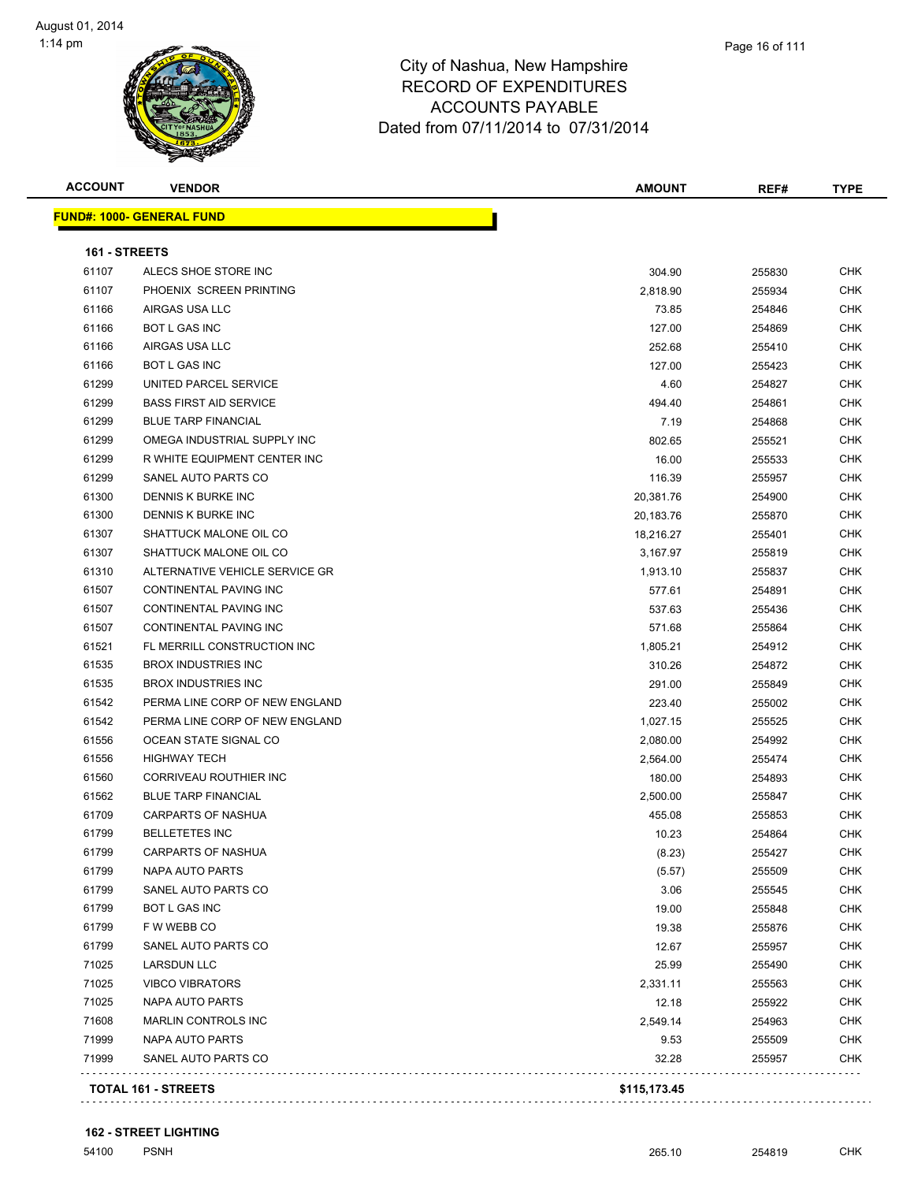# City of Nashua, New Hampshire
## RECORD OF EXPENDITURES
## ACCOUNTS PAYABLE
### Dated from 07/11/2014 to 07/31/2014

| ACCOUNT | VENDOR | AMOUNT | REF# | TYPE |
|---|---|---|---|---|

**FUND#: 1000- GENERAL FUND**

**161 - STREETS**

| ACCOUNT | VENDOR | AMOUNT | REF# | TYPE |
|---|---|---|---|---|
| 61107 | ALECS SHOE STORE INC | 304.90 | 255830 | CHK |
| 61107 | PHOENIX SCREEN PRINTING | 2,818.90 | 255934 | CHK |
| 61166 | AIRGAS USA LLC | 73.85 | 254846 | CHK |
| 61166 | BOT L GAS INC | 127.00 | 254869 | CHK |
| 61166 | AIRGAS USA LLC | 252.68 | 255410 | CHK |
| 61166 | BOT L GAS INC | 127.00 | 255423 | CHK |
| 61299 | UNITED PARCEL SERVICE | 4.60 | 254827 | CHK |
| 61299 | BASS FIRST AID SERVICE | 494.40 | 254861 | CHK |
| 61299 | BLUE TARP FINANCIAL | 7.19 | 254868 | CHK |
| 61299 | OMEGA INDUSTRIAL SUPPLY INC | 802.65 | 255521 | CHK |
| 61299 | R WHITE EQUIPMENT CENTER INC | 16.00 | 255533 | CHK |
| 61299 | SANEL AUTO PARTS CO | 116.39 | 255957 | CHK |
| 61300 | DENNIS K BURKE INC | 20,381.76 | 254900 | CHK |
| 61300 | DENNIS K BURKE INC | 20,183.76 | 255870 | CHK |
| 61307 | SHATTUCK MALONE OIL CO | 18,216.27 | 255401 | CHK |
| 61307 | SHATTUCK MALONE OIL CO | 3,167.97 | 255819 | CHK |
| 61310 | ALTERNATIVE VEHICLE SERVICE GR | 1,913.10 | 255837 | CHK |
| 61507 | CONTINENTAL PAVING INC | 577.61 | 254891 | CHK |
| 61507 | CONTINENTAL PAVING INC | 537.63 | 255436 | CHK |
| 61507 | CONTINENTAL PAVING INC | 571.68 | 255864 | CHK |
| 61521 | FL MERRILL CONSTRUCTION INC | 1,805.21 | 254912 | CHK |
| 61535 | BROX INDUSTRIES INC | 310.26 | 254872 | CHK |
| 61535 | BROX INDUSTRIES INC | 291.00 | 255849 | CHK |
| 61542 | PERMA LINE CORP OF NEW ENGLAND | 223.40 | 255002 | CHK |
| 61542 | PERMA LINE CORP OF NEW ENGLAND | 1,027.15 | 255525 | CHK |
| 61556 | OCEAN STATE SIGNAL CO | 2,080.00 | 254992 | CHK |
| 61556 | HIGHWAY TECH | 2,564.00 | 255474 | CHK |
| 61560 | CORRIVEAU ROUTHIER INC | 180.00 | 254893 | CHK |
| 61562 | BLUE TARP FINANCIAL | 2,500.00 | 255847 | CHK |
| 61709 | CARPARTS OF NASHUA | 455.08 | 255853 | CHK |
| 61799 | BELLETETES INC | 10.23 | 254864 | CHK |
| 61799 | CARPARTS OF NASHUA | (8.23) | 255427 | CHK |
| 61799 | NAPA AUTO PARTS | (5.57) | 255509 | CHK |
| 61799 | SANEL AUTO PARTS CO | 3.06 | 255545 | CHK |
| 61799 | BOT L GAS INC | 19.00 | 255848 | CHK |
| 61799 | F W WEBB CO | 19.38 | 255876 | CHK |
| 61799 | SANEL AUTO PARTS CO | 12.67 | 255957 | CHK |
| 71025 | LARSDUN LLC | 25.99 | 255490 | CHK |
| 71025 | VIBCO VIBRATORS | 2,331.11 | 255563 | CHK |
| 71025 | NAPA AUTO PARTS | 12.18 | 255922 | CHK |
| 71608 | MARLIN CONTROLS INC | 2,549.14 | 254963 | CHK |
| 71999 | NAPA AUTO PARTS | 9.53 | 255509 | CHK |
| 71999 | SANEL AUTO PARTS CO | 32.28 | 255957 | CHK |
| **TOTAL 161 - STREETS** | | **$115,173.45** | | |

**162 - STREET LIGHTING**

| ACCOUNT | VENDOR | AMOUNT | REF# | TYPE |
|---|---|---|---|---|
| 54100 | PSNH | 265.10 | 254819 | CHK |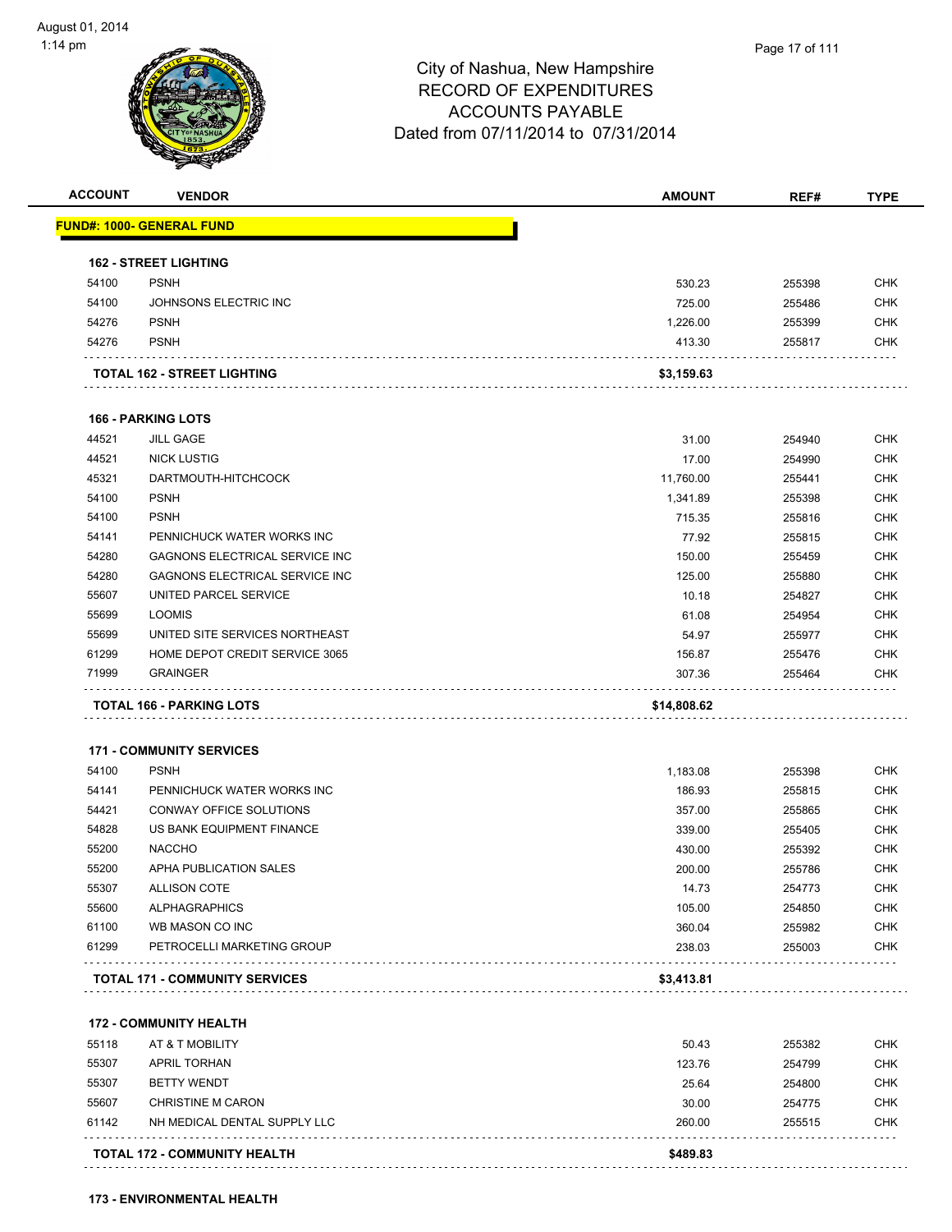# City of Nashua, New Hampshire
## RECORD OF EXPENDITURES
## ACCOUNTS PAYABLE
## Dated from 07/11/2014 to 07/31/2014

| ACCOUNT | VENDOR | AMOUNT | REF# | TYPE |
|---|---|---|---|---|
| **FUND#: 1000- GENERAL FUND** | | | | |
| **162 - STREET LIGHTING** | | | | |
| 54100 | PSNH | 530.23 | 255398 | CHK |
| 54100 | JOHNSONS ELECTRIC INC | 725.00 | 255486 | CHK |
| 54276 | PSNH | 1,226.00 | 255399 | CHK |
| 54276 | PSNH | 413.30 | 255817 | CHK |
| **TOTAL 162 - STREET LIGHTING** | | **$3,159.63** | | |
| **166 - PARKING LOTS** | | | | |
| 44521 | JILL GAGE | 31.00 | 254940 | CHK |
| 44521 | NICK LUSTIG | 17.00 | 254990 | CHK |
| 45321 | DARTMOUTH-HITCHCOCK | 11,760.00 | 255441 | CHK |
| 54100 | PSNH | 1,341.89 | 255398 | CHK |
| 54100 | PSNH | 715.35 | 255816 | CHK |
| 54141 | PENNICHUCK WATER WORKS INC | 77.92 | 255815 | CHK |
| 54280 | GAGNONS ELECTRICAL SERVICE INC | 150.00 | 255459 | CHK |
| 54280 | GAGNONS ELECTRICAL SERVICE INC | 125.00 | 255880 | CHK |
| 55607 | UNITED PARCEL SERVICE | 10.18 | 254827 | CHK |
| 55699 | LOOMIS | 61.08 | 254954 | CHK |
| 55699 | UNITED SITE SERVICES NORTHEAST | 54.97 | 255977 | CHK |
| 61299 | HOME DEPOT CREDIT SERVICE 3065 | 156.87 | 255476 | CHK |
| 71999 | GRAINGER | 307.36 | 255464 | CHK |
| **TOTAL 166 - PARKING LOTS** | | **$14,808.62** | | |
| **171 - COMMUNITY SERVICES** | | | | |
| 54100 | PSNH | 1,183.08 | 255398 | CHK |
| 54141 | PENNICHUCK WATER WORKS INC | 186.93 | 255815 | CHK |
| 54421 | CONWAY OFFICE SOLUTIONS | 357.00 | 255865 | CHK |
| 54828 | US BANK EQUIPMENT FINANCE | 339.00 | 255405 | CHK |
| 55200 | NACCHO | 430.00 | 255392 | CHK |
| 55200 | APHA PUBLICATION SALES | 200.00 | 255786 | CHK |
| 55307 | ALLISON COTE | 14.73 | 254773 | CHK |
| 55600 | ALPHAGRAPHICS | 105.00 | 254850 | CHK |
| 61100 | WB MASON CO INC | 360.04 | 255982 | CHK |
| 61299 | PETROCELLI MARKETING GROUP | 238.03 | 255003 | CHK |
| **TOTAL 171 - COMMUNITY SERVICES** | | **$3,413.81** | | |
| **172 - COMMUNITY HEALTH** | | | | |
| 55118 | AT & T MOBILITY | 50.43 | 255382 | CHK |
| 55307 | APRIL TORHAN | 123.76 | 254799 | CHK |
| 55307 | BETTY WENDT | 25.64 | 254800 | CHK |
| 55607 | CHRISTINE M CARON | 30.00 | 254775 | CHK |
| 61142 | NH MEDICAL DENTAL SUPPLY LLC | 260.00 | 255515 | CHK |
| **TOTAL 172 - COMMUNITY HEALTH** | | **$489.83** | | |
| **173 - ENVIRONMENTAL HEALTH** | | | | |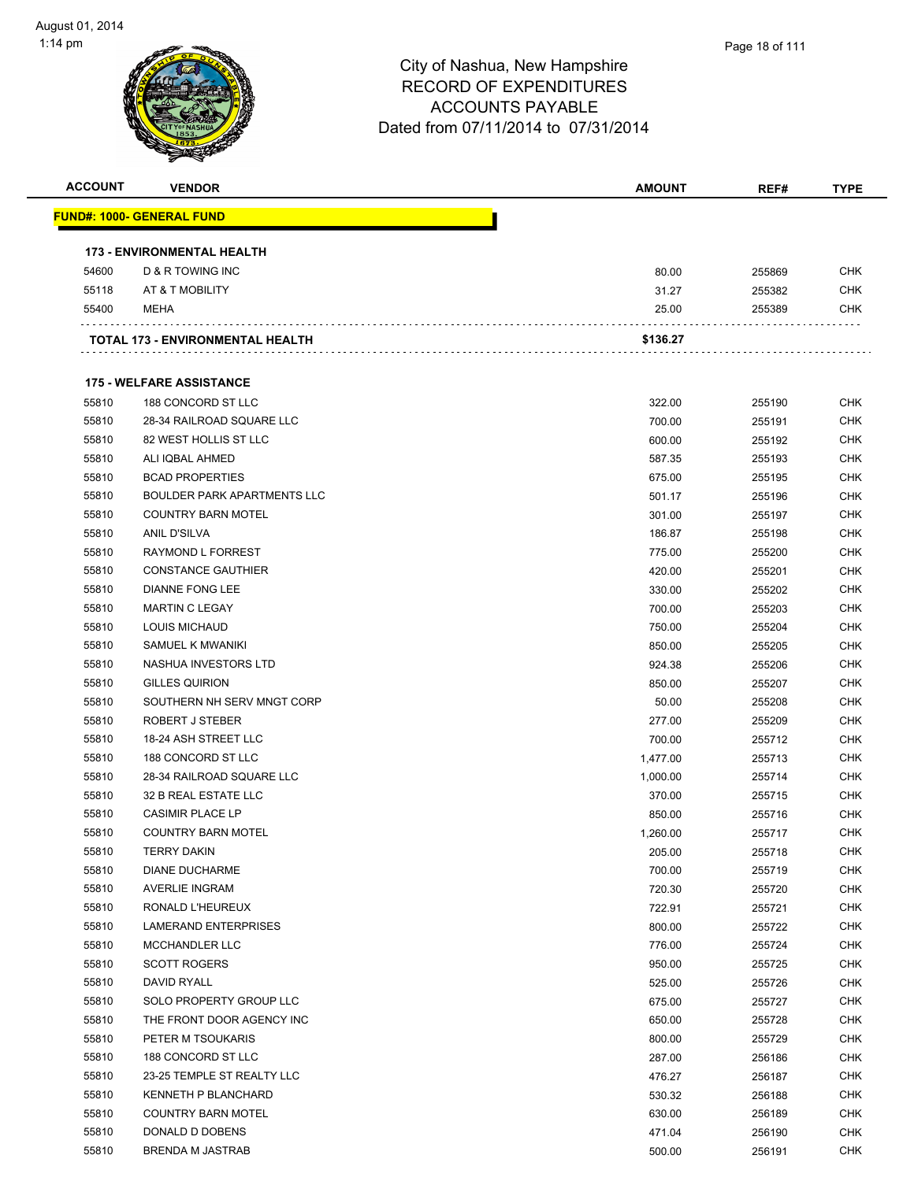# City of Nashua, New Hampshire
## RECORD OF EXPENDITURES
## ACCOUNTS PAYABLE
## Dated from 07/11/2014 to 07/31/2014

| ACCOUNT | VENDOR | AMOUNT | REF# | TYPE |
|---|---|---|---|---|
| **FUND#: 1000- GENERAL FUND** | | | | |
| **173 - ENVIRONMENTAL HEALTH** | | | | |
| 54600 | D & R TOWING INC | 80.00 | 255869 | CHK |
| 55118 | AT & T MOBILITY | 31.27 | 255382 | CHK |
| 55400 | MEHA | 25.00 | 255389 | CHK |
| **TOTAL 173 - ENVIRONMENTAL HEALTH** | | **$136.27** | | |
| **175 - WELFARE ASSISTANCE** | | | | |
| 55810 | 188 CONCORD ST LLC | 322.00 | 255190 | CHK |
| 55810 | 28-34 RAILROAD SQUARE LLC | 700.00 | 255191 | CHK |
| 55810 | 82 WEST HOLLIS ST LLC | 600.00 | 255192 | CHK |
| 55810 | ALI IQBAL AHMED | 587.35 | 255193 | CHK |
| 55810 | BCAD PROPERTIES | 675.00 | 255195 | CHK |
| 55810 | BOULDER PARK APARTMENTS LLC | 501.17 | 255196 | CHK |
| 55810 | COUNTRY BARN MOTEL | 301.00 | 255197 | CHK |
| 55810 | ANIL D'SILVA | 186.87 | 255198 | CHK |
| 55810 | RAYMOND L FORREST | 775.00 | 255200 | CHK |
| 55810 | CONSTANCE GAUTHIER | 420.00 | 255201 | CHK |
| 55810 | DIANNE FONG LEE | 330.00 | 255202 | CHK |
| 55810 | MARTIN C LEGAY | 700.00 | 255203 | CHK |
| 55810 | LOUIS MICHAUD | 750.00 | 255204 | CHK |
| 55810 | SAMUEL K MWANIKI | 850.00 | 255205 | CHK |
| 55810 | NASHUA INVESTORS LTD | 924.38 | 255206 | CHK |
| 55810 | GILLES QUIRION | 850.00 | 255207 | CHK |
| 55810 | SOUTHERN NH SERV MNGT CORP | 50.00 | 255208 | CHK |
| 55810 | ROBERT J STEBER | 277.00 | 255209 | CHK |
| 55810 | 18-24 ASH STREET LLC | 700.00 | 255712 | CHK |
| 55810 | 188 CONCORD ST LLC | 1,477.00 | 255713 | CHK |
| 55810 | 28-34 RAILROAD SQUARE LLC | 1,000.00 | 255714 | CHK |
| 55810 | 32 B REAL ESTATE LLC | 370.00 | 255715 | CHK |
| 55810 | CASIMIR PLACE LP | 850.00 | 255716 | CHK |
| 55810 | COUNTRY BARN MOTEL | 1,260.00 | 255717 | CHK |
| 55810 | TERRY DAKIN | 205.00 | 255718 | CHK |
| 55810 | DIANE DUCHARME | 700.00 | 255719 | CHK |
| 55810 | AVERLIE INGRAM | 720.30 | 255720 | CHK |
| 55810 | RONALD L'HEUREUX | 722.91 | 255721 | CHK |
| 55810 | LAMERAND ENTERPRISES | 800.00 | 255722 | CHK |
| 55810 | MCCHANDLER LLC | 776.00 | 255724 | CHK |
| 55810 | SCOTT ROGERS | 950.00 | 255725 | CHK |
| 55810 | DAVID RYALL | 525.00 | 255726 | CHK |
| 55810 | SOLO PROPERTY GROUP LLC | 675.00 | 255727 | CHK |
| 55810 | THE FRONT DOOR AGENCY INC | 650.00 | 255728 | CHK |
| 55810 | PETER M TSOUKARIS | 800.00 | 255729 | CHK |
| 55810 | 188 CONCORD ST LLC | 287.00 | 256186 | CHK |
| 55810 | 23-25 TEMPLE ST REALTY LLC | 476.27 | 256187 | CHK |
| 55810 | KENNETH P BLANCHARD | 530.32 | 256188 | CHK |
| 55810 | COUNTRY BARN MOTEL | 630.00 | 256189 | CHK |
| 55810 | DONALD D DOBENS | 471.04 | 256190 | CHK |
| 55810 | BRENDA M JASTRAB | 500.00 | 256191 | CHK |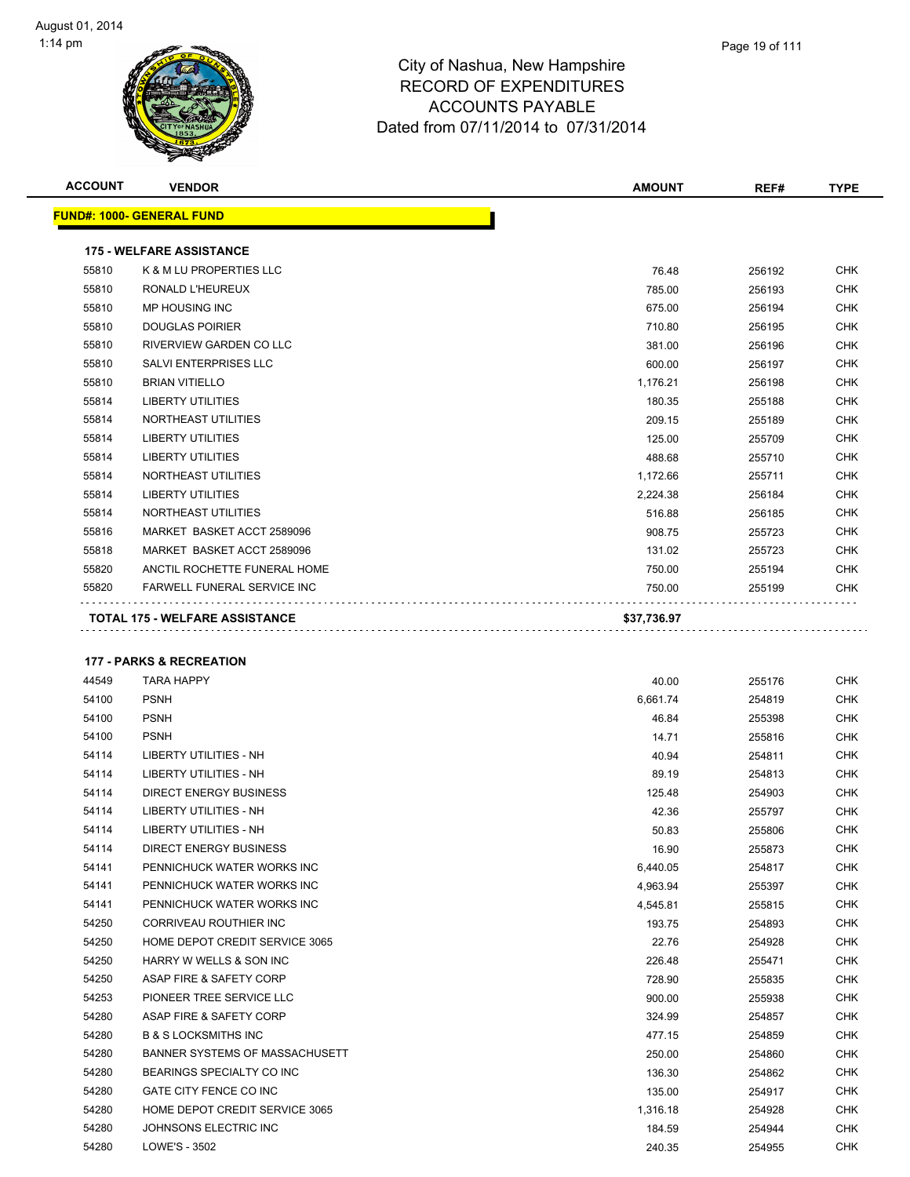City of Nashua, New Hampshire
RECORD OF EXPENDITURES
ACCOUNTS PAYABLE
Dated from 07/11/2014 to 07/31/2014

| ACCOUNT | VENDOR | AMOUNT | REF# | TYPE |
|---|---|---|---|---|
| **FUND#: 1000- GENERAL FUND** | | | | |
| **175 - WELFARE ASSISTANCE** | | | | |
| 55810 | K & M LU PROPERTIES LLC | 76.48 | 256192 | CHK |
| 55810 | RONALD L'HEUREUX | 785.00 | 256193 | CHK |
| 55810 | MP HOUSING INC | 675.00 | 256194 | CHK |
| 55810 | DOUGLAS POIRIER | 710.80 | 256195 | CHK |
| 55810 | RIVERVIEW GARDEN CO LLC | 381.00 | 256196 | CHK |
| 55810 | SALVI ENTERPRISES LLC | 600.00 | 256197 | CHK |
| 55810 | BRIAN VITIELLO | 1,176.21 | 256198 | CHK |
| 55814 | LIBERTY UTILITIES | 180.35 | 255188 | CHK |
| 55814 | NORTHEAST UTILITIES | 209.15 | 255189 | CHK |
| 55814 | LIBERTY UTILITIES | 125.00 | 255709 | CHK |
| 55814 | LIBERTY UTILITIES | 488.68 | 255710 | CHK |
| 55814 | NORTHEAST UTILITIES | 1,172.66 | 255711 | CHK |
| 55814 | LIBERTY UTILITIES | 2,224.38 | 256184 | CHK |
| 55814 | NORTHEAST UTILITIES | 516.88 | 256185 | CHK |
| 55816 | MARKET BASKET ACCT 2589096 | 908.75 | 255723 | CHK |
| 55818 | MARKET BASKET ACCT 2589096 | 131.02 | 255723 | CHK |
| 55820 | ANCTIL ROCHETTE FUNERAL HOME | 750.00 | 255194 | CHK |
| 55820 | FARWELL FUNERAL SERVICE INC | 750.00 | 255199 | CHK |
| **TOTAL 175 - WELFARE ASSISTANCE** | | **$37,736.97** | | |
| **177 - PARKS & RECREATION** | | | | |
| 44549 | TARA HAPPY | 40.00 | 255176 | CHK |
| 54100 | PSNH | 6,661.74 | 254819 | CHK |
| 54100 | PSNH | 46.84 | 255398 | CHK |
| 54100 | PSNH | 14.71 | 255816 | CHK |
| 54114 | LIBERTY UTILITIES - NH | 40.94 | 254811 | CHK |
| 54114 | LIBERTY UTILITIES - NH | 89.19 | 254813 | CHK |
| 54114 | DIRECT ENERGY BUSINESS | 125.48 | 254903 | CHK |
| 54114 | LIBERTY UTILITIES - NH | 42.36 | 255797 | CHK |
| 54114 | LIBERTY UTILITIES - NH | 50.83 | 255806 | CHK |
| 54114 | DIRECT ENERGY BUSINESS | 16.90 | 255873 | CHK |
| 54141 | PENNICHUCK WATER WORKS INC | 6,440.05 | 254817 | CHK |
| 54141 | PENNICHUCK WATER WORKS INC | 4,963.94 | 255397 | CHK |
| 54141 | PENNICHUCK WATER WORKS INC | 4,545.81 | 255815 | CHK |
| 54250 | CORRIVEAU ROUTHIER INC | 193.75 | 254893 | CHK |
| 54250 | HOME DEPOT CREDIT SERVICE 3065 | 22.76 | 254928 | CHK |
| 54250 | HARRY W WELLS & SON INC | 226.48 | 255471 | CHK |
| 54250 | ASAP FIRE & SAFETY CORP | 728.90 | 255835 | CHK |
| 54253 | PIONEER TREE SERVICE LLC | 900.00 | 255938 | CHK |
| 54280 | ASAP FIRE & SAFETY CORP | 324.99 | 254857 | CHK |
| 54280 | B & S LOCKSMITHS INC | 477.15 | 254859 | CHK |
| 54280 | BANNER SYSTEMS OF MASSACHUSETT | 250.00 | 254860 | CHK |
| 54280 | BEARINGS SPECIALTY CO INC | 136.30 | 254862 | CHK |
| 54280 | GATE CITY FENCE CO INC | 135.00 | 254917 | CHK |
| 54280 | HOME DEPOT CREDIT SERVICE 3065 | 1,316.18 | 254928 | CHK |
| 54280 | JOHNSONS ELECTRIC INC | 184.59 | 254944 | CHK |
| 54280 | LOWE'S - 3502 | 240.35 | 254955 | CHK |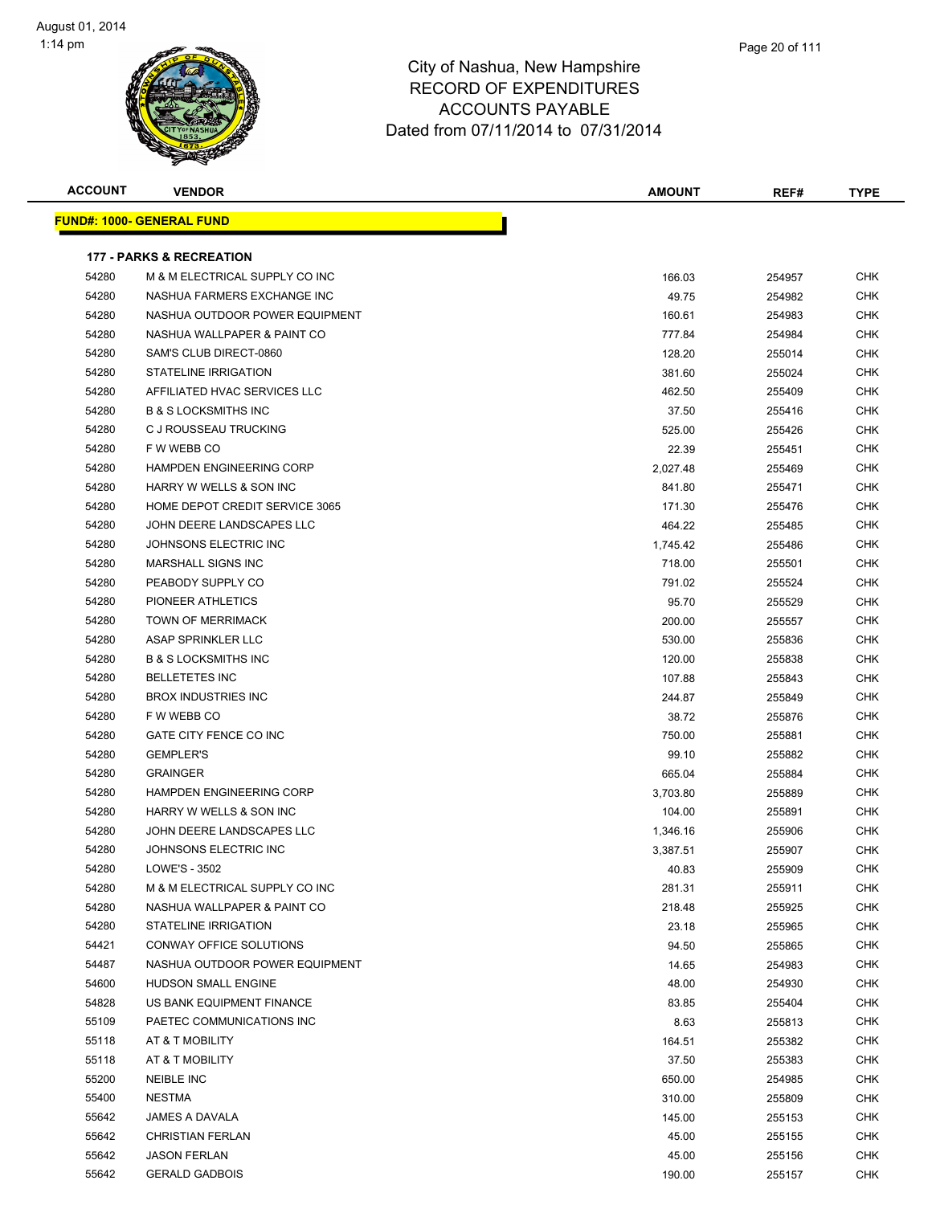# City of Nashua, New Hampshire
## RECORD OF EXPENDITURES
## ACCOUNTS PAYABLE
### Dated from 07/11/2014 to 07/31/2014

| ACCOUNT | VENDOR | AMOUNT | REF# | TYPE |
|---|---|---|---|---|

**FUND#: 1000- GENERAL FUND**

**177 - PARKS & RECREATION**

| ACCOUNT | VENDOR | AMOUNT | REF# | TYPE |
|---|---|---|---|---|
| 54280 | M & M ELECTRICAL SUPPLY CO INC | 166.03 | 254957 | CHK |
| 54280 | NASHUA FARMERS EXCHANGE INC | 49.75 | 254982 | CHK |
| 54280 | NASHUA OUTDOOR POWER EQUIPMENT | 160.61 | 254983 | CHK |
| 54280 | NASHUA WALLPAPER & PAINT CO | 777.84 | 254984 | CHK |
| 54280 | SAM'S CLUB DIRECT-0860 | 128.20 | 255014 | CHK |
| 54280 | STATELINE IRRIGATION | 381.60 | 255024 | CHK |
| 54280 | AFFILIATED HVAC SERVICES LLC | 462.50 | 255409 | CHK |
| 54280 | B & S LOCKSMITHS INC | 37.50 | 255416 | CHK |
| 54280 | C J ROUSSEAU TRUCKING | 525.00 | 255426 | CHK |
| 54280 | F W WEBB CO | 22.39 | 255451 | CHK |
| 54280 | HAMPDEN ENGINEERING CORP | 2,027.48 | 255469 | CHK |
| 54280 | HARRY W WELLS & SON INC | 841.80 | 255471 | CHK |
| 54280 | HOME DEPOT CREDIT SERVICE 3065 | 171.30 | 255476 | CHK |
| 54280 | JOHN DEERE LANDSCAPES LLC | 464.22 | 255485 | CHK |
| 54280 | JOHNSONS ELECTRIC INC | 1,745.42 | 255486 | CHK |
| 54280 | MARSHALL SIGNS INC | 718.00 | 255501 | CHK |
| 54280 | PEABODY SUPPLY CO | 791.02 | 255524 | CHK |
| 54280 | PIONEER ATHLETICS | 95.70 | 255529 | CHK |
| 54280 | TOWN OF MERRIMACK | 200.00 | 255557 | CHK |
| 54280 | ASAP SPRINKLER LLC | 530.00 | 255836 | CHK |
| 54280 | B & S LOCKSMITHS INC | 120.00 | 255838 | CHK |
| 54280 | BELLETETES INC | 107.88 | 255843 | CHK |
| 54280 | BROX INDUSTRIES INC | 244.87 | 255849 | CHK |
| 54280 | F W WEBB CO | 38.72 | 255876 | CHK |
| 54280 | GATE CITY FENCE CO INC | 750.00 | 255881 | CHK |
| 54280 | GEMPLER'S | 99.10 | 255882 | CHK |
| 54280 | GRAINGER | 665.04 | 255884 | CHK |
| 54280 | HAMPDEN ENGINEERING CORP | 3,703.80 | 255889 | CHK |
| 54280 | HARRY W WELLS & SON INC | 104.00 | 255891 | CHK |
| 54280 | JOHN DEERE LANDSCAPES LLC | 1,346.16 | 255906 | CHK |
| 54280 | JOHNSONS ELECTRIC INC | 3,387.51 | 255907 | CHK |
| 54280 | LOWE'S - 3502 | 40.83 | 255909 | CHK |
| 54280 | M & M ELECTRICAL SUPPLY CO INC | 281.31 | 255911 | CHK |
| 54280 | NASHUA WALLPAPER & PAINT CO | 218.48 | 255925 | CHK |
| 54280 | STATELINE IRRIGATION | 23.18 | 255965 | CHK |
| 54421 | CONWAY OFFICE SOLUTIONS | 94.50 | 255865 | CHK |
| 54487 | NASHUA OUTDOOR POWER EQUIPMENT | 14.65 | 254983 | CHK |
| 54600 | HUDSON SMALL ENGINE | 48.00 | 254930 | CHK |
| 54828 | US BANK EQUIPMENT FINANCE | 83.85 | 255404 | CHK |
| 55109 | PAETEC COMMUNICATIONS INC | 8.63 | 255813 | CHK |
| 55118 | AT & T MOBILITY | 164.51 | 255382 | CHK |
| 55118 | AT & T MOBILITY | 37.50 | 255383 | CHK |
| 55200 | NEIBLE INC | 650.00 | 254985 | CHK |
| 55400 | NESTMA | 310.00 | 255809 | CHK |
| 55642 | JAMES A DAVALA | 145.00 | 255153 | CHK |
| 55642 | CHRISTIAN FERLAN | 45.00 | 255155 | CHK |
| 55642 | JASON FERLAN | 45.00 | 255156 | CHK |
| 55642 | GERALD GADBOIS | 190.00 | 255157 | CHK |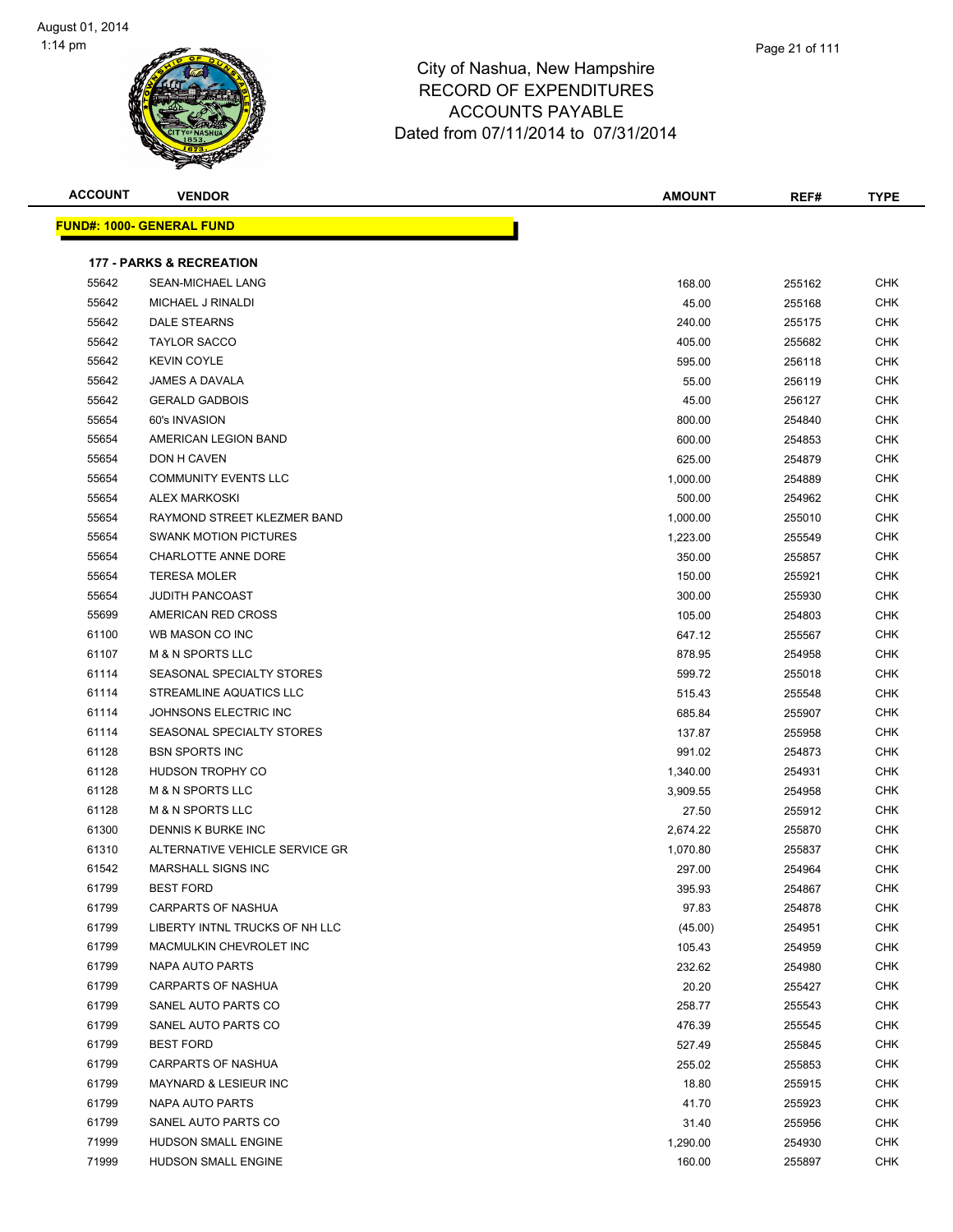# City of Nashua, New Hampshire
## RECORD OF EXPENDITURES
## ACCOUNTS PAYABLE
## Dated from 07/11/2014 to 07/31/2014

| ACCOUNT | VENDOR | AMOUNT | REF# | TYPE |
|---|---|---|---|---|
| **FUND#: 1000- GENERAL FUND** | | | | |
| **177 - PARKS & RECREATION** | | | | |
| 55642 | SEAN-MICHAEL LANG | 168.00 | 255162 | CHK |
| 55642 | MICHAEL J RINALDI | 45.00 | 255168 | CHK |
| 55642 | DALE STEARNS | 240.00 | 255175 | CHK |
| 55642 | TAYLOR SACCO | 405.00 | 255682 | CHK |
| 55642 | KEVIN COYLE | 595.00 | 256118 | CHK |
| 55642 | JAMES A DAVALA | 55.00 | 256119 | CHK |
| 55642 | GERALD GADBOIS | 45.00 | 256127 | CHK |
| 55654 | 60's INVASION | 800.00 | 254840 | CHK |
| 55654 | AMERICAN LEGION BAND | 600.00 | 254853 | CHK |
| 55654 | DON H CAVEN | 625.00 | 254879 | CHK |
| 55654 | COMMUNITY EVENTS LLC | 1,000.00 | 254889 | CHK |
| 55654 | ALEX MARKOSKI | 500.00 | 254962 | CHK |
| 55654 | RAYMOND STREET KLEZMER BAND | 1,000.00 | 255010 | CHK |
| 55654 | SWANK MOTION PICTURES | 1,223.00 | 255549 | CHK |
| 55654 | CHARLOTTE ANNE DORE | 350.00 | 255857 | CHK |
| 55654 | TERESA MOLER | 150.00 | 255921 | CHK |
| 55654 | JUDITH PANCOAST | 300.00 | 255930 | CHK |
| 55699 | AMERICAN RED CROSS | 105.00 | 254803 | CHK |
| 61100 | WB MASON CO INC | 647.12 | 255567 | CHK |
| 61107 | M & N SPORTS LLC | 878.95 | 254958 | CHK |
| 61114 | SEASONAL SPECIALTY STORES | 599.72 | 255018 | CHK |
| 61114 | STREAMLINE AQUATICS LLC | 515.43 | 255548 | CHK |
| 61114 | JOHNSONS ELECTRIC INC | 685.84 | 255907 | CHK |
| 61114 | SEASONAL SPECIALTY STORES | 137.87 | 255958 | CHK |
| 61128 | BSN SPORTS INC | 991.02 | 254873 | CHK |
| 61128 | HUDSON TROPHY CO | 1,340.00 | 254931 | CHK |
| 61128 | M & N SPORTS LLC | 3,909.55 | 254958 | CHK |
| 61128 | M & N SPORTS LLC | 27.50 | 255912 | CHK |
| 61300 | DENNIS K BURKE INC | 2,674.22 | 255870 | CHK |
| 61310 | ALTERNATIVE VEHICLE SERVICE GR | 1,070.80 | 255837 | CHK |
| 61542 | MARSHALL SIGNS INC | 297.00 | 254964 | CHK |
| 61799 | BEST FORD | 395.93 | 254867 | CHK |
| 61799 | CARPARTS OF NASHUA | 97.83 | 254878 | CHK |
| 61799 | LIBERTY INTNL TRUCKS OF NH LLC | (45.00) | 254951 | CHK |
| 61799 | MACMULKIN CHEVROLET INC | 105.43 | 254959 | CHK |
| 61799 | NAPA AUTO PARTS | 232.62 | 254980 | CHK |
| 61799 | CARPARTS OF NASHUA | 20.20 | 255427 | CHK |
| 61799 | SANEL AUTO PARTS CO | 258.77 | 255543 | CHK |
| 61799 | SANEL AUTO PARTS CO | 476.39 | 255545 | CHK |
| 61799 | BEST FORD | 527.49 | 255845 | CHK |
| 61799 | CARPARTS OF NASHUA | 255.02 | 255853 | CHK |
| 61799 | MAYNARD & LESIEUR INC | 18.80 | 255915 | CHK |
| 61799 | NAPA AUTO PARTS | 41.70 | 255923 | CHK |
| 61799 | SANEL AUTO PARTS CO | 31.40 | 255956 | CHK |
| 71999 | HUDSON SMALL ENGINE | 1,290.00 | 254930 | CHK |
| 71999 | HUDSON SMALL ENGINE | 160.00 | 255897 | CHK |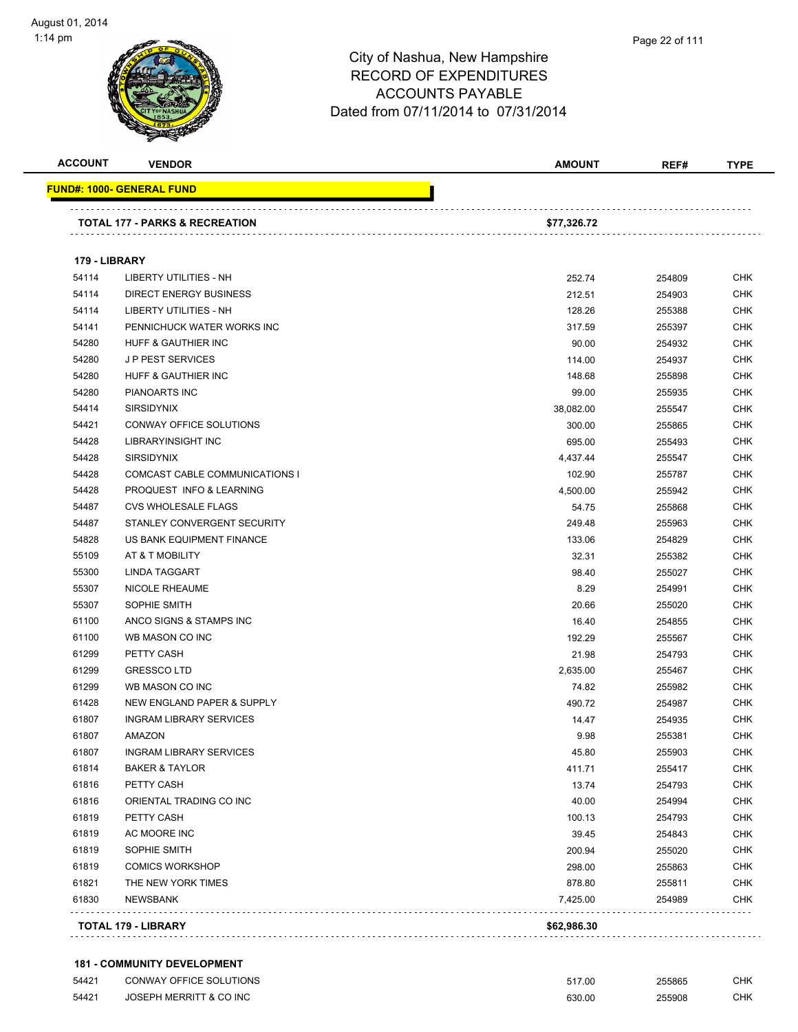# City of Nashua, New Hampshire
## RECORD OF EXPENDITURES
## ACCOUNTS PAYABLE
## Dated from 07/11/2014 to 07/31/2014

| ACCOUNT | VENDOR | AMOUNT | REF# | TYPE |
|---|---|---|---|---|
| **FUND#: 1000- GENERAL FUND** | | | | |
| **TOTAL 177 - PARKS & RECREATION** | | **$77,326.72** | | |
| **179 - LIBRARY** | | | | |
| 54114 | LIBERTY UTILITIES - NH | 252.74 | 254809 | CHK |
| 54114 | DIRECT ENERGY BUSINESS | 212.51 | 254903 | CHK |
| 54114 | LIBERTY UTILITIES - NH | 128.26 | 255388 | CHK |
| 54141 | PENNICHUCK WATER WORKS INC | 317.59 | 255397 | CHK |
| 54280 | HUFF & GAUTHIER INC | 90.00 | 254932 | CHK |
| 54280 | J P PEST SERVICES | 114.00 | 254937 | CHK |
| 54280 | HUFF & GAUTHIER INC | 148.68 | 255898 | CHK |
| 54280 | PIANOARTS INC | 99.00 | 255935 | CHK |
| 54414 | SIRSIDYNIX | 38,082.00 | 255547 | CHK |
| 54421 | CONWAY OFFICE SOLUTIONS | 300.00 | 255865 | CHK |
| 54428 | LIBRARYINSIGHT INC | 695.00 | 255493 | CHK |
| 54428 | SIRSIDYNIX | 4,437.44 | 255547 | CHK |
| 54428 | COMCAST CABLE COMMUNICATIONS I | 102.90 | 255787 | CHK |
| 54428 | PROQUEST INFO & LEARNING | 4,500.00 | 255942 | CHK |
| 54487 | CVS WHOLESALE FLAGS | 54.75 | 255868 | CHK |
| 54487 | STANLEY CONVERGENT SECURITY | 249.48 | 255963 | CHK |
| 54828 | US BANK EQUIPMENT FINANCE | 133.06 | 254829 | CHK |
| 55109 | AT & T MOBILITY | 32.31 | 255382 | CHK |
| 55300 | LINDA TAGGART | 98.40 | 255027 | CHK |
| 55307 | NICOLE RHEAUME | 8.29 | 254991 | CHK |
| 55307 | SOPHIE SMITH | 20.66 | 255020 | CHK |
| 61100 | ANCO SIGNS & STAMPS INC | 16.40 | 254855 | CHK |
| 61100 | WB MASON CO INC | 192.29 | 255567 | CHK |
| 61299 | PETTY CASH | 21.98 | 254793 | CHK |
| 61299 | GRESSCO LTD | 2,635.00 | 255467 | CHK |
| 61299 | WB MASON CO INC | 74.82 | 255982 | CHK |
| 61428 | NEW ENGLAND PAPER & SUPPLY | 490.72 | 254987 | CHK |
| 61807 | INGRAM LIBRARY SERVICES | 14.47 | 254935 | CHK |
| 61807 | AMAZON | 9.98 | 255381 | CHK |
| 61807 | INGRAM LIBRARY SERVICES | 45.80 | 255903 | CHK |
| 61814 | BAKER & TAYLOR | 411.71 | 255417 | CHK |
| 61816 | PETTY CASH | 13.74 | 254793 | CHK |
| 61816 | ORIENTAL TRADING CO INC | 40.00 | 254994 | CHK |
| 61819 | PETTY CASH | 100.13 | 254793 | CHK |
| 61819 | AC MOORE INC | 39.45 | 254843 | CHK |
| 61819 | SOPHIE SMITH | 200.94 | 255020 | CHK |
| 61819 | COMICS WORKSHOP | 298.00 | 255863 | CHK |
| 61821 | THE NEW YORK TIMES | 878.80 | 255811 | CHK |
| 61830 | NEWSBANK | 7,425.00 | 254989 | CHK |
| **TOTAL 179 - LIBRARY** | | **$62,986.30** | | |
| **181 - COMMUNITY DEVELOPMENT** | | | | |
| 54421 | CONWAY OFFICE SOLUTIONS | 517.00 | 255865 | CHK |
| 54421 | JOSEPH MERRITT & CO INC | 630.00 | 255908 | CHK |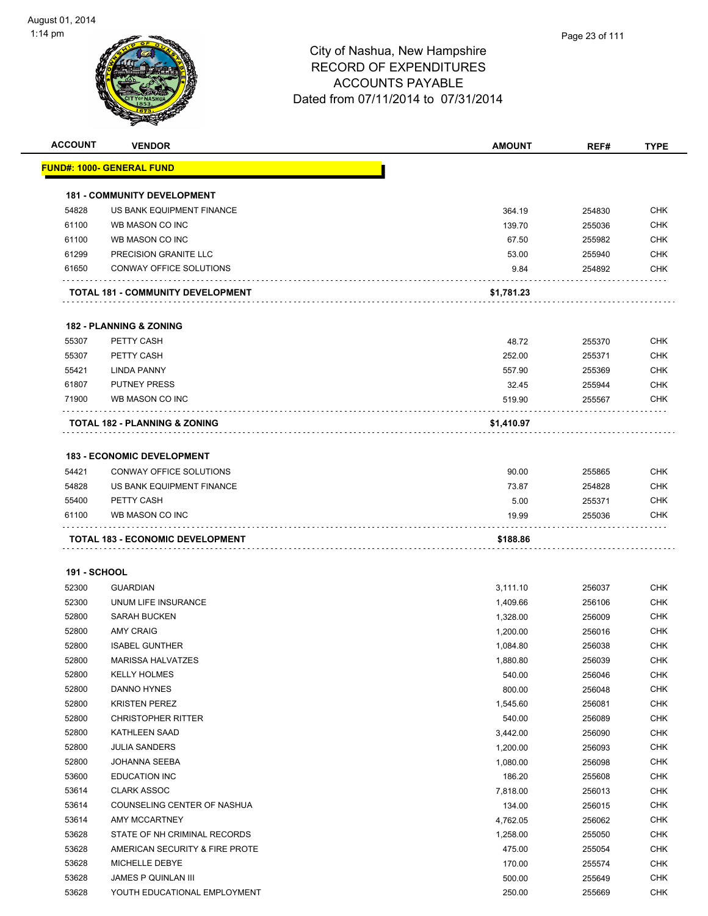City of Nashua, New Hampshire
RECORD OF EXPENDITURES
ACCOUNTS PAYABLE
Dated from 07/11/2014 to 07/31/2014

| ACCOUNT | VENDOR | AMOUNT | REF# | TYPE |
|---|---|---|---|---|
| **FUND#: 1000- GENERAL FUND** | | | | |
| **181 - COMMUNITY DEVELOPMENT** | | | | |
| 54828 | US BANK EQUIPMENT FINANCE | 364.19 | 254830 | CHK |
| 61100 | WB MASON CO INC | 139.70 | 255036 | CHK |
| 61100 | WB MASON CO INC | 67.50 | 255982 | CHK |
| 61299 | PRECISION GRANITE LLC | 53.00 | 255940 | CHK |
| 61650 | CONWAY OFFICE SOLUTIONS | 9.84 | 254892 | CHK |
| | **TOTAL 181 - COMMUNITY DEVELOPMENT** | **$1,781.23** | | |
| **182 - PLANNING & ZONING** | | | | |
| 55307 | PETTY CASH | 48.72 | 255370 | CHK |
| 55307 | PETTY CASH | 252.00 | 255371 | CHK |
| 55421 | LINDA PANNY | 557.90 | 255369 | CHK |
| 61807 | PUTNEY PRESS | 32.45 | 255944 | CHK |
| 71900 | WB MASON CO INC | 519.90 | 255567 | CHK |
| | **TOTAL 182 - PLANNING & ZONING** | **$1,410.97** | | |
| **183 - ECONOMIC DEVELOPMENT** | | | | |
| 54421 | CONWAY OFFICE SOLUTIONS | 90.00 | 255865 | CHK |
| 54828 | US BANK EQUIPMENT FINANCE | 73.87 | 254828 | CHK |
| 55400 | PETTY CASH | 5.00 | 255371 | CHK |
| 61100 | WB MASON CO INC | 19.99 | 255036 | CHK |
| | **TOTAL 183 - ECONOMIC DEVELOPMENT** | **$188.86** | | |
| **191 - SCHOOL** | | | | |
| 52300 | GUARDIAN | 3,111.10 | 256037 | CHK |
| 52300 | UNUM LIFE INSURANCE | 1,409.66 | 256106 | CHK |
| 52800 | SARAH BUCKEN | 1,328.00 | 256009 | CHK |
| 52800 | AMY CRAIG | 1,200.00 | 256016 | CHK |
| 52800 | ISABEL GUNTHER | 1,084.80 | 256038 | CHK |
| 52800 | MARISSA HALVATZES | 1,880.80 | 256039 | CHK |
| 52800 | KELLY HOLMES | 540.00 | 256046 | CHK |
| 52800 | DANNO HYNES | 800.00 | 256048 | CHK |
| 52800 | KRISTEN PEREZ | 1,545.60 | 256081 | CHK |
| 52800 | CHRISTOPHER RITTER | 540.00 | 256089 | CHK |
| 52800 | KATHLEEN SAAD | 3,442.00 | 256090 | CHK |
| 52800 | JULIA SANDERS | 1,200.00 | 256093 | CHK |
| 52800 | JOHANNA SEEBA | 1,080.00 | 256098 | CHK |
| 53600 | EDUCATION INC | 186.20 | 255608 | CHK |
| 53614 | CLARK ASSOC | 7,818.00 | 256013 | CHK |
| 53614 | COUNSELING CENTER OF NASHUA | 134.00 | 256015 | CHK |
| 53614 | AMY MCCARTNEY | 4,762.05 | 256062 | CHK |
| 53628 | STATE OF NH CRIMINAL RECORDS | 1,258.00 | 255050 | CHK |
| 53628 | AMERICAN SECURITY & FIRE PROTE | 475.00 | 255054 | CHK |
| 53628 | MICHELLE DEBYE | 170.00 | 255574 | CHK |
| 53628 | JAMES P QUINLAN III | 500.00 | 255649 | CHK |
| 53628 | YOUTH EDUCATIONAL EMPLOYMENT | 250.00 | 255669 | CHK |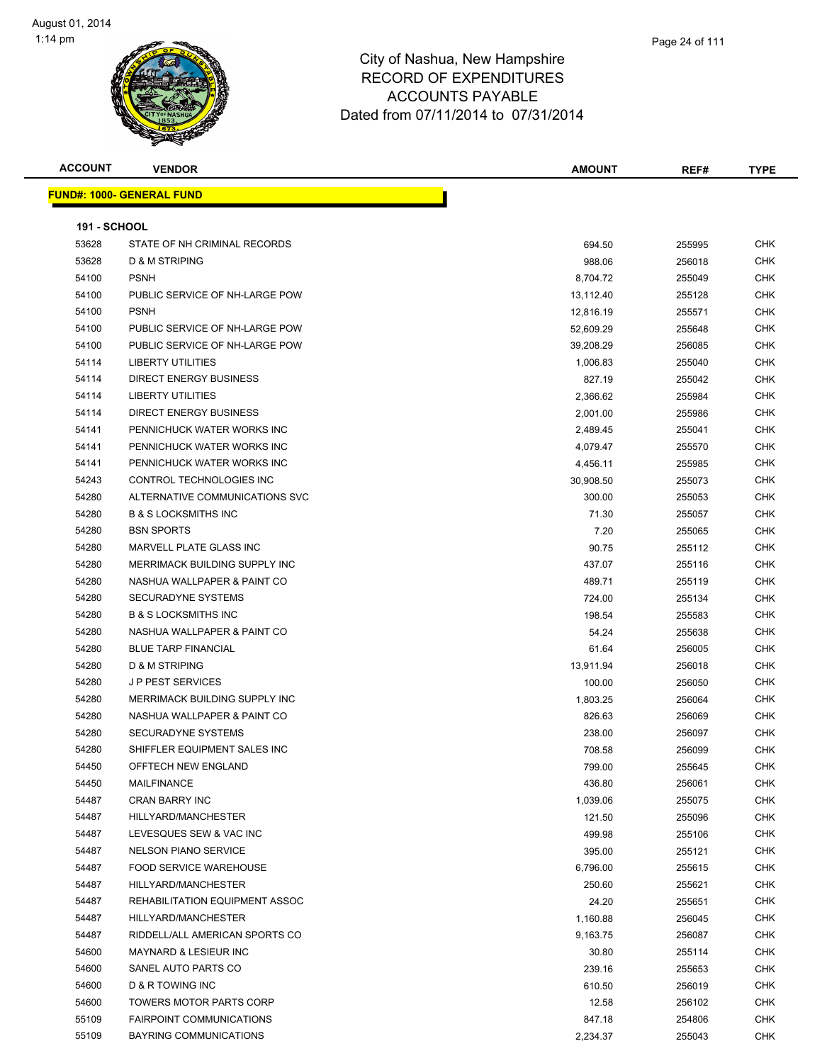# City of Nashua, New Hampshire
## RECORD OF EXPENDITURES
## ACCOUNTS PAYABLE
### Dated from 07/11/2014 to 07/31/2014

August 01, 2014
1:14 pm

**FUND#: 1000- GENERAL FUND**

**191 - SCHOOL**

| ACCOUNT | VENDOR | AMOUNT | REF# | TYPE |
|---|---|---|---|---|
| 53628 | STATE OF NH CRIMINAL RECORDS | 694.50 | 255995 | CHK |
| 53628 | D & M STRIPING | 988.06 | 256018 | CHK |
| 54100 | PSNH | 8,704.72 | 255049 | CHK |
| 54100 | PUBLIC SERVICE OF NH-LARGE POW | 13,112.40 | 255128 | CHK |
| 54100 | PSNH | 12,816.19 | 255571 | CHK |
| 54100 | PUBLIC SERVICE OF NH-LARGE POW | 52,609.29 | 255648 | CHK |
| 54100 | PUBLIC SERVICE OF NH-LARGE POW | 39,208.29 | 256085 | CHK |
| 54114 | LIBERTY UTILITIES | 1,006.83 | 255040 | CHK |
| 54114 | DIRECT ENERGY BUSINESS | 827.19 | 255042 | CHK |
| 54114 | LIBERTY UTILITIES | 2,366.62 | 255984 | CHK |
| 54114 | DIRECT ENERGY BUSINESS | 2,001.00 | 255986 | CHK |
| 54141 | PENNICHUCK WATER WORKS INC | 2,489.45 | 255041 | CHK |
| 54141 | PENNICHUCK WATER WORKS INC | 4,079.47 | 255570 | CHK |
| 54141 | PENNICHUCK WATER WORKS INC | 4,456.11 | 255985 | CHK |
| 54243 | CONTROL TECHNOLOGIES INC | 30,908.50 | 255073 | CHK |
| 54280 | ALTERNATIVE COMMUNICATIONS SVC | 300.00 | 255053 | CHK |
| 54280 | B & S LOCKSMITHS INC | 71.30 | 255057 | CHK |
| 54280 | BSN SPORTS | 7.20 | 255065 | CHK |
| 54280 | MARVELL PLATE GLASS INC | 90.75 | 255112 | CHK |
| 54280 | MERRIMACK BUILDING SUPPLY INC | 437.07 | 255116 | CHK |
| 54280 | NASHUA WALLPAPER & PAINT CO | 489.71 | 255119 | CHK |
| 54280 | SECURADYNE SYSTEMS | 724.00 | 255134 | CHK |
| 54280 | B & S LOCKSMITHS INC | 198.54 | 255583 | CHK |
| 54280 | NASHUA WALLPAPER & PAINT CO | 54.24 | 255638 | CHK |
| 54280 | BLUE TARP FINANCIAL | 61.64 | 256005 | CHK |
| 54280 | D & M STRIPING | 13,911.94 | 256018 | CHK |
| 54280 | J P PEST SERVICES | 100.00 | 256050 | CHK |
| 54280 | MERRIMACK BUILDING SUPPLY INC | 1,803.25 | 256064 | CHK |
| 54280 | NASHUA WALLPAPER & PAINT CO | 826.63 | 256069 | CHK |
| 54280 | SECURADYNE SYSTEMS | 238.00 | 256097 | CHK |
| 54280 | SHIFFLER EQUIPMENT SALES INC | 708.58 | 256099 | CHK |
| 54450 | OFFTECH NEW ENGLAND | 799.00 | 255645 | CHK |
| 54450 | MAILFINANCE | 436.80 | 256061 | CHK |
| 54487 | CRAN BARRY INC | 1,039.06 | 255075 | CHK |
| 54487 | HILLYARD/MANCHESTER | 121.50 | 255096 | CHK |
| 54487 | LEVESQUES SEW & VAC INC | 499.98 | 255106 | CHK |
| 54487 | NELSON PIANO SERVICE | 395.00 | 255121 | CHK |
| 54487 | FOOD SERVICE WAREHOUSE | 6,796.00 | 255615 | CHK |
| 54487 | HILLYARD/MANCHESTER | 250.60 | 255621 | CHK |
| 54487 | REHABILITATION EQUIPMENT ASSOC | 24.20 | 255651 | CHK |
| 54487 | HILLYARD/MANCHESTER | 1,160.88 | 256045 | CHK |
| 54487 | RIDDELL/ALL AMERICAN SPORTS CO | 9,163.75 | 256087 | CHK |
| 54600 | MAYNARD & LESIEUR INC | 30.80 | 255114 | CHK |
| 54600 | SANEL AUTO PARTS CO | 239.16 | 255653 | CHK |
| 54600 | D & R TOWING INC | 610.50 | 256019 | CHK |
| 54600 | TOWERS MOTOR PARTS CORP | 12.58 | 256102 | CHK |
| 55109 | FAIRPOINT COMMUNICATIONS | 847.18 | 254806 | CHK |
| 55109 | BAYRING COMMUNICATIONS | 2,234.37 | 255043 | CHK |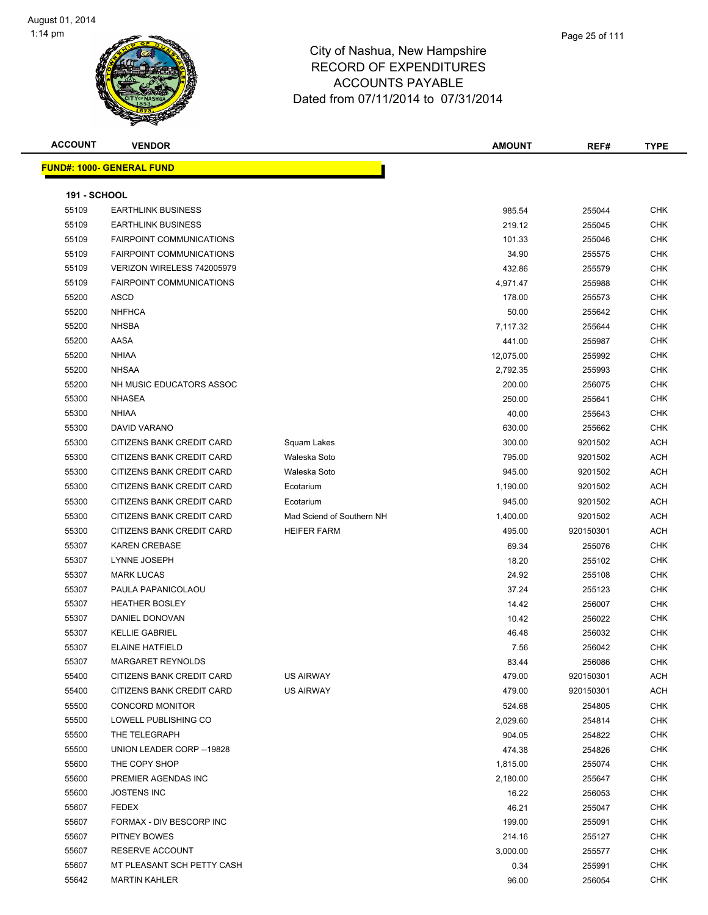# City of Nashua, New Hampshire
## RECORD OF EXPENDITURES
## ACCOUNTS PAYABLE
## Dated from 07/11/2014 to 07/31/2014

**FUND#: 1000- GENERAL FUND**

**191 - SCHOOL**

| ACCOUNT | VENDOR | | AMOUNT | REF# | TYPE |
|---|---|---|---|---|---|
| 55109 | EARTHLINK BUSINESS | | 985.54 | 255044 | CHK |
| 55109 | EARTHLINK BUSINESS | | 219.12 | 255045 | CHK |
| 55109 | FAIRPOINT COMMUNICATIONS | | 101.33 | 255046 | CHK |
| 55109 | FAIRPOINT COMMUNICATIONS | | 34.90 | 255575 | CHK |
| 55109 | VERIZON WIRELESS 742005979 | | 432.86 | 255579 | CHK |
| 55109 | FAIRPOINT COMMUNICATIONS | | 4,971.47 | 255988 | CHK |
| 55200 | ASCD | | 178.00 | 255573 | CHK |
| 55200 | NHFHCA | | 50.00 | 255642 | CHK |
| 55200 | NHSBA | | 7,117.32 | 255644 | CHK |
| 55200 | AASA | | 441.00 | 255987 | CHK |
| 55200 | NHIAA | | 12,075.00 | 255992 | CHK |
| 55200 | NHSAA | | 2,792.35 | 255993 | CHK |
| 55200 | NH MUSIC EDUCATORS ASSOC | | 200.00 | 256075 | CHK |
| 55300 | NHASEA | | 250.00 | 255641 | CHK |
| 55300 | NHIAA | | 40.00 | 255643 | CHK |
| 55300 | DAVID VARANO | | 630.00 | 255662 | CHK |
| 55300 | CITIZENS BANK CREDIT CARD | Squam Lakes | 300.00 | 9201502 | ACH |
| 55300 | CITIZENS BANK CREDIT CARD | Waleska Soto | 795.00 | 9201502 | ACH |
| 55300 | CITIZENS BANK CREDIT CARD | Waleska Soto | 945.00 | 9201502 | ACH |
| 55300 | CITIZENS BANK CREDIT CARD | Ecotarium | 1,190.00 | 9201502 | ACH |
| 55300 | CITIZENS BANK CREDIT CARD | Ecotarium | 945.00 | 9201502 | ACH |
| 55300 | CITIZENS BANK CREDIT CARD | Mad Sciend of Southern NH | 1,400.00 | 9201502 | ACH |
| 55300 | CITIZENS BANK CREDIT CARD | HEIFER FARM | 495.00 | 920150301 | ACH |
| 55307 | KAREN CREBASE | | 69.34 | 255076 | CHK |
| 55307 | LYNNE JOSEPH | | 18.20 | 255102 | CHK |
| 55307 | MARK LUCAS | | 24.92 | 255108 | CHK |
| 55307 | PAULA PAPANICOLAOU | | 37.24 | 255123 | CHK |
| 55307 | HEATHER BOSLEY | | 14.42 | 256007 | CHK |
| 55307 | DANIEL DONOVAN | | 10.42 | 256022 | CHK |
| 55307 | KELLIE GABRIEL | | 46.48 | 256032 | CHK |
| 55307 | ELAINE HATFIELD | | 7.56 | 256042 | CHK |
| 55307 | MARGARET REYNOLDS | | 83.44 | 256086 | CHK |
| 55400 | CITIZENS BANK CREDIT CARD | US AIRWAY | 479.00 | 920150301 | ACH |
| 55400 | CITIZENS BANK CREDIT CARD | US AIRWAY | 479.00 | 920150301 | ACH |
| 55500 | CONCORD MONITOR | | 524.68 | 254805 | CHK |
| 55500 | LOWELL PUBLISHING CO | | 2,029.60 | 254814 | CHK |
| 55500 | THE TELEGRAPH | | 904.05 | 254822 | CHK |
| 55500 | UNION LEADER CORP --19828 | | 474.38 | 254826 | CHK |
| 55600 | THE COPY SHOP | | 1,815.00 | 255074 | CHK |
| 55600 | PREMIER AGENDAS INC | | 2,180.00 | 255647 | CHK |
| 55600 | JOSTENS INC | | 16.22 | 256053 | CHK |
| 55607 | FEDEX | | 46.21 | 255047 | CHK |
| 55607 | FORMAX - DIV BESCORP INC | | 199.00 | 255091 | CHK |
| 55607 | PITNEY BOWES | | 214.16 | 255127 | CHK |
| 55607 | RESERVE ACCOUNT | | 3,000.00 | 255577 | CHK |
| 55607 | MT PLEASANT SCH PETTY CASH | | 0.34 | 255991 | CHK |
| 55642 | MARTIN KAHLER | | 96.00 | 256054 | CHK |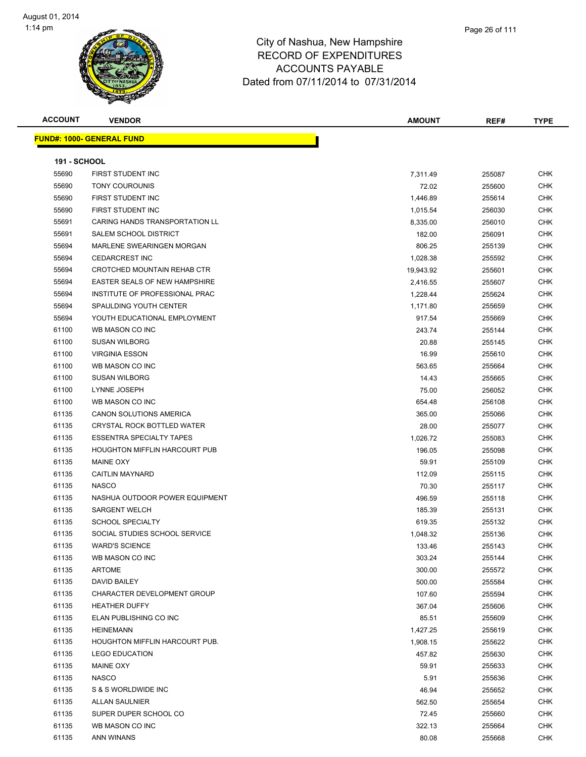# City of Nashua, New Hampshire
# RECORD OF EXPENDITURES
# ACCOUNTS PAYABLE
# Dated from 07/11/2014 to 07/31/2014

| ACCOUNT | VENDOR | AMOUNT | REF# | TYPE |
|---|---|---|---|---|

**FUND#: 1000- GENERAL FUND**

**191 - SCHOOL**

| ACCOUNT | VENDOR | AMOUNT | REF# | TYPE |
|---|---|---|---|---|
| 55690 | FIRST STUDENT INC | 7,311.49 | 255087 | CHK |
| 55690 | TONY COUROUNIS | 72.02 | 255600 | CHK |
| 55690 | FIRST STUDENT INC | 1,446.89 | 255614 | CHK |
| 55690 | FIRST STUDENT INC | 1,015.54 | 256030 | CHK |
| 55691 | CARING HANDS TRANSPORTATION LL | 8,335.00 | 256010 | CHK |
| 55691 | SALEM SCHOOL DISTRICT | 182.00 | 256091 | CHK |
| 55694 | MARLENE SWEARINGEN MORGAN | 806.25 | 255139 | CHK |
| 55694 | CEDARCREST INC | 1,028.38 | 255592 | CHK |
| 55694 | CROTCHED MOUNTAIN REHAB CTR | 19,943.92 | 255601 | CHK |
| 55694 | EASTER SEALS OF NEW HAMPSHIRE | 2,416.55 | 255607 | CHK |
| 55694 | INSTITUTE OF PROFESSIONAL PRAC | 1,228.44 | 255624 | CHK |
| 55694 | SPAULDING YOUTH CENTER | 1,171.80 | 255659 | CHK |
| 55694 | YOUTH EDUCATIONAL EMPLOYMENT | 917.54 | 255669 | CHK |
| 61100 | WB MASON CO INC | 243.74 | 255144 | CHK |
| 61100 | SUSAN WILBORG | 20.88 | 255145 | CHK |
| 61100 | VIRGINIA ESSON | 16.99 | 255610 | CHK |
| 61100 | WB MASON CO INC | 563.65 | 255664 | CHK |
| 61100 | SUSAN WILBORG | 14.43 | 255665 | CHK |
| 61100 | LYNNE JOSEPH | 75.00 | 256052 | CHK |
| 61100 | WB MASON CO INC | 654.48 | 256108 | CHK |
| 61135 | CANON SOLUTIONS AMERICA | 365.00 | 255066 | CHK |
| 61135 | CRYSTAL ROCK BOTTLED WATER | 28.00 | 255077 | CHK |
| 61135 | ESSENTRA SPECIALTY TAPES | 1,026.72 | 255083 | CHK |
| 61135 | HOUGHTON MIFFLIN HARCOURT PUB | 196.05 | 255098 | CHK |
| 61135 | MAINE OXY | 59.91 | 255109 | CHK |
| 61135 | CAITLIN MAYNARD | 112.09 | 255115 | CHK |
| 61135 | NASCO | 70.30 | 255117 | CHK |
| 61135 | NASHUA OUTDOOR POWER EQUIPMENT | 496.59 | 255118 | CHK |
| 61135 | SARGENT WELCH | 185.39 | 255131 | CHK |
| 61135 | SCHOOL SPECIALTY | 619.35 | 255132 | CHK |
| 61135 | SOCIAL STUDIES SCHOOL SERVICE | 1,048.32 | 255136 | CHK |
| 61135 | WARD'S SCIENCE | 133.46 | 255143 | CHK |
| 61135 | WB MASON CO INC | 303.24 | 255144 | CHK |
| 61135 | ARTOME | 300.00 | 255572 | CHK |
| 61135 | DAVID BAILEY | 500.00 | 255584 | CHK |
| 61135 | CHARACTER DEVELOPMENT GROUP | 107.60 | 255594 | CHK |
| 61135 | HEATHER DUFFY | 367.04 | 255606 | CHK |
| 61135 | ELAN PUBLISHING CO INC | 85.51 | 255609 | CHK |
| 61135 | HEINEMANN | 1,427.25 | 255619 | CHK |
| 61135 | HOUGHTON MIFFLIN HARCOURT PUB. | 1,908.15 | 255622 | CHK |
| 61135 | LEGO EDUCATION | 457.82 | 255630 | CHK |
| 61135 | MAINE OXY | 59.91 | 255633 | CHK |
| 61135 | NASCO | 5.91 | 255636 | CHK |
| 61135 | S & S WORLDWIDE INC | 46.94 | 255652 | CHK |
| 61135 | ALLAN SAULNIER | 562.50 | 255654 | CHK |
| 61135 | SUPER DUPER SCHOOL CO | 72.45 | 255660 | CHK |
| 61135 | WB MASON CO INC | 322.13 | 255664 | CHK |
| 61135 | ANN WINANS | 80.08 | 255668 | CHK |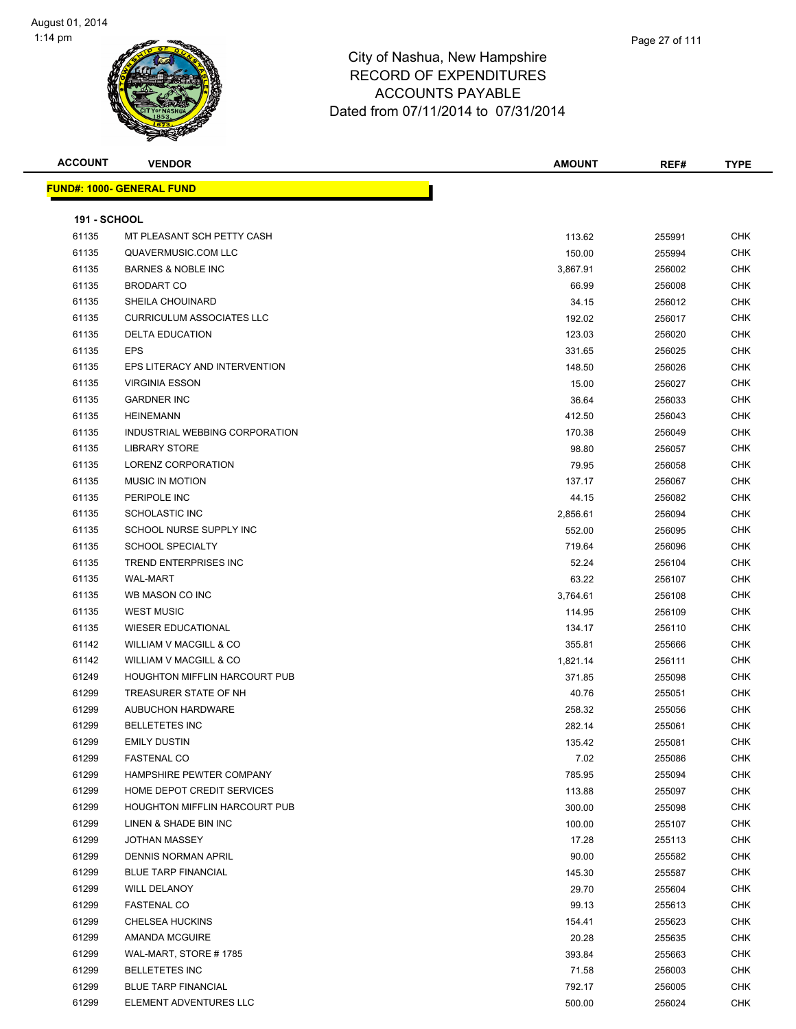# City of Nashua, New Hampshire
## RECORD OF EXPENDITURES
## ACCOUNTS PAYABLE
## Dated from 07/11/2014 to 07/31/2014

August 01, 2014
1:14 pm

| ACCOUNT | VENDOR | AMOUNT | REF# | TYPE |
|---|---|---|---|---|

**FUND#: 1000- GENERAL FUND**

**191 - SCHOOL**

| ACCOUNT | VENDOR | AMOUNT | REF# | TYPE |
|---|---|---|---|---|
| 61135 | MT PLEASANT SCH PETTY CASH | 113.62 | 255991 | CHK |
| 61135 | QUAVERMUSIC.COM LLC | 150.00 | 255994 | CHK |
| 61135 | BARNES & NOBLE INC | 3,867.91 | 256002 | CHK |
| 61135 | BRODART CO | 66.99 | 256008 | CHK |
| 61135 | SHEILA CHOUINARD | 34.15 | 256012 | CHK |
| 61135 | CURRICULUM ASSOCIATES LLC | 192.02 | 256017 | CHK |
| 61135 | DELTA EDUCATION | 123.03 | 256020 | CHK |
| 61135 | EPS | 331.65 | 256025 | CHK |
| 61135 | EPS LITERACY AND INTERVENTION | 148.50 | 256026 | CHK |
| 61135 | VIRGINIA ESSON | 15.00 | 256027 | CHK |
| 61135 | GARDNER INC | 36.64 | 256033 | CHK |
| 61135 | HEINEMANN | 412.50 | 256043 | CHK |
| 61135 | INDUSTRIAL WEBBING CORPORATION | 170.38 | 256049 | CHK |
| 61135 | LIBRARY STORE | 98.80 | 256057 | CHK |
| 61135 | LORENZ CORPORATION | 79.95 | 256058 | CHK |
| 61135 | MUSIC IN MOTION | 137.17 | 256067 | CHK |
| 61135 | PERIPOLE INC | 44.15 | 256082 | CHK |
| 61135 | SCHOLASTIC INC | 2,856.61 | 256094 | CHK |
| 61135 | SCHOOL NURSE SUPPLY INC | 552.00 | 256095 | CHK |
| 61135 | SCHOOL SPECIALTY | 719.64 | 256096 | CHK |
| 61135 | TREND ENTERPRISES INC | 52.24 | 256104 | CHK |
| 61135 | WAL-MART | 63.22 | 256107 | CHK |
| 61135 | WB MASON CO INC | 3,764.61 | 256108 | CHK |
| 61135 | WEST MUSIC | 114.95 | 256109 | CHK |
| 61135 | WIESER EDUCATIONAL | 134.17 | 256110 | CHK |
| 61142 | WILLIAM V MACGILL & CO | 355.81 | 255666 | CHK |
| 61142 | WILLIAM V MACGILL & CO | 1,821.14 | 256111 | CHK |
| 61249 | HOUGHTON MIFFLIN HARCOURT PUB | 371.85 | 255098 | CHK |
| 61299 | TREASURER STATE OF NH | 40.76 | 255051 | CHK |
| 61299 | AUBUCHON HARDWARE | 258.32 | 255056 | CHK |
| 61299 | BELLETETES INC | 282.14 | 255061 | CHK |
| 61299 | EMILY DUSTIN | 135.42 | 255081 | CHK |
| 61299 | FASTENAL CO | 7.02 | 255086 | CHK |
| 61299 | HAMPSHIRE PEWTER COMPANY | 785.95 | 255094 | CHK |
| 61299 | HOME DEPOT CREDIT SERVICES | 113.88 | 255097 | CHK |
| 61299 | HOUGHTON MIFFLIN HARCOURT PUB | 300.00 | 255098 | CHK |
| 61299 | LINEN & SHADE BIN INC | 100.00 | 255107 | CHK |
| 61299 | JOTHAN MASSEY | 17.28 | 255113 | CHK |
| 61299 | DENNIS NORMAN APRIL | 90.00 | 255582 | CHK |
| 61299 | BLUE TARP FINANCIAL | 145.30 | 255587 | CHK |
| 61299 | WILL DELANOY | 29.70 | 255604 | CHK |
| 61299 | FASTENAL CO | 99.13 | 255613 | CHK |
| 61299 | CHELSEA HUCKINS | 154.41 | 255623 | CHK |
| 61299 | AMANDA MCGUIRE | 20.28 | 255635 | CHK |
| 61299 | WAL-MART, STORE # 1785 | 393.84 | 255663 | CHK |
| 61299 | BELLETETES INC | 71.58 | 256003 | CHK |
| 61299 | BLUE TARP FINANCIAL | 792.17 | 256005 | CHK |
| 61299 | ELEMENT ADVENTURES LLC | 500.00 | 256024 | CHK |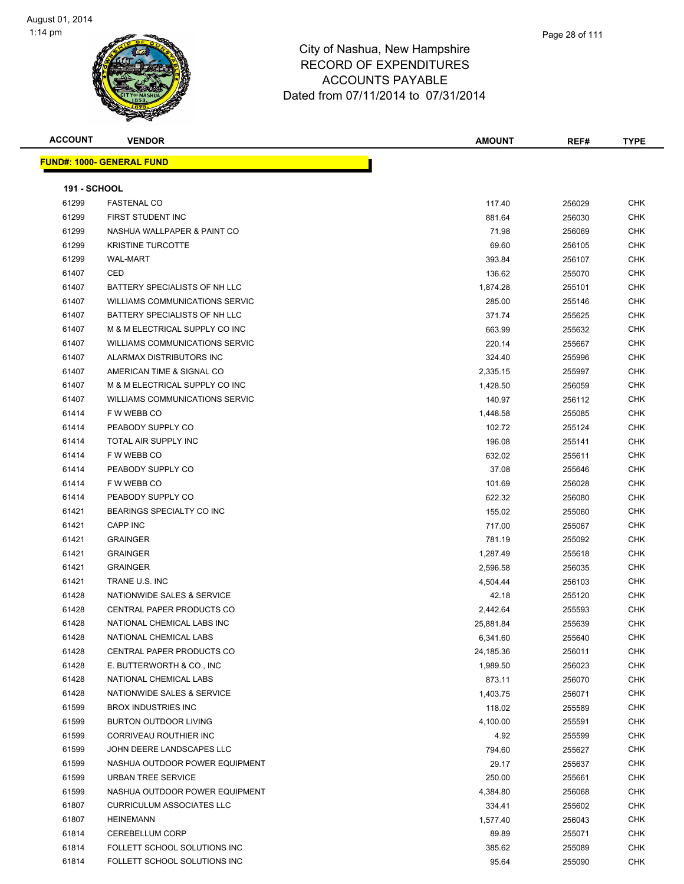# City of Nashua, New Hampshire
## RECORD OF EXPENDITURES
## ACCOUNTS PAYABLE
### Dated from 07/11/2014 to 07/31/2014

August 01, 2014
1:14 pm

**FUND#: 1000- GENERAL FUND**

**191 - SCHOOL**

| ACCOUNT | VENDOR | AMOUNT | REF# | TYPE |
|---|---|---|---|---|
| 61299 | FASTENAL CO | 117.40 | 256029 | CHK |
| 61299 | FIRST STUDENT INC | 881.64 | 256030 | CHK |
| 61299 | NASHUA WALLPAPER & PAINT CO | 71.98 | 256069 | CHK |
| 61299 | KRISTINE TURCOTTE | 69.60 | 256105 | CHK |
| 61299 | WAL-MART | 393.84 | 256107 | CHK |
| 61407 | CED | 136.62 | 255070 | CHK |
| 61407 | BATTERY SPECIALISTS OF NH LLC | 1,874.28 | 255101 | CHK |
| 61407 | WILLIAMS COMMUNICATIONS SERVIC | 285.00 | 255146 | CHK |
| 61407 | BATTERY SPECIALISTS OF NH LLC | 371.74 | 255625 | CHK |
| 61407 | M & M ELECTRICAL SUPPLY CO INC | 663.99 | 255632 | CHK |
| 61407 | WILLIAMS COMMUNICATIONS SERVIC | 220.14 | 255667 | CHK |
| 61407 | ALARMAX DISTRIBUTORS INC | 324.40 | 255996 | CHK |
| 61407 | AMERICAN TIME & SIGNAL CO | 2,335.15 | 255997 | CHK |
| 61407 | M & M ELECTRICAL SUPPLY CO INC | 1,428.50 | 256059 | CHK |
| 61407 | WILLIAMS COMMUNICATIONS SERVIC | 140.97 | 256112 | CHK |
| 61414 | F W WEBB CO | 1,448.58 | 255085 | CHK |
| 61414 | PEABODY SUPPLY CO | 102.72 | 255124 | CHK |
| 61414 | TOTAL AIR SUPPLY INC | 196.08 | 255141 | CHK |
| 61414 | F W WEBB CO | 632.02 | 255611 | CHK |
| 61414 | PEABODY SUPPLY CO | 37.08 | 255646 | CHK |
| 61414 | F W WEBB CO | 101.69 | 256028 | CHK |
| 61414 | PEABODY SUPPLY CO | 622.32 | 256080 | CHK |
| 61421 | BEARINGS SPECIALTY CO INC | 155.02 | 255060 | CHK |
| 61421 | CAPP INC | 717.00 | 255067 | CHK |
| 61421 | GRAINGER | 781.19 | 255092 | CHK |
| 61421 | GRAINGER | 1,287.49 | 255618 | CHK |
| 61421 | GRAINGER | 2,596.58 | 256035 | CHK |
| 61421 | TRANE U.S. INC | 4,504.44 | 256103 | CHK |
| 61428 | NATIONWIDE SALES & SERVICE | 42.18 | 255120 | CHK |
| 61428 | CENTRAL PAPER PRODUCTS CO | 2,442.64 | 255593 | CHK |
| 61428 | NATIONAL CHEMICAL LABS INC | 25,881.84 | 255639 | CHK |
| 61428 | NATIONAL CHEMICAL LABS | 6,341.60 | 255640 | CHK |
| 61428 | CENTRAL PAPER PRODUCTS CO | 24,185.36 | 256011 | CHK |
| 61428 | E. BUTTERWORTH & CO., INC | 1,989.50 | 256023 | CHK |
| 61428 | NATIONAL CHEMICAL LABS | 873.11 | 256070 | CHK |
| 61428 | NATIONWIDE SALES & SERVICE | 1,403.75 | 256071 | CHK |
| 61599 | BROX INDUSTRIES INC | 118.02 | 255589 | CHK |
| 61599 | BURTON OUTDOOR LIVING | 4,100.00 | 255591 | CHK |
| 61599 | CORRIVEAU ROUTHIER INC | 4.92 | 255599 | CHK |
| 61599 | JOHN DEERE LANDSCAPES LLC | 794.60 | 255627 | CHK |
| 61599 | NASHUA OUTDOOR POWER EQUIPMENT | 29.17 | 255637 | CHK |
| 61599 | URBAN TREE SERVICE | 250.00 | 255661 | CHK |
| 61599 | NASHUA OUTDOOR POWER EQUIPMENT | 4,384.80 | 256068 | CHK |
| 61807 | CURRICULUM ASSOCIATES LLC | 334.41 | 255602 | CHK |
| 61807 | HEINEMANN | 1,577.40 | 256043 | CHK |
| 61814 | CEREBELLUM CORP | 89.89 | 255071 | CHK |
| 61814 | FOLLETT SCHOOL SOLUTIONS INC | 385.62 | 255089 | CHK |
| 61814 | FOLLETT SCHOOL SOLUTIONS INC | 95.64 | 255090 | CHK |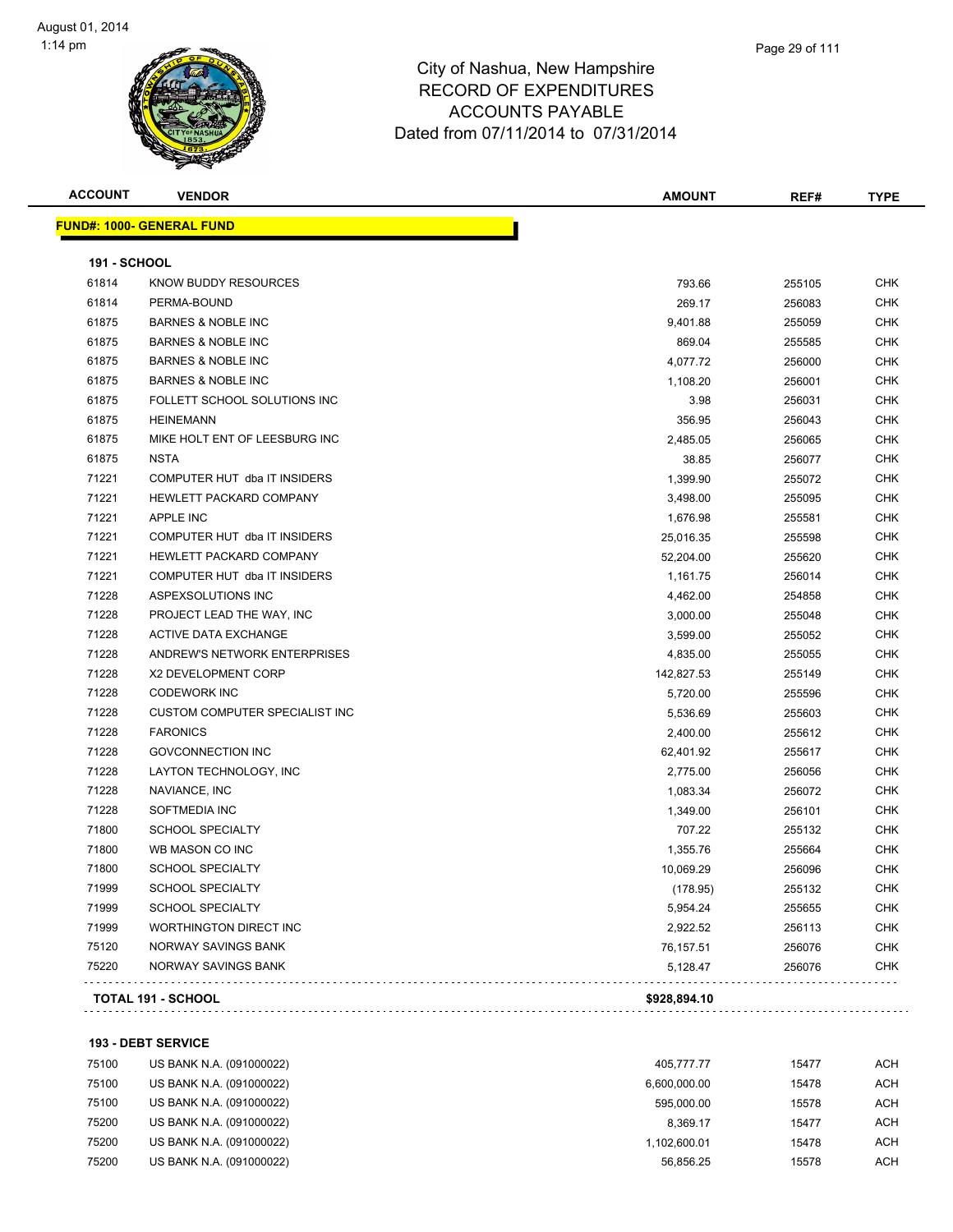# City of Nashua, New Hampshire
# RECORD OF EXPENDITURES
# ACCOUNTS PAYABLE
# Dated from 07/11/2014 to 07/31/2014

| ACCOUNT | VENDOR | AMOUNT | REF# | TYPE |
|---|---|---|---|---|
| **FUND#: 1000- GENERAL FUND** | | | | |
| **191 - SCHOOL** | | | | |
| 61814 | KNOW BUDDY RESOURCES | 793.66 | 255105 | CHK |
| 61814 | PERMA-BOUND | 269.17 | 256083 | CHK |
| 61875 | BARNES & NOBLE INC | 9,401.88 | 255059 | CHK |
| 61875 | BARNES & NOBLE INC | 869.04 | 255585 | CHK |
| 61875 | BARNES & NOBLE INC | 4,077.72 | 256000 | CHK |
| 61875 | BARNES & NOBLE INC | 1,108.20 | 256001 | CHK |
| 61875 | FOLLETT SCHOOL SOLUTIONS INC | 3.98 | 256031 | CHK |
| 61875 | HEINEMANN | 356.95 | 256043 | CHK |
| 61875 | MIKE HOLT ENT OF LEESBURG INC | 2,485.05 | 256065 | CHK |
| 61875 | NSTA | 38.85 | 256077 | CHK |
| 71221 | COMPUTER HUT dba IT INSIDERS | 1,399.90 | 255072 | CHK |
| 71221 | HEWLETT PACKARD COMPANY | 3,498.00 | 255095 | CHK |
| 71221 | APPLE INC | 1,676.98 | 255581 | CHK |
| 71221 | COMPUTER HUT dba IT INSIDERS | 25,016.35 | 255598 | CHK |
| 71221 | HEWLETT PACKARD COMPANY | 52,204.00 | 255620 | CHK |
| 71221 | COMPUTER HUT dba IT INSIDERS | 1,161.75 | 256014 | CHK |
| 71228 | ASPEXSOLUTIONS INC | 4,462.00 | 254858 | CHK |
| 71228 | PROJECT LEAD THE WAY, INC | 3,000.00 | 255048 | CHK |
| 71228 | ACTIVE DATA EXCHANGE | 3,599.00 | 255052 | CHK |
| 71228 | ANDREW'S NETWORK ENTERPRISES | 4,835.00 | 255055 | CHK |
| 71228 | X2 DEVELOPMENT CORP | 142,827.53 | 255149 | CHK |
| 71228 | CODEWORK INC | 5,720.00 | 255596 | CHK |
| 71228 | CUSTOM COMPUTER SPECIALIST INC | 5,536.69 | 255603 | CHK |
| 71228 | FARONICS | 2,400.00 | 255612 | CHK |
| 71228 | GOVCONNECTION INC | 62,401.92 | 255617 | CHK |
| 71228 | LAYTON TECHNOLOGY, INC | 2,775.00 | 256056 | CHK |
| 71228 | NAVIANCE, INC | 1,083.34 | 256072 | CHK |
| 71228 | SOFTMEDIA INC | 1,349.00 | 256101 | CHK |
| 71800 | SCHOOL SPECIALTY | 707.22 | 255132 | CHK |
| 71800 | WB MASON CO INC | 1,355.76 | 255664 | CHK |
| 71800 | SCHOOL SPECIALTY | 10,069.29 | 256096 | CHK |
| 71999 | SCHOOL SPECIALTY | (178.95) | 255132 | CHK |
| 71999 | SCHOOL SPECIALTY | 5,954.24 | 255655 | CHK |
| 71999 | WORTHINGTON DIRECT INC | 2,922.52 | 256113 | CHK |
| 75120 | NORWAY SAVINGS BANK | 76,157.51 | 256076 | CHK |
| 75220 | NORWAY SAVINGS BANK | 5,128.47 | 256076 | CHK |
| **TOTAL 191 - SCHOOL** | | **$928,894.10** | | |
| **193 - DEBT SERVICE** | | | | |
| 75100 | US BANK N.A. (091000022) | 405,777.77 | 15477 | ACH |
| 75100 | US BANK N.A. (091000022) | 6,600,000.00 | 15478 | ACH |
| 75100 | US BANK N.A. (091000022) | 595,000.00 | 15578 | ACH |
| 75200 | US BANK N.A. (091000022) | 8,369.17 | 15477 | ACH |
| 75200 | US BANK N.A. (091000022) | 1,102,600.01 | 15478 | ACH |
| 75200 | US BANK N.A. (091000022) | 56,856.25 | 15578 | ACH |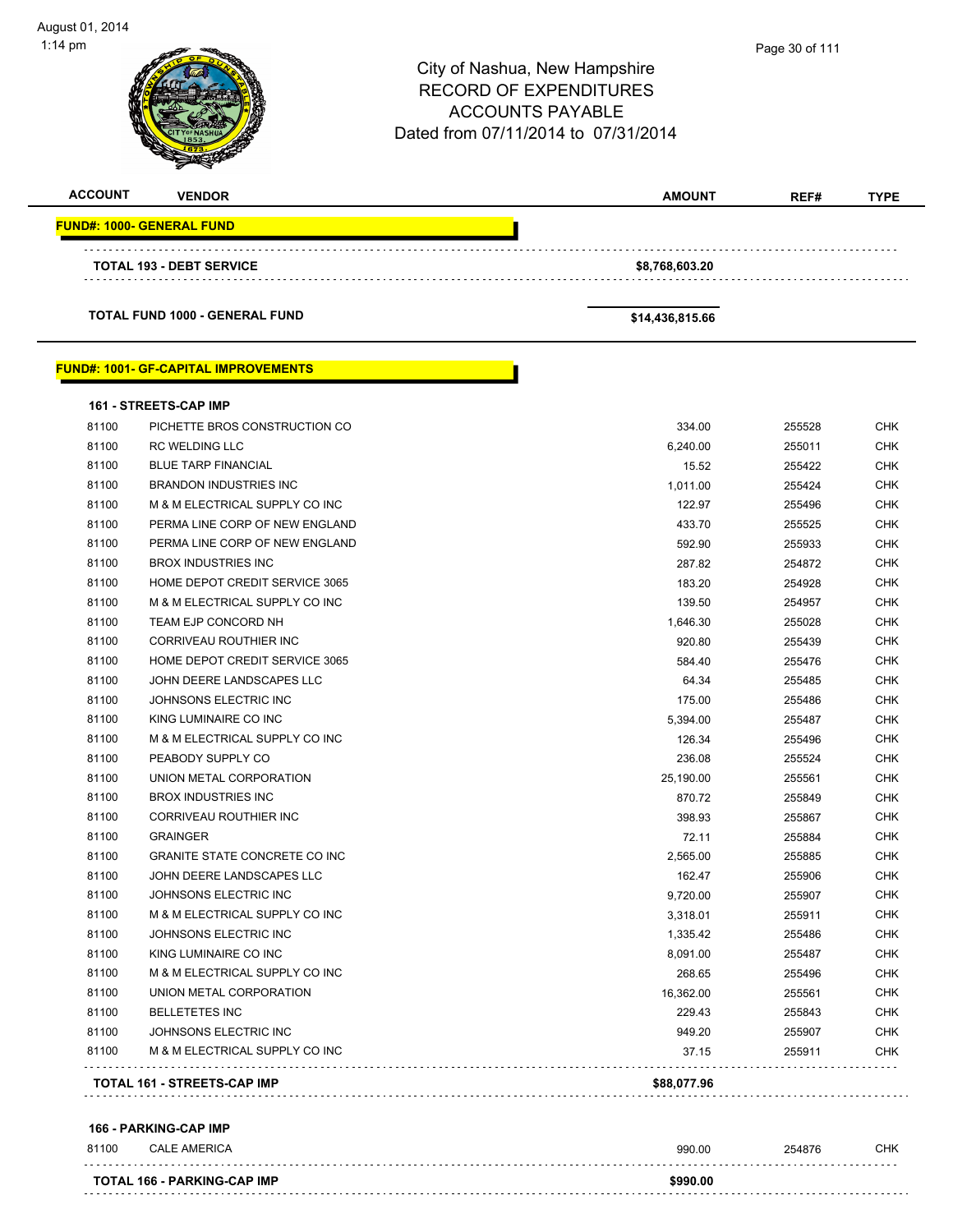City of Nashua, New Hampshire
RECORD OF EXPENDITURES
ACCOUNTS PAYABLE
Dated from 07/11/2014 to 07/31/2014

| ACCOUNT | VENDOR | AMOUNT | REF# | TYPE |
|---|---|---|---|---|
| **FUND#: 1000- GENERAL FUND** | | | | |
| | **TOTAL 193 - DEBT SERVICE** | **$8,768,603.20** | | |
| | **TOTAL FUND 1000 - GENERAL FUND** | **$14,436,815.66** | | |
| **FUND#: 1001- GF-CAPITAL IMPROVEMENTS** | | | | |
| **161 - STREETS-CAP IMP** | | | | |
| 81100 | PICHETTE BROS CONSTRUCTION CO | 334.00 | 255528 | CHK |
| 81100 | RC WELDING LLC | 6,240.00 | 255011 | CHK |
| 81100 | BLUE TARP FINANCIAL | 15.52 | 255422 | CHK |
| 81100 | BRANDON INDUSTRIES INC | 1,011.00 | 255424 | CHK |
| 81100 | M & M ELECTRICAL SUPPLY CO INC | 122.97 | 255496 | CHK |
| 81100 | PERMA LINE CORP OF NEW ENGLAND | 433.70 | 255525 | CHK |
| 81100 | PERMA LINE CORP OF NEW ENGLAND | 592.90 | 255933 | CHK |
| 81100 | BROX INDUSTRIES INC | 287.82 | 254872 | CHK |
| 81100 | HOME DEPOT CREDIT SERVICE 3065 | 183.20 | 254928 | CHK |
| 81100 | M & M ELECTRICAL SUPPLY CO INC | 139.50 | 254957 | CHK |
| 81100 | TEAM EJP CONCORD NH | 1,646.30 | 255028 | CHK |
| 81100 | CORRIVEAU ROUTHIER INC | 920.80 | 255439 | CHK |
| 81100 | HOME DEPOT CREDIT SERVICE 3065 | 584.40 | 255476 | CHK |
| 81100 | JOHN DEERE LANDSCAPES LLC | 64.34 | 255485 | CHK |
| 81100 | JOHNSONS ELECTRIC INC | 175.00 | 255486 | CHK |
| 81100 | KING LUMINAIRE CO INC | 5,394.00 | 255487 | CHK |
| 81100 | M & M ELECTRICAL SUPPLY CO INC | 126.34 | 255496 | CHK |
| 81100 | PEABODY SUPPLY CO | 236.08 | 255524 | CHK |
| 81100 | UNION METAL CORPORATION | 25,190.00 | 255561 | CHK |
| 81100 | BROX INDUSTRIES INC | 870.72 | 255849 | CHK |
| 81100 | CORRIVEAU ROUTHIER INC | 398.93 | 255867 | CHK |
| 81100 | GRAINGER | 72.11 | 255884 | CHK |
| 81100 | GRANITE STATE CONCRETE CO INC | 2,565.00 | 255885 | CHK |
| 81100 | JOHN DEERE LANDSCAPES LLC | 162.47 | 255906 | CHK |
| 81100 | JOHNSONS ELECTRIC INC | 9,720.00 | 255907 | CHK |
| 81100 | M & M ELECTRICAL SUPPLY CO INC | 3,318.01 | 255911 | CHK |
| 81100 | JOHNSONS ELECTRIC INC | 1,335.42 | 255486 | CHK |
| 81100 | KING LUMINAIRE CO INC | 8,091.00 | 255487 | CHK |
| 81100 | M & M ELECTRICAL SUPPLY CO INC | 268.65 | 255496 | CHK |
| 81100 | UNION METAL CORPORATION | 16,362.00 | 255561 | CHK |
| 81100 | BELLETETES INC | 229.43 | 255843 | CHK |
| 81100 | JOHNSONS ELECTRIC INC | 949.20 | 255907 | CHK |
| 81100 | M & M ELECTRICAL SUPPLY CO INC | 37.15 | 255911 | CHK |
| | **TOTAL 161 - STREETS-CAP IMP** | **$88,077.96** | | |
| **166 - PARKING-CAP IMP** | | | | |
| 81100 | CALE AMERICA | 990.00 | 254876 | CHK |
| | **TOTAL 166 - PARKING-CAP IMP** | **$990.00** | | |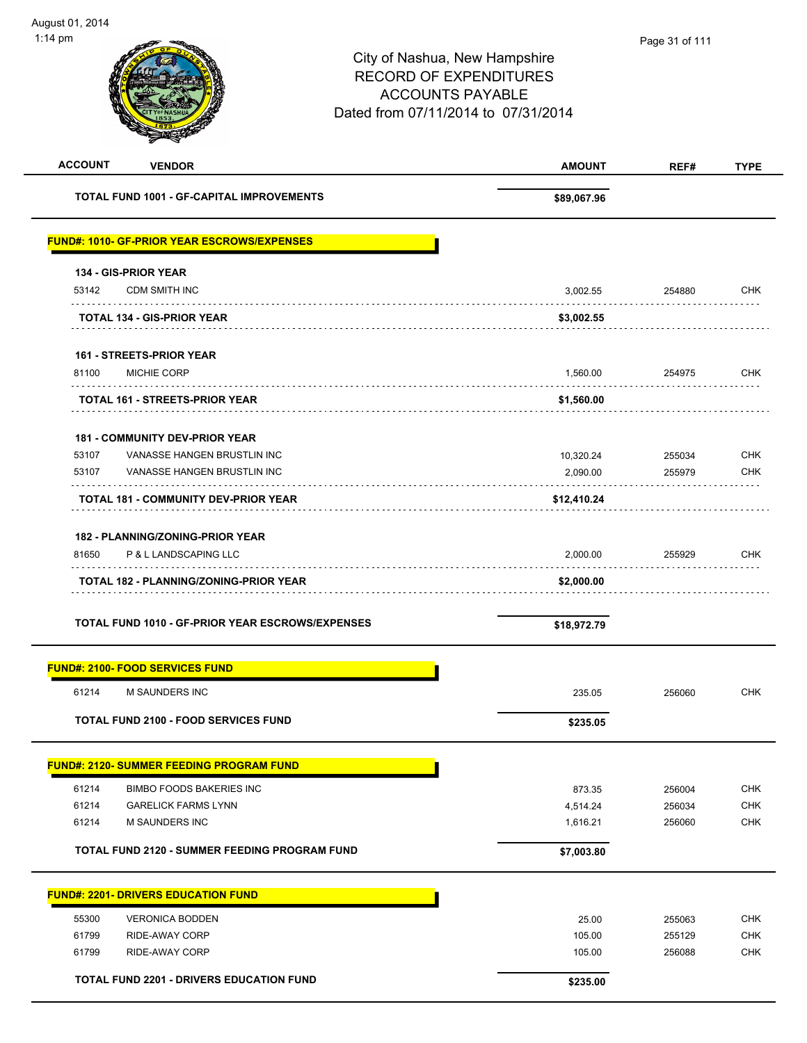# City of Nashua, New Hampshire
## RECORD OF EXPENDITURES
## ACCOUNTS PAYABLE
Dated from 07/11/2014 to 07/31/2014

| ACCOUNT | VENDOR | AMOUNT | REF# | TYPE |
|---|---|---|---|---|
| | **TOTAL FUND 1001 - GF-CAPITAL IMPROVEMENTS** | **$89,067.96** | | |
| | **FUND#: 1010- GF-PRIOR YEAR ESCROWS/EXPENSES** | | | |
| | **134 - GIS-PRIOR YEAR** | | | |
| 53142 | CDM SMITH INC | 3,002.55 | 254880 | CHK |
| | **TOTAL 134 - GIS-PRIOR YEAR** | **$3,002.55** | | |
| | **161 - STREETS-PRIOR YEAR** | | | |
| 81100 | MICHIE CORP | 1,560.00 | 254975 | CHK |
| | **TOTAL 161 - STREETS-PRIOR YEAR** | **$1,560.00** | | |
| | **181 - COMMUNITY DEV-PRIOR YEAR** | | | |
| 53107 | VANASSE HANGEN BRUSTLIN INC | 10,320.24 | 255034 | CHK |
| 53107 | VANASSE HANGEN BRUSTLIN INC | 2,090.00 | 255979 | CHK |
| | **TOTAL 181 - COMMUNITY DEV-PRIOR YEAR** | **$12,410.24** | | |
| | **182 - PLANNING/ZONING-PRIOR YEAR** | | | |
| 81650 | P & L LANDSCAPING LLC | 2,000.00 | 255929 | CHK |
| | **TOTAL 182 - PLANNING/ZONING-PRIOR YEAR** | **$2,000.00** | | |
| | **TOTAL FUND 1010 - GF-PRIOR YEAR ESCROWS/EXPENSES** | **$18,972.79** | | |
| | **FUND#: 2100- FOOD SERVICES FUND** | | | |
| 61214 | M SAUNDERS INC | 235.05 | 256060 | CHK |
| | **TOTAL FUND 2100 - FOOD SERVICES FUND** | **$235.05** | | |
| | **FUND#: 2120- SUMMER FEEDING PROGRAM FUND** | | | |
| 61214 | BIMBO FOODS BAKERIES INC | 873.35 | 256004 | CHK |
| 61214 | GARELICK FARMS LYNN | 4,514.24 | 256034 | CHK |
| 61214 | M SAUNDERS INC | 1,616.21 | 256060 | CHK |
| | **TOTAL FUND 2120 - SUMMER FEEDING PROGRAM FUND** | **$7,003.80** | | |
| | **FUND#: 2201- DRIVERS EDUCATION FUND** | | | |
| 55300 | VERONICA BODDEN | 25.00 | 255063 | CHK |
| 61799 | RIDE-AWAY CORP | 105.00 | 255129 | CHK |
| 61799 | RIDE-AWAY CORP | 105.00 | 256088 | CHK |
| | **TOTAL FUND 2201 - DRIVERS EDUCATION FUND** | **$235.00** | | |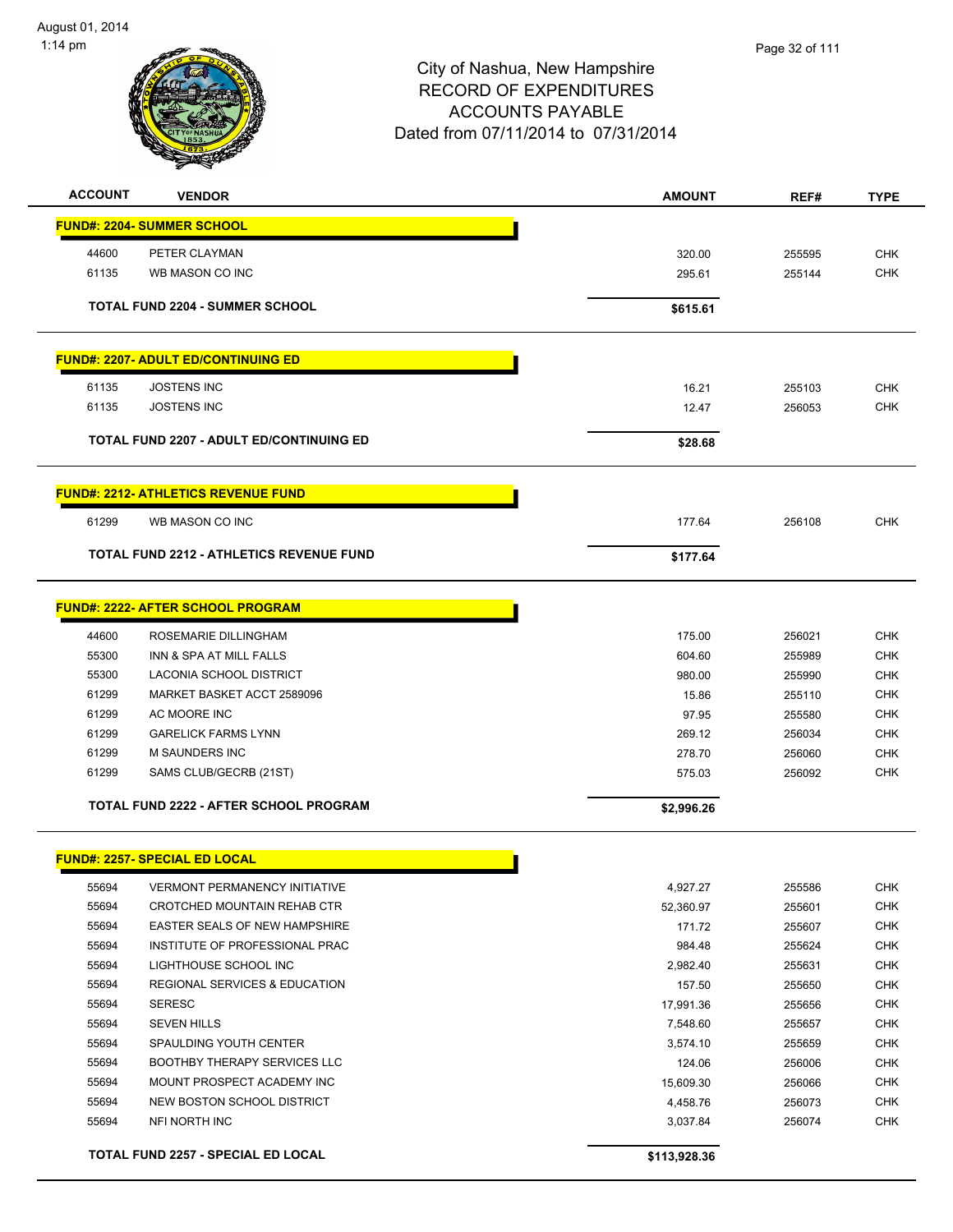City of Nashua, New Hampshire
RECORD OF EXPENDITURES
ACCOUNTS PAYABLE
Dated from 07/11/2014 to 07/31/2014

August 01, 2014
1:14 pm

| ACCOUNT | VENDOR | AMOUNT | REF# | TYPE |
|---|---|---|---|---|
| **FUND#: 2204- SUMMER SCHOOL** | | | | |
| 44600 | PETER CLAYMAN | 320.00 | 255595 | CHK |
| 61135 | WB MASON CO INC | 295.61 | 255144 | CHK |
| | **TOTAL FUND 2204 - SUMMER SCHOOL** | **$615.61** | | |
| **FUND#: 2207- ADULT ED/CONTINUING ED** | | | | |
| 61135 | JOSTENS INC | 16.21 | 255103 | CHK |
| 61135 | JOSTENS INC | 12.47 | 256053 | CHK |
| | **TOTAL FUND 2207 - ADULT ED/CONTINUING ED** | **$28.68** | | |
| **FUND#: 2212- ATHLETICS REVENUE FUND** | | | | |
| 61299 | WB MASON CO INC | 177.64 | 256108 | CHK |
| | **TOTAL FUND 2212 - ATHLETICS REVENUE FUND** | **$177.64** | | |
| **FUND#: 2222- AFTER SCHOOL PROGRAM** | | | | |
| 44600 | ROSEMARIE DILLINGHAM | 175.00 | 256021 | CHK |
| 55300 | INN & SPA AT MILL FALLS | 604.60 | 255989 | CHK |
| 55300 | LACONIA SCHOOL DISTRICT | 980.00 | 255990 | CHK |
| 61299 | MARKET BASKET ACCT 2589096 | 15.86 | 255110 | CHK |
| 61299 | AC MOORE INC | 97.95 | 255580 | CHK |
| 61299 | GARELICK FARMS LYNN | 269.12 | 256034 | CHK |
| 61299 | M SAUNDERS INC | 278.70 | 256060 | CHK |
| 61299 | SAMS CLUB/GECRB (21ST) | 575.03 | 256092 | CHK |
| | **TOTAL FUND 2222 - AFTER SCHOOL PROGRAM** | **$2,996.26** | | |
| **FUND#: 2257- SPECIAL ED LOCAL** | | | | |
| 55694 | VERMONT PERMANENCY INITIATIVE | 4,927.27 | 255586 | CHK |
| 55694 | CROTCHED MOUNTAIN REHAB CTR | 52,360.97 | 255601 | CHK |
| 55694 | EASTER SEALS OF NEW HAMPSHIRE | 171.72 | 255607 | CHK |
| 55694 | INSTITUTE OF PROFESSIONAL PRAC | 984.48 | 255624 | CHK |
| 55694 | LIGHTHOUSE SCHOOL INC | 2,982.40 | 255631 | CHK |
| 55694 | REGIONAL SERVICES & EDUCATION | 157.50 | 255650 | CHK |
| 55694 | SERESC | 17,991.36 | 255656 | CHK |
| 55694 | SEVEN HILLS | 7,548.60 | 255657 | CHK |
| 55694 | SPAULDING YOUTH CENTER | 3,574.10 | 255659 | CHK |
| 55694 | BOOTHBY THERAPY SERVICES LLC | 124.06 | 256006 | CHK |
| 55694 | MOUNT PROSPECT ACADEMY INC | 15,609.30 | 256066 | CHK |
| 55694 | NEW BOSTON SCHOOL DISTRICT | 4,458.76 | 256073 | CHK |
| 55694 | NFI NORTH INC | 3,037.84 | 256074 | CHK |
| | **TOTAL FUND 2257 - SPECIAL ED LOCAL** | **$113,928.36** | | |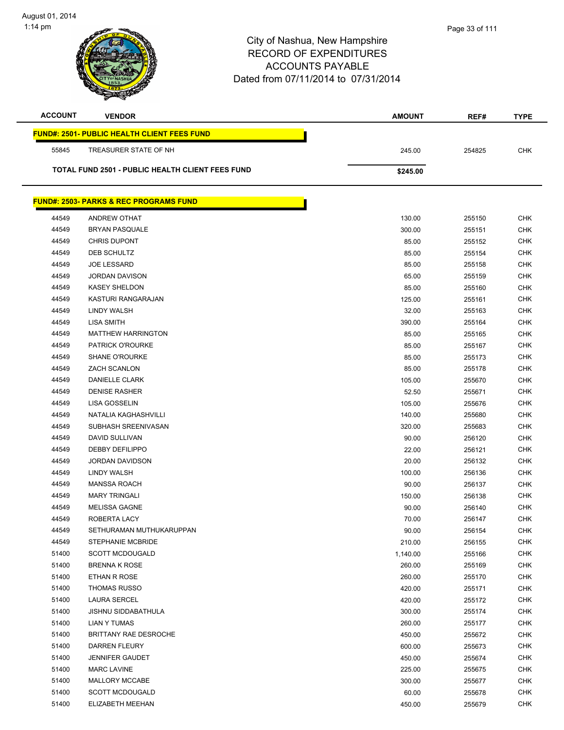August 01, 2014
1:14 pm

# City of Nashua, New Hampshire
## RECORD OF EXPENDITURES
## ACCOUNTS PAYABLE
## Dated from 07/11/2014 to 07/31/2014

| ACCOUNT | VENDOR | AMOUNT | REF# | TYPE |
|---|---|---|---|---|
| **FUND#: 2501- PUBLIC HEALTH CLIENT FEES FUND** | | | | |
| 55845 | TREASURER STATE OF NH | 245.00 | 254825 | CHK |
| **TOTAL FUND 2501 - PUBLIC HEALTH CLIENT FEES FUND** | | **$245.00** | | |

| ACCOUNT | VENDOR | AMOUNT | REF# | TYPE |
|---|---|---|---|---|
| **FUND#: 2503- PARKS & REC PROGRAMS FUND** | | | | |
| 44549 | ANDREW OTHAT | 130.00 | 255150 | CHK |
| 44549 | BRYAN PASQUALE | 300.00 | 255151 | CHK |
| 44549 | CHRIS DUPONT | 85.00 | 255152 | CHK |
| 44549 | DEB SCHULTZ | 85.00 | 255154 | CHK |
| 44549 | JOE LESSARD | 85.00 | 255158 | CHK |
| 44549 | JORDAN DAVISON | 65.00 | 255159 | CHK |
| 44549 | KASEY SHELDON | 85.00 | 255160 | CHK |
| 44549 | KASTURI RANGARAJAN | 125.00 | 255161 | CHK |
| 44549 | LINDY WALSH | 32.00 | 255163 | CHK |
| 44549 | LISA SMITH | 390.00 | 255164 | CHK |
| 44549 | MATTHEW HARRINGTON | 85.00 | 255165 | CHK |
| 44549 | PATRICK O'ROURKE | 85.00 | 255167 | CHK |
| 44549 | SHANE O'ROURKE | 85.00 | 255173 | CHK |
| 44549 | ZACH SCANLON | 85.00 | 255178 | CHK |
| 44549 | DANIELLE CLARK | 105.00 | 255670 | CHK |
| 44549 | DENISE RASHER | 52.50 | 255671 | CHK |
| 44549 | LISA GOSSELIN | 105.00 | 255676 | CHK |
| 44549 | NATALIA KAGHASHVILLI | 140.00 | 255680 | CHK |
| 44549 | SUBHASH SREENIVASAN | 320.00 | 255683 | CHK |
| 44549 | DAVID SULLIVAN | 90.00 | 256120 | CHK |
| 44549 | DEBBY DEFILIPPO | 22.00 | 256121 | CHK |
| 44549 | JORDAN DAVIDSON | 20.00 | 256132 | CHK |
| 44549 | LINDY WALSH | 100.00 | 256136 | CHK |
| 44549 | MANSSA ROACH | 90.00 | 256137 | CHK |
| 44549 | MARY TRINGALI | 150.00 | 256138 | CHK |
| 44549 | MELISSA GAGNE | 90.00 | 256140 | CHK |
| 44549 | ROBERTA LACY | 70.00 | 256147 | CHK |
| 44549 | SETHURAMAN MUTHUKARUPPAN | 90.00 | 256154 | CHK |
| 44549 | STEPHANIE MCBRIDE | 210.00 | 256155 | CHK |
| 51400 | SCOTT MCDOUGALD | 1,140.00 | 255166 | CHK |
| 51400 | BRENNA K ROSE | 260.00 | 255169 | CHK |
| 51400 | ETHAN R ROSE | 260.00 | 255170 | CHK |
| 51400 | THOMAS RUSSO | 420.00 | 255171 | CHK |
| 51400 | LAURA SERCEL | 420.00 | 255172 | CHK |
| 51400 | JISHNU SIDDABATHULA | 300.00 | 255174 | CHK |
| 51400 | LIAN Y TUMAS | 260.00 | 255177 | CHK |
| 51400 | BRITTANY RAE DESROCHE | 450.00 | 255672 | CHK |
| 51400 | DARREN FLEURY | 600.00 | 255673 | CHK |
| 51400 | JENNIFER GAUDET | 450.00 | 255674 | CHK |
| 51400 | MARC LAVINE | 225.00 | 255675 | CHK |
| 51400 | MALLORY MCCABE | 300.00 | 255677 | CHK |
| 51400 | SCOTT MCDOUGALD | 60.00 | 255678 | CHK |
| 51400 | ELIZABETH MEEHAN | 450.00 | 255679 | CHK |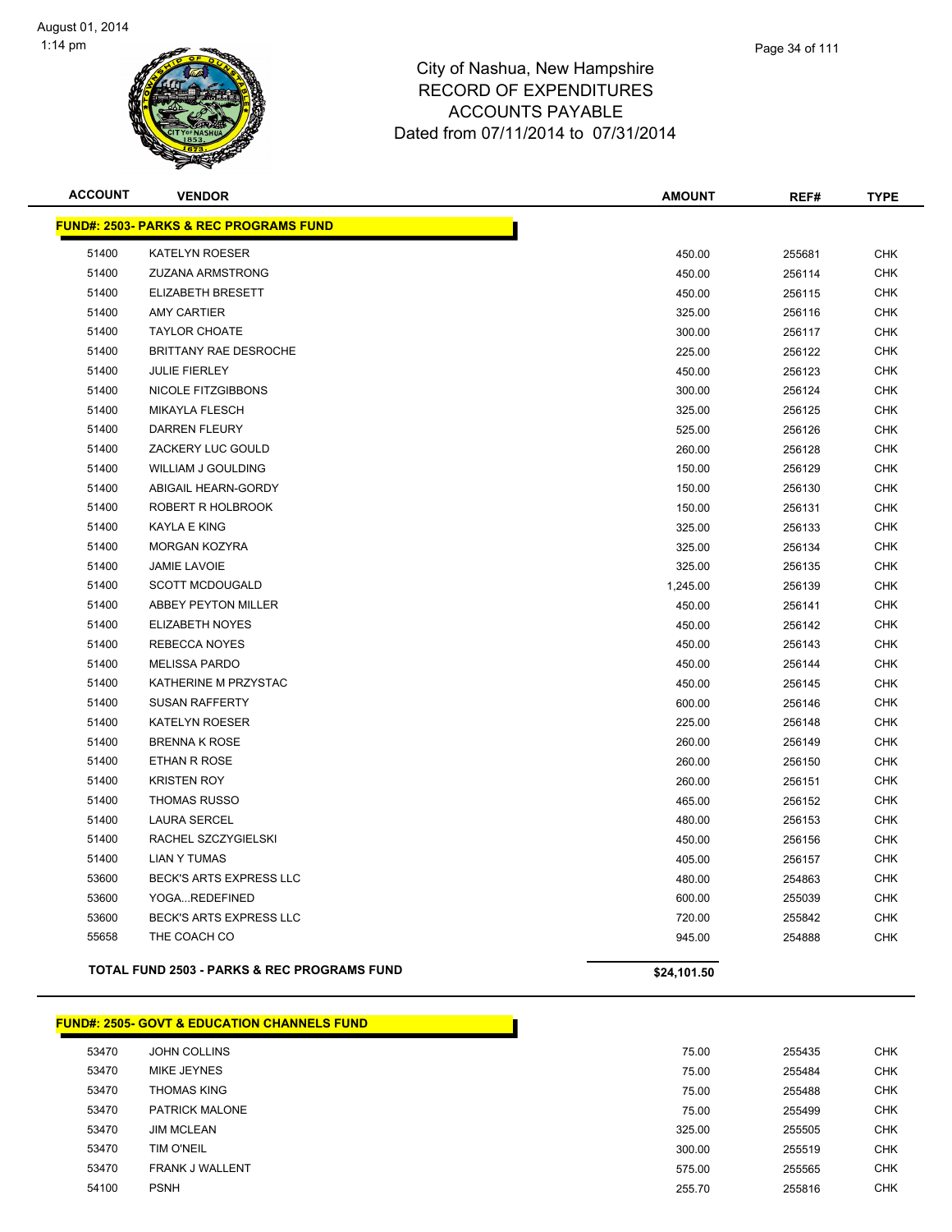City of Nashua, New Hampshire
RECORD OF EXPENDITURES
ACCOUNTS PAYABLE
Dated from 07/11/2014 to 07/31/2014

| ACCOUNT | VENDOR | AMOUNT | REF# | TYPE |
|---|---|---|---|---|
| **FUND#: 2503- PARKS & REC PROGRAMS FUND** | | | | |
| 51400 | KATELYN ROESER | 450.00 | 255681 | CHK |
| 51400 | ZUZANA ARMSTRONG | 450.00 | 256114 | CHK |
| 51400 | ELIZABETH BRESETT | 450.00 | 256115 | CHK |
| 51400 | AMY CARTIER | 325.00 | 256116 | CHK |
| 51400 | TAYLOR CHOATE | 300.00 | 256117 | CHK |
| 51400 | BRITTANY RAE DESROCHE | 225.00 | 256122 | CHK |
| 51400 | JULIE FIERLEY | 450.00 | 256123 | CHK |
| 51400 | NICOLE FITZGIBBONS | 300.00 | 256124 | CHK |
| 51400 | MIKAYLA FLESCH | 325.00 | 256125 | CHK |
| 51400 | DARREN FLEURY | 525.00 | 256126 | CHK |
| 51400 | ZACKERY LUC GOULD | 260.00 | 256128 | CHK |
| 51400 | WILLIAM J GOULDING | 150.00 | 256129 | CHK |
| 51400 | ABIGAIL HEARN-GORDY | 150.00 | 256130 | CHK |
| 51400 | ROBERT R HOLBROOK | 150.00 | 256131 | CHK |
| 51400 | KAYLA E KING | 325.00 | 256133 | CHK |
| 51400 | MORGAN KOZYRA | 325.00 | 256134 | CHK |
| 51400 | JAMIE LAVOIE | 325.00 | 256135 | CHK |
| 51400 | SCOTT MCDOUGALD | 1,245.00 | 256139 | CHK |
| 51400 | ABBEY PEYTON MILLER | 450.00 | 256141 | CHK |
| 51400 | ELIZABETH NOYES | 450.00 | 256142 | CHK |
| 51400 | REBECCA NOYES | 450.00 | 256143 | CHK |
| 51400 | MELISSA PARDO | 450.00 | 256144 | CHK |
| 51400 | KATHERINE M PRZYSTAC | 450.00 | 256145 | CHK |
| 51400 | SUSAN RAFFERTY | 600.00 | 256146 | CHK |
| 51400 | KATELYN ROESER | 225.00 | 256148 | CHK |
| 51400 | BRENNA K ROSE | 260.00 | 256149 | CHK |
| 51400 | ETHAN R ROSE | 260.00 | 256150 | CHK |
| 51400 | KRISTEN ROY | 260.00 | 256151 | CHK |
| 51400 | THOMAS RUSSO | 465.00 | 256152 | CHK |
| 51400 | LAURA SERCEL | 480.00 | 256153 | CHK |
| 51400 | RACHEL SZCZYGIELSKI | 450.00 | 256156 | CHK |
| 51400 | LIAN Y TUMAS | 405.00 | 256157 | CHK |
| 53600 | BECK'S ARTS EXPRESS LLC | 480.00 | 254863 | CHK |
| 53600 | YOGA...REDEFINED | 600.00 | 255039 | CHK |
| 53600 | BECK'S ARTS EXPRESS LLC | 720.00 | 255842 | CHK |
| 55658 | THE COACH CO | 945.00 | 254888 | CHK |
| **TOTAL FUND 2503 - PARKS & REC PROGRAMS FUND** | | **$24,101.50** | | |

| ACCOUNT | VENDOR | AMOUNT | REF# | TYPE |
|---|---|---|---|---|
| **FUND#: 2505- GOVT & EDUCATION CHANNELS FUND** | | | | |
| 53470 | JOHN COLLINS | 75.00 | 255435 | CHK |
| 53470 | MIKE JEYNES | 75.00 | 255484 | CHK |
| 53470 | THOMAS KING | 75.00 | 255488 | CHK |
| 53470 | PATRICK MALONE | 75.00 | 255499 | CHK |
| 53470 | JIM MCLEAN | 325.00 | 255505 | CHK |
| 53470 | TIM O'NEIL | 300.00 | 255519 | CHK |
| 53470 | FRANK J WALLENT | 575.00 | 255565 | CHK |
| 54100 | PSNH | 255.70 | 255816 | CHK |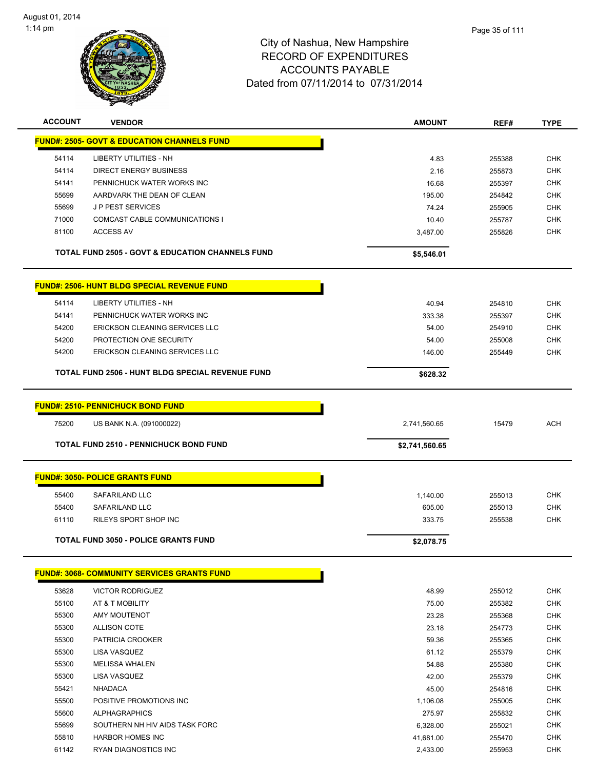# City of Nashua, New Hampshire
## RECORD OF EXPENDITURES
## ACCOUNTS PAYABLE
### Dated from 07/11/2014 to 07/31/2014

August 01, 2014
1:14 pm

| ACCOUNT | VENDOR | AMOUNT | REF# | TYPE |
|---|---|---|---|---|
| **FUND#: 2505- GOVT & EDUCATION CHANNELS FUND** | | | | |
| 54114 | LIBERTY UTILITIES - NH | 4.83 | 255388 | CHK |
| 54114 | DIRECT ENERGY BUSINESS | 2.16 | 255873 | CHK |
| 54141 | PENNICHUCK WATER WORKS INC | 16.68 | 255397 | CHK |
| 55699 | AARDVARK THE DEAN OF CLEAN | 195.00 | 254842 | CHK |
| 55699 | J P PEST SERVICES | 74.24 | 255905 | CHK |
| 71000 | COMCAST CABLE COMMUNICATIONS I | 10.40 | 255787 | CHK |
| 81100 | ACCESS AV | 3,487.00 | 255826 | CHK |
| | **TOTAL FUND 2505 - GOVT & EDUCATION CHANNELS FUND** | **$5,546.01** | | |
| **FUND#: 2506- HUNT BLDG SPECIAL REVENUE FUND** | | | | |
| 54114 | LIBERTY UTILITIES - NH | 40.94 | 254810 | CHK |
| 54141 | PENNICHUCK WATER WORKS INC | 333.38 | 255397 | CHK |
| 54200 | ERICKSON CLEANING SERVICES LLC | 54.00 | 254910 | CHK |
| 54200 | PROTECTION ONE SECURITY | 54.00 | 255008 | CHK |
| 54200 | ERICKSON CLEANING SERVICES LLC | 146.00 | 255449 | CHK |
| | **TOTAL FUND 2506 - HUNT BLDG SPECIAL REVENUE FUND** | **$628.32** | | |
| **FUND#: 2510- PENNICHUCK BOND FUND** | | | | |
| 75200 | US BANK N.A. (091000022) | 2,741,560.65 | 15479 | ACH |
| | **TOTAL FUND 2510 - PENNICHUCK BOND FUND** | **$2,741,560.65** | | |
| **FUND#: 3050- POLICE GRANTS FUND** | | | | |
| 55400 | SAFARILAND LLC | 1,140.00 | 255013 | CHK |
| 55400 | SAFARILAND LLC | 605.00 | 255013 | CHK |
| 61110 | RILEYS SPORT SHOP INC | 333.75 | 255538 | CHK |
| | **TOTAL FUND 3050 - POLICE GRANTS FUND** | **$2,078.75** | | |
| **FUND#: 3068- COMMUNITY SERVICES GRANTS FUND** | | | | |
| 53628 | VICTOR RODRIGUEZ | 48.99 | 255012 | CHK |
| 55100 | AT & T MOBILITY | 75.00 | 255382 | CHK |
| 55300 | AMY MOUTENOT | 23.28 | 255368 | CHK |
| 55300 | ALLISON COTE | 23.18 | 254773 | CHK |
| 55300 | PATRICIA CROOKER | 59.36 | 255365 | CHK |
| 55300 | LISA VASQUEZ | 61.12 | 255379 | CHK |
| 55300 | MELISSA WHALEN | 54.88 | 255380 | CHK |
| 55300 | LISA VASQUEZ | 42.00 | 255379 | CHK |
| 55421 | NHADACA | 45.00 | 254816 | CHK |
| 55500 | POSITIVE PROMOTIONS INC | 1,106.08 | 255005 | CHK |
| 55600 | ALPHAGRAPHICS | 275.97 | 255832 | CHK |
| 55699 | SOUTHERN NH HIV AIDS TASK FORC | 6,328.00 | 255021 | CHK |
| 55810 | HARBOR HOMES INC | 41,681.00 | 255470 | CHK |
| 61142 | RYAN DIAGNOSTICS INC | 2,433.00 | 255953 | CHK |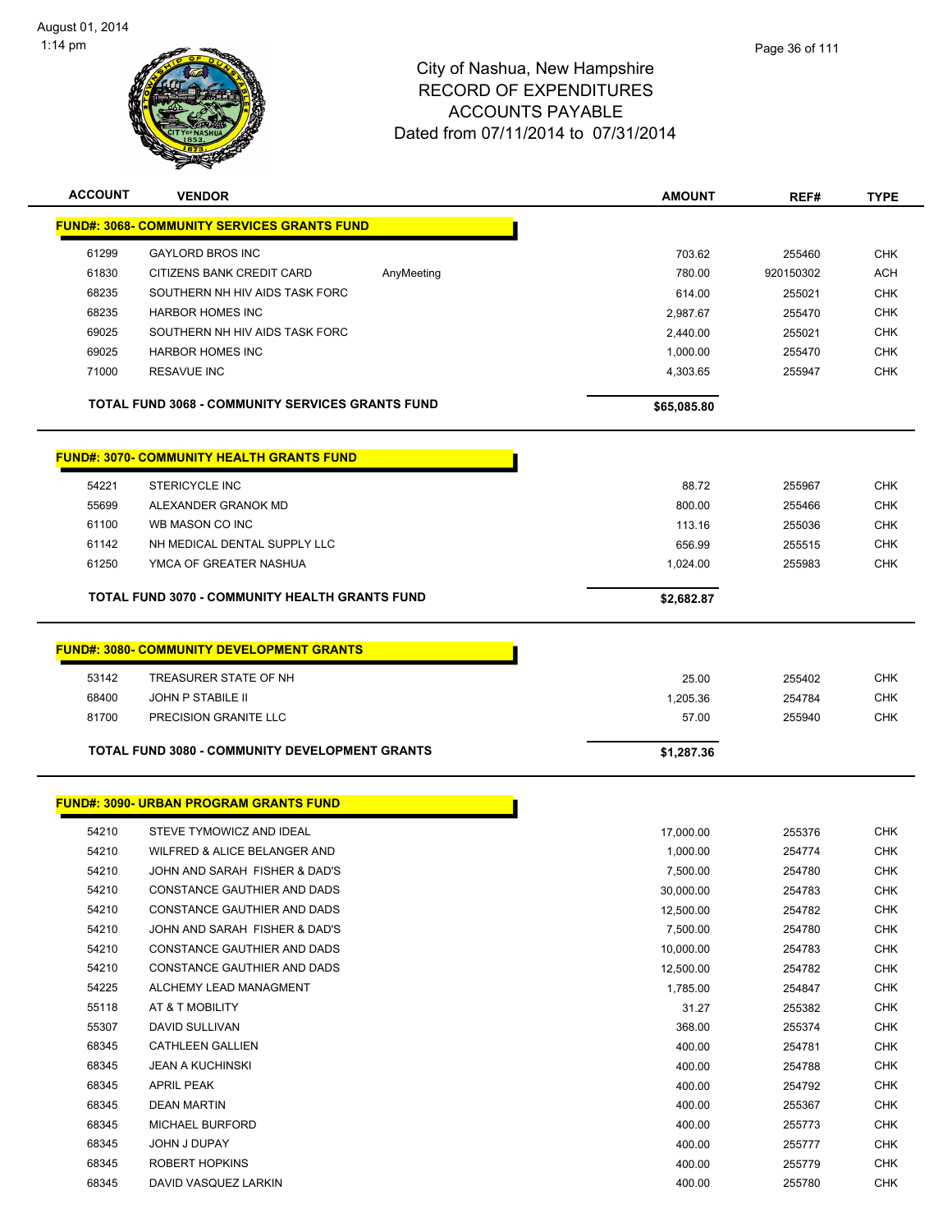City of Nashua, New Hampshire
RECORD OF EXPENDITURES
ACCOUNTS PAYABLE
Dated from 07/11/2014 to 07/31/2014

August 01, 2014
1:14 pm

| ACCOUNT | VENDOR | | AMOUNT | REF# | TYPE |
|---|---|---|---|---|---|
| **FUND#: 3068- COMMUNITY SERVICES GRANTS FUND** | | | | | |
| 61299 | GAYLORD BROS INC | | 703.62 | 255460 | CHK |
| 61830 | CITIZENS BANK CREDIT CARD | AnyMeeting | 780.00 | 920150302 | ACH |
| 68235 | SOUTHERN NH HIV AIDS TASK FORC | | 614.00 | 255021 | CHK |
| 68235 | HARBOR HOMES INC | | 2,987.67 | 255470 | CHK |
| 69025 | SOUTHERN NH HIV AIDS TASK FORC | | 2,440.00 | 255021 | CHK |
| 69025 | HARBOR HOMES INC | | 1,000.00 | 255470 | CHK |
| 71000 | RESAVUE INC | | 4,303.65 | 255947 | CHK |
| **TOTAL FUND 3068 - COMMUNITY SERVICES GRANTS FUND** | | | **$65,085.80** | | |
| **FUND#: 3070- COMMUNITY HEALTH GRANTS FUND** | | | | | |
| 54221 | STERICYCLE INC | | 88.72 | 255967 | CHK |
| 55699 | ALEXANDER GRANOK MD | | 800.00 | 255466 | CHK |
| 61100 | WB MASON CO INC | | 113.16 | 255036 | CHK |
| 61142 | NH MEDICAL DENTAL SUPPLY LLC | | 656.99 | 255515 | CHK |
| 61250 | YMCA OF GREATER NASHUA | | 1,024.00 | 255983 | CHK |
| **TOTAL FUND 3070 - COMMUNITY HEALTH GRANTS FUND** | | | **$2,682.87** | | |
| **FUND#: 3080- COMMUNITY DEVELOPMENT GRANTS** | | | | | |
| 53142 | TREASURER STATE OF NH | | 25.00 | 255402 | CHK |
| 68400 | JOHN P STABILE II | | 1,205.36 | 254784 | CHK |
| 81700 | PRECISION GRANITE LLC | | 57.00 | 255940 | CHK |
| **TOTAL FUND 3080 - COMMUNITY DEVELOPMENT GRANTS** | | | **$1,287.36** | | |
| **FUND#: 3090- URBAN PROGRAM GRANTS FUND** | | | | | |
| 54210 | STEVE TYMOWICZ AND IDEAL | | 17,000.00 | 255376 | CHK |
| 54210 | WILFRED & ALICE BELANGER AND | | 1,000.00 | 254774 | CHK |
| 54210 | JOHN AND SARAH FISHER & DAD'S | | 7,500.00 | 254780 | CHK |
| 54210 | CONSTANCE GAUTHIER AND DADS | | 30,000.00 | 254783 | CHK |
| 54210 | CONSTANCE GAUTHIER AND DADS | | 12,500.00 | 254782 | CHK |
| 54210 | JOHN AND SARAH FISHER & DAD'S | | 7,500.00 | 254780 | CHK |
| 54210 | CONSTANCE GAUTHIER AND DADS | | 10,000.00 | 254783 | CHK |
| 54210 | CONSTANCE GAUTHIER AND DADS | | 12,500.00 | 254782 | CHK |
| 54225 | ALCHEMY LEAD MANAGMENT | | 1,785.00 | 254847 | CHK |
| 55118 | AT & T MOBILITY | | 31.27 | 255382 | CHK |
| 55307 | DAVID SULLIVAN | | 368.00 | 255374 | CHK |
| 68345 | CATHLEEN GALLIEN | | 400.00 | 254781 | CHK |
| 68345 | JEAN A KUCHINSKI | | 400.00 | 254788 | CHK |
| 68345 | APRIL PEAK | | 400.00 | 254792 | CHK |
| 68345 | DEAN MARTIN | | 400.00 | 255367 | CHK |
| 68345 | MICHAEL BURFORD | | 400.00 | 255773 | CHK |
| 68345 | JOHN J DUPAY | | 400.00 | 255777 | CHK |
| 68345 | ROBERT HOPKINS | | 400.00 | 255779 | CHK |
| 68345 | DAVID VASQUEZ LARKIN | | 400.00 | 255780 | CHK |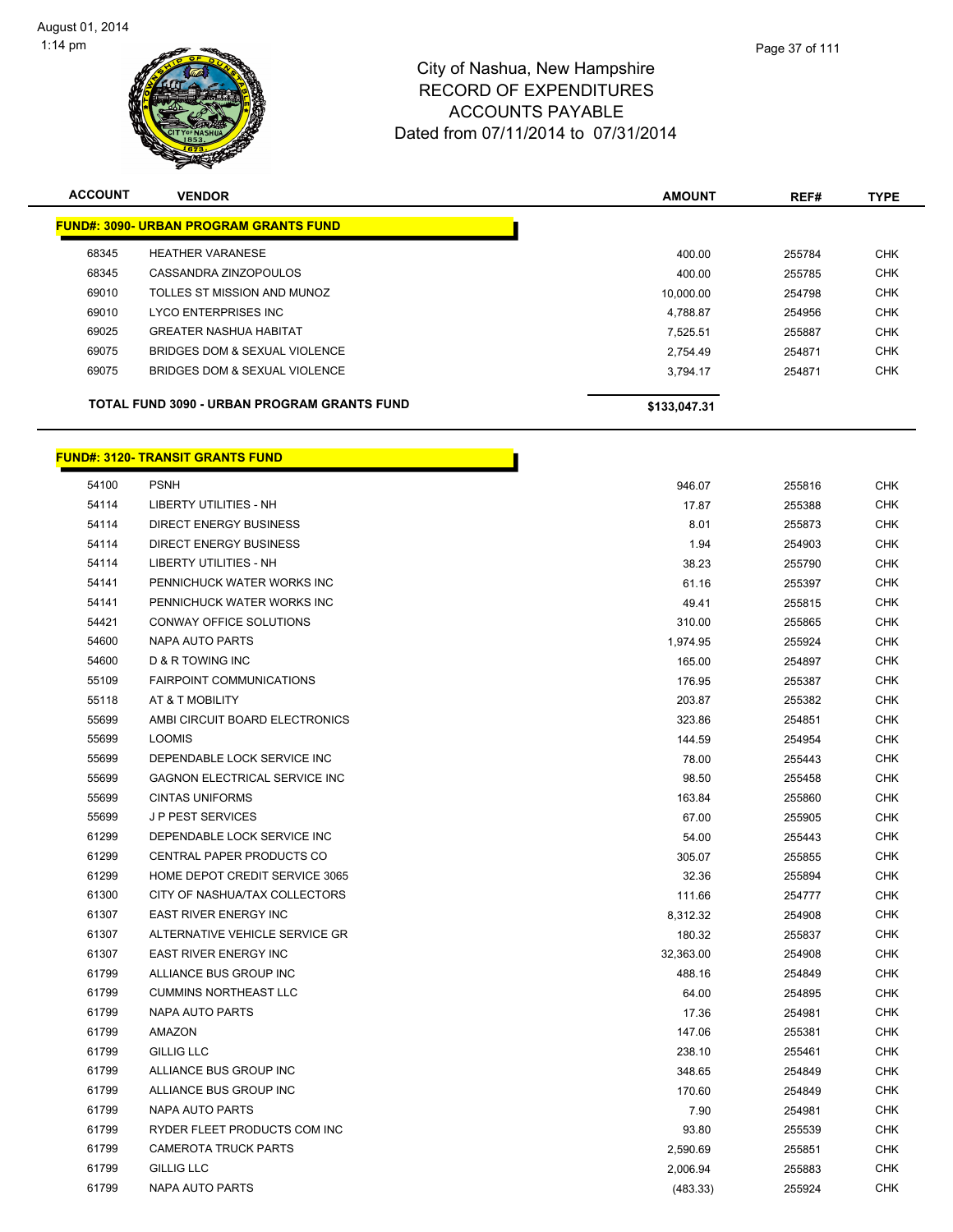City of Nashua, New Hampshire
RECORD OF EXPENDITURES
ACCOUNTS PAYABLE
Dated from 07/11/2014 to 07/31/2014

| ACCOUNT | VENDOR | AMOUNT | REF# | TYPE |
|---|---|---|---|---|
| **FUND#: 3090- URBAN PROGRAM GRANTS FUND** | | | | |
| 68345 | HEATHER VARANESE | 400.00 | 255784 | CHK |
| 68345 | CASSANDRA ZINZOPOULOS | 400.00 | 255785 | CHK |
| 69010 | TOLLES ST MISSION AND MUNOZ | 10,000.00 | 254798 | CHK |
| 69010 | LYCO ENTERPRISES INC | 4,788.87 | 254956 | CHK |
| 69025 | GREATER NASHUA HABITAT | 7,525.51 | 255887 | CHK |
| 69075 | BRIDGES DOM & SEXUAL VIOLENCE | 2,754.49 | 254871 | CHK |
| 69075 | BRIDGES DOM & SEXUAL VIOLENCE | 3,794.17 | 254871 | CHK |
| **TOTAL FUND 3090 - URBAN PROGRAM GRANTS FUND** | | **$133,047.31** | | |

| ACCOUNT | VENDOR | AMOUNT | REF# | TYPE |
|---|---|---|---|---|
| **FUND#: 3120- TRANSIT GRANTS FUND** | | | | |
| 54100 | PSNH | 946.07 | 255816 | CHK |
| 54114 | LIBERTY UTILITIES - NH | 17.87 | 255388 | CHK |
| 54114 | DIRECT ENERGY BUSINESS | 8.01 | 255873 | CHK |
| 54114 | DIRECT ENERGY BUSINESS | 1.94 | 254903 | CHK |
| 54114 | LIBERTY UTILITIES - NH | 38.23 | 255790 | CHK |
| 54141 | PENNICHUCK WATER WORKS INC | 61.16 | 255397 | CHK |
| 54141 | PENNICHUCK WATER WORKS INC | 49.41 | 255815 | CHK |
| 54421 | CONWAY OFFICE SOLUTIONS | 310.00 | 255865 | CHK |
| 54600 | NAPA AUTO PARTS | 1,974.95 | 255924 | CHK |
| 54600 | D & R TOWING INC | 165.00 | 254897 | CHK |
| 55109 | FAIRPOINT COMMUNICATIONS | 176.95 | 255387 | CHK |
| 55118 | AT & T MOBILITY | 203.87 | 255382 | CHK |
| 55699 | AMBI CIRCUIT BOARD ELECTRONICS | 323.86 | 254851 | CHK |
| 55699 | LOOMIS | 144.59 | 254954 | CHK |
| 55699 | DEPENDABLE LOCK SERVICE INC | 78.00 | 255443 | CHK |
| 55699 | GAGNON ELECTRICAL SERVICE INC | 98.50 | 255458 | CHK |
| 55699 | CINTAS UNIFORMS | 163.84 | 255860 | CHK |
| 55699 | J P PEST SERVICES | 67.00 | 255905 | CHK |
| 61299 | DEPENDABLE LOCK SERVICE INC | 54.00 | 255443 | CHK |
| 61299 | CENTRAL PAPER PRODUCTS CO | 305.07 | 255855 | CHK |
| 61299 | HOME DEPOT CREDIT SERVICE 3065 | 32.36 | 255894 | CHK |
| 61300 | CITY OF NASHUA/TAX COLLECTORS | 111.66 | 254777 | CHK |
| 61307 | EAST RIVER ENERGY INC | 8,312.32 | 254908 | CHK |
| 61307 | ALTERNATIVE VEHICLE SERVICE GR | 180.32 | 255837 | CHK |
| 61307 | EAST RIVER ENERGY INC | 32,363.00 | 254908 | CHK |
| 61799 | ALLIANCE BUS GROUP INC | 488.16 | 254849 | CHK |
| 61799 | CUMMINS NORTHEAST LLC | 64.00 | 254895 | CHK |
| 61799 | NAPA AUTO PARTS | 17.36 | 254981 | CHK |
| 61799 | AMAZON | 147.06 | 255381 | CHK |
| 61799 | GILLIG LLC | 238.10 | 255461 | CHK |
| 61799 | ALLIANCE BUS GROUP INC | 348.65 | 254849 | CHK |
| 61799 | ALLIANCE BUS GROUP INC | 170.60 | 254849 | CHK |
| 61799 | NAPA AUTO PARTS | 7.90 | 254981 | CHK |
| 61799 | RYDER FLEET PRODUCTS COM INC | 93.80 | 255539 | CHK |
| 61799 | CAMEROTA TRUCK PARTS | 2,590.69 | 255851 | CHK |
| 61799 | GILLIG LLC | 2,006.94 | 255883 | CHK |
| 61799 | NAPA AUTO PARTS | (483.33) | 255924 | CHK |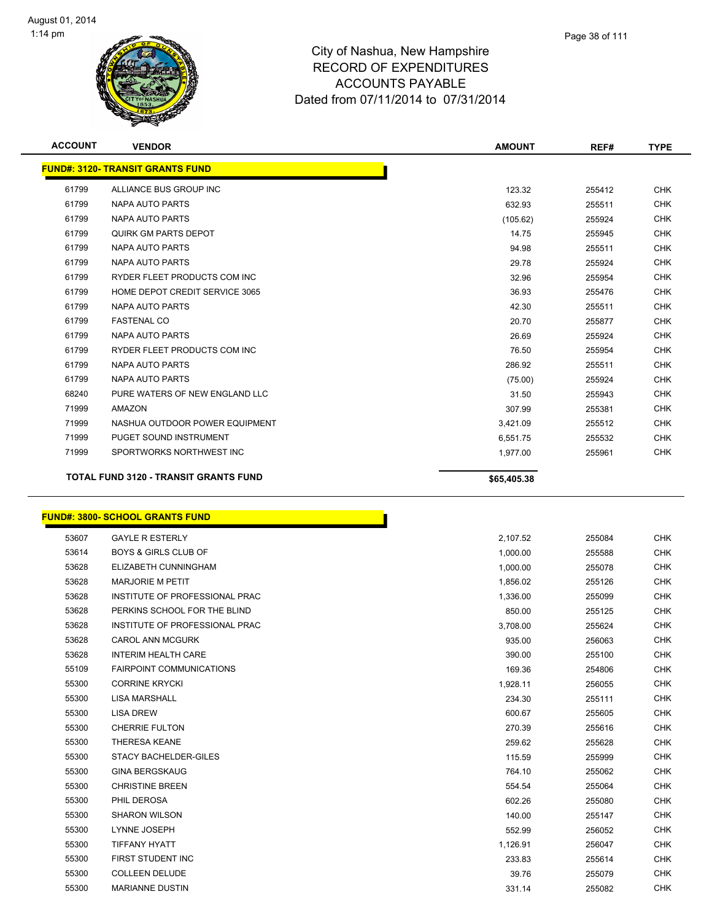City of Nashua, New Hampshire
RECORD OF EXPENDITURES
ACCOUNTS PAYABLE
Dated from 07/11/2014 to 07/31/2014

| ACCOUNT | VENDOR | AMOUNT | REF# | TYPE |
|---|---|---|---|---|
| **FUND#: 3120- TRANSIT GRANTS FUND** | | | | |
| 61799 | ALLIANCE BUS GROUP INC | 123.32 | 255412 | CHK |
| 61799 | NAPA AUTO PARTS | 632.93 | 255511 | CHK |
| 61799 | NAPA AUTO PARTS | (105.62) | 255924 | CHK |
| 61799 | QUIRK GM PARTS DEPOT | 14.75 | 255945 | CHK |
| 61799 | NAPA AUTO PARTS | 94.98 | 255511 | CHK |
| 61799 | NAPA AUTO PARTS | 29.78 | 255924 | CHK |
| 61799 | RYDER FLEET PRODUCTS COM INC | 32.96 | 255954 | CHK |
| 61799 | HOME DEPOT CREDIT SERVICE 3065 | 36.93 | 255476 | CHK |
| 61799 | NAPA AUTO PARTS | 42.30 | 255511 | CHK |
| 61799 | FASTENAL CO | 20.70 | 255877 | CHK |
| 61799 | NAPA AUTO PARTS | 26.69 | 255924 | CHK |
| 61799 | RYDER FLEET PRODUCTS COM INC | 76.50 | 255954 | CHK |
| 61799 | NAPA AUTO PARTS | 286.92 | 255511 | CHK |
| 61799 | NAPA AUTO PARTS | (75.00) | 255924 | CHK |
| 68240 | PURE WATERS OF NEW ENGLAND LLC | 31.50 | 255943 | CHK |
| 71999 | AMAZON | 307.99 | 255381 | CHK |
| 71999 | NASHUA OUTDOOR POWER EQUIPMENT | 3,421.09 | 255512 | CHK |
| 71999 | PUGET SOUND INSTRUMENT | 6,551.75 | 255532 | CHK |
| 71999 | SPORTWORKS NORTHWEST INC | 1,977.00 | 255961 | CHK |
| | **TOTAL FUND 3120 - TRANSIT GRANTS FUND** | **$65,405.38** | | |
| **FUND#: 3800- SCHOOL GRANTS FUND** | | | | |
| 53607 | GAYLE R ESTERLY | 2,107.52 | 255084 | CHK |
| 53614 | BOYS & GIRLS CLUB OF | 1,000.00 | 255588 | CHK |
| 53628 | ELIZABETH CUNNINGHAM | 1,000.00 | 255078 | CHK |
| 53628 | MARJORIE M PETIT | 1,856.02 | 255126 | CHK |
| 53628 | INSTITUTE OF PROFESSIONAL PRAC | 1,336.00 | 255099 | CHK |
| 53628 | PERKINS SCHOOL FOR THE BLIND | 850.00 | 255125 | CHK |
| 53628 | INSTITUTE OF PROFESSIONAL PRAC | 3,708.00 | 255624 | CHK |
| 53628 | CAROL ANN MCGURK | 935.00 | 256063 | CHK |
| 53628 | INTERIM HEALTH CARE | 390.00 | 255100 | CHK |
| 55109 | FAIRPOINT COMMUNICATIONS | 169.36 | 254806 | CHK |
| 55300 | CORRINE KRYCKI | 1,928.11 | 256055 | CHK |
| 55300 | LISA MARSHALL | 234.30 | 255111 | CHK |
| 55300 | LISA DREW | 600.67 | 255605 | CHK |
| 55300 | CHERRIE FULTON | 270.39 | 255616 | CHK |
| 55300 | THERESA KEANE | 259.62 | 255628 | CHK |
| 55300 | STACY BACHELDER-GILES | 115.59 | 255999 | CHK |
| 55300 | GINA BERGSKAUG | 764.10 | 255062 | CHK |
| 55300 | CHRISTINE BREEN | 554.54 | 255064 | CHK |
| 55300 | PHIL DEROSA | 602.26 | 255080 | CHK |
| 55300 | SHARON WILSON | 140.00 | 255147 | CHK |
| 55300 | LYNNE JOSEPH | 552.99 | 256052 | CHK |
| 55300 | TIFFANY HYATT | 1,126.91 | 256047 | CHK |
| 55300 | FIRST STUDENT INC | 233.83 | 255614 | CHK |
| 55300 | COLLEEN DELUDE | 39.76 | 255079 | CHK |
| 55300 | MARIANNE DUSTIN | 331.14 | 255082 | CHK |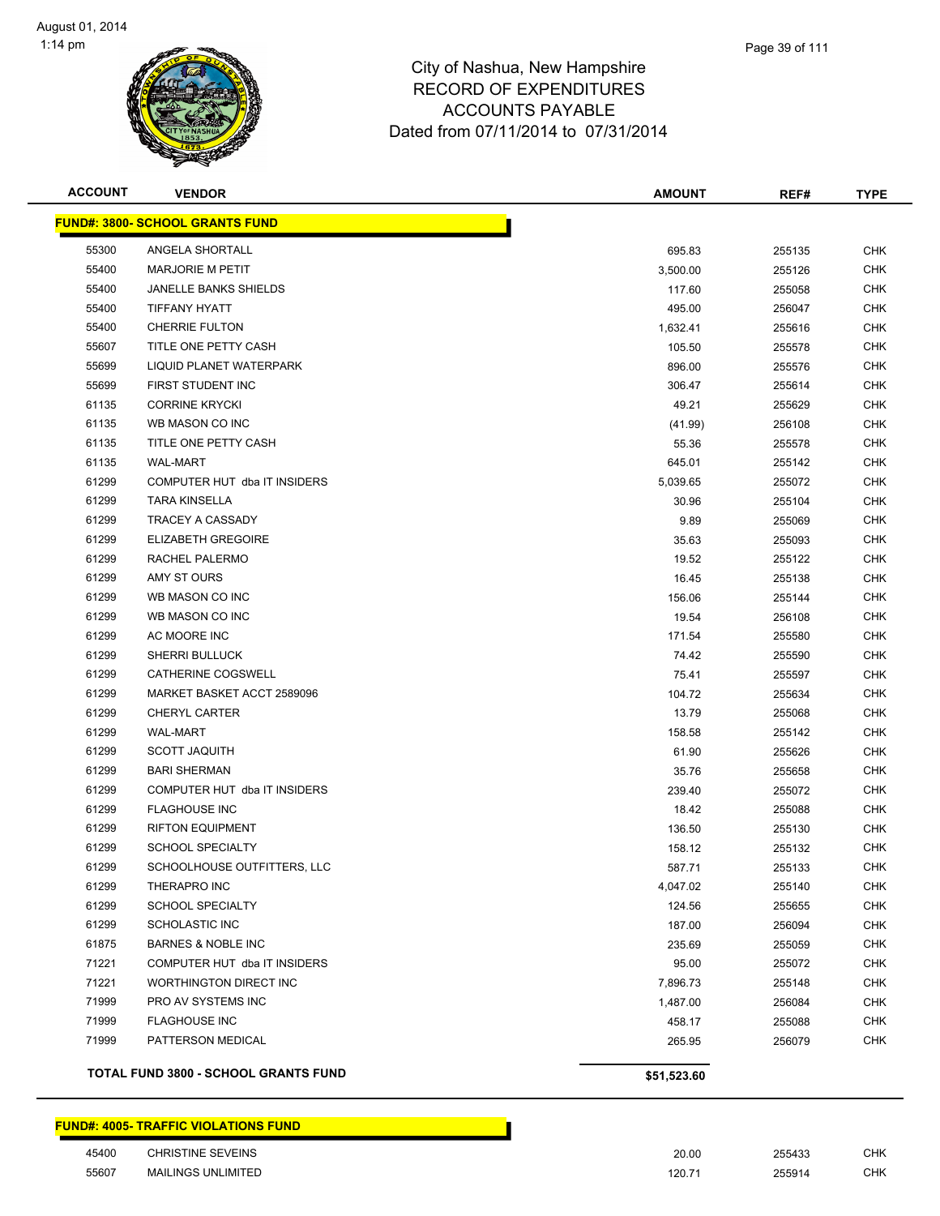# City of Nashua, New Hampshire
## RECORD OF EXPENDITURES
## ACCOUNTS PAYABLE
## Dated from 07/11/2014 to 07/31/2014

| ACCOUNT | VENDOR | AMOUNT | REF# | TYPE |
|---|---|---|---|---|
| **FUND#: 3800- SCHOOL GRANTS FUND** | | | | |
| 55300 | ANGELA SHORTALL | 695.83 | 255135 | CHK |
| 55400 | MARJORIE M PETIT | 3,500.00 | 255126 | CHK |
| 55400 | JANELLE BANKS SHIELDS | 117.60 | 255058 | CHK |
| 55400 | TIFFANY HYATT | 495.00 | 256047 | CHK |
| 55400 | CHERRIE FULTON | 1,632.41 | 255616 | CHK |
| 55607 | TITLE ONE PETTY CASH | 105.50 | 255578 | CHK |
| 55699 | LIQUID PLANET WATERPARK | 896.00 | 255576 | CHK |
| 55699 | FIRST STUDENT INC | 306.47 | 255614 | CHK |
| 61135 | CORRINE KRYCKI | 49.21 | 255629 | CHK |
| 61135 | WB MASON CO INC | (41.99) | 256108 | CHK |
| 61135 | TITLE ONE PETTY CASH | 55.36 | 255578 | CHK |
| 61135 | WAL-MART | 645.01 | 255142 | CHK |
| 61299 | COMPUTER HUT dba IT INSIDERS | 5,039.65 | 255072 | CHK |
| 61299 | TARA KINSELLA | 30.96 | 255104 | CHK |
| 61299 | TRACEY A CASSADY | 9.89 | 255069 | CHK |
| 61299 | ELIZABETH GREGOIRE | 35.63 | 255093 | CHK |
| 61299 | RACHEL PALERMO | 19.52 | 255122 | CHK |
| 61299 | AMY ST OURS | 16.45 | 255138 | CHK |
| 61299 | WB MASON CO INC | 156.06 | 255144 | CHK |
| 61299 | WB MASON CO INC | 19.54 | 256108 | CHK |
| 61299 | AC MOORE INC | 171.54 | 255580 | CHK |
| 61299 | SHERRI BULLUCK | 74.42 | 255590 | CHK |
| 61299 | CATHERINE COGSWELL | 75.41 | 255597 | CHK |
| 61299 | MARKET BASKET ACCT 2589096 | 104.72 | 255634 | CHK |
| 61299 | CHERYL CARTER | 13.79 | 255068 | CHK |
| 61299 | WAL-MART | 158.58 | 255142 | CHK |
| 61299 | SCOTT JAQUITH | 61.90 | 255626 | CHK |
| 61299 | BARI SHERMAN | 35.76 | 255658 | CHK |
| 61299 | COMPUTER HUT dba IT INSIDERS | 239.40 | 255072 | CHK |
| 61299 | FLAGHOUSE INC | 18.42 | 255088 | CHK |
| 61299 | RIFTON EQUIPMENT | 136.50 | 255130 | CHK |
| 61299 | SCHOOL SPECIALTY | 158.12 | 255132 | CHK |
| 61299 | SCHOOLHOUSE OUTFITTERS, LLC | 587.71 | 255133 | CHK |
| 61299 | THERAPRO INC | 4,047.02 | 255140 | CHK |
| 61299 | SCHOOL SPECIALTY | 124.56 | 255655 | CHK |
| 61299 | SCHOLASTIC INC | 187.00 | 256094 | CHK |
| 61875 | BARNES & NOBLE INC | 235.69 | 255059 | CHK |
| 71221 | COMPUTER HUT dba IT INSIDERS | 95.00 | 255072 | CHK |
| 71221 | WORTHINGTON DIRECT INC | 7,896.73 | 255148 | CHK |
| 71999 | PRO AV SYSTEMS INC | 1,487.00 | 256084 | CHK |
| 71999 | FLAGHOUSE INC | 458.17 | 255088 | CHK |
| 71999 | PATTERSON MEDICAL | 265.95 | 256079 | CHK |
| | **TOTAL FUND 3800 - SCHOOL GRANTS FUND** | **$51,523.60** | | |
| **FUND#: 4005- TRAFFIC VIOLATIONS FUND** | | | | |
| 45400 | CHRISTINE SEVEINS | 20.00 | 255433 | CHK |
| 55607 | MAILINGS UNLIMITED | 120.71 | 255914 | CHK |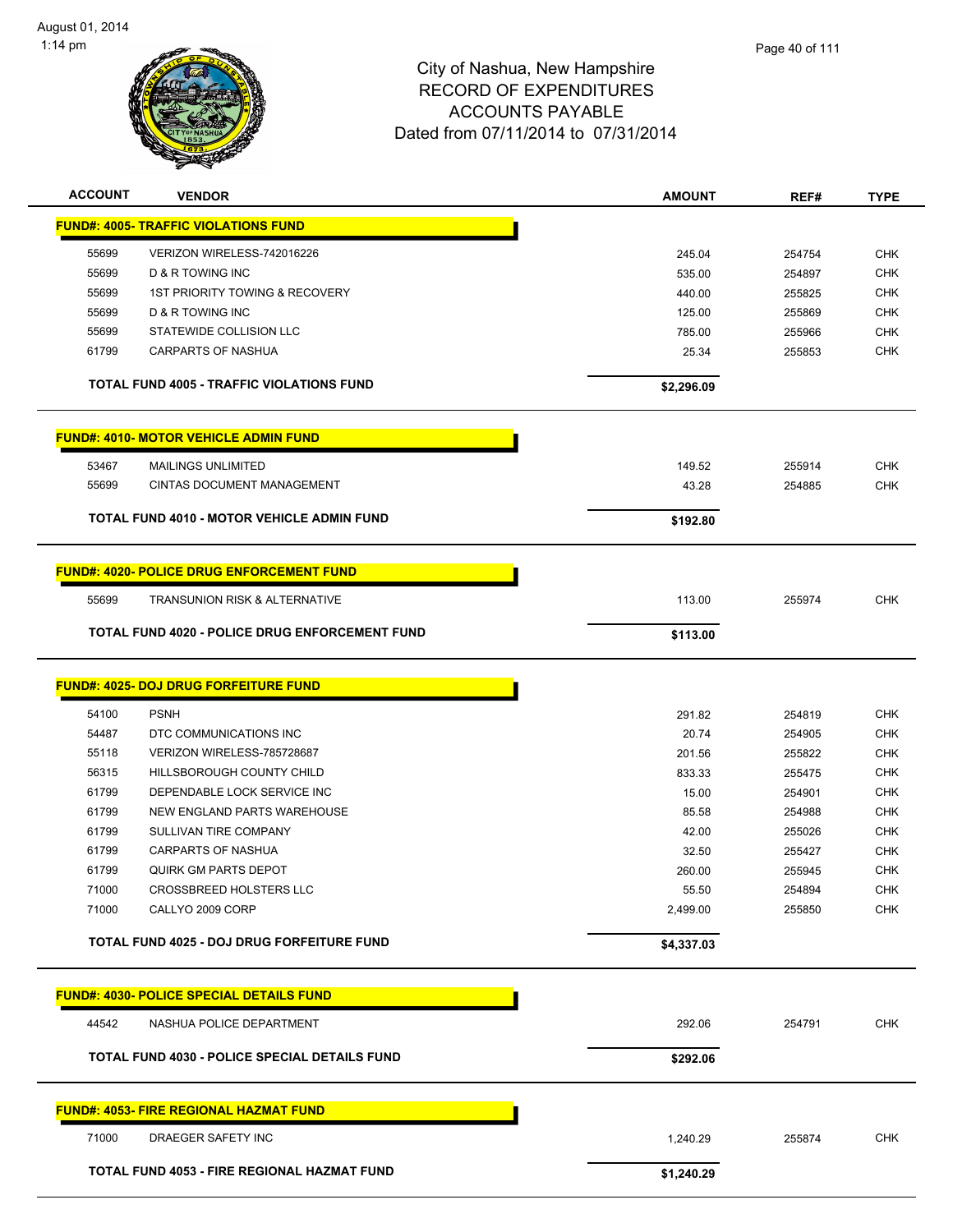City of Nashua, New Hampshire
RECORD OF EXPENDITURES
ACCOUNTS PAYABLE
Dated from 07/11/2014 to 07/31/2014

| ACCOUNT | VENDOR | AMOUNT | REF# | TYPE |
|---|---|---|---|---|
| **FUND#: 4005- TRAFFIC VIOLATIONS FUND** | | | | |
| 55699 | VERIZON WIRELESS-742016226 | 245.04 | 254754 | CHK |
| 55699 | D & R TOWING INC | 535.00 | 254897 | CHK |
| 55699 | 1ST PRIORITY TOWING & RECOVERY | 440.00 | 255825 | CHK |
| 55699 | D & R TOWING INC | 125.00 | 255869 | CHK |
| 55699 | STATEWIDE COLLISION LLC | 785.00 | 255966 | CHK |
| 61799 | CARPARTS OF NASHUA | 25.34 | 255853 | CHK |
| | **TOTAL FUND 4005 - TRAFFIC VIOLATIONS FUND** | **$2,296.09** | | |
| **FUND#: 4010- MOTOR VEHICLE ADMIN FUND** | | | | |
| 53467 | MAILINGS UNLIMITED | 149.52 | 255914 | CHK |
| 55699 | CINTAS DOCUMENT MANAGEMENT | 43.28 | 254885 | CHK |
| | **TOTAL FUND 4010 - MOTOR VEHICLE ADMIN FUND** | **$192.80** | | |
| **FUND#: 4020- POLICE DRUG ENFORCEMENT FUND** | | | | |
| 55699 | TRANSUNION RISK & ALTERNATIVE | 113.00 | 255974 | CHK |
| | **TOTAL FUND 4020 - POLICE DRUG ENFORCEMENT FUND** | **$113.00** | | |
| **FUND#: 4025- DOJ DRUG FORFEITURE FUND** | | | | |
| 54100 | PSNH | 291.82 | 254819 | CHK |
| 54487 | DTC COMMUNICATIONS INC | 20.74 | 254905 | CHK |
| 55118 | VERIZON WIRELESS-785728687 | 201.56 | 255822 | CHK |
| 56315 | HILLSBOROUGH COUNTY CHILD | 833.33 | 255475 | CHK |
| 61799 | DEPENDABLE LOCK SERVICE INC | 15.00 | 254901 | CHK |
| 61799 | NEW ENGLAND PARTS WAREHOUSE | 85.58 | 254988 | CHK |
| 61799 | SULLIVAN TIRE COMPANY | 42.00 | 255026 | CHK |
| 61799 | CARPARTS OF NASHUA | 32.50 | 255427 | CHK |
| 61799 | QUIRK GM PARTS DEPOT | 260.00 | 255945 | CHK |
| 71000 | CROSSBREED HOLSTERS LLC | 55.50 | 254894 | CHK |
| 71000 | CALLYO 2009 CORP | 2,499.00 | 255850 | CHK |
| | **TOTAL FUND 4025 - DOJ DRUG FORFEITURE FUND** | **$4,337.03** | | |
| **FUND#: 4030- POLICE SPECIAL DETAILS FUND** | | | | |
| 44542 | NASHUA POLICE DEPARTMENT | 292.06 | 254791 | CHK |
| | **TOTAL FUND 4030 - POLICE SPECIAL DETAILS FUND** | **$292.06** | | |
| **FUND#: 4053- FIRE REGIONAL HAZMAT FUND** | | | | |
| 71000 | DRAEGER SAFETY INC | 1,240.29 | 255874 | CHK |
| | **TOTAL FUND 4053 - FIRE REGIONAL HAZMAT FUND** | **$1,240.29** | | |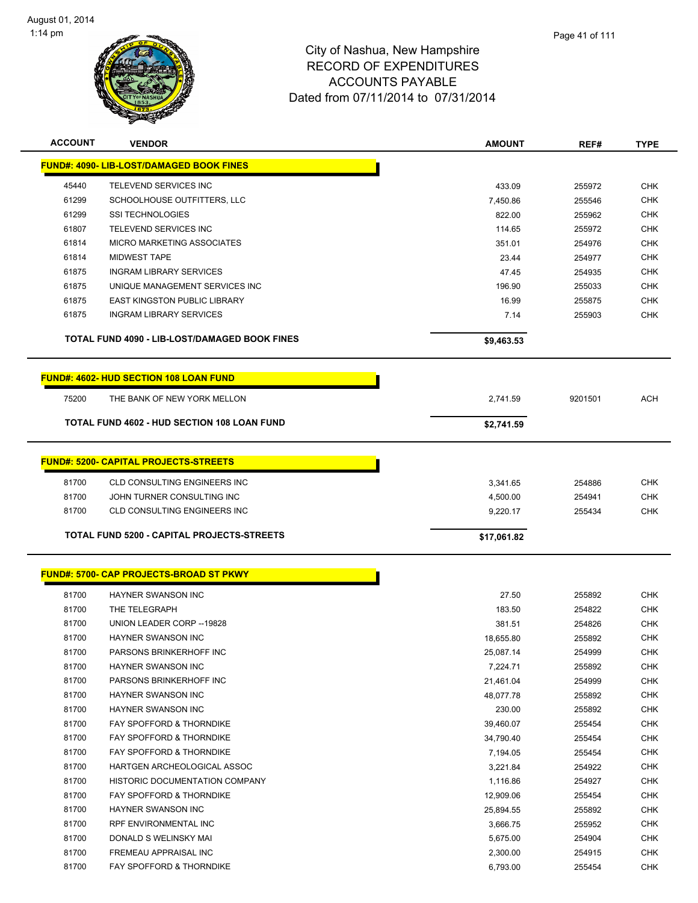# City of Nashua, New Hampshire
## RECORD OF EXPENDITURES
## ACCOUNTS PAYABLE
### Dated from 07/11/2014 to 07/31/2014

August 01, 2014
1:14 pm

| ACCOUNT | VENDOR | AMOUNT | REF# | TYPE |
|---|---|---|---|---|
| **FUND#: 4090- LIB-LOST/DAMAGED BOOK FINES** | | | | |
| 45440 | TELEVEND SERVICES INC | 433.09 | 255972 | CHK |
| 61299 | SCHOOLHOUSE OUTFITTERS, LLC | 7,450.86 | 255546 | CHK |
| 61299 | SSI TECHNOLOGIES | 822.00 | 255962 | CHK |
| 61807 | TELEVEND SERVICES INC | 114.65 | 255972 | CHK |
| 61814 | MICRO MARKETING ASSOCIATES | 351.01 | 254976 | CHK |
| 61814 | MIDWEST TAPE | 23.44 | 254977 | CHK |
| 61875 | INGRAM LIBRARY SERVICES | 47.45 | 254935 | CHK |
| 61875 | UNIQUE MANAGEMENT SERVICES INC | 196.90 | 255033 | CHK |
| 61875 | EAST KINGSTON PUBLIC LIBRARY | 16.99 | 255875 | CHK |
| 61875 | INGRAM LIBRARY SERVICES | 7.14 | 255903 | CHK |
| | **TOTAL FUND 4090 - LIB-LOST/DAMAGED BOOK FINES** | **$9,463.53** | | |
| **FUND#: 4602- HUD SECTION 108 LOAN FUND** | | | | |
| 75200 | THE BANK OF NEW YORK MELLON | 2,741.59 | 9201501 | ACH |
| | **TOTAL FUND 4602 - HUD SECTION 108 LOAN FUND** | **$2,741.59** | | |
| **FUND#: 5200- CAPITAL PROJECTS-STREETS** | | | | |
| 81700 | CLD CONSULTING ENGINEERS INC | 3,341.65 | 254886 | CHK |
| 81700 | JOHN TURNER CONSULTING INC | 4,500.00 | 254941 | CHK |
| 81700 | CLD CONSULTING ENGINEERS INC | 9,220.17 | 255434 | CHK |
| | **TOTAL FUND 5200 - CAPITAL PROJECTS-STREETS** | **$17,061.82** | | |
| **FUND#: 5700- CAP PROJECTS-BROAD ST PKWY** | | | | |
| 81700 | HAYNER SWANSON INC | 27.50 | 255892 | CHK |
| 81700 | THE TELEGRAPH | 183.50 | 254822 | CHK |
| 81700 | UNION LEADER CORP --19828 | 381.51 | 254826 | CHK |
| 81700 | HAYNER SWANSON INC | 18,655.80 | 255892 | CHK |
| 81700 | PARSONS BRINKERHOFF INC | 25,087.14 | 254999 | CHK |
| 81700 | HAYNER SWANSON INC | 7,224.71 | 255892 | CHK |
| 81700 | PARSONS BRINKERHOFF INC | 21,461.04 | 254999 | CHK |
| 81700 | HAYNER SWANSON INC | 48,077.78 | 255892 | CHK |
| 81700 | HAYNER SWANSON INC | 230.00 | 255892 | CHK |
| 81700 | FAY SPOFFORD & THORNDIKE | 39,460.07 | 255454 | CHK |
| 81700 | FAY SPOFFORD & THORNDIKE | 34,790.40 | 255454 | CHK |
| 81700 | FAY SPOFFORD & THORNDIKE | 7,194.05 | 255454 | CHK |
| 81700 | HARTGEN ARCHEOLOGICAL ASSOC | 3,221.84 | 254922 | CHK |
| 81700 | HISTORIC DOCUMENTATION COMPANY | 1,116.86 | 254927 | CHK |
| 81700 | FAY SPOFFORD & THORNDIKE | 12,909.06 | 255454 | CHK |
| 81700 | HAYNER SWANSON INC | 25,894.55 | 255892 | CHK |
| 81700 | RPF ENVIRONMENTAL INC | 3,666.75 | 255952 | CHK |
| 81700 | DONALD S WELINSKY MAI | 5,675.00 | 254904 | CHK |
| 81700 | FREMEAU APPRAISAL INC | 2,300.00 | 254915 | CHK |
| 81700 | FAY SPOFFORD & THORNDIKE | 6,793.00 | 255454 | CHK |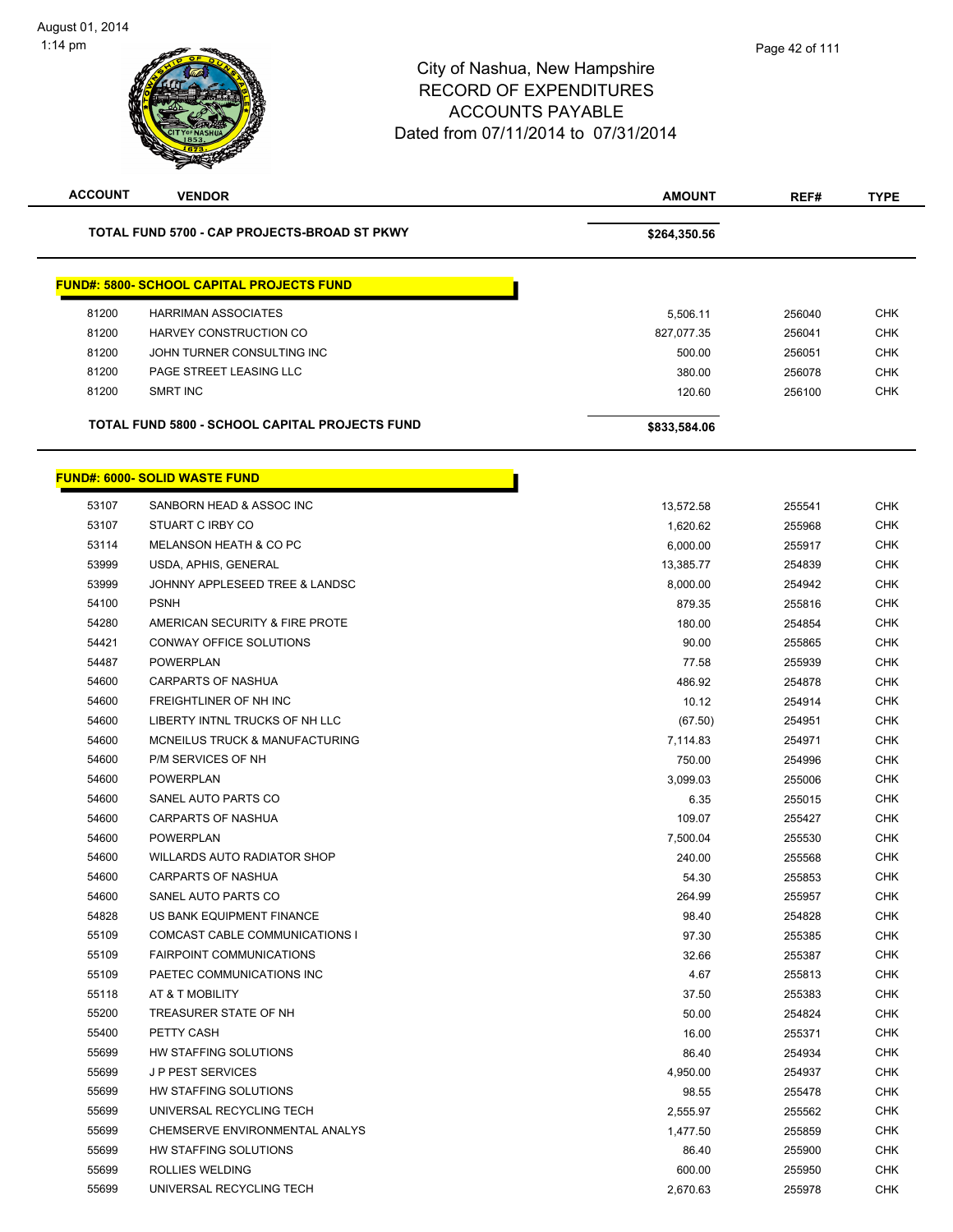# City of Nashua, New Hampshire
## RECORD OF EXPENDITURES
## ACCOUNTS PAYABLE
### Dated from 07/11/2014 to 07/31/2014

| ACCOUNT | VENDOR | AMOUNT | REF# | TYPE |
|---|---|---|---|---|
| | **TOTAL FUND 5700 - CAP PROJECTS-BROAD ST PKWY** | **$264,350.56** | | |

**FUND#: 5800- SCHOOL CAPITAL PROJECTS FUND**

| ACCOUNT | VENDOR | AMOUNT | REF# | TYPE |
|---|---|---|---|---|
| 81200 | HARRIMAN ASSOCIATES | 5,506.11 | 256040 | CHK |
| 81200 | HARVEY CONSTRUCTION CO | 827,077.35 | 256041 | CHK |
| 81200 | JOHN TURNER CONSULTING INC | 500.00 | 256051 | CHK |
| 81200 | PAGE STREET LEASING LLC | 380.00 | 256078 | CHK |
| 81200 | SMRT INC | 120.60 | 256100 | CHK |
| | **TOTAL FUND 5800 - SCHOOL CAPITAL PROJECTS FUND** | **$833,584.06** | | |

**FUND#: 6000- SOLID WASTE FUND**

| ACCOUNT | VENDOR | AMOUNT | REF# | TYPE |
|---|---|---|---|---|
| 53107 | SANBORN HEAD & ASSOC INC | 13,572.58 | 255541 | CHK |
| 53107 | STUART C IRBY CO | 1,620.62 | 255968 | CHK |
| 53114 | MELANSON HEATH & CO PC | 6,000.00 | 255917 | CHK |
| 53999 | USDA, APHIS, GENERAL | 13,385.77 | 254839 | CHK |
| 53999 | JOHNNY APPLESEED TREE & LANDSC | 8,000.00 | 254942 | CHK |
| 54100 | PSNH | 879.35 | 255816 | CHK |
| 54280 | AMERICAN SECURITY & FIRE PROTE | 180.00 | 254854 | CHK |
| 54421 | CONWAY OFFICE SOLUTIONS | 90.00 | 255865 | CHK |
| 54487 | POWERPLAN | 77.58 | 255939 | CHK |
| 54600 | CARPARTS OF NASHUA | 486.92 | 254878 | CHK |
| 54600 | FREIGHTLINER OF NH INC | 10.12 | 254914 | CHK |
| 54600 | LIBERTY INTNL TRUCKS OF NH LLC | (67.50) | 254951 | CHK |
| 54600 | MCNEILUS TRUCK & MANUFACTURING | 7,114.83 | 254971 | CHK |
| 54600 | P/M SERVICES OF NH | 750.00 | 254996 | CHK |
| 54600 | POWERPLAN | 3,099.03 | 255006 | CHK |
| 54600 | SANEL AUTO PARTS CO | 6.35 | 255015 | CHK |
| 54600 | CARPARTS OF NASHUA | 109.07 | 255427 | CHK |
| 54600 | POWERPLAN | 7,500.04 | 255530 | CHK |
| 54600 | WILLARDS AUTO RADIATOR SHOP | 240.00 | 255568 | CHK |
| 54600 | CARPARTS OF NASHUA | 54.30 | 255853 | CHK |
| 54600 | SANEL AUTO PARTS CO | 264.99 | 255957 | CHK |
| 54828 | US BANK EQUIPMENT FINANCE | 98.40 | 254828 | CHK |
| 55109 | COMCAST CABLE COMMUNICATIONS I | 97.30 | 255385 | CHK |
| 55109 | FAIRPOINT COMMUNICATIONS | 32.66 | 255387 | CHK |
| 55109 | PAETEC COMMUNICATIONS INC | 4.67 | 255813 | CHK |
| 55118 | AT & T MOBILITY | 37.50 | 255383 | CHK |
| 55200 | TREASURER STATE OF NH | 50.00 | 254824 | CHK |
| 55400 | PETTY CASH | 16.00 | 255371 | CHK |
| 55699 | HW STAFFING SOLUTIONS | 86.40 | 254934 | CHK |
| 55699 | J P PEST SERVICES | 4,950.00 | 254937 | CHK |
| 55699 | HW STAFFING SOLUTIONS | 98.55 | 255478 | CHK |
| 55699 | UNIVERSAL RECYCLING TECH | 2,555.97 | 255562 | CHK |
| 55699 | CHEMSERVE ENVIRONMENTAL ANALYS | 1,477.50 | 255859 | CHK |
| 55699 | HW STAFFING SOLUTIONS | 86.40 | 255900 | CHK |
| 55699 | ROLLIES WELDING | 600.00 | 255950 | CHK |
| 55699 | UNIVERSAL RECYCLING TECH | 2,670.63 | 255978 | CHK |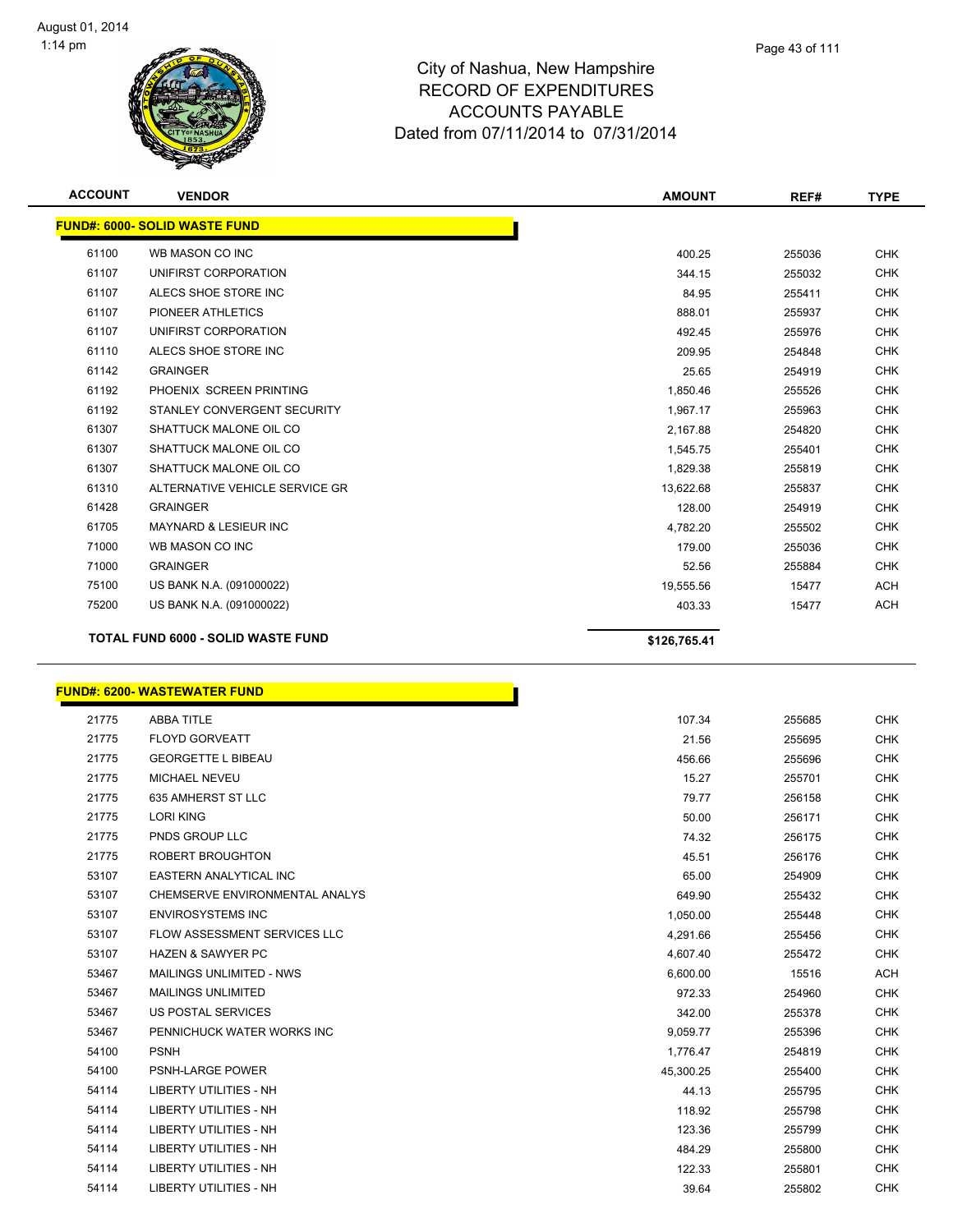City of Nashua, New Hampshire
RECORD OF EXPENDITURES
ACCOUNTS PAYABLE
Dated from 07/11/2014 to 07/31/2014

| ACCOUNT | VENDOR | AMOUNT | REF# | TYPE |
|---|---|---|---|---|
| **FUND#: 6000- SOLID WASTE FUND** | | | | |
| 61100 | WB MASON CO INC | 400.25 | 255036 | CHK |
| 61107 | UNIFIRST CORPORATION | 344.15 | 255032 | CHK |
| 61107 | ALECS SHOE STORE INC | 84.95 | 255411 | CHK |
| 61107 | PIONEER ATHLETICS | 888.01 | 255937 | CHK |
| 61107 | UNIFIRST CORPORATION | 492.45 | 255976 | CHK |
| 61110 | ALECS SHOE STORE INC | 209.95 | 254848 | CHK |
| 61142 | GRAINGER | 25.65 | 254919 | CHK |
| 61192 | PHOENIX SCREEN PRINTING | 1,850.46 | 255526 | CHK |
| 61192 | STANLEY CONVERGENT SECURITY | 1,967.17 | 255963 | CHK |
| 61307 | SHATTUCK MALONE OIL CO | 2,167.88 | 254820 | CHK |
| 61307 | SHATTUCK MALONE OIL CO | 1,545.75 | 255401 | CHK |
| 61307 | SHATTUCK MALONE OIL CO | 1,829.38 | 255819 | CHK |
| 61310 | ALTERNATIVE VEHICLE SERVICE GR | 13,622.68 | 255837 | CHK |
| 61428 | GRAINGER | 128.00 | 254919 | CHK |
| 61705 | MAYNARD & LESIEUR INC | 4,782.20 | 255502 | CHK |
| 71000 | WB MASON CO INC | 179.00 | 255036 | CHK |
| 71000 | GRAINGER | 52.56 | 255884 | CHK |
| 75100 | US BANK N.A. (091000022) | 19,555.56 | 15477 | ACH |
| 75200 | US BANK N.A. (091000022) | 403.33 | 15477 | ACH |
| **TOTAL FUND 6000 - SOLID WASTE FUND** | | **$126,765.41** | | |

| ACCOUNT | VENDOR | AMOUNT | REF# | TYPE |
|---|---|---|---|---|
| **FUND#: 6200- WASTEWATER FUND** | | | | |
| 21775 | ABBA TITLE | 107.34 | 255685 | CHK |
| 21775 | FLOYD GORVEATT | 21.56 | 255695 | CHK |
| 21775 | GEORGETTE L BIBEAU | 456.66 | 255696 | CHK |
| 21775 | MICHAEL NEVEU | 15.27 | 255701 | CHK |
| 21775 | 635 AMHERST ST LLC | 79.77 | 256158 | CHK |
| 21775 | LORI KING | 50.00 | 256171 | CHK |
| 21775 | PNDS GROUP LLC | 74.32 | 256175 | CHK |
| 21775 | ROBERT BROUGHTON | 45.51 | 256176 | CHK |
| 53107 | EASTERN ANALYTICAL INC | 65.00 | 254909 | CHK |
| 53107 | CHEMSERVE ENVIRONMENTAL ANALYS | 649.90 | 255432 | CHK |
| 53107 | ENVIROSYSTEMS INC | 1,050.00 | 255448 | CHK |
| 53107 | FLOW ASSESSMENT SERVICES LLC | 4,291.66 | 255456 | CHK |
| 53107 | HAZEN & SAWYER PC | 4,607.40 | 255472 | CHK |
| 53467 | MAILINGS UNLIMITED - NWS | 6,600.00 | 15516 | ACH |
| 53467 | MAILINGS UNLIMITED | 972.33 | 254960 | CHK |
| 53467 | US POSTAL SERVICES | 342.00 | 255378 | CHK |
| 53467 | PENNICHUCK WATER WORKS INC | 9,059.77 | 255396 | CHK |
| 54100 | PSNH | 1,776.47 | 254819 | CHK |
| 54100 | PSNH-LARGE POWER | 45,300.25 | 255400 | CHK |
| 54114 | LIBERTY UTILITIES - NH | 44.13 | 255795 | CHK |
| 54114 | LIBERTY UTILITIES - NH | 118.92 | 255798 | CHK |
| 54114 | LIBERTY UTILITIES - NH | 123.36 | 255799 | CHK |
| 54114 | LIBERTY UTILITIES - NH | 484.29 | 255800 | CHK |
| 54114 | LIBERTY UTILITIES - NH | 122.33 | 255801 | CHK |
| 54114 | LIBERTY UTILITIES - NH | 39.64 | 255802 | CHK |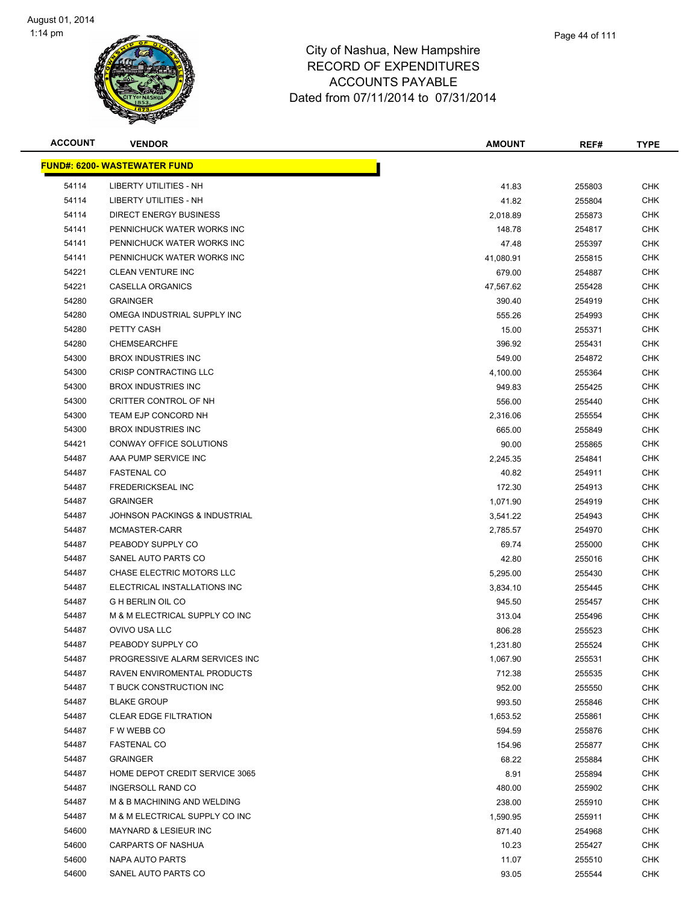# City of Nashua, New Hampshire
## RECORD OF EXPENDITURES
## ACCOUNTS PAYABLE
## Dated from 07/11/2014 to 07/31/2014

August 01, 2014
1:14 pm

| ACCOUNT | VENDOR | AMOUNT | REF# | TYPE |
|---|---|---|---|---|
| **FUND#: 6200- WASTEWATER FUND** | | | | |
| 54114 | LIBERTY UTILITIES - NH | 41.83 | 255803 | CHK |
| 54114 | LIBERTY UTILITIES - NH | 41.82 | 255804 | CHK |
| 54114 | DIRECT ENERGY BUSINESS | 2,018.89 | 255873 | CHK |
| 54141 | PENNICHUCK WATER WORKS INC | 148.78 | 254817 | CHK |
| 54141 | PENNICHUCK WATER WORKS INC | 47.48 | 255397 | CHK |
| 54141 | PENNICHUCK WATER WORKS INC | 41,080.91 | 255815 | CHK |
| 54221 | CLEAN VENTURE INC | 679.00 | 254887 | CHK |
| 54221 | CASELLA ORGANICS | 47,567.62 | 255428 | CHK |
| 54280 | GRAINGER | 390.40 | 254919 | CHK |
| 54280 | OMEGA INDUSTRIAL SUPPLY INC | 555.26 | 254993 | CHK |
| 54280 | PETTY CASH | 15.00 | 255371 | CHK |
| 54280 | CHEMSEARCHFE | 396.92 | 255431 | CHK |
| 54300 | BROX INDUSTRIES INC | 549.00 | 254872 | CHK |
| 54300 | CRISP CONTRACTING LLC | 4,100.00 | 255364 | CHK |
| 54300 | BROX INDUSTRIES INC | 949.83 | 255425 | CHK |
| 54300 | CRITTER CONTROL OF NH | 556.00 | 255440 | CHK |
| 54300 | TEAM EJP CONCORD NH | 2,316.06 | 255554 | CHK |
| 54300 | BROX INDUSTRIES INC | 665.00 | 255849 | CHK |
| 54421 | CONWAY OFFICE SOLUTIONS | 90.00 | 255865 | CHK |
| 54487 | AAA PUMP SERVICE INC | 2,245.35 | 254841 | CHK |
| 54487 | FASTENAL CO | 40.82 | 254911 | CHK |
| 54487 | FREDERICKSEAL INC | 172.30 | 254913 | CHK |
| 54487 | GRAINGER | 1,071.90 | 254919 | CHK |
| 54487 | JOHNSON PACKINGS & INDUSTRIAL | 3,541.22 | 254943 | CHK |
| 54487 | MCMASTER-CARR | 2,785.57 | 254970 | CHK |
| 54487 | PEABODY SUPPLY CO | 69.74 | 255000 | CHK |
| 54487 | SANEL AUTO PARTS CO | 42.80 | 255016 | CHK |
| 54487 | CHASE ELECTRIC MOTORS LLC | 5,295.00 | 255430 | CHK |
| 54487 | ELECTRICAL INSTALLATIONS INC | 3,834.10 | 255445 | CHK |
| 54487 | G H BERLIN OIL CO | 945.50 | 255457 | CHK |
| 54487 | M & M ELECTRICAL SUPPLY CO INC | 313.04 | 255496 | CHK |
| 54487 | OVIVO USA LLC | 806.28 | 255523 | CHK |
| 54487 | PEABODY SUPPLY CO | 1,231.80 | 255524 | CHK |
| 54487 | PROGRESSIVE ALARM SERVICES INC | 1,067.90 | 255531 | CHK |
| 54487 | RAVEN ENVIROMENTAL PRODUCTS | 712.38 | 255535 | CHK |
| 54487 | T BUCK CONSTRUCTION INC | 952.00 | 255550 | CHK |
| 54487 | BLAKE GROUP | 993.50 | 255846 | CHK |
| 54487 | CLEAR EDGE FILTRATION | 1,653.52 | 255861 | CHK |
| 54487 | F W WEBB CO | 594.59 | 255876 | CHK |
| 54487 | FASTENAL CO | 154.96 | 255877 | CHK |
| 54487 | GRAINGER | 68.22 | 255884 | CHK |
| 54487 | HOME DEPOT CREDIT SERVICE 3065 | 8.91 | 255894 | CHK |
| 54487 | INGERSOLL RAND CO | 480.00 | 255902 | CHK |
| 54487 | M & B MACHINING AND WELDING | 238.00 | 255910 | CHK |
| 54487 | M & M ELECTRICAL SUPPLY CO INC | 1,590.95 | 255911 | CHK |
| 54600 | MAYNARD & LESIEUR INC | 871.40 | 254968 | CHK |
| 54600 | CARPARTS OF NASHUA | 10.23 | 255427 | CHK |
| 54600 | NAPA AUTO PARTS | 11.07 | 255510 | CHK |
| 54600 | SANEL AUTO PARTS CO | 93.05 | 255544 | CHK |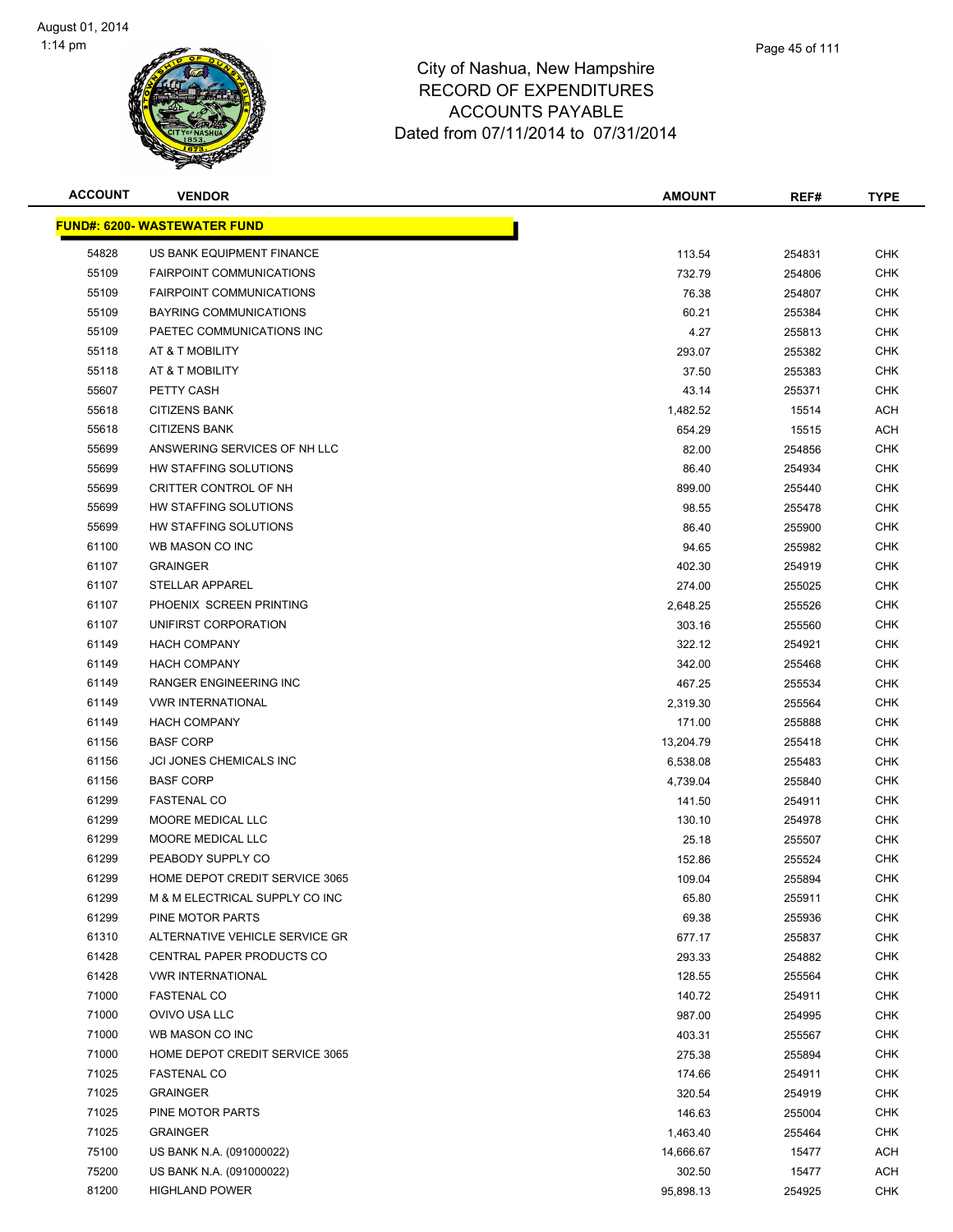# City of Nashua, New Hampshire
## RECORD OF EXPENDITURES
## ACCOUNTS PAYABLE
## Dated from 07/11/2014 to 07/31/2014

| ACCOUNT | VENDOR | AMOUNT | REF# | TYPE |
|---|---|---|---|---|
| **FUND#: 6200- WASTEWATER FUND** | | | | |
| 54828 | US BANK EQUIPMENT FINANCE | 113.54 | 254831 | CHK |
| 55109 | FAIRPOINT COMMUNICATIONS | 732.79 | 254806 | CHK |
| 55109 | FAIRPOINT COMMUNICATIONS | 76.38 | 254807 | CHK |
| 55109 | BAYRING COMMUNICATIONS | 60.21 | 255384 | CHK |
| 55109 | PAETEC COMMUNICATIONS INC | 4.27 | 255813 | CHK |
| 55118 | AT & T MOBILITY | 293.07 | 255382 | CHK |
| 55118 | AT & T MOBILITY | 37.50 | 255383 | CHK |
| 55607 | PETTY CASH | 43.14 | 255371 | CHK |
| 55618 | CITIZENS BANK | 1,482.52 | 15514 | ACH |
| 55618 | CITIZENS BANK | 654.29 | 15515 | ACH |
| 55699 | ANSWERING SERVICES OF NH LLC | 82.00 | 254856 | CHK |
| 55699 | HW STAFFING SOLUTIONS | 86.40 | 254934 | CHK |
| 55699 | CRITTER CONTROL OF NH | 899.00 | 255440 | CHK |
| 55699 | HW STAFFING SOLUTIONS | 98.55 | 255478 | CHK |
| 55699 | HW STAFFING SOLUTIONS | 86.40 | 255900 | CHK |
| 61100 | WB MASON CO INC | 94.65 | 255982 | CHK |
| 61107 | GRAINGER | 402.30 | 254919 | CHK |
| 61107 | STELLAR APPAREL | 274.00 | 255025 | CHK |
| 61107 | PHOENIX SCREEN PRINTING | 2,648.25 | 255526 | CHK |
| 61107 | UNIFIRST CORPORATION | 303.16 | 255560 | CHK |
| 61149 | HACH COMPANY | 322.12 | 254921 | CHK |
| 61149 | HACH COMPANY | 342.00 | 255468 | CHK |
| 61149 | RANGER ENGINEERING INC | 467.25 | 255534 | CHK |
| 61149 | VWR INTERNATIONAL | 2,319.30 | 255564 | CHK |
| 61149 | HACH COMPANY | 171.00 | 255888 | CHK |
| 61156 | BASF CORP | 13,204.79 | 255418 | CHK |
| 61156 | JCI JONES CHEMICALS INC | 6,538.08 | 255483 | CHK |
| 61156 | BASF CORP | 4,739.04 | 255840 | CHK |
| 61299 | FASTENAL CO | 141.50 | 254911 | CHK |
| 61299 | MOORE MEDICAL LLC | 130.10 | 254978 | CHK |
| 61299 | MOORE MEDICAL LLC | 25.18 | 255507 | CHK |
| 61299 | PEABODY SUPPLY CO | 152.86 | 255524 | CHK |
| 61299 | HOME DEPOT CREDIT SERVICE 3065 | 109.04 | 255894 | CHK |
| 61299 | M & M ELECTRICAL SUPPLY CO INC | 65.80 | 255911 | CHK |
| 61299 | PINE MOTOR PARTS | 69.38 | 255936 | CHK |
| 61310 | ALTERNATIVE VEHICLE SERVICE GR | 677.17 | 255837 | CHK |
| 61428 | CENTRAL PAPER PRODUCTS CO | 293.33 | 254882 | CHK |
| 61428 | VWR INTERNATIONAL | 128.55 | 255564 | CHK |
| 71000 | FASTENAL CO | 140.72 | 254911 | CHK |
| 71000 | OVIVO USA LLC | 987.00 | 254995 | CHK |
| 71000 | WB MASON CO INC | 403.31 | 255567 | CHK |
| 71000 | HOME DEPOT CREDIT SERVICE 3065 | 275.38 | 255894 | CHK |
| 71025 | FASTENAL CO | 174.66 | 254911 | CHK |
| 71025 | GRAINGER | 320.54 | 254919 | CHK |
| 71025 | PINE MOTOR PARTS | 146.63 | 255004 | CHK |
| 71025 | GRAINGER | 1,463.40 | 255464 | CHK |
| 75100 | US BANK N.A. (091000022) | 14,666.67 | 15477 | ACH |
| 75200 | US BANK N.A. (091000022) | 302.50 | 15477 | ACH |
| 81200 | HIGHLAND POWER | 95,898.13 | 254925 | CHK |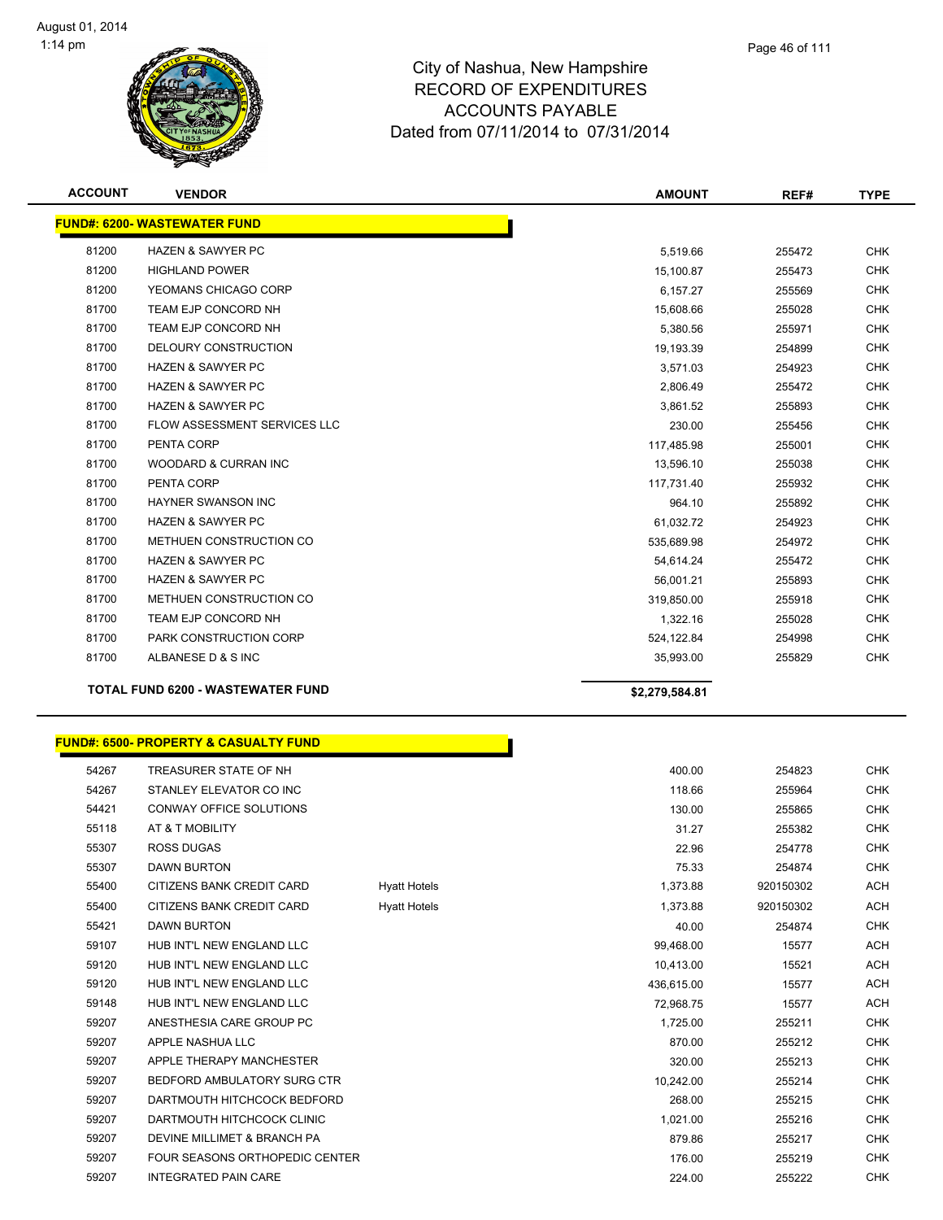# City of Nashua, New Hampshire
# RECORD OF EXPENDITURES
# ACCOUNTS PAYABLE
# Dated from 07/11/2014 to 07/31/2014

## FUND#: 6200- WASTEWATER FUND

| ACCOUNT | VENDOR | | AMOUNT | REF# | TYPE |
|---|---|---|---|---|---|
| 81200 | HAZEN & SAWYER PC | | 5,519.66 | 255472 | CHK |
| 81200 | HIGHLAND POWER | | 15,100.87 | 255473 | CHK |
| 81200 | YEOMANS CHICAGO CORP | | 6,157.27 | 255569 | CHK |
| 81700 | TEAM EJP CONCORD NH | | 15,608.66 | 255028 | CHK |
| 81700 | TEAM EJP CONCORD NH | | 5,380.56 | 255971 | CHK |
| 81700 | DELOURY CONSTRUCTION | | 19,193.39 | 254899 | CHK |
| 81700 | HAZEN & SAWYER PC | | 3,571.03 | 254923 | CHK |
| 81700 | HAZEN & SAWYER PC | | 2,806.49 | 255472 | CHK |
| 81700 | HAZEN & SAWYER PC | | 3,861.52 | 255893 | CHK |
| 81700 | FLOW ASSESSMENT SERVICES LLC | | 230.00 | 255456 | CHK |
| 81700 | PENTA CORP | | 117,485.98 | 255001 | CHK |
| 81700 | WOODARD & CURRAN INC | | 13,596.10 | 255038 | CHK |
| 81700 | PENTA CORP | | 117,731.40 | 255932 | CHK |
| 81700 | HAYNER SWANSON INC | | 964.10 | 255892 | CHK |
| 81700 | HAZEN & SAWYER PC | | 61,032.72 | 254923 | CHK |
| 81700 | METHUEN CONSTRUCTION CO | | 535,689.98 | 254972 | CHK |
| 81700 | HAZEN & SAWYER PC | | 54,614.24 | 255472 | CHK |
| 81700 | HAZEN & SAWYER PC | | 56,001.21 | 255893 | CHK |
| 81700 | METHUEN CONSTRUCTION CO | | 319,850.00 | 255918 | CHK |
| 81700 | TEAM EJP CONCORD NH | | 1,322.16 | 255028 | CHK |
| 81700 | PARK CONSTRUCTION CORP | | 524,122.84 | 254998 | CHK |
| 81700 | ALBANESE D & S INC | | 35,993.00 | 255829 | CHK |
| | **TOTAL FUND 6200 - WASTEWATER FUND** | | **$2,279,584.81** | | |

## FUND#: 6500- PROPERTY & CASUALTY FUND

| ACCOUNT | VENDOR | | AMOUNT | REF# | TYPE |
|---|---|---|---|---|---|
| 54267 | TREASURER STATE OF NH | | 400.00 | 254823 | CHK |
| 54267 | STANLEY ELEVATOR CO INC | | 118.66 | 255964 | CHK |
| 54421 | CONWAY OFFICE SOLUTIONS | | 130.00 | 255865 | CHK |
| 55118 | AT & T MOBILITY | | 31.27 | 255382 | CHK |
| 55307 | ROSS DUGAS | | 22.96 | 254778 | CHK |
| 55307 | DAWN BURTON | | 75.33 | 254874 | CHK |
| 55400 | CITIZENS BANK CREDIT CARD | Hyatt Hotels | 1,373.88 | 920150302 | ACH |
| 55400 | CITIZENS BANK CREDIT CARD | Hyatt Hotels | 1,373.88 | 920150302 | ACH |
| 55421 | DAWN BURTON | | 40.00 | 254874 | CHK |
| 59107 | HUB INT'L NEW ENGLAND LLC | | 99,468.00 | 15577 | ACH |
| 59120 | HUB INT'L NEW ENGLAND LLC | | 10,413.00 | 15521 | ACH |
| 59120 | HUB INT'L NEW ENGLAND LLC | | 436,615.00 | 15577 | ACH |
| 59148 | HUB INT'L NEW ENGLAND LLC | | 72,968.75 | 15577 | ACH |
| 59207 | ANESTHESIA CARE GROUP PC | | 1,725.00 | 255211 | CHK |
| 59207 | APPLE NASHUA LLC | | 870.00 | 255212 | CHK |
| 59207 | APPLE THERAPY MANCHESTER | | 320.00 | 255213 | CHK |
| 59207 | BEDFORD AMBULATORY SURG CTR | | 10,242.00 | 255214 | CHK |
| 59207 | DARTMOUTH HITCHCOCK BEDFORD | | 268.00 | 255215 | CHK |
| 59207 | DARTMOUTH HITCHCOCK CLINIC | | 1,021.00 | 255216 | CHK |
| 59207 | DEVINE MILLIMET & BRANCH PA | | 879.86 | 255217 | CHK |
| 59207 | FOUR SEASONS ORTHOPEDIC CENTER | | 176.00 | 255219 | CHK |
| 59207 | INTEGRATED PAIN CARE | | 224.00 | 255222 | CHK |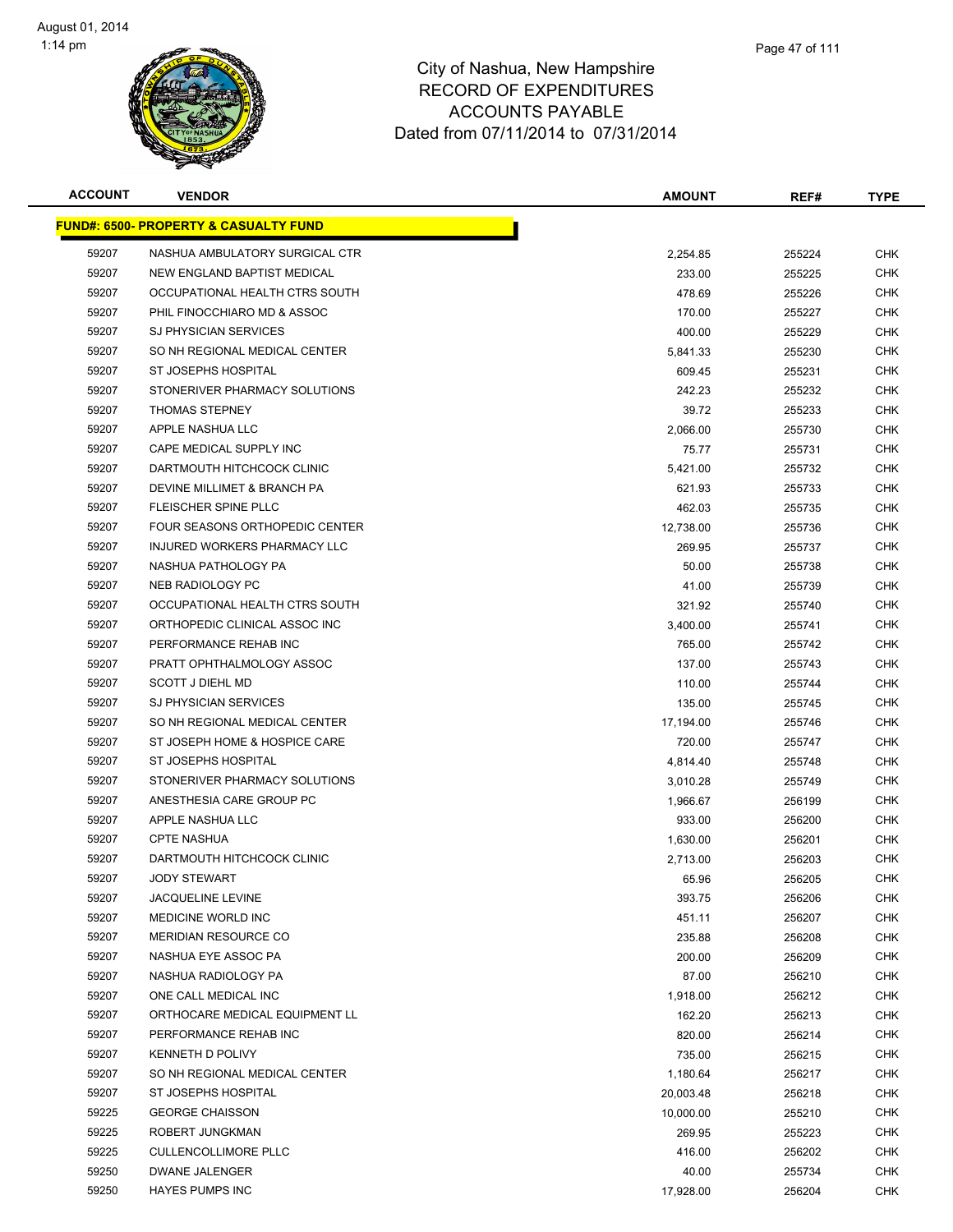# City of Nashua, New Hampshire
## RECORD OF EXPENDITURES
## ACCOUNTS PAYABLE
## Dated from 07/11/2014 to 07/31/2014

| ACCOUNT | VENDOR | AMOUNT | REF# | TYPE |
|---|---|---|---|---|
| **FUND#: 6500- PROPERTY & CASUALTY FUND** | | | | |
| 59207 | NASHUA AMBULATORY SURGICAL CTR | 2,254.85 | 255224 | CHK |
| 59207 | NEW ENGLAND BAPTIST MEDICAL | 233.00 | 255225 | CHK |
| 59207 | OCCUPATIONAL HEALTH CTRS SOUTH | 478.69 | 255226 | CHK |
| 59207 | PHIL FINOCCHIARO MD & ASSOC | 170.00 | 255227 | CHK |
| 59207 | SJ PHYSICIAN SERVICES | 400.00 | 255229 | CHK |
| 59207 | SO NH REGIONAL MEDICAL CENTER | 5,841.33 | 255230 | CHK |
| 59207 | ST JOSEPHS HOSPITAL | 609.45 | 255231 | CHK |
| 59207 | STONERIVER PHARMACY SOLUTIONS | 242.23 | 255232 | CHK |
| 59207 | THOMAS STEPNEY | 39.72 | 255233 | CHK |
| 59207 | APPLE NASHUA LLC | 2,066.00 | 255730 | CHK |
| 59207 | CAPE MEDICAL SUPPLY INC | 75.77 | 255731 | CHK |
| 59207 | DARTMOUTH HITCHCOCK CLINIC | 5,421.00 | 255732 | CHK |
| 59207 | DEVINE MILLIMET & BRANCH PA | 621.93 | 255733 | CHK |
| 59207 | FLEISCHER SPINE PLLC | 462.03 | 255735 | CHK |
| 59207 | FOUR SEASONS ORTHOPEDIC CENTER | 12,738.00 | 255736 | CHK |
| 59207 | INJURED WORKERS PHARMACY LLC | 269.95 | 255737 | CHK |
| 59207 | NASHUA PATHOLOGY PA | 50.00 | 255738 | CHK |
| 59207 | NEB RADIOLOGY PC | 41.00 | 255739 | CHK |
| 59207 | OCCUPATIONAL HEALTH CTRS SOUTH | 321.92 | 255740 | CHK |
| 59207 | ORTHOPEDIC CLINICAL ASSOC INC | 3,400.00 | 255741 | CHK |
| 59207 | PERFORMANCE REHAB INC | 765.00 | 255742 | CHK |
| 59207 | PRATT OPHTHALMOLOGY ASSOC | 137.00 | 255743 | CHK |
| 59207 | SCOTT J DIEHL MD | 110.00 | 255744 | CHK |
| 59207 | SJ PHYSICIAN SERVICES | 135.00 | 255745 | CHK |
| 59207 | SO NH REGIONAL MEDICAL CENTER | 17,194.00 | 255746 | CHK |
| 59207 | ST JOSEPH HOME & HOSPICE CARE | 720.00 | 255747 | CHK |
| 59207 | ST JOSEPHS HOSPITAL | 4,814.40 | 255748 | CHK |
| 59207 | STONERIVER PHARMACY SOLUTIONS | 3,010.28 | 255749 | CHK |
| 59207 | ANESTHESIA CARE GROUP PC | 1,966.67 | 256199 | CHK |
| 59207 | APPLE NASHUA LLC | 933.00 | 256200 | CHK |
| 59207 | CPTE NASHUA | 1,630.00 | 256201 | CHK |
| 59207 | DARTMOUTH HITCHCOCK CLINIC | 2,713.00 | 256203 | CHK |
| 59207 | JODY STEWART | 65.96 | 256205 | CHK |
| 59207 | JACQUELINE LEVINE | 393.75 | 256206 | CHK |
| 59207 | MEDICINE WORLD INC | 451.11 | 256207 | CHK |
| 59207 | MERIDIAN RESOURCE CO | 235.88 | 256208 | CHK |
| 59207 | NASHUA EYE ASSOC PA | 200.00 | 256209 | CHK |
| 59207 | NASHUA RADIOLOGY PA | 87.00 | 256210 | CHK |
| 59207 | ONE CALL MEDICAL INC | 1,918.00 | 256212 | CHK |
| 59207 | ORTHOCARE MEDICAL EQUIPMENT LL | 162.20 | 256213 | CHK |
| 59207 | PERFORMANCE REHAB INC | 820.00 | 256214 | CHK |
| 59207 | KENNETH D POLIVY | 735.00 | 256215 | CHK |
| 59207 | SO NH REGIONAL MEDICAL CENTER | 1,180.64 | 256217 | CHK |
| 59207 | ST JOSEPHS HOSPITAL | 20,003.48 | 256218 | CHK |
| 59225 | GEORGE CHAISSON | 10,000.00 | 255210 | CHK |
| 59225 | ROBERT JUNGKMAN | 269.95 | 255223 | CHK |
| 59225 | CULLENCOLLIMORE PLLC | 416.00 | 256202 | CHK |
| 59250 | DWANE JALENGER | 40.00 | 255734 | CHK |
| 59250 | HAYES PUMPS INC | 17,928.00 | 256204 | CHK |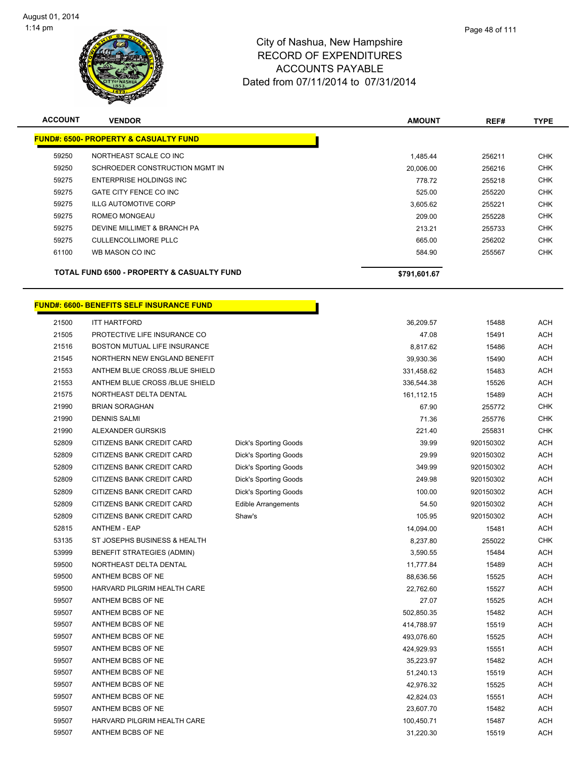City of Nashua, New Hampshire
RECORD OF EXPENDITURES
ACCOUNTS PAYABLE
Dated from 07/11/2014 to 07/31/2014

August 01, 2014
1:14 pm

| ACCOUNT | VENDOR | | AMOUNT | REF# | TYPE |
|---|---|---|---|---|---|
| **FUND#: 6500- PROPERTY & CASUALTY FUND** | | | | | |
| 59250 | NORTHEAST SCALE CO INC | | 1,485.44 | 256211 | CHK |
| 59250 | SCHROEDER CONSTRUCTION MGMT IN | | 20,006.00 | 256216 | CHK |
| 59275 | ENTERPRISE HOLDINGS INC | | 778.72 | 255218 | CHK |
| 59275 | GATE CITY FENCE CO INC | | 525.00 | 255220 | CHK |
| 59275 | ILLG AUTOMOTIVE CORP | | 3,605.62 | 255221 | CHK |
| 59275 | ROMEO MONGEAU | | 209.00 | 255228 | CHK |
| 59275 | DEVINE MILLIMET & BRANCH PA | | 213.21 | 255733 | CHK |
| 59275 | CULLENCOLLIMORE PLLC | | 665.00 | 256202 | CHK |
| 61100 | WB MASON CO INC | | 584.90 | 255567 | CHK |
| **TOTAL FUND 6500 - PROPERTY & CASUALTY FUND** | | | **$791,601.67** | | |

| ACCOUNT | VENDOR | | AMOUNT | REF# | TYPE |
|---|---|---|---|---|---|
| **FUND#: 6600- BENEFITS SELF INSURANCE FUND** | | | | | |
| 21500 | ITT HARTFORD | | 36,209.57 | 15488 | ACH |
| 21505 | PROTECTIVE LIFE INSURANCE CO | | 47.08 | 15491 | ACH |
| 21516 | BOSTON MUTUAL LIFE INSURANCE | | 8,817.62 | 15486 | ACH |
| 21545 | NORTHERN NEW ENGLAND BENEFIT | | 39,930.36 | 15490 | ACH |
| 21553 | ANTHEM BLUE CROSS /BLUE SHIELD | | 331,458.62 | 15483 | ACH |
| 21553 | ANTHEM BLUE CROSS /BLUE SHIELD | | 336,544.38 | 15526 | ACH |
| 21575 | NORTHEAST DELTA DENTAL | | 161,112.15 | 15489 | ACH |
| 21990 | BRIAN SORAGHAN | | 67.90 | 255772 | CHK |
| 21990 | DENNIS SALMI | | 71.36 | 255776 | CHK |
| 21990 | ALEXANDER GURSKIS | | 221.40 | 255831 | CHK |
| 52809 | CITIZENS BANK CREDIT CARD | Dick's Sporting Goods | 39.99 | 920150302 | ACH |
| 52809 | CITIZENS BANK CREDIT CARD | Dick's Sporting Goods | 29.99 | 920150302 | ACH |
| 52809 | CITIZENS BANK CREDIT CARD | Dick's Sporting Goods | 349.99 | 920150302 | ACH |
| 52809 | CITIZENS BANK CREDIT CARD | Dick's Sporting Goods | 249.98 | 920150302 | ACH |
| 52809 | CITIZENS BANK CREDIT CARD | Dick's Sporting Goods | 100.00 | 920150302 | ACH |
| 52809 | CITIZENS BANK CREDIT CARD | Edible Arrangements | 54.50 | 920150302 | ACH |
| 52809 | CITIZENS BANK CREDIT CARD | Shaw's | 105.95 | 920150302 | ACH |
| 52815 | ANTHEM - EAP | | 14,094.00 | 15481 | ACH |
| 53135 | ST JOSEPHS BUSINESS & HEALTH | | 8,237.80 | 255022 | CHK |
| 53999 | BENEFIT STRATEGIES (ADMIN) | | 3,590.55 | 15484 | ACH |
| 59500 | NORTHEAST DELTA DENTAL | | 11,777.84 | 15489 | ACH |
| 59500 | ANTHEM BCBS OF NE | | 88,636.56 | 15525 | ACH |
| 59500 | HARVARD PILGRIM HEALTH CARE | | 22,762.60 | 15527 | ACH |
| 59507 | ANTHEM BCBS OF NE | | 27.07 | 15525 | ACH |
| 59507 | ANTHEM BCBS OF NE | | 502,850.35 | 15482 | ACH |
| 59507 | ANTHEM BCBS OF NE | | 414,788.97 | 15519 | ACH |
| 59507 | ANTHEM BCBS OF NE | | 493,076.60 | 15525 | ACH |
| 59507 | ANTHEM BCBS OF NE | | 424,929.93 | 15551 | ACH |
| 59507 | ANTHEM BCBS OF NE | | 35,223.97 | 15482 | ACH |
| 59507 | ANTHEM BCBS OF NE | | 51,240.13 | 15519 | ACH |
| 59507 | ANTHEM BCBS OF NE | | 42,976.32 | 15525 | ACH |
| 59507 | ANTHEM BCBS OF NE | | 42,824.03 | 15551 | ACH |
| 59507 | ANTHEM BCBS OF NE | | 23,607.70 | 15482 | ACH |
| 59507 | HARVARD PILGRIM HEALTH CARE | | 100,450.71 | 15487 | ACH |
| 59507 | ANTHEM BCBS OF NE | | 31,220.30 | 15519 | ACH |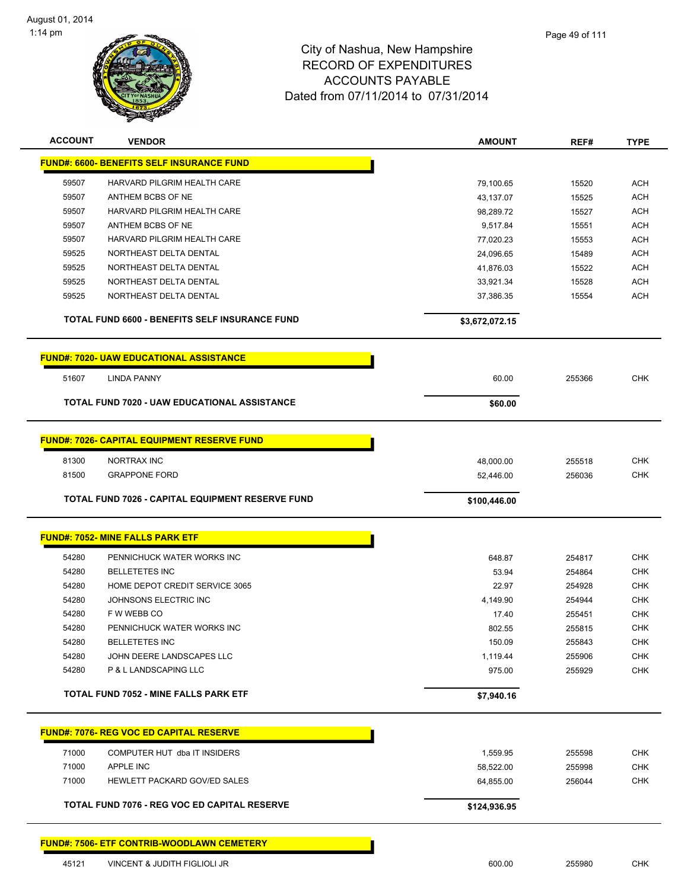City of Nashua, New Hampshire
RECORD OF EXPENDITURES
ACCOUNTS PAYABLE
Dated from 07/11/2014 to 07/31/2014

| ACCOUNT | VENDOR | AMOUNT | REF# | TYPE |
|---|---|---|---|---|
| **FUND#: 6600- BENEFITS SELF INSURANCE FUND** | | | | |
| 59507 | HARVARD PILGRIM HEALTH CARE | 79,100.65 | 15520 | ACH |
| 59507 | ANTHEM BCBS OF NE | 43,137.07 | 15525 | ACH |
| 59507 | HARVARD PILGRIM HEALTH CARE | 98,289.72 | 15527 | ACH |
| 59507 | ANTHEM BCBS OF NE | 9,517.84 | 15551 | ACH |
| 59507 | HARVARD PILGRIM HEALTH CARE | 77,020.23 | 15553 | ACH |
| 59525 | NORTHEAST DELTA DENTAL | 24,096.65 | 15489 | ACH |
| 59525 | NORTHEAST DELTA DENTAL | 41,876.03 | 15522 | ACH |
| 59525 | NORTHEAST DELTA DENTAL | 33,921.34 | 15528 | ACH |
| 59525 | NORTHEAST DELTA DENTAL | 37,386.35 | 15554 | ACH |
| **TOTAL FUND 6600 - BENEFITS SELF INSURANCE FUND** | | **$3,672,072.15** | | |
| **FUND#: 7020- UAW EDUCATIONAL ASSISTANCE** | | | | |
| 51607 | LINDA PANNY | 60.00 | 255366 | CHK |
| **TOTAL FUND 7020 - UAW EDUCATIONAL ASSISTANCE** | | **$60.00** | | |
| **FUND#: 7026- CAPITAL EQUIPMENT RESERVE FUND** | | | | |
| 81300 | NORTRAX INC | 48,000.00 | 255518 | CHK |
| 81500 | GRAPPONE FORD | 52,446.00 | 256036 | CHK |
| **TOTAL FUND 7026 - CAPITAL EQUIPMENT RESERVE FUND** | | **$100,446.00** | | |
| **FUND#: 7052- MINE FALLS PARK ETF** | | | | |
| 54280 | PENNICHUCK WATER WORKS INC | 648.87 | 254817 | CHK |
| 54280 | BELLETETES INC | 53.94 | 254864 | CHK |
| 54280 | HOME DEPOT CREDIT SERVICE 3065 | 22.97 | 254928 | CHK |
| 54280 | JOHNSONS ELECTRIC INC | 4,149.90 | 254944 | CHK |
| 54280 | F W WEBB CO | 17.40 | 255451 | CHK |
| 54280 | PENNICHUCK WATER WORKS INC | 802.55 | 255815 | CHK |
| 54280 | BELLETETES INC | 150.09 | 255843 | CHK |
| 54280 | JOHN DEERE LANDSCAPES LLC | 1,119.44 | 255906 | CHK |
| 54280 | P & L LANDSCAPING LLC | 975.00 | 255929 | CHK |
| **TOTAL FUND 7052 - MINE FALLS PARK ETF** | | **$7,940.16** | | |
| **FUND#: 7076- REG VOC ED CAPITAL RESERVE** | | | | |
| 71000 | COMPUTER HUT dba IT INSIDERS | 1,559.95 | 255598 | CHK |
| 71000 | APPLE INC | 58,522.00 | 255998 | CHK |
| 71000 | HEWLETT PACKARD GOV/ED SALES | 64,855.00 | 256044 | CHK |
| **TOTAL FUND 7076 - REG VOC ED CAPITAL RESERVE** | | **$124,936.95** | | |
| **FUND#: 7506- ETF CONTRIB-WOODLAWN CEMETERY** | | | | |
| 45121 | VINCENT & JUDITH FIGLIOLI JR | 600.00 | 255980 | CHK |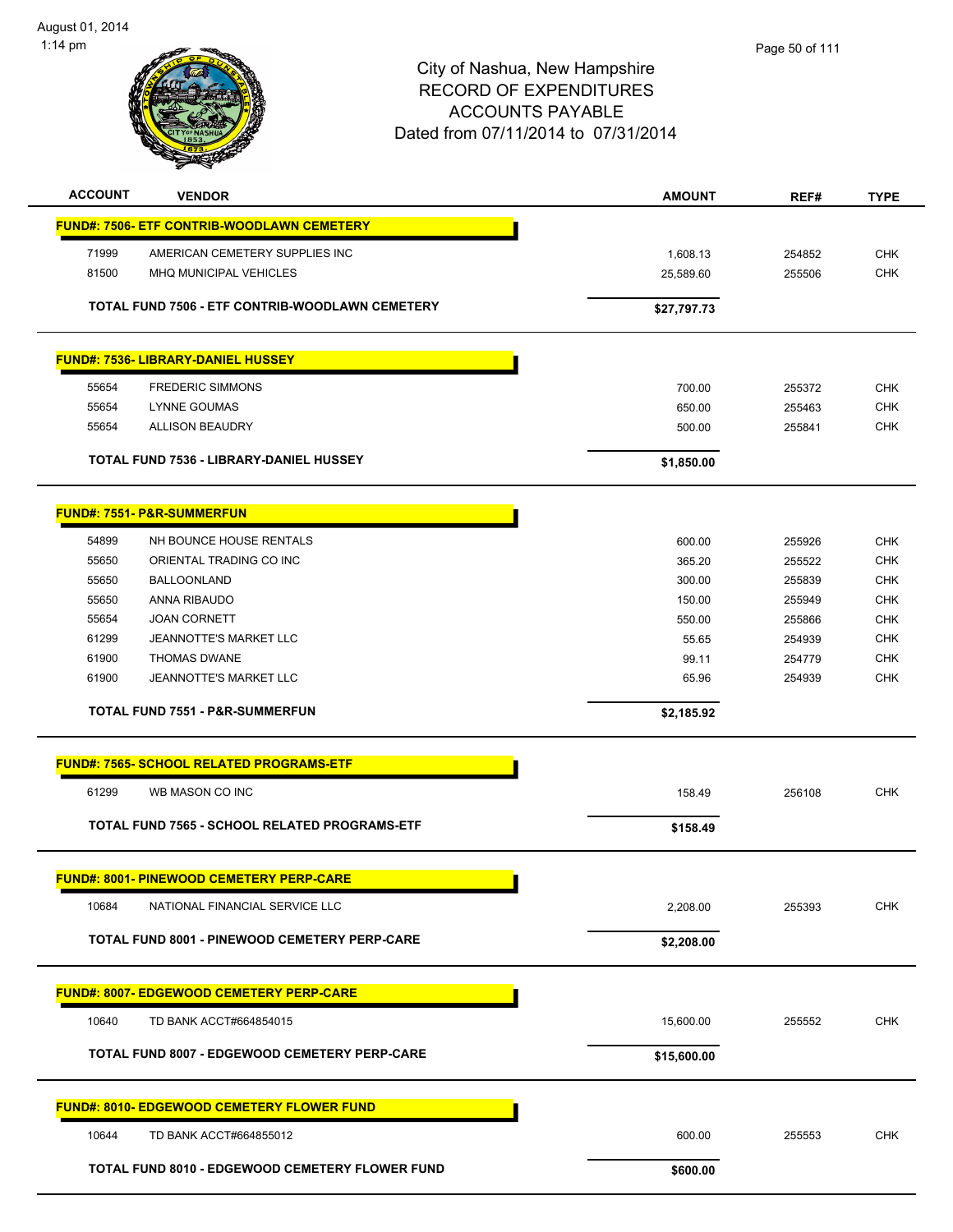# City of Nashua, New Hampshire
## RECORD OF EXPENDITURES
## ACCOUNTS PAYABLE
### Dated from 07/11/2014 to 07/31/2014

August 01, 2014
1:14 pm

| ACCOUNT | VENDOR | AMOUNT | REF# | TYPE |
|---|---|---|---|---|
| **FUND#: 7506- ETF CONTRIB-WOODLAWN CEMETERY** | | | | |
| 71999 | AMERICAN CEMETERY SUPPLIES INC | 1,608.13 | 254852 | CHK |
| 81500 | MHQ MUNICIPAL VEHICLES | 25,589.60 | 255506 | CHK |
| | **TOTAL FUND 7506 - ETF CONTRIB-WOODLAWN CEMETERY** | **$27,797.73** | | |
| **FUND#: 7536- LIBRARY-DANIEL HUSSEY** | | | | |
| 55654 | FREDERIC SIMMONS | 700.00 | 255372 | CHK |
| 55654 | LYNNE GOUMAS | 650.00 | 255463 | CHK |
| 55654 | ALLISON BEAUDRY | 500.00 | 255841 | CHK |
| | **TOTAL FUND 7536 - LIBRARY-DANIEL HUSSEY** | **$1,850.00** | | |
| **FUND#: 7551- P&R-SUMMERFUN** | | | | |
| 54899 | NH BOUNCE HOUSE RENTALS | 600.00 | 255926 | CHK |
| 55650 | ORIENTAL TRADING CO INC | 365.20 | 255522 | CHK |
| 55650 | BALLOONLAND | 300.00 | 255839 | CHK |
| 55650 | ANNA RIBAUDO | 150.00 | 255949 | CHK |
| 55654 | JOAN CORNETT | 550.00 | 255866 | CHK |
| 61299 | JEANNOTTE'S MARKET LLC | 55.65 | 254939 | CHK |
| 61900 | THOMAS DWANE | 99.11 | 254779 | CHK |
| 61900 | JEANNOTTE'S MARKET LLC | 65.96 | 254939 | CHK |
| | **TOTAL FUND 7551 - P&R-SUMMERFUN** | **$2,185.92** | | |
| **FUND#: 7565- SCHOOL RELATED PROGRAMS-ETF** | | | | |
| 61299 | WB MASON CO INC | 158.49 | 256108 | CHK |
| | **TOTAL FUND 7565 - SCHOOL RELATED PROGRAMS-ETF** | **$158.49** | | |
| **FUND#: 8001- PINEWOOD CEMETERY PERP-CARE** | | | | |
| 10684 | NATIONAL FINANCIAL SERVICE LLC | 2,208.00 | 255393 | CHK |
| | **TOTAL FUND 8001 - PINEWOOD CEMETERY PERP-CARE** | **$2,208.00** | | |
| **FUND#: 8007- EDGEWOOD CEMETERY PERP-CARE** | | | | |
| 10640 | TD BANK ACCT#664854015 | 15,600.00 | 255552 | CHK |
| | **TOTAL FUND 8007 - EDGEWOOD CEMETERY PERP-CARE** | **$15,600.00** | | |
| **FUND#: 8010- EDGEWOOD CEMETERY FLOWER FUND** | | | | |
| 10644 | TD BANK ACCT#664855012 | 600.00 | 255553 | CHK |
| | **TOTAL FUND 8010 - EDGEWOOD CEMETERY FLOWER FUND** | **$600.00** | | |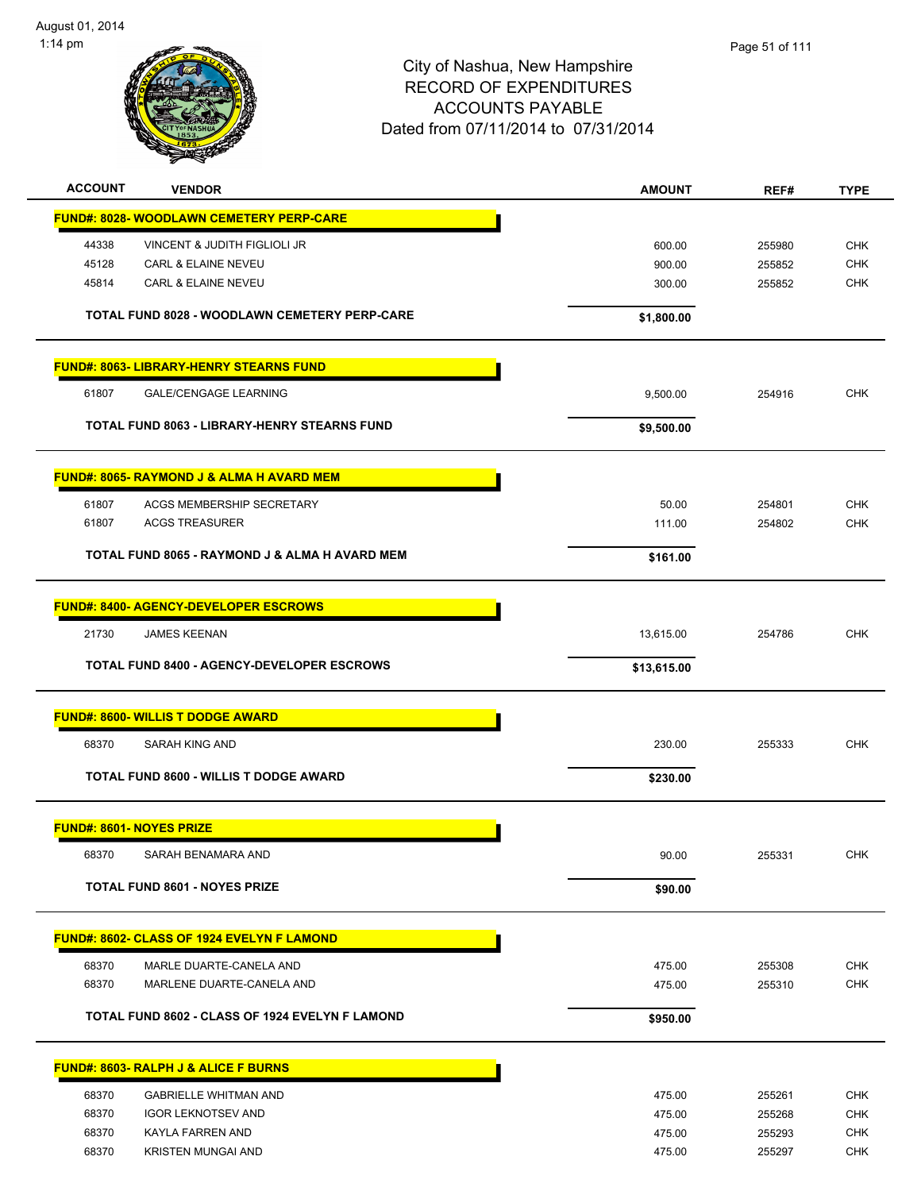City of Nashua, New Hampshire
RECORD OF EXPENDITURES
ACCOUNTS PAYABLE
Dated from 07/11/2014 to 07/31/2014

August 01, 2014
1:14 pm

| ACCOUNT | VENDOR | AMOUNT | REF# | TYPE |
|---|---|---|---|---|
| **FUND#: 8028- WOODLAWN CEMETERY PERP-CARE** | | | | |
| 44338 | VINCENT & JUDITH FIGLIOLI JR | 600.00 | 255980 | CHK |
| 45128 | CARL & ELAINE NEVEU | 900.00 | 255852 | CHK |
| 45814 | CARL & ELAINE NEVEU | 300.00 | 255852 | CHK |
| | **TOTAL FUND 8028 - WOODLAWN CEMETERY PERP-CARE** | **$1,800.00** | | |
| **FUND#: 8063- LIBRARY-HENRY STEARNS FUND** | | | | |
| 61807 | GALE/CENGAGE LEARNING | 9,500.00 | 254916 | CHK |
| | **TOTAL FUND 8063 - LIBRARY-HENRY STEARNS FUND** | **$9,500.00** | | |
| **FUND#: 8065- RAYMOND J & ALMA H AVARD MEM** | | | | |
| 61807 | ACGS MEMBERSHIP SECRETARY | 50.00 | 254801 | CHK |
| 61807 | ACGS TREASURER | 111.00 | 254802 | CHK |
| | **TOTAL FUND 8065 - RAYMOND J & ALMA H AVARD MEM** | **$161.00** | | |
| **FUND#: 8400- AGENCY-DEVELOPER ESCROWS** | | | | |
| 21730 | JAMES KEENAN | 13,615.00 | 254786 | CHK |
| | **TOTAL FUND 8400 - AGENCY-DEVELOPER ESCROWS** | **$13,615.00** | | |
| **FUND#: 8600- WILLIS T DODGE AWARD** | | | | |
| 68370 | SARAH KING AND | 230.00 | 255333 | CHK |
| | **TOTAL FUND 8600 - WILLIS T DODGE AWARD** | **$230.00** | | |
| **FUND#: 8601- NOYES PRIZE** | | | | |
| 68370 | SARAH BENAMARA AND | 90.00 | 255331 | CHK |
| | **TOTAL FUND 8601 - NOYES PRIZE** | **$90.00** | | |
| **FUND#: 8602- CLASS OF 1924 EVELYN F LAMOND** | | | | |
| 68370 | MARLE DUARTE-CANELA AND | 475.00 | 255308 | CHK |
| 68370 | MARLENE DUARTE-CANELA AND | 475.00 | 255310 | CHK |
| | **TOTAL FUND 8602 - CLASS OF 1924 EVELYN F LAMOND** | **$950.00** | | |
| **FUND#: 8603- RALPH J & ALICE F BURNS** | | | | |
| 68370 | GABRIELLE WHITMAN AND | 475.00 | 255261 | CHK |
| 68370 | IGOR LEKNOTSEV AND | 475.00 | 255268 | CHK |
| 68370 | KAYLA FARREN AND | 475.00 | 255293 | CHK |
| 68370 | KRISTEN MUNGAI AND | 475.00 | 255297 | CHK |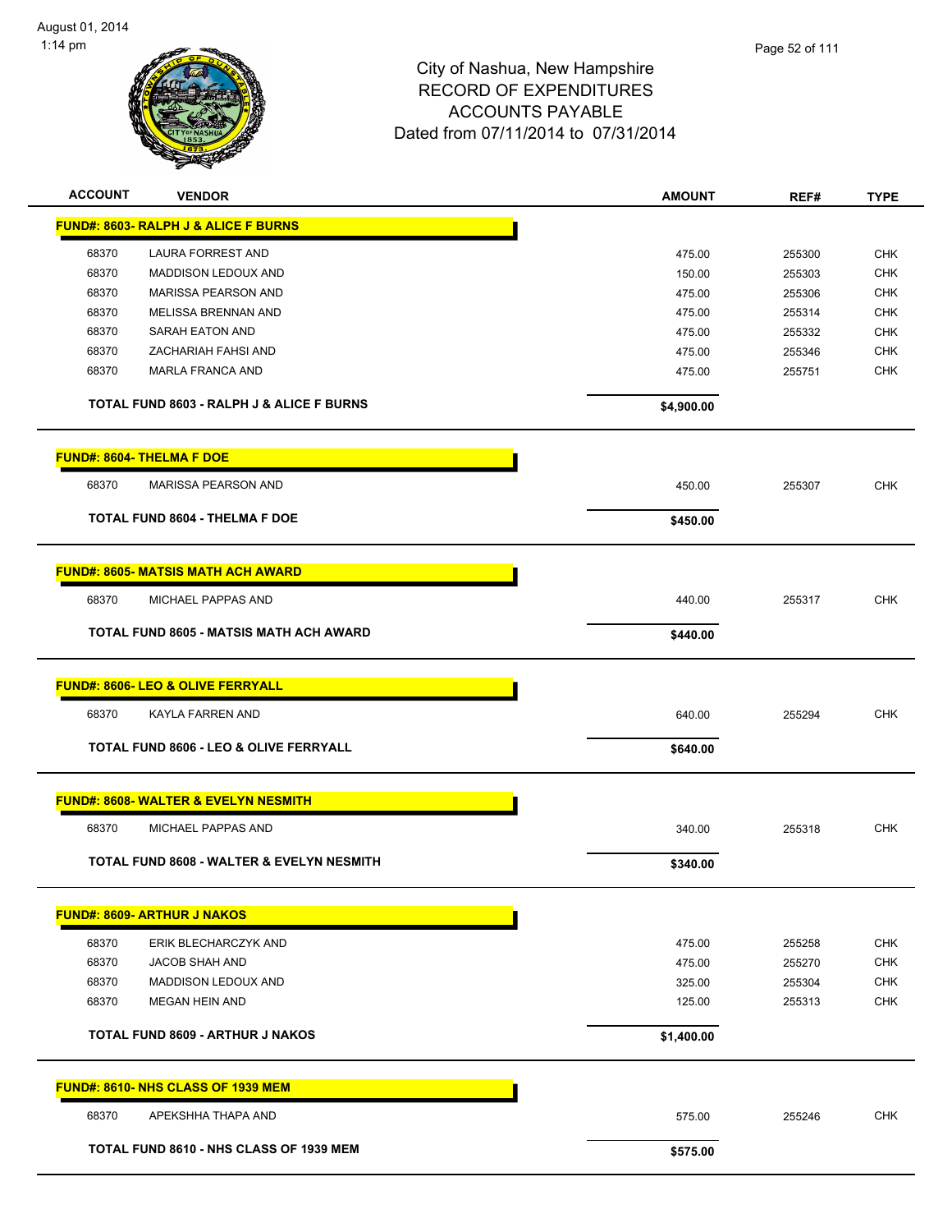August 01, 2014
1:14 pm

# City of Nashua, New Hampshire
## RECORD OF EXPENDITURES
## ACCOUNTS PAYABLE
## Dated from 07/11/2014 to 07/31/2014

| ACCOUNT | VENDOR | AMOUNT | REF# | TYPE |
|---|---|---|---|---|
| **FUND#: 8603- RALPH J & ALICE F BURNS** | | | | |
| 68370 | LAURA FORREST AND | 475.00 | 255300 | CHK |
| 68370 | MADDISON LEDOUX AND | 150.00 | 255303 | CHK |
| 68370 | MARISSA PEARSON AND | 475.00 | 255306 | CHK |
| 68370 | MELISSA BRENNAN AND | 475.00 | 255314 | CHK |
| 68370 | SARAH EATON AND | 475.00 | 255332 | CHK |
| 68370 | ZACHARIAH FAHSI AND | 475.00 | 255346 | CHK |
| 68370 | MARLA FRANCA AND | 475.00 | 255751 | CHK |
| | **TOTAL FUND 8603 - RALPH J & ALICE F BURNS** | **$4,900.00** | | |
| **FUND#: 8604- THELMA F DOE** | | | | |
| 68370 | MARISSA PEARSON AND | 450.00 | 255307 | CHK |
| | **TOTAL FUND 8604 - THELMA F DOE** | **$450.00** | | |
| **FUND#: 8605- MATSIS MATH ACH AWARD** | | | | |
| 68370 | MICHAEL PAPPAS AND | 440.00 | 255317 | CHK |
| | **TOTAL FUND 8605 - MATSIS MATH ACH AWARD** | **$440.00** | | |
| **FUND#: 8606- LEO & OLIVE FERRYALL** | | | | |
| 68370 | KAYLA FARREN AND | 640.00 | 255294 | CHK |
| | **TOTAL FUND 8606 - LEO & OLIVE FERRYALL** | **$640.00** | | |
| **FUND#: 8608- WALTER & EVELYN NESMITH** | | | | |
| 68370 | MICHAEL PAPPAS AND | 340.00 | 255318 | CHK |
| | **TOTAL FUND 8608 - WALTER & EVELYN NESMITH** | **$340.00** | | |
| **FUND#: 8609- ARTHUR J NAKOS** | | | | |
| 68370 | ERIK BLECHARCZYK AND | 475.00 | 255258 | CHK |
| 68370 | JACOB SHAH AND | 475.00 | 255270 | CHK |
| 68370 | MADDISON LEDOUX AND | 325.00 | 255304 | CHK |
| 68370 | MEGAN HEIN AND | 125.00 | 255313 | CHK |
| | **TOTAL FUND 8609 - ARTHUR J NAKOS** | **$1,400.00** | | |
| **FUND#: 8610- NHS CLASS OF 1939 MEM** | | | | |
| 68370 | APEKSHHA THAPA AND | 575.00 | 255246 | CHK |
| | **TOTAL FUND 8610 - NHS CLASS OF 1939 MEM** | **$575.00** | | |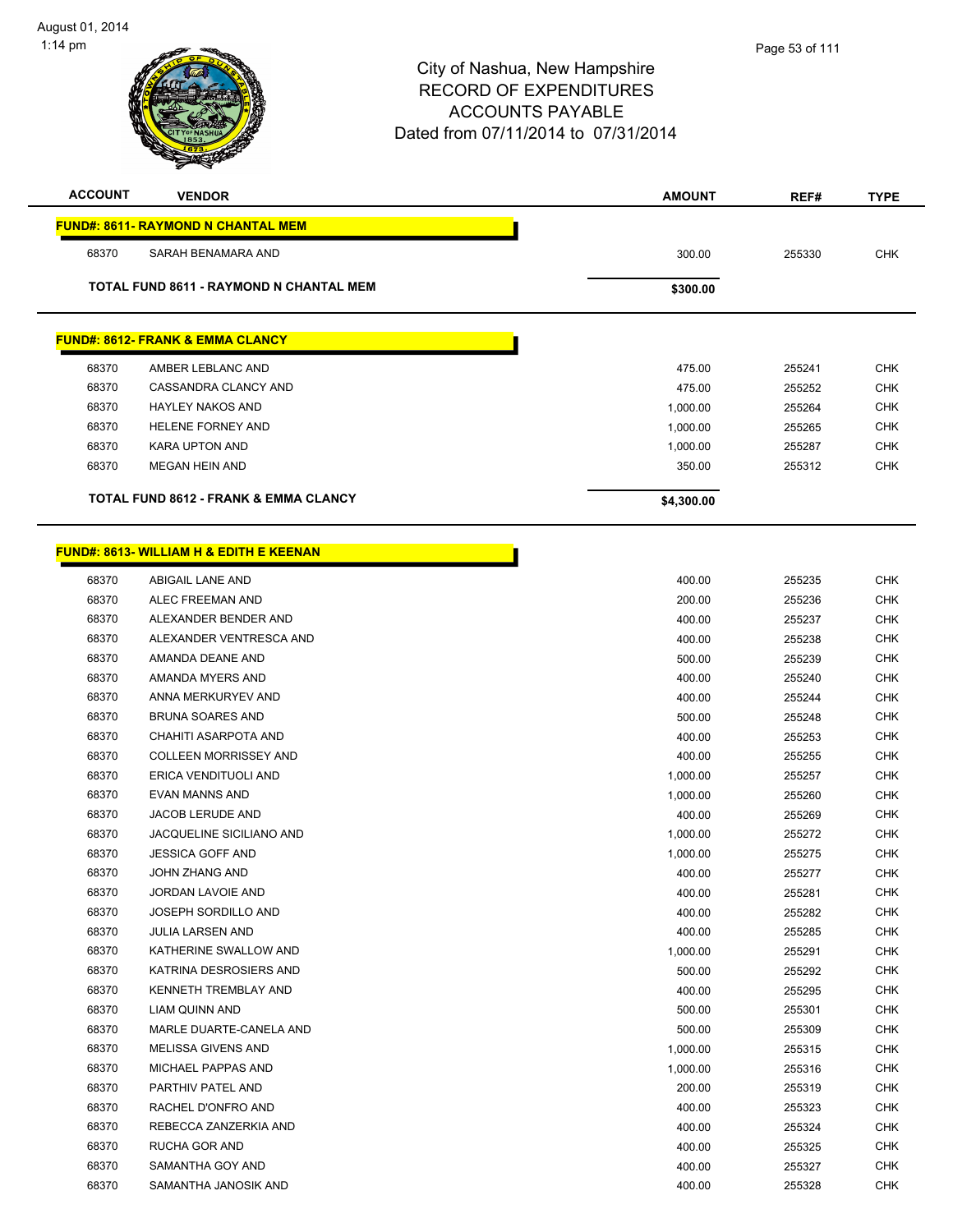# City of Nashua, New Hampshire
## RECORD OF EXPENDITURES
## ACCOUNTS PAYABLE
## Dated from 07/11/2014 to 07/31/2014

August 01, 2014
1:14 pm

| ACCOUNT | VENDOR | AMOUNT | REF# | TYPE |
|---|---|---|---|---|
| **FUND#: 8611- RAYMOND N CHANTAL MEM** | | | | |
| 68370 | SARAH BENAMARA AND | 300.00 | 255330 | CHK |
| **TOTAL FUND 8611 - RAYMOND N CHANTAL MEM** | | **$300.00** | | |
| **FUND#: 8612- FRANK & EMMA CLANCY** | | | | |
| 68370 | AMBER LEBLANC AND | 475.00 | 255241 | CHK |
| 68370 | CASSANDRA CLANCY AND | 475.00 | 255252 | CHK |
| 68370 | HAYLEY NAKOS AND | 1,000.00 | 255264 | CHK |
| 68370 | HELENE FORNEY AND | 1,000.00 | 255265 | CHK |
| 68370 | KARA UPTON AND | 1,000.00 | 255287 | CHK |
| 68370 | MEGAN HEIN AND | 350.00 | 255312 | CHK |
| **TOTAL FUND 8612 - FRANK & EMMA CLANCY** | | **$4,300.00** | | |
| **FUND#: 8613- WILLIAM H & EDITH E KEENAN** | | | | |
| 68370 | ABIGAIL LANE AND | 400.00 | 255235 | CHK |
| 68370 | ALEC FREEMAN AND | 200.00 | 255236 | CHK |
| 68370 | ALEXANDER BENDER AND | 400.00 | 255237 | CHK |
| 68370 | ALEXANDER VENTRESCA AND | 400.00 | 255238 | CHK |
| 68370 | AMANDA DEANE AND | 500.00 | 255239 | CHK |
| 68370 | AMANDA MYERS AND | 400.00 | 255240 | CHK |
| 68370 | ANNA MERKURYEV AND | 400.00 | 255244 | CHK |
| 68370 | BRUNA SOARES AND | 500.00 | 255248 | CHK |
| 68370 | CHAHITI ASARPOTA AND | 400.00 | 255253 | CHK |
| 68370 | COLLEEN MORRISSEY AND | 400.00 | 255255 | CHK |
| 68370 | ERICA VENDITUOLI AND | 1,000.00 | 255257 | CHK |
| 68370 | EVAN MANNS AND | 1,000.00 | 255260 | CHK |
| 68370 | JACOB LERUDE AND | 400.00 | 255269 | CHK |
| 68370 | JACQUELINE SICILIANO AND | 1,000.00 | 255272 | CHK |
| 68370 | JESSICA GOFF AND | 1,000.00 | 255275 | CHK |
| 68370 | JOHN ZHANG AND | 400.00 | 255277 | CHK |
| 68370 | JORDAN LAVOIE AND | 400.00 | 255281 | CHK |
| 68370 | JOSEPH SORDILLO AND | 400.00 | 255282 | CHK |
| 68370 | JULIA LARSEN AND | 400.00 | 255285 | CHK |
| 68370 | KATHERINE SWALLOW AND | 1,000.00 | 255291 | CHK |
| 68370 | KATRINA DESROSIERS AND | 500.00 | 255292 | CHK |
| 68370 | KENNETH TREMBLAY AND | 400.00 | 255295 | CHK |
| 68370 | LIAM QUINN AND | 500.00 | 255301 | CHK |
| 68370 | MARLE DUARTE-CANELA AND | 500.00 | 255309 | CHK |
| 68370 | MELISSA GIVENS AND | 1,000.00 | 255315 | CHK |
| 68370 | MICHAEL PAPPAS AND | 1,000.00 | 255316 | CHK |
| 68370 | PARTHIV PATEL AND | 200.00 | 255319 | CHK |
| 68370 | RACHEL D'ONFRO AND | 400.00 | 255323 | CHK |
| 68370 | REBECCA ZANZERKIA AND | 400.00 | 255324 | CHK |
| 68370 | RUCHA GOR AND | 400.00 | 255325 | CHK |
| 68370 | SAMANTHA GOY AND | 400.00 | 255327 | CHK |
| 68370 | SAMANTHA JANOSIK AND | 400.00 | 255328 | CHK |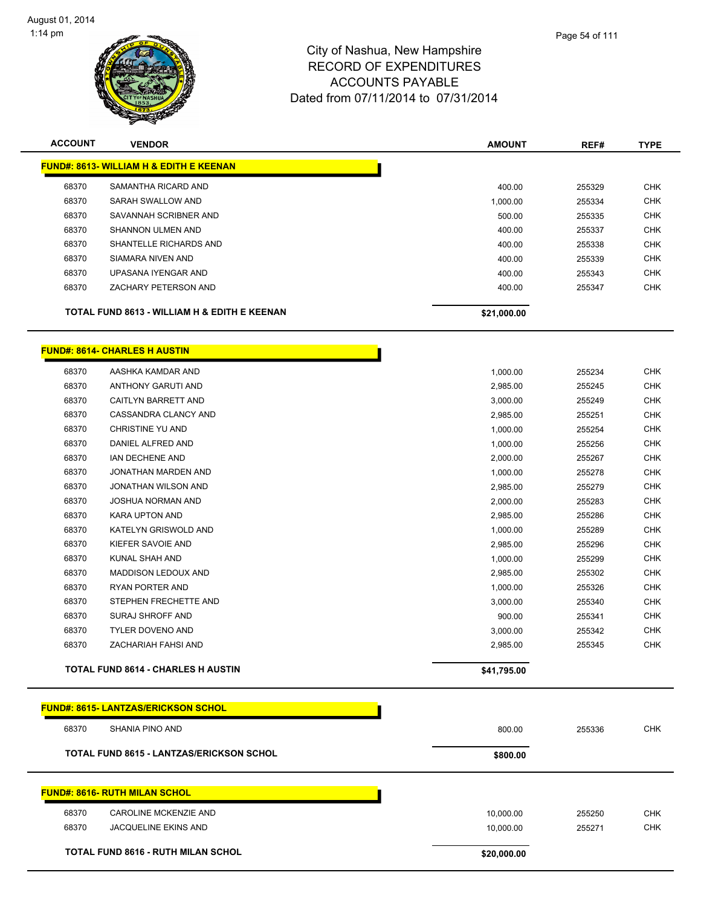# City of Nashua, New Hampshire
# RECORD OF EXPENDITURES
# ACCOUNTS PAYABLE
# Dated from 07/11/2014 to 07/31/2014

August 01, 2014
1:14 pm

| ACCOUNT | VENDOR | AMOUNT | REF# | TYPE |
|---|---|---|---|---|
| **FUND#: 8613- WILLIAM H & EDITH E KEENAN** | | | | |
| 68370 | SAMANTHA RICARD AND | 400.00 | 255329 | CHK |
| 68370 | SARAH SWALLOW AND | 1,000.00 | 255334 | CHK |
| 68370 | SAVANNAH SCRIBNER AND | 500.00 | 255335 | CHK |
| 68370 | SHANNON ULMEN AND | 400.00 | 255337 | CHK |
| 68370 | SHANTELLE RICHARDS AND | 400.00 | 255338 | CHK |
| 68370 | SIAMARA NIVEN AND | 400.00 | 255339 | CHK |
| 68370 | UPASANA IYENGAR AND | 400.00 | 255343 | CHK |
| 68370 | ZACHARY PETERSON AND | 400.00 | 255347 | CHK |
| | **TOTAL FUND 8613 - WILLIAM H & EDITH E KEENAN** | **$21,000.00** | | |
| **FUND#: 8614- CHARLES H AUSTIN** | | | | |
| 68370 | AASHKA KAMDAR AND | 1,000.00 | 255234 | CHK |
| 68370 | ANTHONY GARUTI AND | 2,985.00 | 255245 | CHK |
| 68370 | CAITLYN BARRETT AND | 3,000.00 | 255249 | CHK |
| 68370 | CASSANDRA CLANCY AND | 2,985.00 | 255251 | CHK |
| 68370 | CHRISTINE YU AND | 1,000.00 | 255254 | CHK |
| 68370 | DANIEL ALFRED AND | 1,000.00 | 255256 | CHK |
| 68370 | IAN DECHENE AND | 2,000.00 | 255267 | CHK |
| 68370 | JONATHAN MARDEN AND | 1,000.00 | 255278 | CHK |
| 68370 | JONATHAN WILSON AND | 2,985.00 | 255279 | CHK |
| 68370 | JOSHUA NORMAN AND | 2,000.00 | 255283 | CHK |
| 68370 | KARA UPTON AND | 2,985.00 | 255286 | CHK |
| 68370 | KATELYN GRISWOLD AND | 1,000.00 | 255289 | CHK |
| 68370 | KIEFER SAVOIE AND | 2,985.00 | 255296 | CHK |
| 68370 | KUNAL SHAH AND | 1,000.00 | 255299 | CHK |
| 68370 | MADDISON LEDOUX AND | 2,985.00 | 255302 | CHK |
| 68370 | RYAN PORTER AND | 1,000.00 | 255326 | CHK |
| 68370 | STEPHEN FRECHETTE AND | 3,000.00 | 255340 | CHK |
| 68370 | SURAJ SHROFF AND | 900.00 | 255341 | CHK |
| 68370 | TYLER DOVENO AND | 3,000.00 | 255342 | CHK |
| 68370 | ZACHARIAH FAHSI AND | 2,985.00 | 255345 | CHK |
| | **TOTAL FUND 8614 - CHARLES H AUSTIN** | **$41,795.00** | | |
| **FUND#: 8615- LANTZAS/ERICKSON SCHOL** | | | | |
| 68370 | SHANIA PINO AND | 800.00 | 255336 | CHK |
| | **TOTAL FUND 8615 - LANTZAS/ERICKSON SCHOL** | **$800.00** | | |
| **FUND#: 8616- RUTH MILAN SCHOL** | | | | |
| 68370 | CAROLINE MCKENZIE AND | 10,000.00 | 255250 | CHK |
| 68370 | JACQUELINE EKINS AND | 10,000.00 | 255271 | CHK |
| | **TOTAL FUND 8616 - RUTH MILAN SCHOL** | **$20,000.00** | | |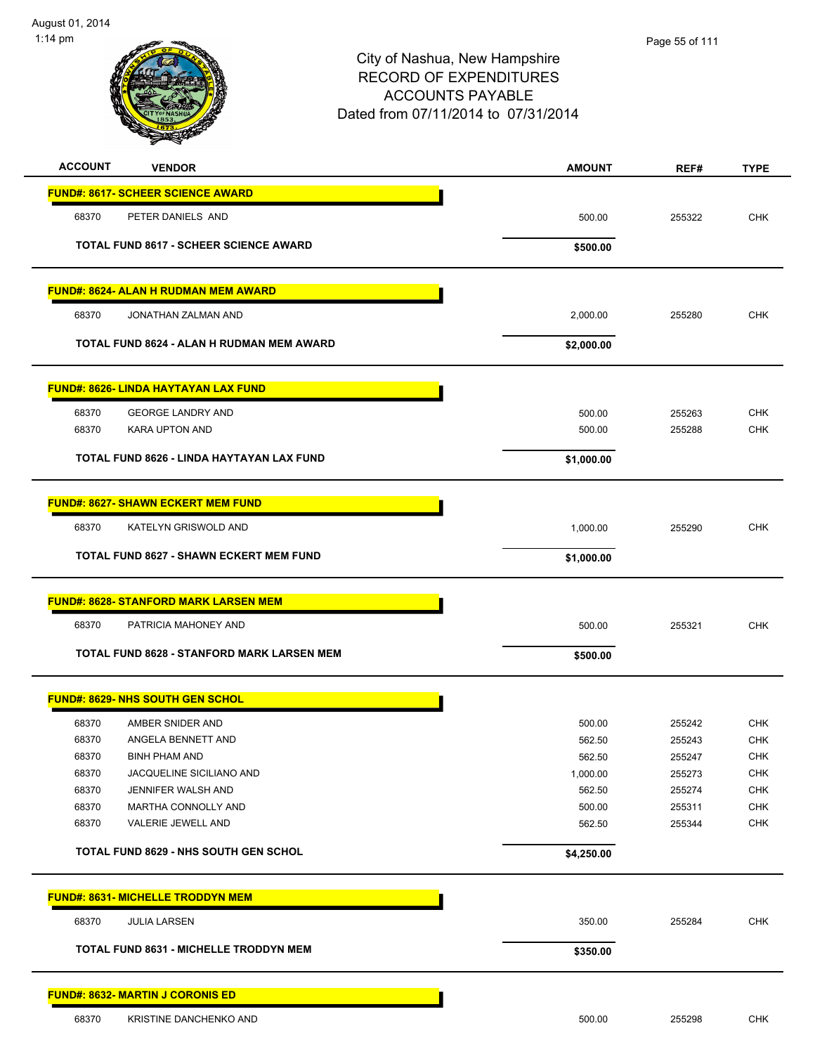# City of Nashua, New Hampshire
## RECORD OF EXPENDITURES
## ACCOUNTS PAYABLE
### Dated from 07/11/2014 to 07/31/2014

| ACCOUNT | VENDOR | AMOUNT | REF# | TYPE |
|---|---|---|---|---|
| **FUND#: 8617- SCHEER SCIENCE AWARD** | | | | |
| 68370 | PETER DANIELS AND | 500.00 | 255322 | CHK |
| | **TOTAL FUND 8617 - SCHEER SCIENCE AWARD** | **$500.00** | | |
| **FUND#: 8624- ALAN H RUDMAN MEM AWARD** | | | | |
| 68370 | JONATHAN ZALMAN AND | 2,000.00 | 255280 | CHK |
| | **TOTAL FUND 8624 - ALAN H RUDMAN MEM AWARD** | **$2,000.00** | | |
| **FUND#: 8626- LINDA HAYTAYAN LAX FUND** | | | | |
| 68370 | GEORGE LANDRY AND | 500.00 | 255263 | CHK |
| 68370 | KARA UPTON AND | 500.00 | 255288 | CHK |
| | **TOTAL FUND 8626 - LINDA HAYTAYAN LAX FUND** | **$1,000.00** | | |
| **FUND#: 8627- SHAWN ECKERT MEM FUND** | | | | |
| 68370 | KATELYN GRISWOLD AND | 1,000.00 | 255290 | CHK |
| | **TOTAL FUND 8627 - SHAWN ECKERT MEM FUND** | **$1,000.00** | | |
| **FUND#: 8628- STANFORD MARK LARSEN MEM** | | | | |
| 68370 | PATRICIA MAHONEY AND | 500.00 | 255321 | CHK |
| | **TOTAL FUND 8628 - STANFORD MARK LARSEN MEM** | **$500.00** | | |
| **FUND#: 8629- NHS SOUTH GEN SCHOL** | | | | |
| 68370 | AMBER SNIDER AND | 500.00 | 255242 | CHK |
| 68370 | ANGELA BENNETT AND | 562.50 | 255243 | CHK |
| 68370 | BINH PHAM AND | 562.50 | 255247 | CHK |
| 68370 | JACQUELINE SICILIANO AND | 1,000.00 | 255273 | CHK |
| 68370 | JENNIFER WALSH AND | 562.50 | 255274 | CHK |
| 68370 | MARTHA CONNOLLY AND | 500.00 | 255311 | CHK |
| 68370 | VALERIE JEWELL AND | 562.50 | 255344 | CHK |
| | **TOTAL FUND 8629 - NHS SOUTH GEN SCHOL** | **$4,250.00** | | |
| **FUND#: 8631- MICHELLE TRODDYN MEM** | | | | |
| 68370 | JULIA LARSEN | 350.00 | 255284 | CHK |
| | **TOTAL FUND 8631 - MICHELLE TRODDYN MEM** | **$350.00** | | |
| **FUND#: 8632- MARTIN J CORONIS ED** | | | | |
| 68370 | KRISTINE DANCHENKO AND | 500.00 | 255298 | CHK |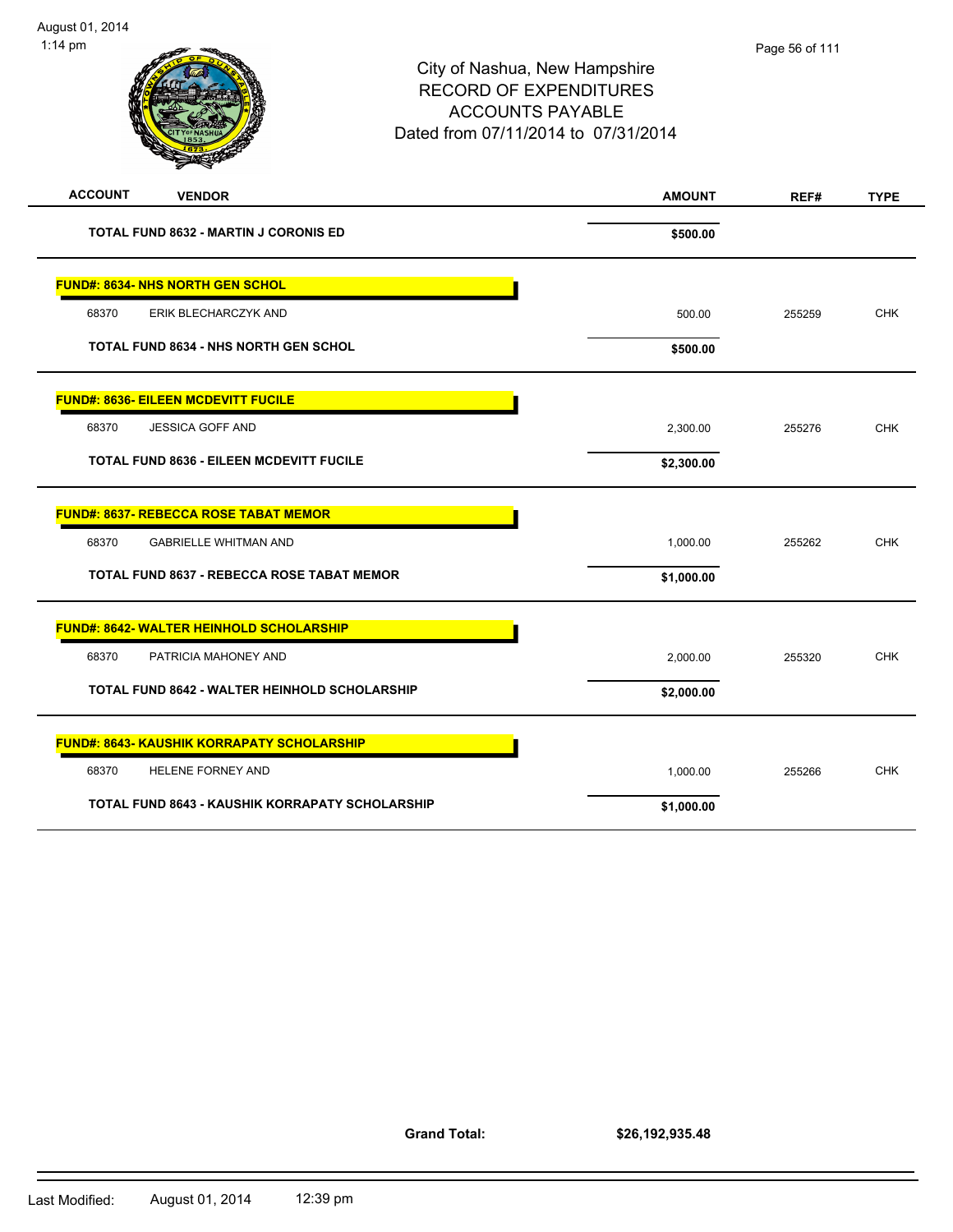# City of Nashua, New Hampshire
## RECORD OF EXPENDITURES
## ACCOUNTS PAYABLE
Dated from 07/11/2014 to 07/31/2014

| ACCOUNT | VENDOR | AMOUNT | REF# | TYPE |
|---|---|---|---|---|
| | **TOTAL FUND 8632 - MARTIN J CORONIS ED** | **$500.00** | | |
| **FUND#: 8634- NHS NORTH GEN SCHOL** | | | | |
| 68370 | ERIK BLECHARCZYK AND | 500.00 | 255259 | CHK |
| | **TOTAL FUND 8634 - NHS NORTH GEN SCHOL** | **$500.00** | | |
| **FUND#: 8636- EILEEN MCDEVITT FUCILE** | | | | |
| 68370 | JESSICA GOFF AND | 2,300.00 | 255276 | CHK |
| | **TOTAL FUND 8636 - EILEEN MCDEVITT FUCILE** | **$2,300.00** | | |
| **FUND#: 8637- REBECCA ROSE TABAT MEMOR** | | | | |
| 68370 | GABRIELLE WHITMAN AND | 1,000.00 | 255262 | CHK |
| | **TOTAL FUND 8637 - REBECCA ROSE TABAT MEMOR** | **$1,000.00** | | |
| **FUND#: 8642- WALTER HEINHOLD SCHOLARSHIP** | | | | |
| 68370 | PATRICIA MAHONEY AND | 2,000.00 | 255320 | CHK |
| | **TOTAL FUND 8642 - WALTER HEINHOLD SCHOLARSHIP** | **$2,000.00** | | |
| **FUND#: 8643- KAUSHIK KORRAPATY SCHOLARSHIP** | | | | |
| 68370 | HELENE FORNEY AND | 1,000.00 | 255266 | CHK |
| | **TOTAL FUND 8643 - KAUSHIK KORRAPATY SCHOLARSHIP** | **$1,000.00** | | |

**Grand Total:** **$26,192,935.48**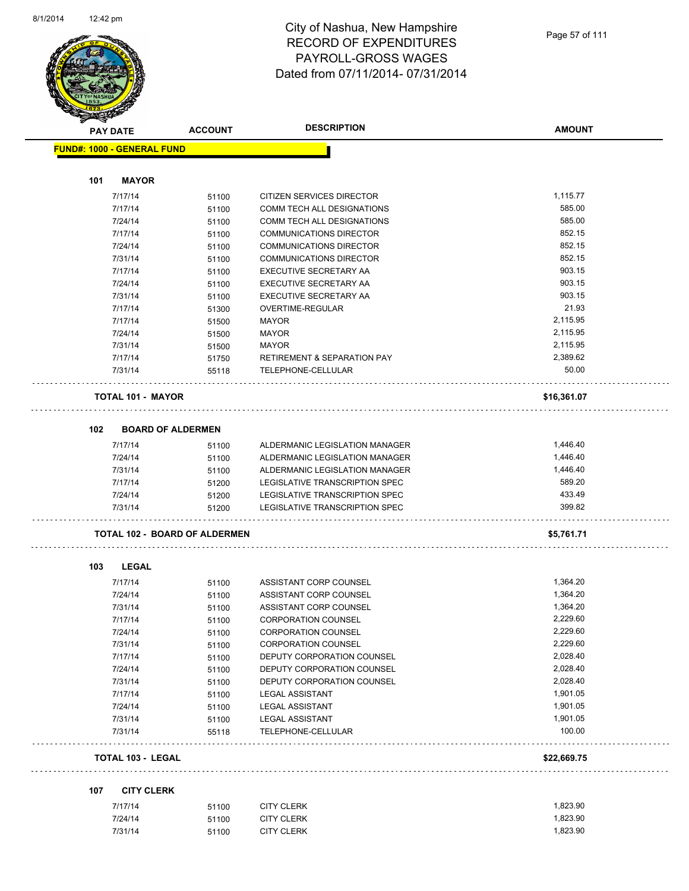# City of Nashua, New Hampshire
## RECORD OF EXPENDITURES
## PAYROLL-GROSS WAGES
## Dated from 07/11/2014- 07/31/2014

| PAY DATE | ACCOUNT | DESCRIPTION | AMOUNT |
|---|---|---|---|
| **FUND#: 1000 - GENERAL FUND** | | | |
| **101 MAYOR** | | | |
| 7/17/14 | 51100 | CITIZEN SERVICES DIRECTOR | 1,115.77 |
| 7/17/14 | 51100 | COMM TECH ALL DESIGNATIONS | 585.00 |
| 7/24/14 | 51100 | COMM TECH ALL DESIGNATIONS | 585.00 |
| 7/17/14 | 51100 | COMMUNICATIONS DIRECTOR | 852.15 |
| 7/24/14 | 51100 | COMMUNICATIONS DIRECTOR | 852.15 |
| 7/31/14 | 51100 | COMMUNICATIONS DIRECTOR | 852.15 |
| 7/17/14 | 51100 | EXECUTIVE SECRETARY AA | 903.15 |
| 7/24/14 | 51100 | EXECUTIVE SECRETARY AA | 903.15 |
| 7/31/14 | 51100 | EXECUTIVE SECRETARY AA | 903.15 |
| 7/17/14 | 51300 | OVERTIME-REGULAR | 21.93 |
| 7/17/14 | 51500 | MAYOR | 2,115.95 |
| 7/24/14 | 51500 | MAYOR | 2,115.95 |
| 7/31/14 | 51500 | MAYOR | 2,115.95 |
| 7/17/14 | 51750 | RETIREMENT & SEPARATION PAY | 2,389.62 |
| 7/31/14 | 55118 | TELEPHONE-CELLULAR | 50.00 |
| **TOTAL 101 - MAYOR** | | | **$16,361.07** |
| **102 BOARD OF ALDERMEN** | | | |
| 7/17/14 | 51100 | ALDERMANIC LEGISLATION MANAGER | 1,446.40 |
| 7/24/14 | 51100 | ALDERMANIC LEGISLATION MANAGER | 1,446.40 |
| 7/31/14 | 51100 | ALDERMANIC LEGISLATION MANAGER | 1,446.40 |
| 7/17/14 | 51200 | LEGISLATIVE TRANSCRIPTION SPEC | 589.20 |
| 7/24/14 | 51200 | LEGISLATIVE TRANSCRIPTION SPEC | 433.49 |
| 7/31/14 | 51200 | LEGISLATIVE TRANSCRIPTION SPEC | 399.82 |
| **TOTAL 102 - BOARD OF ALDERMEN** | | | **$5,761.71** |
| **103 LEGAL** | | | |
| 7/17/14 | 51100 | ASSISTANT CORP COUNSEL | 1,364.20 |
| 7/24/14 | 51100 | ASSISTANT CORP COUNSEL | 1,364.20 |
| 7/31/14 | 51100 | ASSISTANT CORP COUNSEL | 1,364.20 |
| 7/17/14 | 51100 | CORPORATION COUNSEL | 2,229.60 |
| 7/24/14 | 51100 | CORPORATION COUNSEL | 2,229.60 |
| 7/31/14 | 51100 | CORPORATION COUNSEL | 2,229.60 |
| 7/17/14 | 51100 | DEPUTY CORPORATION COUNSEL | 2,028.40 |
| 7/24/14 | 51100 | DEPUTY CORPORATION COUNSEL | 2,028.40 |
| 7/31/14 | 51100 | DEPUTY CORPORATION COUNSEL | 2,028.40 |
| 7/17/14 | 51100 | LEGAL ASSISTANT | 1,901.05 |
| 7/24/14 | 51100 | LEGAL ASSISTANT | 1,901.05 |
| 7/31/14 | 51100 | LEGAL ASSISTANT | 1,901.05 |
| 7/31/14 | 55118 | TELEPHONE-CELLULAR | 100.00 |
| **TOTAL 103 - LEGAL** | | | **$22,669.75** |
| **107 CITY CLERK** | | | |
| 7/17/14 | 51100 | CITY CLERK | 1,823.90 |
| 7/24/14 | 51100 | CITY CLERK | 1,823.90 |
| 7/31/14 | 51100 | CITY CLERK | 1,823.90 |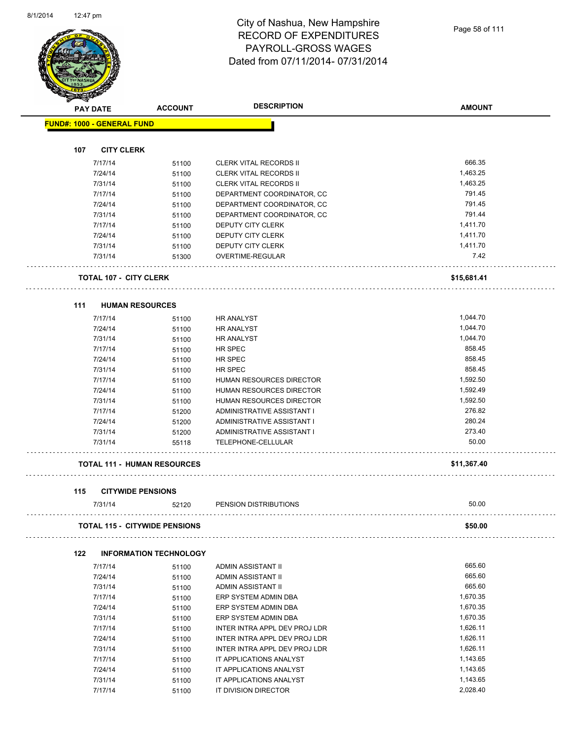# City of Nashua, New Hampshire
## RECORD OF EXPENDITURES
## PAYROLL-GROSS WAGES
## Dated from 07/11/2014- 07/31/2014

| PAY DATE | ACCOUNT | DESCRIPTION | AMOUNT |
|---|---|---|---|
| **FUND#: 1000 - GENERAL FUND** | | | |
| **107 CITY CLERK** | | | |
| 7/17/14 | 51100 | CLERK VITAL RECORDS II | 666.35 |
| 7/24/14 | 51100 | CLERK VITAL RECORDS II | 1,463.25 |
| 7/31/14 | 51100 | CLERK VITAL RECORDS II | 1,463.25 |
| 7/17/14 | 51100 | DEPARTMENT COORDINATOR, CC | 791.45 |
| 7/24/14 | 51100 | DEPARTMENT COORDINATOR, CC | 791.45 |
| 7/31/14 | 51100 | DEPARTMENT COORDINATOR, CC | 791.44 |
| 7/17/14 | 51100 | DEPUTY CITY CLERK | 1,411.70 |
| 7/24/14 | 51100 | DEPUTY CITY CLERK | 1,411.70 |
| 7/31/14 | 51100 | DEPUTY CITY CLERK | 1,411.70 |
| 7/31/14 | 51300 | OVERTIME-REGULAR | 7.42 |
| **TOTAL 107 - CITY CLERK** | | | **$15,681.41** |
| **111 HUMAN RESOURCES** | | | |
| 7/17/14 | 51100 | HR ANALYST | 1,044.70 |
| 7/24/14 | 51100 | HR ANALYST | 1,044.70 |
| 7/31/14 | 51100 | HR ANALYST | 1,044.70 |
| 7/17/14 | 51100 | HR SPEC | 858.45 |
| 7/24/14 | 51100 | HR SPEC | 858.45 |
| 7/31/14 | 51100 | HR SPEC | 858.45 |
| 7/17/14 | 51100 | HUMAN RESOURCES DIRECTOR | 1,592.50 |
| 7/24/14 | 51100 | HUMAN RESOURCES DIRECTOR | 1,592.49 |
| 7/31/14 | 51100 | HUMAN RESOURCES DIRECTOR | 1,592.50 |
| 7/17/14 | 51200 | ADMINISTRATIVE ASSISTANT I | 276.82 |
| 7/24/14 | 51200 | ADMINISTRATIVE ASSISTANT I | 280.24 |
| 7/31/14 | 51200 | ADMINISTRATIVE ASSISTANT I | 273.40 |
| 7/31/14 | 55118 | TELEPHONE-CELLULAR | 50.00 |
| **TOTAL 111 - HUMAN RESOURCES** | | | **$11,367.40** |
| **115 CITYWIDE PENSIONS** | | | |
| 7/31/14 | 52120 | PENSION DISTRIBUTIONS | 50.00 |
| **TOTAL 115 - CITYWIDE PENSIONS** | | | **$50.00** |
| **122 INFORMATION TECHNOLOGY** | | | |
| 7/17/14 | 51100 | ADMIN ASSISTANT II | 665.60 |
| 7/24/14 | 51100 | ADMIN ASSISTANT II | 665.60 |
| 7/31/14 | 51100 | ADMIN ASSISTANT II | 665.60 |
| 7/17/14 | 51100 | ERP SYSTEM ADMIN DBA | 1,670.35 |
| 7/24/14 | 51100 | ERP SYSTEM ADMIN DBA | 1,670.35 |
| 7/31/14 | 51100 | ERP SYSTEM ADMIN DBA | 1,670.35 |
| 7/17/14 | 51100 | INTER INTRA APPL DEV PROJ LDR | 1,626.11 |
| 7/24/14 | 51100 | INTER INTRA APPL DEV PROJ LDR | 1,626.11 |
| 7/31/14 | 51100 | INTER INTRA APPL DEV PROJ LDR | 1,626.11 |
| 7/17/14 | 51100 | IT APPLICATIONS ANALYST | 1,143.65 |
| 7/24/14 | 51100 | IT APPLICATIONS ANALYST | 1,143.65 |
| 7/31/14 | 51100 | IT APPLICATIONS ANALYST | 1,143.65 |
| 7/17/14 | 51100 | IT DIVISION DIRECTOR | 2,028.40 |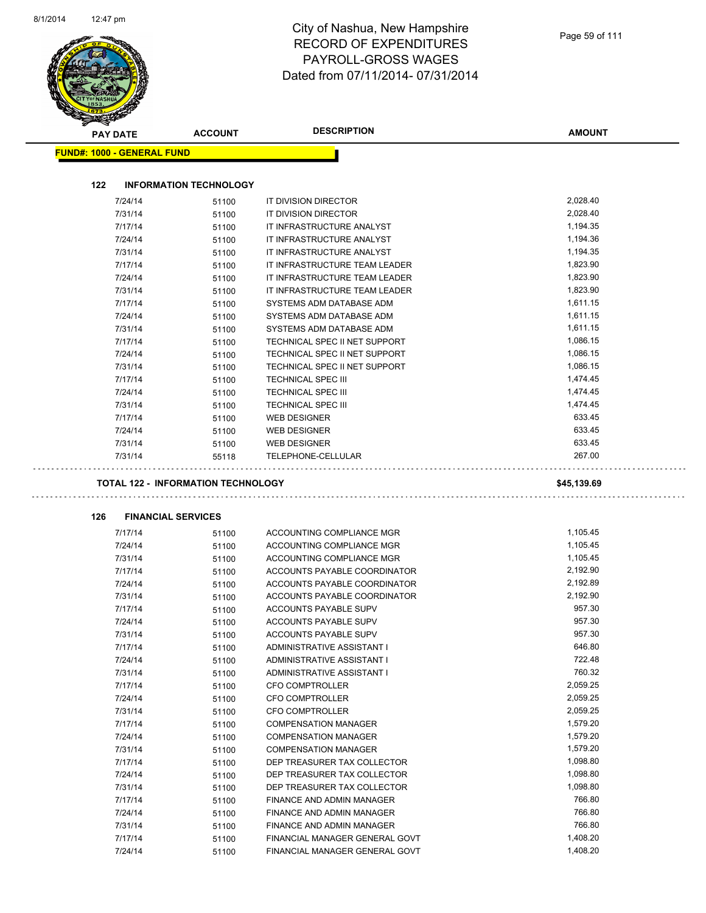# City of Nashua, New Hampshire
## RECORD OF EXPENDITURES
## PAYROLL-GROSS WAGES
## Dated from 07/11/2014- 07/31/2014

| PAY DATE | ACCOUNT | DESCRIPTION | AMOUNT |
|---|---|---|---|

**FUND#: 1000 - GENERAL FUND**

### 122 INFORMATION TECHNOLOGY

| PAY DATE | ACCOUNT | DESCRIPTION | AMOUNT |
|---|---|---|---|
| 7/24/14 | 51100 | IT DIVISION DIRECTOR | 2,028.40 |
| 7/31/14 | 51100 | IT DIVISION DIRECTOR | 2,028.40 |
| 7/17/14 | 51100 | IT INFRASTRUCTURE ANALYST | 1,194.35 |
| 7/24/14 | 51100 | IT INFRASTRUCTURE ANALYST | 1,194.36 |
| 7/31/14 | 51100 | IT INFRASTRUCTURE ANALYST | 1,194.35 |
| 7/17/14 | 51100 | IT INFRASTRUCTURE TEAM LEADER | 1,823.90 |
| 7/24/14 | 51100 | IT INFRASTRUCTURE TEAM LEADER | 1,823.90 |
| 7/31/14 | 51100 | IT INFRASTRUCTURE TEAM LEADER | 1,823.90 |
| 7/17/14 | 51100 | SYSTEMS ADM DATABASE ADM | 1,611.15 |
| 7/24/14 | 51100 | SYSTEMS ADM DATABASE ADM | 1,611.15 |
| 7/31/14 | 51100 | SYSTEMS ADM DATABASE ADM | 1,611.15 |
| 7/17/14 | 51100 | TECHNICAL SPEC II NET SUPPORT | 1,086.15 |
| 7/24/14 | 51100 | TECHNICAL SPEC II NET SUPPORT | 1,086.15 |
| 7/31/14 | 51100 | TECHNICAL SPEC II NET SUPPORT | 1,086.15 |
| 7/17/14 | 51100 | TECHNICAL SPEC III | 1,474.45 |
| 7/24/14 | 51100 | TECHNICAL SPEC III | 1,474.45 |
| 7/31/14 | 51100 | TECHNICAL SPEC III | 1,474.45 |
| 7/17/14 | 51100 | WEB DESIGNER | 633.45 |
| 7/24/14 | 51100 | WEB DESIGNER | 633.45 |
| 7/31/14 | 51100 | WEB DESIGNER | 633.45 |
| 7/31/14 | 55118 | TELEPHONE-CELLULAR | 267.00 |

**TOTAL 122 - INFORMATION TECHNOLOGY** **$45,139.69**

### 126 FINANCIAL SERVICES

| PAY DATE | ACCOUNT | DESCRIPTION | AMOUNT |
|---|---|---|---|
| 7/17/14 | 51100 | ACCOUNTING COMPLIANCE MGR | 1,105.45 |
| 7/24/14 | 51100 | ACCOUNTING COMPLIANCE MGR | 1,105.45 |
| 7/31/14 | 51100 | ACCOUNTING COMPLIANCE MGR | 1,105.45 |
| 7/17/14 | 51100 | ACCOUNTS PAYABLE COORDINATOR | 2,192.90 |
| 7/24/14 | 51100 | ACCOUNTS PAYABLE COORDINATOR | 2,192.89 |
| 7/31/14 | 51100 | ACCOUNTS PAYABLE COORDINATOR | 2,192.90 |
| 7/17/14 | 51100 | ACCOUNTS PAYABLE SUPV | 957.30 |
| 7/24/14 | 51100 | ACCOUNTS PAYABLE SUPV | 957.30 |
| 7/31/14 | 51100 | ACCOUNTS PAYABLE SUPV | 957.30 |
| 7/17/14 | 51100 | ADMINISTRATIVE ASSISTANT I | 646.80 |
| 7/24/14 | 51100 | ADMINISTRATIVE ASSISTANT I | 722.48 |
| 7/31/14 | 51100 | ADMINISTRATIVE ASSISTANT I | 760.32 |
| 7/17/14 | 51100 | CFO COMPTROLLER | 2,059.25 |
| 7/24/14 | 51100 | CFO COMPTROLLER | 2,059.25 |
| 7/31/14 | 51100 | CFO COMPTROLLER | 2,059.25 |
| 7/17/14 | 51100 | COMPENSATION MANAGER | 1,579.20 |
| 7/24/14 | 51100 | COMPENSATION MANAGER | 1,579.20 |
| 7/31/14 | 51100 | COMPENSATION MANAGER | 1,579.20 |
| 7/17/14 | 51100 | DEP TREASURER TAX COLLECTOR | 1,098.80 |
| 7/24/14 | 51100 | DEP TREASURER TAX COLLECTOR | 1,098.80 |
| 7/31/14 | 51100 | DEP TREASURER TAX COLLECTOR | 1,098.80 |
| 7/17/14 | 51100 | FINANCE AND ADMIN MANAGER | 766.80 |
| 7/24/14 | 51100 | FINANCE AND ADMIN MANAGER | 766.80 |
| 7/31/14 | 51100 | FINANCE AND ADMIN MANAGER | 766.80 |
| 7/17/14 | 51100 | FINANCIAL MANAGER GENERAL GOVT | 1,408.20 |
| 7/24/14 | 51100 | FINANCIAL MANAGER GENERAL GOVT | 1,408.20 |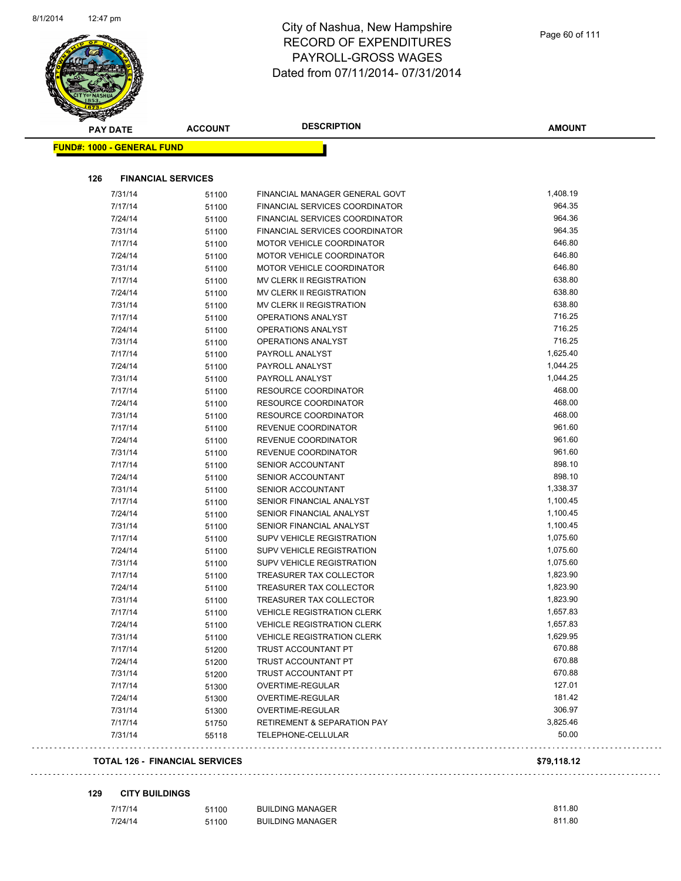# City of Nashua, New Hampshire
## RECORD OF EXPENDITURES
## PAYROLL-GROSS WAGES
## Dated from 07/11/2014- 07/31/2014

| PAY DATE | ACCOUNT | DESCRIPTION | AMOUNT |
|---|---|---|---|

**FUND#: 1000 - GENERAL FUND**

**126 FINANCIAL SERVICES**

| PAY DATE | ACCOUNT | DESCRIPTION | AMOUNT |
|---|---|---|---|
| 7/31/14 | 51100 | FINANCIAL MANAGER GENERAL GOVT | 1,408.19 |
| 7/17/14 | 51100 | FINANCIAL SERVICES COORDINATOR | 964.35 |
| 7/24/14 | 51100 | FINANCIAL SERVICES COORDINATOR | 964.36 |
| 7/31/14 | 51100 | FINANCIAL SERVICES COORDINATOR | 964.35 |
| 7/17/14 | 51100 | MOTOR VEHICLE COORDINATOR | 646.80 |
| 7/24/14 | 51100 | MOTOR VEHICLE COORDINATOR | 646.80 |
| 7/31/14 | 51100 | MOTOR VEHICLE COORDINATOR | 646.80 |
| 7/17/14 | 51100 | MV CLERK II REGISTRATION | 638.80 |
| 7/24/14 | 51100 | MV CLERK II REGISTRATION | 638.80 |
| 7/31/14 | 51100 | MV CLERK II REGISTRATION | 638.80 |
| 7/17/14 | 51100 | OPERATIONS ANALYST | 716.25 |
| 7/24/14 | 51100 | OPERATIONS ANALYST | 716.25 |
| 7/31/14 | 51100 | OPERATIONS ANALYST | 716.25 |
| 7/17/14 | 51100 | PAYROLL ANALYST | 1,625.40 |
| 7/24/14 | 51100 | PAYROLL ANALYST | 1,044.25 |
| 7/31/14 | 51100 | PAYROLL ANALYST | 1,044.25 |
| 7/17/14 | 51100 | RESOURCE COORDINATOR | 468.00 |
| 7/24/14 | 51100 | RESOURCE COORDINATOR | 468.00 |
| 7/31/14 | 51100 | RESOURCE COORDINATOR | 468.00 |
| 7/17/14 | 51100 | REVENUE COORDINATOR | 961.60 |
| 7/24/14 | 51100 | REVENUE COORDINATOR | 961.60 |
| 7/31/14 | 51100 | REVENUE COORDINATOR | 961.60 |
| 7/17/14 | 51100 | SENIOR ACCOUNTANT | 898.10 |
| 7/24/14 | 51100 | SENIOR ACCOUNTANT | 898.10 |
| 7/31/14 | 51100 | SENIOR ACCOUNTANT | 1,338.37 |
| 7/17/14 | 51100 | SENIOR FINANCIAL ANALYST | 1,100.45 |
| 7/24/14 | 51100 | SENIOR FINANCIAL ANALYST | 1,100.45 |
| 7/31/14 | 51100 | SENIOR FINANCIAL ANALYST | 1,100.45 |
| 7/17/14 | 51100 | SUPV VEHICLE REGISTRATION | 1,075.60 |
| 7/24/14 | 51100 | SUPV VEHICLE REGISTRATION | 1,075.60 |
| 7/31/14 | 51100 | SUPV VEHICLE REGISTRATION | 1,075.60 |
| 7/17/14 | 51100 | TREASURER TAX COLLECTOR | 1,823.90 |
| 7/24/14 | 51100 | TREASURER TAX COLLECTOR | 1,823.90 |
| 7/31/14 | 51100 | TREASURER TAX COLLECTOR | 1,823.90 |
| 7/17/14 | 51100 | VEHICLE REGISTRATION CLERK | 1,657.83 |
| 7/24/14 | 51100 | VEHICLE REGISTRATION CLERK | 1,657.83 |
| 7/31/14 | 51100 | VEHICLE REGISTRATION CLERK | 1,629.95 |
| 7/17/14 | 51200 | TRUST ACCOUNTANT PT | 670.88 |
| 7/24/14 | 51200 | TRUST ACCOUNTANT PT | 670.88 |
| 7/31/14 | 51200 | TRUST ACCOUNTANT PT | 670.88 |
| 7/17/14 | 51300 | OVERTIME-REGULAR | 127.01 |
| 7/24/14 | 51300 | OVERTIME-REGULAR | 181.42 |
| 7/31/14 | 51300 | OVERTIME-REGULAR | 306.97 |
| 7/17/14 | 51750 | RETIREMENT & SEPARATION PAY | 3,825.46 |
| 7/31/14 | 55118 | TELEPHONE-CELLULAR | 50.00 |

**TOTAL 126 - FINANCIAL SERVICES** **$79,118.12**

**129 CITY BUILDINGS**

| PAY DATE | ACCOUNT | DESCRIPTION | AMOUNT |
|---|---|---|---|
| 7/17/14 | 51100 | BUILDING MANAGER | 811.80 |
| 7/24/14 | 51100 | BUILDING MANAGER | 811.80 |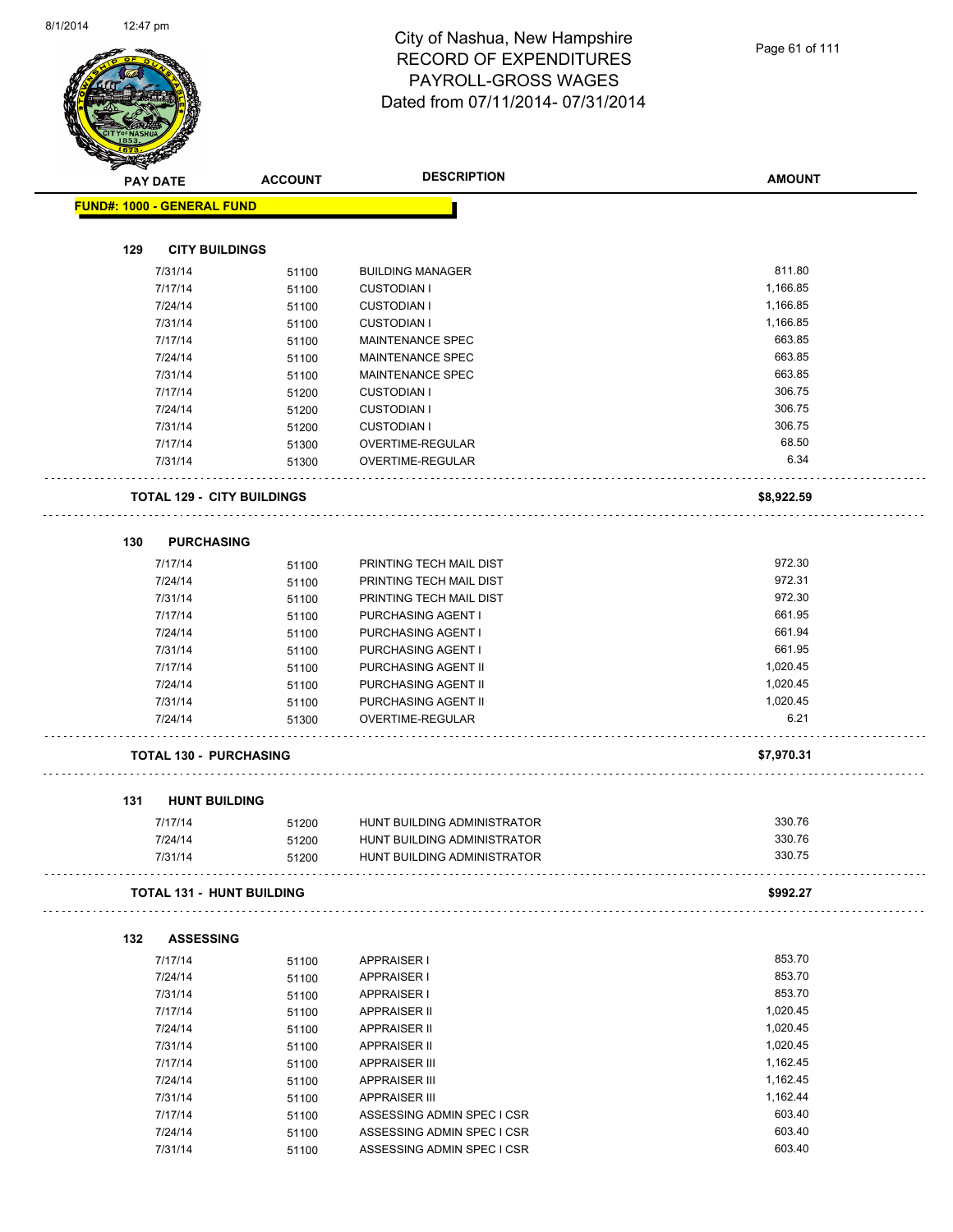# City of Nashua, New Hampshire
## RECORD OF EXPENDITURES
## PAYROLL-GROSS WAGES
## Dated from 07/11/2014- 07/31/2014

| PAY DATE | ACCOUNT | DESCRIPTION | AMOUNT |
|---|---|---|---|
| **FUND#: 1000 - GENERAL FUND** | | | |
| **129 CITY BUILDINGS** | | | |
| 7/31/14 | 51100 | BUILDING MANAGER | 811.80 |
| 7/17/14 | 51100 | CUSTODIAN I | 1,166.85 |
| 7/24/14 | 51100 | CUSTODIAN I | 1,166.85 |
| 7/31/14 | 51100 | CUSTODIAN I | 1,166.85 |
| 7/17/14 | 51100 | MAINTENANCE SPEC | 663.85 |
| 7/24/14 | 51100 | MAINTENANCE SPEC | 663.85 |
| 7/31/14 | 51100 | MAINTENANCE SPEC | 663.85 |
| 7/17/14 | 51200 | CUSTODIAN I | 306.75 |
| 7/24/14 | 51200 | CUSTODIAN I | 306.75 |
| 7/31/14 | 51200 | CUSTODIAN I | 306.75 |
| 7/17/14 | 51300 | OVERTIME-REGULAR | 68.50 |
| 7/31/14 | 51300 | OVERTIME-REGULAR | 6.34 |
| **TOTAL 129 - CITY BUILDINGS** | | | **$8,922.59** |
| **130 PURCHASING** | | | |
| 7/17/14 | 51100 | PRINTING TECH MAIL DIST | 972.30 |
| 7/24/14 | 51100 | PRINTING TECH MAIL DIST | 972.31 |
| 7/31/14 | 51100 | PRINTING TECH MAIL DIST | 972.30 |
| 7/17/14 | 51100 | PURCHASING AGENT I | 661.95 |
| 7/24/14 | 51100 | PURCHASING AGENT I | 661.94 |
| 7/31/14 | 51100 | PURCHASING AGENT I | 661.95 |
| 7/17/14 | 51100 | PURCHASING AGENT II | 1,020.45 |
| 7/24/14 | 51100 | PURCHASING AGENT II | 1,020.45 |
| 7/31/14 | 51100 | PURCHASING AGENT II | 1,020.45 |
| 7/24/14 | 51300 | OVERTIME-REGULAR | 6.21 |
| **TOTAL 130 - PURCHASING** | | | **$7,970.31** |
| **131 HUNT BUILDING** | | | |
| 7/17/14 | 51200 | HUNT BUILDING ADMINISTRATOR | 330.76 |
| 7/24/14 | 51200 | HUNT BUILDING ADMINISTRATOR | 330.76 |
| 7/31/14 | 51200 | HUNT BUILDING ADMINISTRATOR | 330.75 |
| **TOTAL 131 - HUNT BUILDING** | | | **$992.27** |
| **132 ASSESSING** | | | |
| 7/17/14 | 51100 | APPRAISER I | 853.70 |
| 7/24/14 | 51100 | APPRAISER I | 853.70 |
| 7/31/14 | 51100 | APPRAISER I | 853.70 |
| 7/17/14 | 51100 | APPRAISER II | 1,020.45 |
| 7/24/14 | 51100 | APPRAISER II | 1,020.45 |
| 7/31/14 | 51100 | APPRAISER II | 1,020.45 |
| 7/17/14 | 51100 | APPRAISER III | 1,162.45 |
| 7/24/14 | 51100 | APPRAISER III | 1,162.45 |
| 7/31/14 | 51100 | APPRAISER III | 1,162.44 |
| 7/17/14 | 51100 | ASSESSING ADMIN SPEC I CSR | 603.40 |
| 7/24/14 | 51100 | ASSESSING ADMIN SPEC I CSR | 603.40 |
| 7/31/14 | 51100 | ASSESSING ADMIN SPEC I CSR | 603.40 |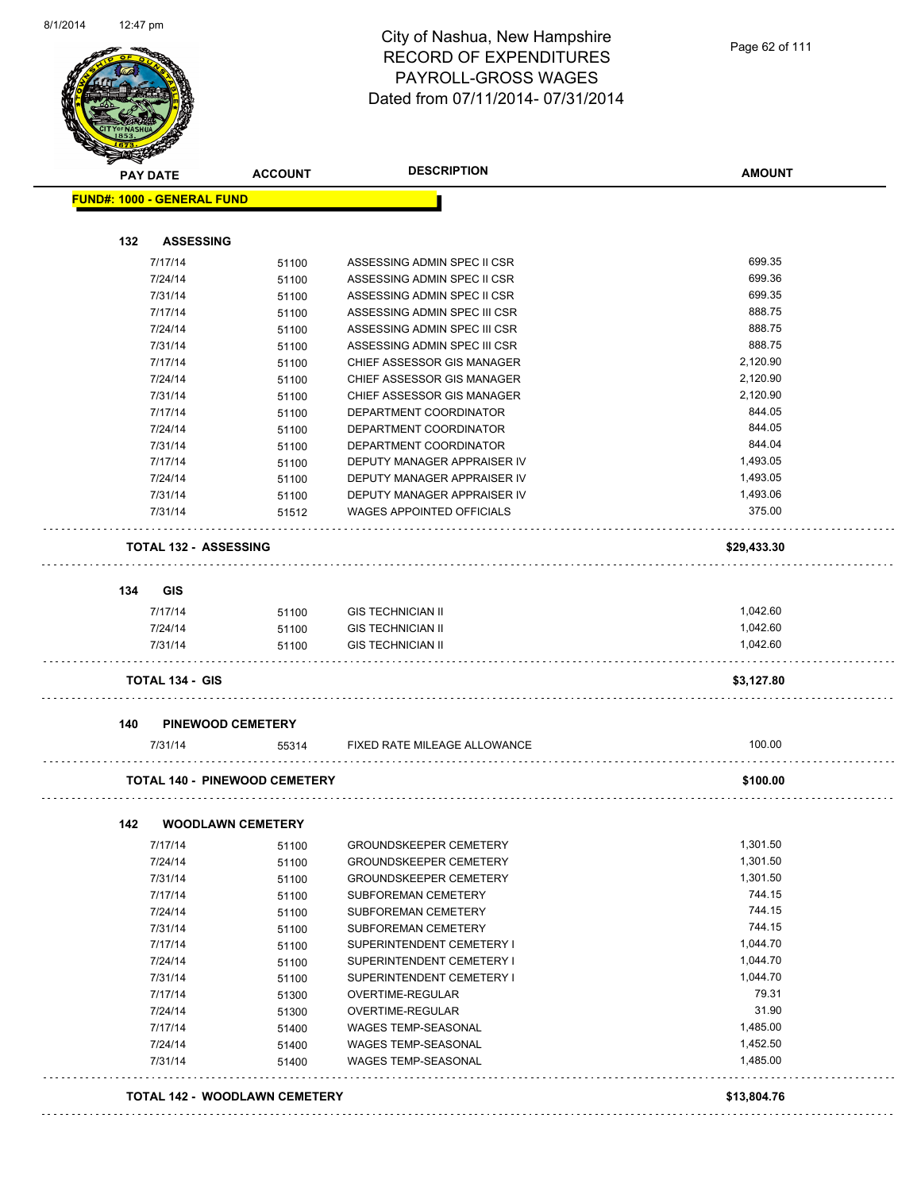# City of Nashua, New Hampshire
## RECORD OF EXPENDITURES
## PAYROLL-GROSS WAGES
## Dated from 07/11/2014- 07/31/2014

**FUND#: 1000 - GENERAL FUND**

| PAY DATE | ACCOUNT | DESCRIPTION | AMOUNT |
|---|---|---|---|
| **132 ASSESSING** | | | |
| 7/17/14 | 51100 | ASSESSING ADMIN SPEC II CSR | 699.35 |
| 7/24/14 | 51100 | ASSESSING ADMIN SPEC II CSR | 699.36 |
| 7/31/14 | 51100 | ASSESSING ADMIN SPEC II CSR | 699.35 |
| 7/17/14 | 51100 | ASSESSING ADMIN SPEC III CSR | 888.75 |
| 7/24/14 | 51100 | ASSESSING ADMIN SPEC III CSR | 888.75 |
| 7/31/14 | 51100 | ASSESSING ADMIN SPEC III CSR | 888.75 |
| 7/17/14 | 51100 | CHIEF ASSESSOR GIS MANAGER | 2,120.90 |
| 7/24/14 | 51100 | CHIEF ASSESSOR GIS MANAGER | 2,120.90 |
| 7/31/14 | 51100 | CHIEF ASSESSOR GIS MANAGER | 2,120.90 |
| 7/17/14 | 51100 | DEPARTMENT COORDINATOR | 844.05 |
| 7/24/14 | 51100 | DEPARTMENT COORDINATOR | 844.05 |
| 7/31/14 | 51100 | DEPARTMENT COORDINATOR | 844.04 |
| 7/17/14 | 51100 | DEPUTY MANAGER APPRAISER IV | 1,493.05 |
| 7/24/14 | 51100 | DEPUTY MANAGER APPRAISER IV | 1,493.05 |
| 7/31/14 | 51100 | DEPUTY MANAGER APPRAISER IV | 1,493.06 |
| 7/31/14 | 51512 | WAGES APPOINTED OFFICIALS | 375.00 |
| **TOTAL 132 - ASSESSING** | | | **$29,433.30** |
| **134 GIS** | | | |
| 7/17/14 | 51100 | GIS TECHNICIAN II | 1,042.60 |
| 7/24/14 | 51100 | GIS TECHNICIAN II | 1,042.60 |
| 7/31/14 | 51100 | GIS TECHNICIAN II | 1,042.60 |
| **TOTAL 134 - GIS** | | | **$3,127.80** |
| **140 PINEWOOD CEMETERY** | | | |
| 7/31/14 | 55314 | FIXED RATE MILEAGE ALLOWANCE | 100.00 |
| **TOTAL 140 - PINEWOOD CEMETERY** | | | **$100.00** |
| **142 WOODLAWN CEMETERY** | | | |
| 7/17/14 | 51100 | GROUNDSKEEPER CEMETERY | 1,301.50 |
| 7/24/14 | 51100 | GROUNDSKEEPER CEMETERY | 1,301.50 |
| 7/31/14 | 51100 | GROUNDSKEEPER CEMETERY | 1,301.50 |
| 7/17/14 | 51100 | SUBFOREMAN CEMETERY | 744.15 |
| 7/24/14 | 51100 | SUBFOREMAN CEMETERY | 744.15 |
| 7/31/14 | 51100 | SUBFOREMAN CEMETERY | 744.15 |
| 7/17/14 | 51100 | SUPERINTENDENT CEMETERY I | 1,044.70 |
| 7/24/14 | 51100 | SUPERINTENDENT CEMETERY I | 1,044.70 |
| 7/31/14 | 51100 | SUPERINTENDENT CEMETERY I | 1,044.70 |
| 7/17/14 | 51300 | OVERTIME-REGULAR | 79.31 |
| 7/24/14 | 51300 | OVERTIME-REGULAR | 31.90 |
| 7/17/14 | 51400 | WAGES TEMP-SEASONAL | 1,485.00 |
| 7/24/14 | 51400 | WAGES TEMP-SEASONAL | 1,452.50 |
| 7/31/14 | 51400 | WAGES TEMP-SEASONAL | 1,485.00 |
| **TOTAL 142 - WOODLAWN CEMETERY** | | | **$13,804.76** |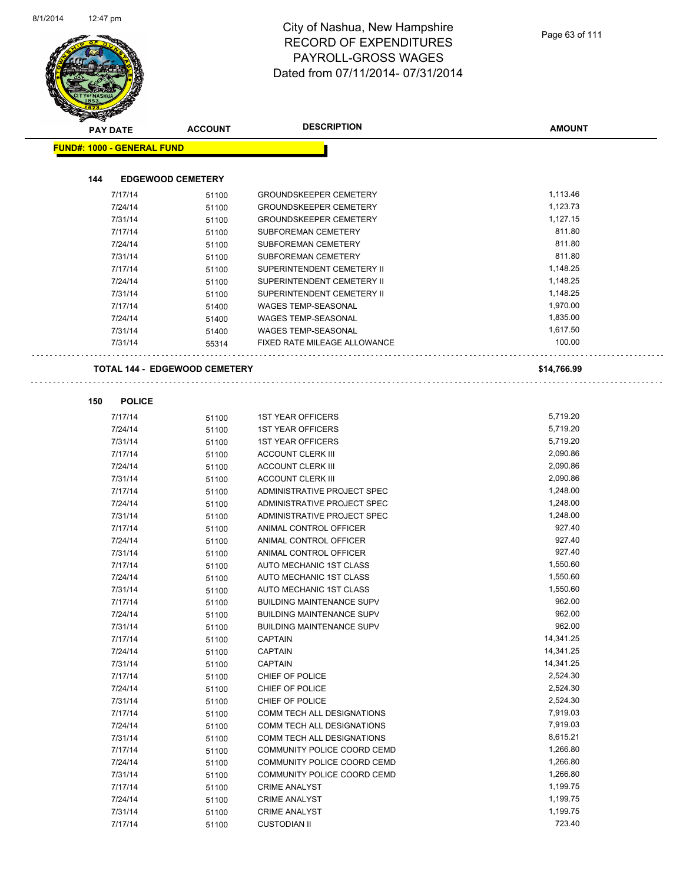# City of Nashua, New Hampshire
# RECORD OF EXPENDITURES
# PAYROLL-GROSS WAGES
# Dated from 07/11/2014- 07/31/2014

**FUND#: 1000 - GENERAL FUND**

### 144 EDGEWOOD CEMETERY

| PAY DATE | ACCOUNT | DESCRIPTION | AMOUNT |
|---|---|---|---|
| 7/17/14 | 51100 | GROUNDSKEEPER CEMETERY | 1,113.46 |
| 7/24/14 | 51100 | GROUNDSKEEPER CEMETERY | 1,123.73 |
| 7/31/14 | 51100 | GROUNDSKEEPER CEMETERY | 1,127.15 |
| 7/17/14 | 51100 | SUBFOREMAN CEMETERY | 811.80 |
| 7/24/14 | 51100 | SUBFOREMAN CEMETERY | 811.80 |
| 7/31/14 | 51100 | SUBFOREMAN CEMETERY | 811.80 |
| 7/17/14 | 51100 | SUPERINTENDENT CEMETERY II | 1,148.25 |
| 7/24/14 | 51100 | SUPERINTENDENT CEMETERY II | 1,148.25 |
| 7/31/14 | 51100 | SUPERINTENDENT CEMETERY II | 1,148.25 |
| 7/17/14 | 51400 | WAGES TEMP-SEASONAL | 1,970.00 |
| 7/24/14 | 51400 | WAGES TEMP-SEASONAL | 1,835.00 |
| 7/31/14 | 51400 | WAGES TEMP-SEASONAL | 1,617.50 |
| 7/31/14 | 55314 | FIXED RATE MILEAGE ALLOWANCE | 100.00 |

**TOTAL 144 - EDGEWOOD CEMETERY** **$14,766.99**

### 150 POLICE

| PAY DATE | ACCOUNT | DESCRIPTION | AMOUNT |
|---|---|---|---|
| 7/17/14 | 51100 | 1ST YEAR OFFICERS | 5,719.20 |
| 7/24/14 | 51100 | 1ST YEAR OFFICERS | 5,719.20 |
| 7/31/14 | 51100 | 1ST YEAR OFFICERS | 5,719.20 |
| 7/17/14 | 51100 | ACCOUNT CLERK III | 2,090.86 |
| 7/24/14 | 51100 | ACCOUNT CLERK III | 2,090.86 |
| 7/31/14 | 51100 | ACCOUNT CLERK III | 2,090.86 |
| 7/17/14 | 51100 | ADMINISTRATIVE PROJECT SPEC | 1,248.00 |
| 7/24/14 | 51100 | ADMINISTRATIVE PROJECT SPEC | 1,248.00 |
| 7/31/14 | 51100 | ADMINISTRATIVE PROJECT SPEC | 1,248.00 |
| 7/17/14 | 51100 | ANIMAL CONTROL OFFICER | 927.40 |
| 7/24/14 | 51100 | ANIMAL CONTROL OFFICER | 927.40 |
| 7/31/14 | 51100 | ANIMAL CONTROL OFFICER | 927.40 |
| 7/17/14 | 51100 | AUTO MECHANIC 1ST CLASS | 1,550.60 |
| 7/24/14 | 51100 | AUTO MECHANIC 1ST CLASS | 1,550.60 |
| 7/31/14 | 51100 | AUTO MECHANIC 1ST CLASS | 1,550.60 |
| 7/17/14 | 51100 | BUILDING MAINTENANCE SUPV | 962.00 |
| 7/24/14 | 51100 | BUILDING MAINTENANCE SUPV | 962.00 |
| 7/31/14 | 51100 | BUILDING MAINTENANCE SUPV | 962.00 |
| 7/17/14 | 51100 | CAPTAIN | 14,341.25 |
| 7/24/14 | 51100 | CAPTAIN | 14,341.25 |
| 7/31/14 | 51100 | CAPTAIN | 14,341.25 |
| 7/17/14 | 51100 | CHIEF OF POLICE | 2,524.30 |
| 7/24/14 | 51100 | CHIEF OF POLICE | 2,524.30 |
| 7/31/14 | 51100 | CHIEF OF POLICE | 2,524.30 |
| 7/17/14 | 51100 | COMM TECH ALL DESIGNATIONS | 7,919.03 |
| 7/24/14 | 51100 | COMM TECH ALL DESIGNATIONS | 7,919.03 |
| 7/31/14 | 51100 | COMM TECH ALL DESIGNATIONS | 8,615.21 |
| 7/17/14 | 51100 | COMMUNITY POLICE COORD CEMD | 1,266.80 |
| 7/24/14 | 51100 | COMMUNITY POLICE COORD CEMD | 1,266.80 |
| 7/31/14 | 51100 | COMMUNITY POLICE COORD CEMD | 1,266.80 |
| 7/17/14 | 51100 | CRIME ANALYST | 1,199.75 |
| 7/24/14 | 51100 | CRIME ANALYST | 1,199.75 |
| 7/31/14 | 51100 | CRIME ANALYST | 1,199.75 |
| 7/17/14 | 51100 | CUSTODIAN II | 723.40 |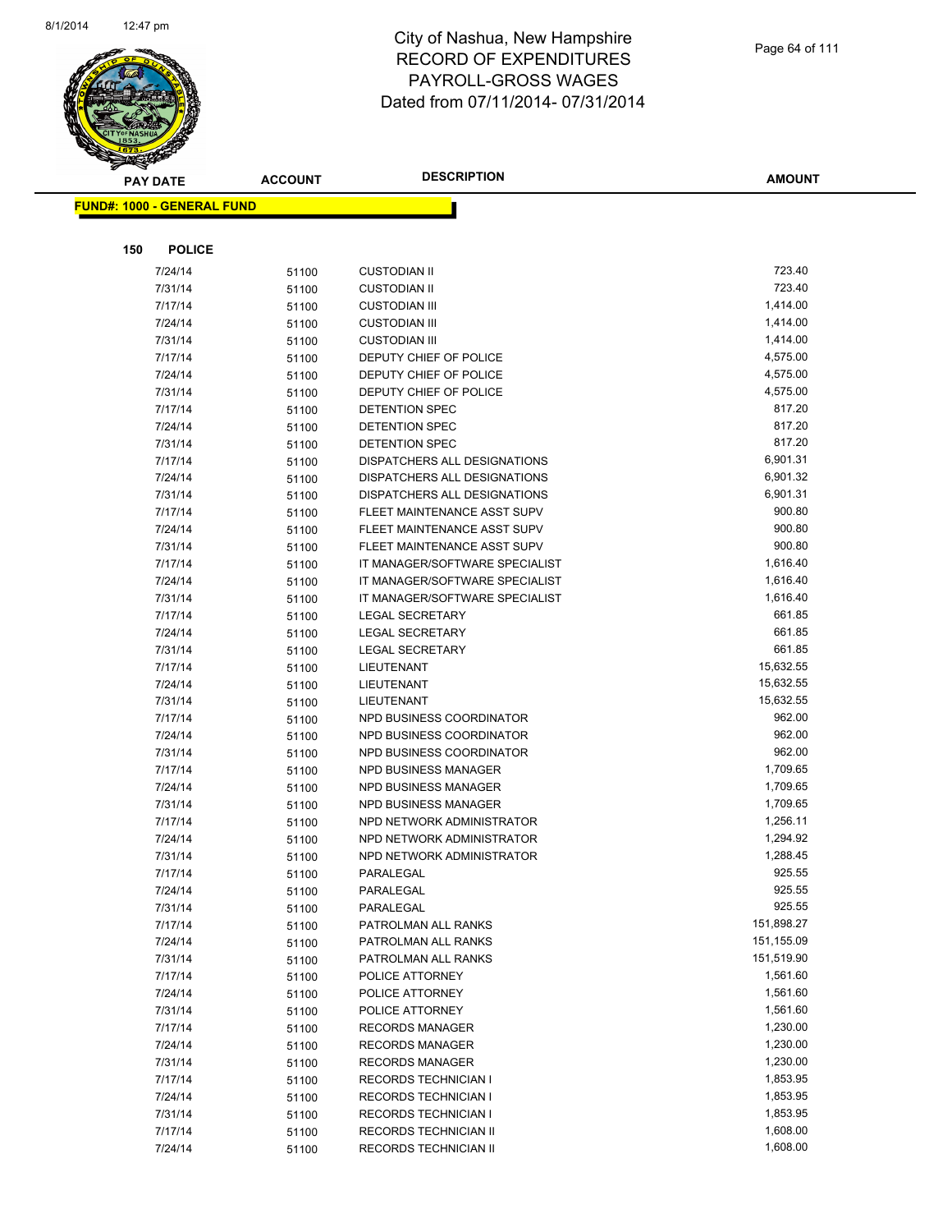# City of Nashua, New Hampshire
# RECORD OF EXPENDITURES
# PAYROLL-GROSS WAGES
# Dated from 07/11/2014- 07/31/2014

| PAY DATE | ACCOUNT | DESCRIPTION | AMOUNT |
|---|---|---|---|

**FUND#: 1000 - GENERAL FUND**

**150 POLICE**

| PAY DATE | ACCOUNT | DESCRIPTION | AMOUNT |
|---|---|---|---|
| 7/24/14 | 51100 | CUSTODIAN II | 723.40 |
| 7/31/14 | 51100 | CUSTODIAN II | 723.40 |
| 7/17/14 | 51100 | CUSTODIAN III | 1,414.00 |
| 7/24/14 | 51100 | CUSTODIAN III | 1,414.00 |
| 7/31/14 | 51100 | CUSTODIAN III | 1,414.00 |
| 7/17/14 | 51100 | DEPUTY CHIEF OF POLICE | 4,575.00 |
| 7/24/14 | 51100 | DEPUTY CHIEF OF POLICE | 4,575.00 |
| 7/31/14 | 51100 | DEPUTY CHIEF OF POLICE | 4,575.00 |
| 7/17/14 | 51100 | DETENTION SPEC | 817.20 |
| 7/24/14 | 51100 | DETENTION SPEC | 817.20 |
| 7/31/14 | 51100 | DETENTION SPEC | 817.20 |
| 7/17/14 | 51100 | DISPATCHERS ALL DESIGNATIONS | 6,901.31 |
| 7/24/14 | 51100 | DISPATCHERS ALL DESIGNATIONS | 6,901.32 |
| 7/31/14 | 51100 | DISPATCHERS ALL DESIGNATIONS | 6,901.31 |
| 7/17/14 | 51100 | FLEET MAINTENANCE ASST SUPV | 900.80 |
| 7/24/14 | 51100 | FLEET MAINTENANCE ASST SUPV | 900.80 |
| 7/31/14 | 51100 | FLEET MAINTENANCE ASST SUPV | 900.80 |
| 7/17/14 | 51100 | IT MANAGER/SOFTWARE SPECIALIST | 1,616.40 |
| 7/24/14 | 51100 | IT MANAGER/SOFTWARE SPECIALIST | 1,616.40 |
| 7/31/14 | 51100 | IT MANAGER/SOFTWARE SPECIALIST | 1,616.40 |
| 7/17/14 | 51100 | LEGAL SECRETARY | 661.85 |
| 7/24/14 | 51100 | LEGAL SECRETARY | 661.85 |
| 7/31/14 | 51100 | LEGAL SECRETARY | 661.85 |
| 7/17/14 | 51100 | LIEUTENANT | 15,632.55 |
| 7/24/14 | 51100 | LIEUTENANT | 15,632.55 |
| 7/31/14 | 51100 | LIEUTENANT | 15,632.55 |
| 7/17/14 | 51100 | NPD BUSINESS COORDINATOR | 962.00 |
| 7/24/14 | 51100 | NPD BUSINESS COORDINATOR | 962.00 |
| 7/31/14 | 51100 | NPD BUSINESS COORDINATOR | 962.00 |
| 7/17/14 | 51100 | NPD BUSINESS MANAGER | 1,709.65 |
| 7/24/14 | 51100 | NPD BUSINESS MANAGER | 1,709.65 |
| 7/31/14 | 51100 | NPD BUSINESS MANAGER | 1,709.65 |
| 7/17/14 | 51100 | NPD NETWORK ADMINISTRATOR | 1,256.11 |
| 7/24/14 | 51100 | NPD NETWORK ADMINISTRATOR | 1,294.92 |
| 7/31/14 | 51100 | NPD NETWORK ADMINISTRATOR | 1,288.45 |
| 7/17/14 | 51100 | PARALEGAL | 925.55 |
| 7/24/14 | 51100 | PARALEGAL | 925.55 |
| 7/31/14 | 51100 | PARALEGAL | 925.55 |
| 7/17/14 | 51100 | PATROLMAN ALL RANKS | 151,898.27 |
| 7/24/14 | 51100 | PATROLMAN ALL RANKS | 151,155.09 |
| 7/31/14 | 51100 | PATROLMAN ALL RANKS | 151,519.90 |
| 7/17/14 | 51100 | POLICE ATTORNEY | 1,561.60 |
| 7/24/14 | 51100 | POLICE ATTORNEY | 1,561.60 |
| 7/31/14 | 51100 | POLICE ATTORNEY | 1,561.60 |
| 7/17/14 | 51100 | RECORDS MANAGER | 1,230.00 |
| 7/24/14 | 51100 | RECORDS MANAGER | 1,230.00 |
| 7/31/14 | 51100 | RECORDS MANAGER | 1,230.00 |
| 7/17/14 | 51100 | RECORDS TECHNICIAN I | 1,853.95 |
| 7/24/14 | 51100 | RECORDS TECHNICIAN I | 1,853.95 |
| 7/31/14 | 51100 | RECORDS TECHNICIAN I | 1,853.95 |
| 7/17/14 | 51100 | RECORDS TECHNICIAN II | 1,608.00 |
| 7/24/14 | 51100 | RECORDS TECHNICIAN II | 1,608.00 |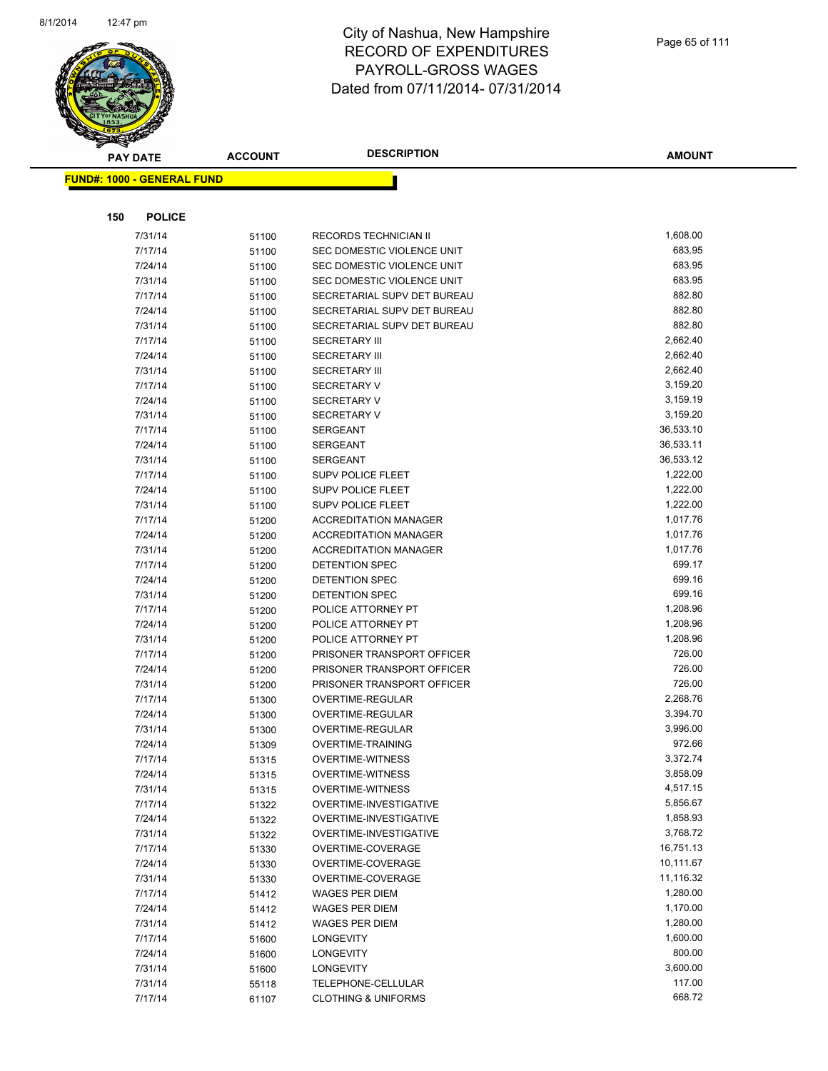# City of Nashua, New Hampshire
## RECORD OF EXPENDITURES
## PAYROLL-GROSS WAGES
## Dated from 07/11/2014- 07/31/2014

**FUND#: 1000 - GENERAL FUND**

**150 POLICE**

| PAY DATE | ACCOUNT | DESCRIPTION | AMOUNT |
|---|---|---|---|
| 7/31/14 | 51100 | RECORDS TECHNICIAN II | 1,608.00 |
| 7/17/14 | 51100 | SEC DOMESTIC VIOLENCE UNIT | 683.95 |
| 7/24/14 | 51100 | SEC DOMESTIC VIOLENCE UNIT | 683.95 |
| 7/31/14 | 51100 | SEC DOMESTIC VIOLENCE UNIT | 683.95 |
| 7/17/14 | 51100 | SECRETARIAL SUPV DET BUREAU | 882.80 |
| 7/24/14 | 51100 | SECRETARIAL SUPV DET BUREAU | 882.80 |
| 7/31/14 | 51100 | SECRETARIAL SUPV DET BUREAU | 882.80 |
| 7/17/14 | 51100 | SECRETARY III | 2,662.40 |
| 7/24/14 | 51100 | SECRETARY III | 2,662.40 |
| 7/31/14 | 51100 | SECRETARY III | 2,662.40 |
| 7/17/14 | 51100 | SECRETARY V | 3,159.20 |
| 7/24/14 | 51100 | SECRETARY V | 3,159.19 |
| 7/31/14 | 51100 | SECRETARY V | 3,159.20 |
| 7/17/14 | 51100 | SERGEANT | 36,533.10 |
| 7/24/14 | 51100 | SERGEANT | 36,533.11 |
| 7/31/14 | 51100 | SERGEANT | 36,533.12 |
| 7/17/14 | 51100 | SUPV POLICE FLEET | 1,222.00 |
| 7/24/14 | 51100 | SUPV POLICE FLEET | 1,222.00 |
| 7/31/14 | 51100 | SUPV POLICE FLEET | 1,222.00 |
| 7/17/14 | 51200 | ACCREDITATION MANAGER | 1,017.76 |
| 7/24/14 | 51200 | ACCREDITATION MANAGER | 1,017.76 |
| 7/31/14 | 51200 | ACCREDITATION MANAGER | 1,017.76 |
| 7/17/14 | 51200 | DETENTION SPEC | 699.17 |
| 7/24/14 | 51200 | DETENTION SPEC | 699.16 |
| 7/31/14 | 51200 | DETENTION SPEC | 699.16 |
| 7/17/14 | 51200 | POLICE ATTORNEY PT | 1,208.96 |
| 7/24/14 | 51200 | POLICE ATTORNEY PT | 1,208.96 |
| 7/31/14 | 51200 | POLICE ATTORNEY PT | 1,208.96 |
| 7/17/14 | 51200 | PRISONER TRANSPORT OFFICER | 726.00 |
| 7/24/14 | 51200 | PRISONER TRANSPORT OFFICER | 726.00 |
| 7/31/14 | 51200 | PRISONER TRANSPORT OFFICER | 726.00 |
| 7/17/14 | 51300 | OVERTIME-REGULAR | 2,268.76 |
| 7/24/14 | 51300 | OVERTIME-REGULAR | 3,394.70 |
| 7/31/14 | 51300 | OVERTIME-REGULAR | 3,996.00 |
| 7/24/14 | 51309 | OVERTIME-TRAINING | 972.66 |
| 7/17/14 | 51315 | OVERTIME-WITNESS | 3,372.74 |
| 7/24/14 | 51315 | OVERTIME-WITNESS | 3,858.09 |
| 7/31/14 | 51315 | OVERTIME-WITNESS | 4,517.15 |
| 7/17/14 | 51322 | OVERTIME-INVESTIGATIVE | 5,856.67 |
| 7/24/14 | 51322 | OVERTIME-INVESTIGATIVE | 1,858.93 |
| 7/31/14 | 51322 | OVERTIME-INVESTIGATIVE | 3,768.72 |
| 7/17/14 | 51330 | OVERTIME-COVERAGE | 16,751.13 |
| 7/24/14 | 51330 | OVERTIME-COVERAGE | 10,111.67 |
| 7/31/14 | 51330 | OVERTIME-COVERAGE | 11,116.32 |
| 7/17/14 | 51412 | WAGES PER DIEM | 1,280.00 |
| 7/24/14 | 51412 | WAGES PER DIEM | 1,170.00 |
| 7/31/14 | 51412 | WAGES PER DIEM | 1,280.00 |
| 7/17/14 | 51600 | LONGEVITY | 1,600.00 |
| 7/24/14 | 51600 | LONGEVITY | 800.00 |
| 7/31/14 | 51600 | LONGEVITY | 3,600.00 |
| 7/31/14 | 55118 | TELEPHONE-CELLULAR | 117.00 |
| 7/17/14 | 61107 | CLOTHING & UNIFORMS | 668.72 |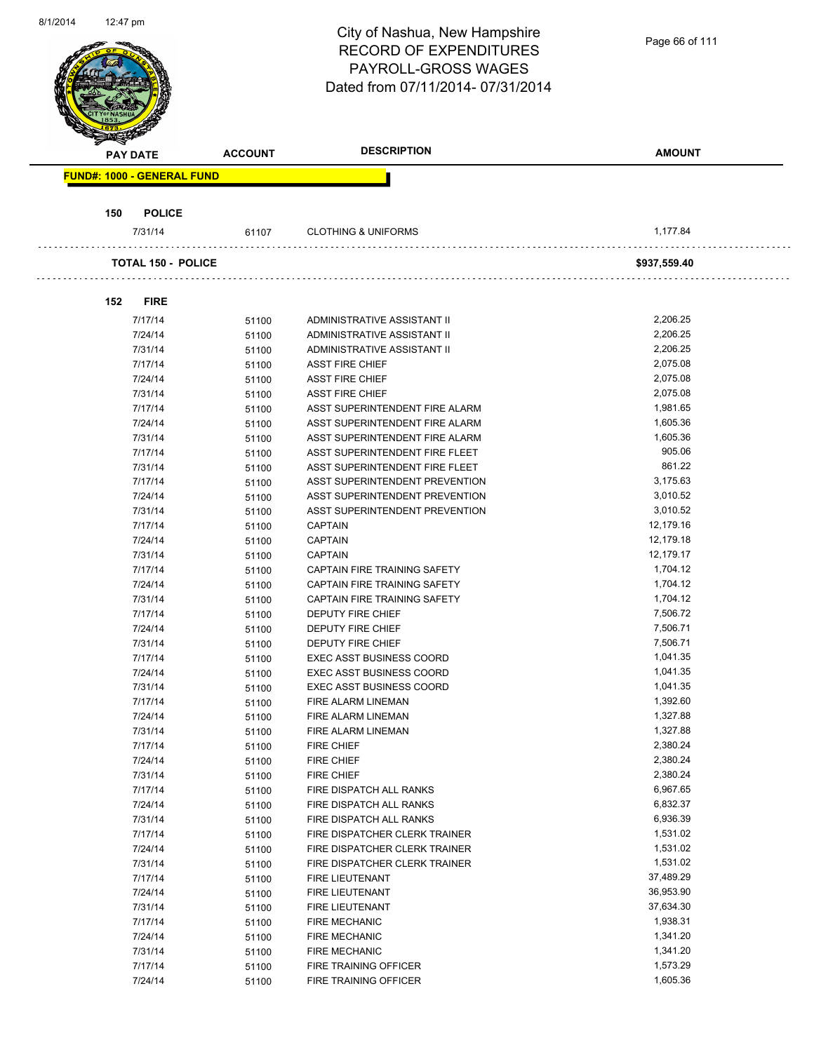# City of Nashua, New Hampshire
## RECORD OF EXPENDITURES
## PAYROLL-GROSS WAGES
## Dated from 07/11/2014- 07/31/2014

| PAY DATE | ACCOUNT | DESCRIPTION | AMOUNT |
|---|---|---|---|
| **FUND#: 1000 - GENERAL FUND** | | | |
| **150 POLICE** | | | |
| 7/31/14 | 61107 | CLOTHING & UNIFORMS | 1,177.84 |
| **TOTAL 150 - POLICE** | | | **$937,559.40** |
| **152 FIRE** | | | |
| 7/17/14 | 51100 | ADMINISTRATIVE ASSISTANT II | 2,206.25 |
| 7/24/14 | 51100 | ADMINISTRATIVE ASSISTANT II | 2,206.25 |
| 7/31/14 | 51100 | ADMINISTRATIVE ASSISTANT II | 2,206.25 |
| 7/17/14 | 51100 | ASST FIRE CHIEF | 2,075.08 |
| 7/24/14 | 51100 | ASST FIRE CHIEF | 2,075.08 |
| 7/31/14 | 51100 | ASST FIRE CHIEF | 2,075.08 |
| 7/17/14 | 51100 | ASST SUPERINTENDENT FIRE ALARM | 1,981.65 |
| 7/24/14 | 51100 | ASST SUPERINTENDENT FIRE ALARM | 1,605.36 |
| 7/31/14 | 51100 | ASST SUPERINTENDENT FIRE ALARM | 1,605.36 |
| 7/17/14 | 51100 | ASST SUPERINTENDENT FIRE FLEET | 905.06 |
| 7/31/14 | 51100 | ASST SUPERINTENDENT FIRE FLEET | 861.22 |
| 7/17/14 | 51100 | ASST SUPERINTENDENT PREVENTION | 3,175.63 |
| 7/24/14 | 51100 | ASST SUPERINTENDENT PREVENTION | 3,010.52 |
| 7/31/14 | 51100 | ASST SUPERINTENDENT PREVENTION | 3,010.52 |
| 7/17/14 | 51100 | CAPTAIN | 12,179.16 |
| 7/24/14 | 51100 | CAPTAIN | 12,179.18 |
| 7/31/14 | 51100 | CAPTAIN | 12,179.17 |
| 7/17/14 | 51100 | CAPTAIN FIRE TRAINING SAFETY | 1,704.12 |
| 7/24/14 | 51100 | CAPTAIN FIRE TRAINING SAFETY | 1,704.12 |
| 7/31/14 | 51100 | CAPTAIN FIRE TRAINING SAFETY | 1,704.12 |
| 7/17/14 | 51100 | DEPUTY FIRE CHIEF | 7,506.72 |
| 7/24/14 | 51100 | DEPUTY FIRE CHIEF | 7,506.71 |
| 7/31/14 | 51100 | DEPUTY FIRE CHIEF | 7,506.71 |
| 7/17/14 | 51100 | EXEC ASST BUSINESS COORD | 1,041.35 |
| 7/24/14 | 51100 | EXEC ASST BUSINESS COORD | 1,041.35 |
| 7/31/14 | 51100 | EXEC ASST BUSINESS COORD | 1,041.35 |
| 7/17/14 | 51100 | FIRE ALARM LINEMAN | 1,392.60 |
| 7/24/14 | 51100 | FIRE ALARM LINEMAN | 1,327.88 |
| 7/31/14 | 51100 | FIRE ALARM LINEMAN | 1,327.88 |
| 7/17/14 | 51100 | FIRE CHIEF | 2,380.24 |
| 7/24/14 | 51100 | FIRE CHIEF | 2,380.24 |
| 7/31/14 | 51100 | FIRE CHIEF | 2,380.24 |
| 7/17/14 | 51100 | FIRE DISPATCH ALL RANKS | 6,967.65 |
| 7/24/14 | 51100 | FIRE DISPATCH ALL RANKS | 6,832.37 |
| 7/31/14 | 51100 | FIRE DISPATCH ALL RANKS | 6,936.39 |
| 7/17/14 | 51100 | FIRE DISPATCHER CLERK TRAINER | 1,531.02 |
| 7/24/14 | 51100 | FIRE DISPATCHER CLERK TRAINER | 1,531.02 |
| 7/31/14 | 51100 | FIRE DISPATCHER CLERK TRAINER | 1,531.02 |
| 7/17/14 | 51100 | FIRE LIEUTENANT | 37,489.29 |
| 7/24/14 | 51100 | FIRE LIEUTENANT | 36,953.90 |
| 7/31/14 | 51100 | FIRE LIEUTENANT | 37,634.30 |
| 7/17/14 | 51100 | FIRE MECHANIC | 1,938.31 |
| 7/24/14 | 51100 | FIRE MECHANIC | 1,341.20 |
| 7/31/14 | 51100 | FIRE MECHANIC | 1,341.20 |
| 7/17/14 | 51100 | FIRE TRAINING OFFICER | 1,573.29 |
| 7/24/14 | 51100 | FIRE TRAINING OFFICER | 1,605.36 |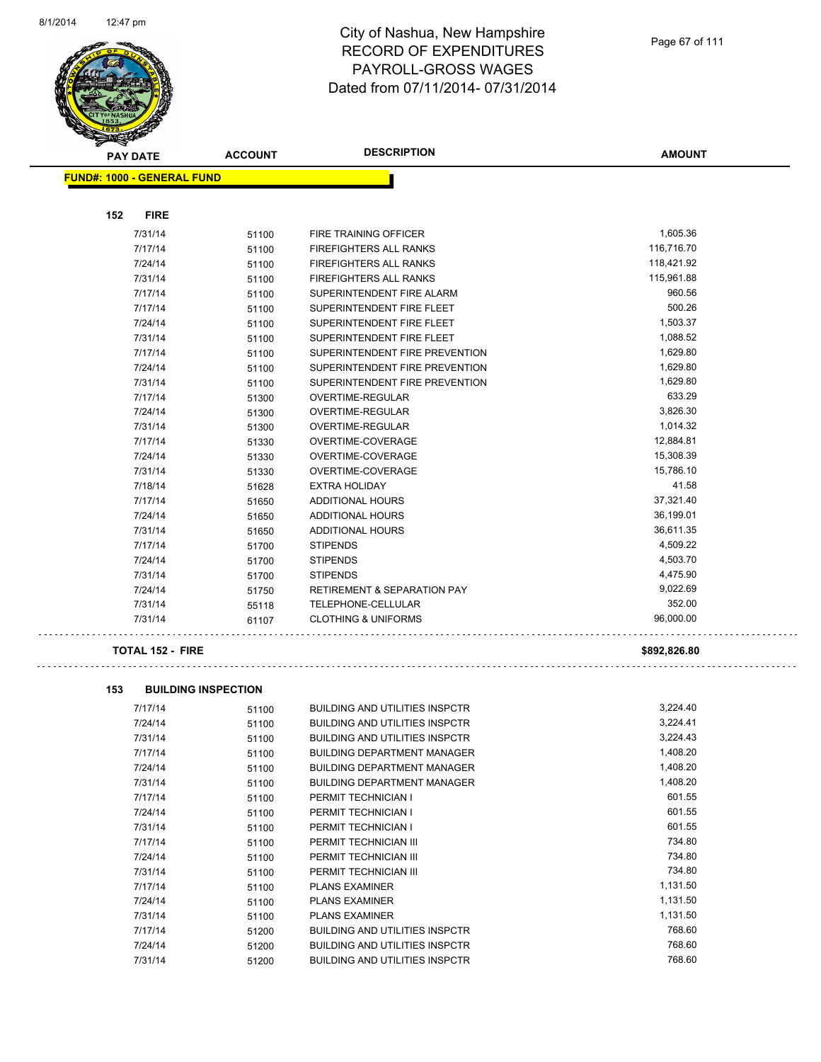# City of Nashua, New Hampshire
## RECORD OF EXPENDITURES
## PAYROLL-GROSS WAGES
## Dated from 07/11/2014- 07/31/2014

| PAY DATE | ACCOUNT | DESCRIPTION | AMOUNT |
|---|---|---|---|

**FUND#: 1000 - GENERAL FUND**

**152 FIRE**

| PAY DATE | ACCOUNT | DESCRIPTION | AMOUNT |
|---|---|---|---|
| 7/31/14 | 51100 | FIRE TRAINING OFFICER | 1,605.36 |
| 7/17/14 | 51100 | FIREFIGHTERS ALL RANKS | 116,716.70 |
| 7/24/14 | 51100 | FIREFIGHTERS ALL RANKS | 118,421.92 |
| 7/31/14 | 51100 | FIREFIGHTERS ALL RANKS | 115,961.88 |
| 7/17/14 | 51100 | SUPERINTENDENT FIRE ALARM | 960.56 |
| 7/17/14 | 51100 | SUPERINTENDENT FIRE FLEET | 500.26 |
| 7/24/14 | 51100 | SUPERINTENDENT FIRE FLEET | 1,503.37 |
| 7/31/14 | 51100 | SUPERINTENDENT FIRE FLEET | 1,088.52 |
| 7/17/14 | 51100 | SUPERINTENDENT FIRE PREVENTION | 1,629.80 |
| 7/24/14 | 51100 | SUPERINTENDENT FIRE PREVENTION | 1,629.80 |
| 7/31/14 | 51100 | SUPERINTENDENT FIRE PREVENTION | 1,629.80 |
| 7/17/14 | 51300 | OVERTIME-REGULAR | 633.29 |
| 7/24/14 | 51300 | OVERTIME-REGULAR | 3,826.30 |
| 7/31/14 | 51300 | OVERTIME-REGULAR | 1,014.32 |
| 7/17/14 | 51330 | OVERTIME-COVERAGE | 12,884.81 |
| 7/24/14 | 51330 | OVERTIME-COVERAGE | 15,308.39 |
| 7/31/14 | 51330 | OVERTIME-COVERAGE | 15,786.10 |
| 7/18/14 | 51628 | EXTRA HOLIDAY | 41.58 |
| 7/17/14 | 51650 | ADDITIONAL HOURS | 37,321.40 |
| 7/24/14 | 51650 | ADDITIONAL HOURS | 36,199.01 |
| 7/31/14 | 51650 | ADDITIONAL HOURS | 36,611.35 |
| 7/17/14 | 51700 | STIPENDS | 4,509.22 |
| 7/24/14 | 51700 | STIPENDS | 4,503.70 |
| 7/31/14 | 51700 | STIPENDS | 4,475.90 |
| 7/24/14 | 51750 | RETIREMENT & SEPARATION PAY | 9,022.69 |
| 7/31/14 | 55118 | TELEPHONE-CELLULAR | 352.00 |
| 7/31/14 | 61107 | CLOTHING & UNIFORMS | 96,000.00 |

**TOTAL 152 - FIRE** **$892,826.80**

**153 BUILDING INSPECTION**

| PAY DATE | ACCOUNT | DESCRIPTION | AMOUNT |
|---|---|---|---|
| 7/17/14 | 51100 | BUILDING AND UTILITIES INSPCTR | 3,224.40 |
| 7/24/14 | 51100 | BUILDING AND UTILITIES INSPCTR | 3,224.41 |
| 7/31/14 | 51100 | BUILDING AND UTILITIES INSPCTR | 3,224.43 |
| 7/17/14 | 51100 | BUILDING DEPARTMENT MANAGER | 1,408.20 |
| 7/24/14 | 51100 | BUILDING DEPARTMENT MANAGER | 1,408.20 |
| 7/31/14 | 51100 | BUILDING DEPARTMENT MANAGER | 1,408.20 |
| 7/17/14 | 51100 | PERMIT TECHNICIAN I | 601.55 |
| 7/24/14 | 51100 | PERMIT TECHNICIAN I | 601.55 |
| 7/31/14 | 51100 | PERMIT TECHNICIAN I | 601.55 |
| 7/17/14 | 51100 | PERMIT TECHNICIAN III | 734.80 |
| 7/24/14 | 51100 | PERMIT TECHNICIAN III | 734.80 |
| 7/31/14 | 51100 | PERMIT TECHNICIAN III | 734.80 |
| 7/17/14 | 51100 | PLANS EXAMINER | 1,131.50 |
| 7/24/14 | 51100 | PLANS EXAMINER | 1,131.50 |
| 7/31/14 | 51100 | PLANS EXAMINER | 1,131.50 |
| 7/17/14 | 51200 | BUILDING AND UTILITIES INSPCTR | 768.60 |
| 7/24/14 | 51200 | BUILDING AND UTILITIES INSPCTR | 768.60 |
| 7/31/14 | 51200 | BUILDING AND UTILITIES INSPCTR | 768.60 |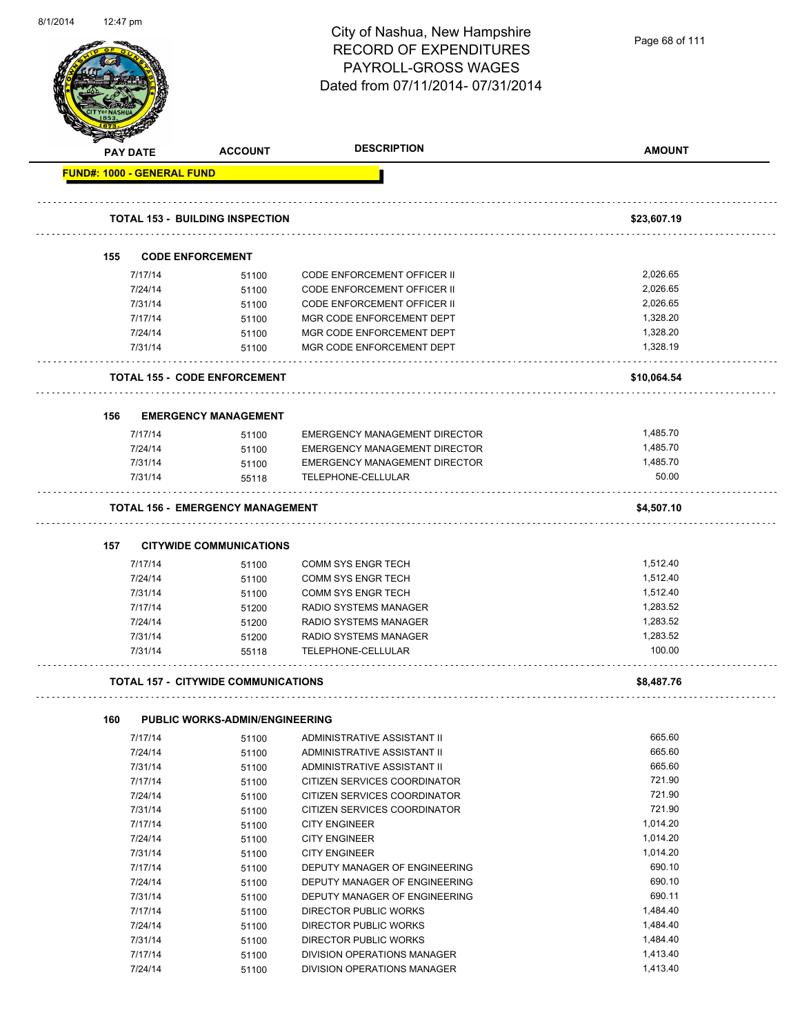# City of Nashua, New Hampshire
## RECORD OF EXPENDITURES
## PAYROLL-GROSS WAGES
## Dated from 07/11/2014- 07/31/2014

| PAY DATE | ACCOUNT | DESCRIPTION | AMOUNT |
|---|---|---|---|
| **FUND#: 1000 - GENERAL FUND** | | | |
| **TOTAL 153 - BUILDING INSPECTION** | | | **$23,607.19** |
| **155 CODE ENFORCEMENT** | | | |
| 7/17/14 | 51100 | CODE ENFORCEMENT OFFICER II | 2,026.65 |
| 7/24/14 | 51100 | CODE ENFORCEMENT OFFICER II | 2,026.65 |
| 7/31/14 | 51100 | CODE ENFORCEMENT OFFICER II | 2,026.65 |
| 7/17/14 | 51100 | MGR CODE ENFORCEMENT DEPT | 1,328.20 |
| 7/24/14 | 51100 | MGR CODE ENFORCEMENT DEPT | 1,328.20 |
| 7/31/14 | 51100 | MGR CODE ENFORCEMENT DEPT | 1,328.19 |
| **TOTAL 155 - CODE ENFORCEMENT** | | | **$10,064.54** |
| **156 EMERGENCY MANAGEMENT** | | | |
| 7/17/14 | 51100 | EMERGENCY MANAGEMENT DIRECTOR | 1,485.70 |
| 7/24/14 | 51100 | EMERGENCY MANAGEMENT DIRECTOR | 1,485.70 |
| 7/31/14 | 51100 | EMERGENCY MANAGEMENT DIRECTOR | 1,485.70 |
| 7/31/14 | 55118 | TELEPHONE-CELLULAR | 50.00 |
| **TOTAL 156 - EMERGENCY MANAGEMENT** | | | **$4,507.10** |
| **157 CITYWIDE COMMUNICATIONS** | | | |
| 7/17/14 | 51100 | COMM SYS ENGR TECH | 1,512.40 |
| 7/24/14 | 51100 | COMM SYS ENGR TECH | 1,512.40 |
| 7/31/14 | 51100 | COMM SYS ENGR TECH | 1,512.40 |
| 7/17/14 | 51200 | RADIO SYSTEMS MANAGER | 1,283.52 |
| 7/24/14 | 51200 | RADIO SYSTEMS MANAGER | 1,283.52 |
| 7/31/14 | 51200 | RADIO SYSTEMS MANAGER | 1,283.52 |
| 7/31/14 | 55118 | TELEPHONE-CELLULAR | 100.00 |
| **TOTAL 157 - CITYWIDE COMMUNICATIONS** | | | **$8,487.76** |
| **160 PUBLIC WORKS-ADMIN/ENGINEERING** | | | |
| 7/17/14 | 51100 | ADMINISTRATIVE ASSISTANT II | 665.60 |
| 7/24/14 | 51100 | ADMINISTRATIVE ASSISTANT II | 665.60 |
| 7/31/14 | 51100 | ADMINISTRATIVE ASSISTANT II | 665.60 |
| 7/17/14 | 51100 | CITIZEN SERVICES COORDINATOR | 721.90 |
| 7/24/14 | 51100 | CITIZEN SERVICES COORDINATOR | 721.90 |
| 7/31/14 | 51100 | CITIZEN SERVICES COORDINATOR | 721.90 |
| 7/17/14 | 51100 | CITY ENGINEER | 1,014.20 |
| 7/24/14 | 51100 | CITY ENGINEER | 1,014.20 |
| 7/31/14 | 51100 | CITY ENGINEER | 1,014.20 |
| 7/17/14 | 51100 | DEPUTY MANAGER OF ENGINEERING | 690.10 |
| 7/24/14 | 51100 | DEPUTY MANAGER OF ENGINEERING | 690.10 |
| 7/31/14 | 51100 | DEPUTY MANAGER OF ENGINEERING | 690.11 |
| 7/17/14 | 51100 | DIRECTOR PUBLIC WORKS | 1,484.40 |
| 7/24/14 | 51100 | DIRECTOR PUBLIC WORKS | 1,484.40 |
| 7/31/14 | 51100 | DIRECTOR PUBLIC WORKS | 1,484.40 |
| 7/17/14 | 51100 | DIVISION OPERATIONS MANAGER | 1,413.40 |
| 7/24/14 | 51100 | DIVISION OPERATIONS MANAGER | 1,413.40 |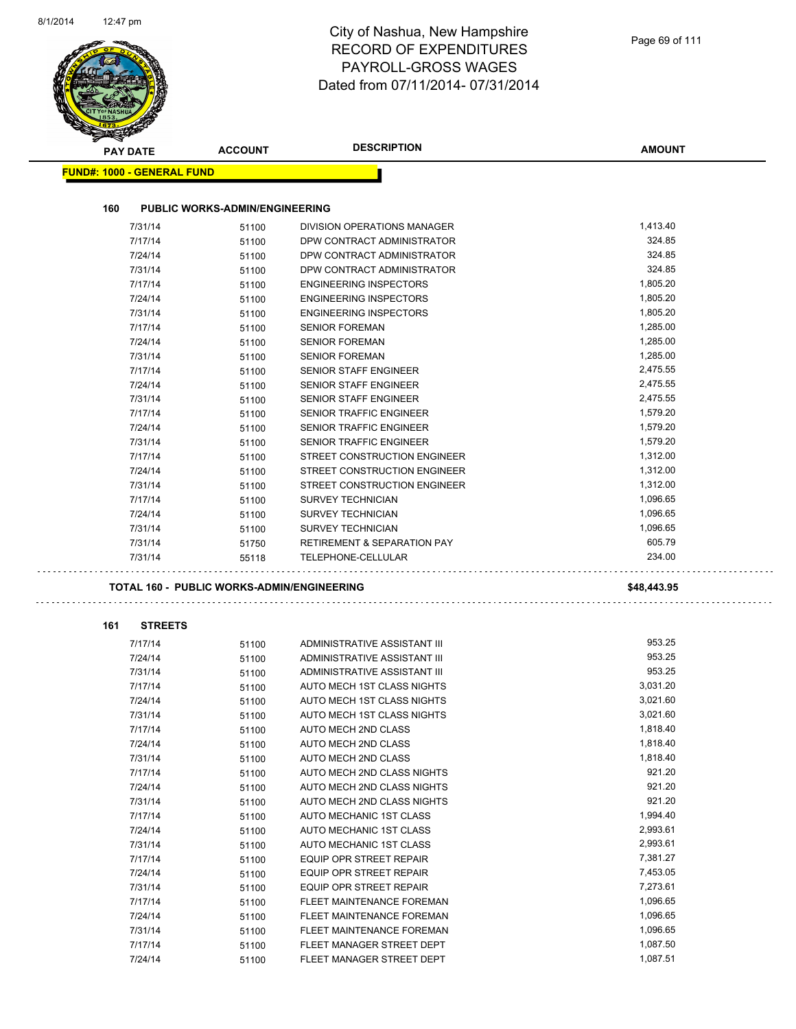# City of Nashua, New Hampshire
## RECORD OF EXPENDITURES
## PAYROLL-GROSS WAGES
## Dated from 07/11/2014- 07/31/2014

**FUND#: 1000 - GENERAL FUND**

### 160 PUBLIC WORKS-ADMIN/ENGINEERING

| PAY DATE | ACCOUNT | DESCRIPTION | AMOUNT |
|---|---|---|---|
| 7/31/14 | 51100 | DIVISION OPERATIONS MANAGER | 1,413.40 |
| 7/17/14 | 51100 | DPW CONTRACT ADMINISTRATOR | 324.85 |
| 7/24/14 | 51100 | DPW CONTRACT ADMINISTRATOR | 324.85 |
| 7/31/14 | 51100 | DPW CONTRACT ADMINISTRATOR | 324.85 |
| 7/17/14 | 51100 | ENGINEERING INSPECTORS | 1,805.20 |
| 7/24/14 | 51100 | ENGINEERING INSPECTORS | 1,805.20 |
| 7/31/14 | 51100 | ENGINEERING INSPECTORS | 1,805.20 |
| 7/17/14 | 51100 | SENIOR FOREMAN | 1,285.00 |
| 7/24/14 | 51100 | SENIOR FOREMAN | 1,285.00 |
| 7/31/14 | 51100 | SENIOR FOREMAN | 1,285.00 |
| 7/17/14 | 51100 | SENIOR STAFF ENGINEER | 2,475.55 |
| 7/24/14 | 51100 | SENIOR STAFF ENGINEER | 2,475.55 |
| 7/31/14 | 51100 | SENIOR STAFF ENGINEER | 2,475.55 |
| 7/17/14 | 51100 | SENIOR TRAFFIC ENGINEER | 1,579.20 |
| 7/24/14 | 51100 | SENIOR TRAFFIC ENGINEER | 1,579.20 |
| 7/31/14 | 51100 | SENIOR TRAFFIC ENGINEER | 1,579.20 |
| 7/17/14 | 51100 | STREET CONSTRUCTION ENGINEER | 1,312.00 |
| 7/24/14 | 51100 | STREET CONSTRUCTION ENGINEER | 1,312.00 |
| 7/31/14 | 51100 | STREET CONSTRUCTION ENGINEER | 1,312.00 |
| 7/17/14 | 51100 | SURVEY TECHNICIAN | 1,096.65 |
| 7/24/14 | 51100 | SURVEY TECHNICIAN | 1,096.65 |
| 7/31/14 | 51100 | SURVEY TECHNICIAN | 1,096.65 |
| 7/31/14 | 51750 | RETIREMENT & SEPARATION PAY | 605.79 |
| 7/31/14 | 55118 | TELEPHONE-CELLULAR | 234.00 |

**TOTAL 160 - PUBLIC WORKS-ADMIN/ENGINEERING** **$48,443.95**

### 161 STREETS

| PAY DATE | ACCOUNT | DESCRIPTION | AMOUNT |
|---|---|---|---|
| 7/17/14 | 51100 | ADMINISTRATIVE ASSISTANT III | 953.25 |
| 7/24/14 | 51100 | ADMINISTRATIVE ASSISTANT III | 953.25 |
| 7/31/14 | 51100 | ADMINISTRATIVE ASSISTANT III | 953.25 |
| 7/17/14 | 51100 | AUTO MECH 1ST CLASS NIGHTS | 3,031.20 |
| 7/24/14 | 51100 | AUTO MECH 1ST CLASS NIGHTS | 3,021.60 |
| 7/31/14 | 51100 | AUTO MECH 1ST CLASS NIGHTS | 3,021.60 |
| 7/17/14 | 51100 | AUTO MECH 2ND CLASS | 1,818.40 |
| 7/24/14 | 51100 | AUTO MECH 2ND CLASS | 1,818.40 |
| 7/31/14 | 51100 | AUTO MECH 2ND CLASS | 1,818.40 |
| 7/17/14 | 51100 | AUTO MECH 2ND CLASS NIGHTS | 921.20 |
| 7/24/14 | 51100 | AUTO MECH 2ND CLASS NIGHTS | 921.20 |
| 7/31/14 | 51100 | AUTO MECH 2ND CLASS NIGHTS | 921.20 |
| 7/17/14 | 51100 | AUTO MECHANIC 1ST CLASS | 1,994.40 |
| 7/24/14 | 51100 | AUTO MECHANIC 1ST CLASS | 2,993.61 |
| 7/31/14 | 51100 | AUTO MECHANIC 1ST CLASS | 2,993.61 |
| 7/17/14 | 51100 | EQUIP OPR STREET REPAIR | 7,381.27 |
| 7/24/14 | 51100 | EQUIP OPR STREET REPAIR | 7,453.05 |
| 7/31/14 | 51100 | EQUIP OPR STREET REPAIR | 7,273.61 |
| 7/17/14 | 51100 | FLEET MAINTENANCE FOREMAN | 1,096.65 |
| 7/24/14 | 51100 | FLEET MAINTENANCE FOREMAN | 1,096.65 |
| 7/31/14 | 51100 | FLEET MAINTENANCE FOREMAN | 1,096.65 |
| 7/17/14 | 51100 | FLEET MANAGER STREET DEPT | 1,087.50 |
| 7/24/14 | 51100 | FLEET MANAGER STREET DEPT | 1,087.51 |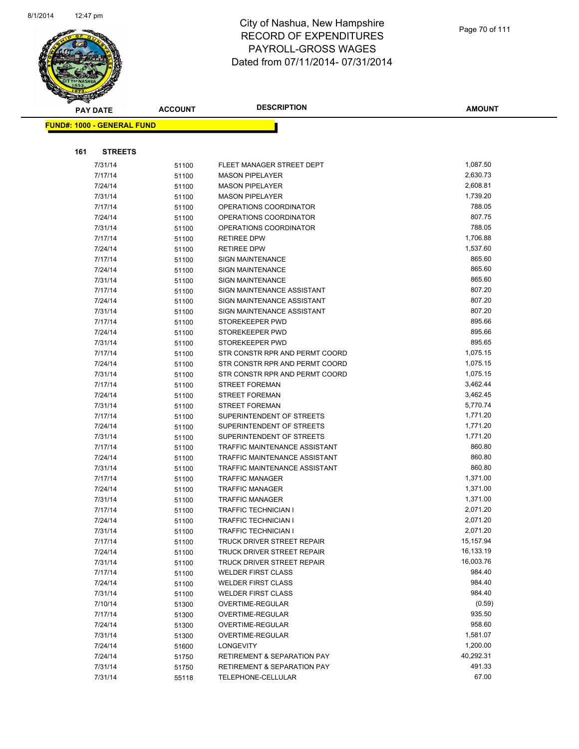# City of Nashua, New Hampshire
## RECORD OF EXPENDITURES
## PAYROLL-GROSS WAGES
## Dated from 07/11/2014- 07/31/2014

**FUND#: 1000 - GENERAL FUND**

**161 STREETS**

| PAY DATE | ACCOUNT | DESCRIPTION | AMOUNT |
|---|---|---|---|
| 7/31/14 | 51100 | FLEET MANAGER STREET DEPT | 1,087.50 |
| 7/17/14 | 51100 | MASON PIPELAYER | 2,630.73 |
| 7/24/14 | 51100 | MASON PIPELAYER | 2,608.81 |
| 7/31/14 | 51100 | MASON PIPELAYER | 1,739.20 |
| 7/17/14 | 51100 | OPERATIONS COORDINATOR | 788.05 |
| 7/24/14 | 51100 | OPERATIONS COORDINATOR | 807.75 |
| 7/31/14 | 51100 | OPERATIONS COORDINATOR | 788.05 |
| 7/17/14 | 51100 | RETIREE DPW | 1,706.88 |
| 7/24/14 | 51100 | RETIREE DPW | 1,537.60 |
| 7/17/14 | 51100 | SIGN MAINTENANCE | 865.60 |
| 7/24/14 | 51100 | SIGN MAINTENANCE | 865.60 |
| 7/31/14 | 51100 | SIGN MAINTENANCE | 865.60 |
| 7/17/14 | 51100 | SIGN MAINTENANCE ASSISTANT | 807.20 |
| 7/24/14 | 51100 | SIGN MAINTENANCE ASSISTANT | 807.20 |
| 7/31/14 | 51100 | SIGN MAINTENANCE ASSISTANT | 807.20 |
| 7/17/14 | 51100 | STOREKEEPER PWD | 895.66 |
| 7/24/14 | 51100 | STOREKEEPER PWD | 895.66 |
| 7/31/14 | 51100 | STOREKEEPER PWD | 895.65 |
| 7/17/14 | 51100 | STR CONSTR RPR AND PERMT COORD | 1,075.15 |
| 7/24/14 | 51100 | STR CONSTR RPR AND PERMT COORD | 1,075.15 |
| 7/31/14 | 51100 | STR CONSTR RPR AND PERMT COORD | 1,075.15 |
| 7/17/14 | 51100 | STREET FOREMAN | 3,462.44 |
| 7/24/14 | 51100 | STREET FOREMAN | 3,462.45 |
| 7/31/14 | 51100 | STREET FOREMAN | 5,770.74 |
| 7/17/14 | 51100 | SUPERINTENDENT OF STREETS | 1,771.20 |
| 7/24/14 | 51100 | SUPERINTENDENT OF STREETS | 1,771.20 |
| 7/31/14 | 51100 | SUPERINTENDENT OF STREETS | 1,771.20 |
| 7/17/14 | 51100 | TRAFFIC MAINTENANCE ASSISTANT | 860.80 |
| 7/24/14 | 51100 | TRAFFIC MAINTENANCE ASSISTANT | 860.80 |
| 7/31/14 | 51100 | TRAFFIC MAINTENANCE ASSISTANT | 860.80 |
| 7/17/14 | 51100 | TRAFFIC MANAGER | 1,371.00 |
| 7/24/14 | 51100 | TRAFFIC MANAGER | 1,371.00 |
| 7/31/14 | 51100 | TRAFFIC MANAGER | 1,371.00 |
| 7/17/14 | 51100 | TRAFFIC TECHNICIAN I | 2,071.20 |
| 7/24/14 | 51100 | TRAFFIC TECHNICIAN I | 2,071.20 |
| 7/31/14 | 51100 | TRAFFIC TECHNICIAN I | 2,071.20 |
| 7/17/14 | 51100 | TRUCK DRIVER STREET REPAIR | 15,157.94 |
| 7/24/14 | 51100 | TRUCK DRIVER STREET REPAIR | 16,133.19 |
| 7/31/14 | 51100 | TRUCK DRIVER STREET REPAIR | 16,003.76 |
| 7/17/14 | 51100 | WELDER FIRST CLASS | 984.40 |
| 7/24/14 | 51100 | WELDER FIRST CLASS | 984.40 |
| 7/31/14 | 51100 | WELDER FIRST CLASS | 984.40 |
| 7/10/14 | 51300 | OVERTIME-REGULAR | (0.59) |
| 7/17/14 | 51300 | OVERTIME-REGULAR | 935.50 |
| 7/24/14 | 51300 | OVERTIME-REGULAR | 958.60 |
| 7/31/14 | 51300 | OVERTIME-REGULAR | 1,581.07 |
| 7/24/14 | 51600 | LONGEVITY | 1,200.00 |
| 7/24/14 | 51750 | RETIREMENT & SEPARATION PAY | 40,292.31 |
| 7/31/14 | 51750 | RETIREMENT & SEPARATION PAY | 491.33 |
| 7/31/14 | 55118 | TELEPHONE-CELLULAR | 67.00 |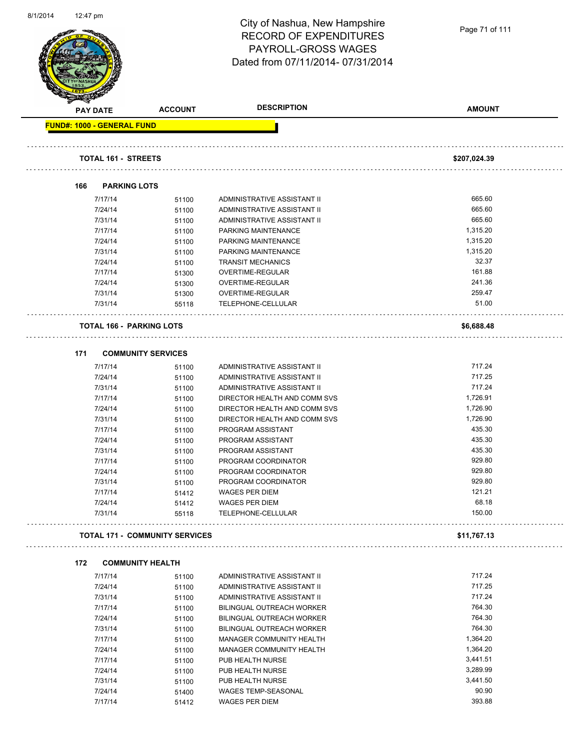# City of Nashua, New Hampshire
## RECORD OF EXPENDITURES
## PAYROLL-GROSS WAGES
## Dated from 07/11/2014- 07/31/2014

| PAY DATE | ACCOUNT | DESCRIPTION | AMOUNT |
|---|---|---|---|

**FUND#: 1000 - GENERAL FUND**

| | | | |
|---|---|---|---|
| **TOTAL 161 - STREETS** | | | **$207,024.39** |

### 166 PARKING LOTS

| PAY DATE | ACCOUNT | DESCRIPTION | AMOUNT |
|---|---|---|---|
| 7/17/14 | 51100 | ADMINISTRATIVE ASSISTANT II | 665.60 |
| 7/24/14 | 51100 | ADMINISTRATIVE ASSISTANT II | 665.60 |
| 7/31/14 | 51100 | ADMINISTRATIVE ASSISTANT II | 665.60 |
| 7/17/14 | 51100 | PARKING MAINTENANCE | 1,315.20 |
| 7/24/14 | 51100 | PARKING MAINTENANCE | 1,315.20 |
| 7/31/14 | 51100 | PARKING MAINTENANCE | 1,315.20 |
| 7/24/14 | 51100 | TRANSIT MECHANICS | 32.37 |
| 7/17/14 | 51300 | OVERTIME-REGULAR | 161.88 |
| 7/24/14 | 51300 | OVERTIME-REGULAR | 241.36 |
| 7/31/14 | 51300 | OVERTIME-REGULAR | 259.47 |
| 7/31/14 | 55118 | TELEPHONE-CELLULAR | 51.00 |
| **TOTAL 166 - PARKING LOTS** | | | **$6,688.48** |

### 171 COMMUNITY SERVICES

| PAY DATE | ACCOUNT | DESCRIPTION | AMOUNT |
|---|---|---|---|
| 7/17/14 | 51100 | ADMINISTRATIVE ASSISTANT II | 717.24 |
| 7/24/14 | 51100 | ADMINISTRATIVE ASSISTANT II | 717.25 |
| 7/31/14 | 51100 | ADMINISTRATIVE ASSISTANT II | 717.24 |
| 7/17/14 | 51100 | DIRECTOR HEALTH AND COMM SVS | 1,726.91 |
| 7/24/14 | 51100 | DIRECTOR HEALTH AND COMM SVS | 1,726.90 |
| 7/31/14 | 51100 | DIRECTOR HEALTH AND COMM SVS | 1,726.90 |
| 7/17/14 | 51100 | PROGRAM ASSISTANT | 435.30 |
| 7/24/14 | 51100 | PROGRAM ASSISTANT | 435.30 |
| 7/31/14 | 51100 | PROGRAM ASSISTANT | 435.30 |
| 7/17/14 | 51100 | PROGRAM COORDINATOR | 929.80 |
| 7/24/14 | 51100 | PROGRAM COORDINATOR | 929.80 |
| 7/31/14 | 51100 | PROGRAM COORDINATOR | 929.80 |
| 7/17/14 | 51412 | WAGES PER DIEM | 121.21 |
| 7/24/14 | 51412 | WAGES PER DIEM | 68.18 |
| 7/31/14 | 55118 | TELEPHONE-CELLULAR | 150.00 |
| **TOTAL 171 - COMMUNITY SERVICES** | | | **$11,767.13** |

### 172 COMMUNITY HEALTH

| PAY DATE | ACCOUNT | DESCRIPTION | AMOUNT |
|---|---|---|---|
| 7/17/14 | 51100 | ADMINISTRATIVE ASSISTANT II | 717.24 |
| 7/24/14 | 51100 | ADMINISTRATIVE ASSISTANT II | 717.25 |
| 7/31/14 | 51100 | ADMINISTRATIVE ASSISTANT II | 717.24 |
| 7/17/14 | 51100 | BILINGUAL OUTREACH WORKER | 764.30 |
| 7/24/14 | 51100 | BILINGUAL OUTREACH WORKER | 764.30 |
| 7/31/14 | 51100 | BILINGUAL OUTREACH WORKER | 764.30 |
| 7/17/14 | 51100 | MANAGER COMMUNITY HEALTH | 1,364.20 |
| 7/24/14 | 51100 | MANAGER COMMUNITY HEALTH | 1,364.20 |
| 7/17/14 | 51100 | PUB HEALTH NURSE | 3,441.51 |
| 7/24/14 | 51100 | PUB HEALTH NURSE | 3,289.99 |
| 7/31/14 | 51100 | PUB HEALTH NURSE | 3,441.50 |
| 7/24/14 | 51400 | WAGES TEMP-SEASONAL | 90.90 |
| 7/17/14 | 51412 | WAGES PER DIEM | 393.88 |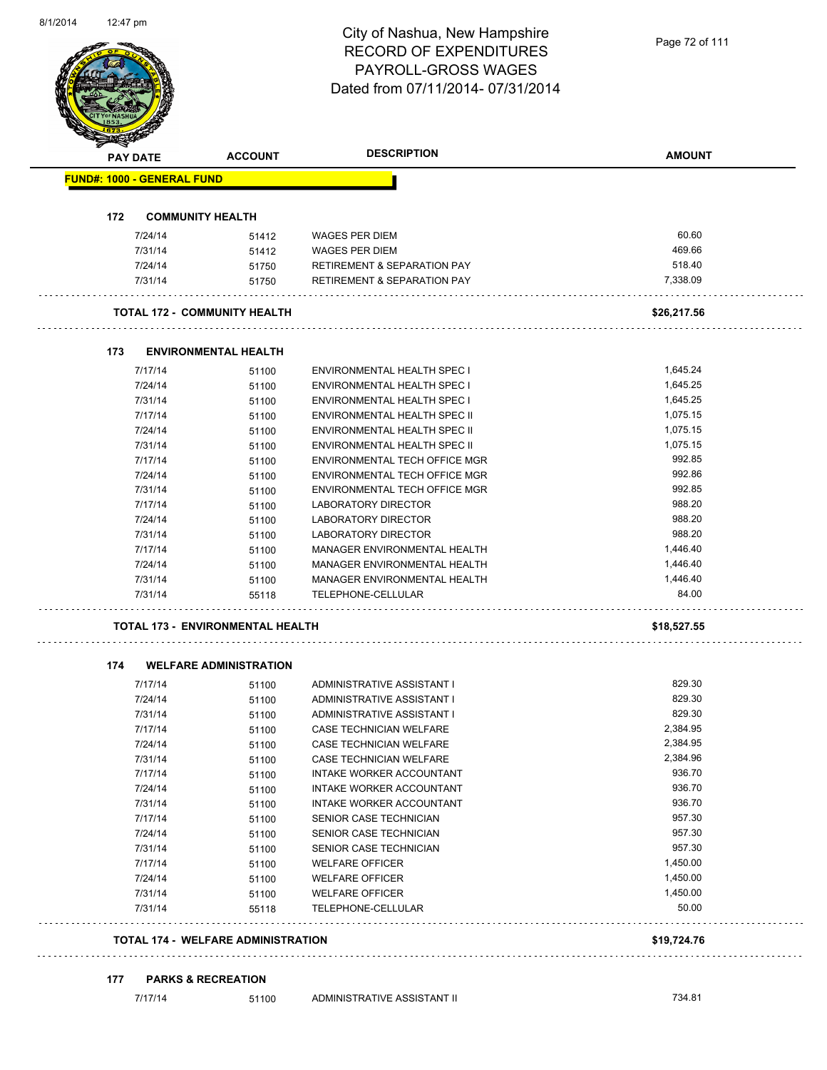City of Nashua, New Hampshire
RECORD OF EXPENDITURES
PAYROLL-GROSS WAGES
Dated from 07/11/2014- 07/31/2014

| PAY DATE | ACCOUNT | DESCRIPTION | AMOUNT |
|---|---|---|---|
| **FUND#: 1000 - GENERAL FUND** | | | |
| **172 COMMUNITY HEALTH** | | | |
| 7/24/14 | 51412 | WAGES PER DIEM | 60.60 |
| 7/31/14 | 51412 | WAGES PER DIEM | 469.66 |
| 7/24/14 | 51750 | RETIREMENT & SEPARATION PAY | 518.40 |
| 7/31/14 | 51750 | RETIREMENT & SEPARATION PAY | 7,338.09 |
| **TOTAL 172 - COMMUNITY HEALTH** | | | **$26,217.56** |
| **173 ENVIRONMENTAL HEALTH** | | | |
| 7/17/14 | 51100 | ENVIRONMENTAL HEALTH SPEC I | 1,645.24 |
| 7/24/14 | 51100 | ENVIRONMENTAL HEALTH SPEC I | 1,645.25 |
| 7/31/14 | 51100 | ENVIRONMENTAL HEALTH SPEC I | 1,645.25 |
| 7/17/14 | 51100 | ENVIRONMENTAL HEALTH SPEC II | 1,075.15 |
| 7/24/14 | 51100 | ENVIRONMENTAL HEALTH SPEC II | 1,075.15 |
| 7/31/14 | 51100 | ENVIRONMENTAL HEALTH SPEC II | 1,075.15 |
| 7/17/14 | 51100 | ENVIRONMENTAL TECH OFFICE MGR | 992.85 |
| 7/24/14 | 51100 | ENVIRONMENTAL TECH OFFICE MGR | 992.86 |
| 7/31/14 | 51100 | ENVIRONMENTAL TECH OFFICE MGR | 992.85 |
| 7/17/14 | 51100 | LABORATORY DIRECTOR | 988.20 |
| 7/24/14 | 51100 | LABORATORY DIRECTOR | 988.20 |
| 7/31/14 | 51100 | LABORATORY DIRECTOR | 988.20 |
| 7/17/14 | 51100 | MANAGER ENVIRONMENTAL HEALTH | 1,446.40 |
| 7/24/14 | 51100 | MANAGER ENVIRONMENTAL HEALTH | 1,446.40 |
| 7/31/14 | 51100 | MANAGER ENVIRONMENTAL HEALTH | 1,446.40 |
| 7/31/14 | 55118 | TELEPHONE-CELLULAR | 84.00 |
| **TOTAL 173 - ENVIRONMENTAL HEALTH** | | | **$18,527.55** |
| **174 WELFARE ADMINISTRATION** | | | |
| 7/17/14 | 51100 | ADMINISTRATIVE ASSISTANT I | 829.30 |
| 7/24/14 | 51100 | ADMINISTRATIVE ASSISTANT I | 829.30 |
| 7/31/14 | 51100 | ADMINISTRATIVE ASSISTANT I | 829.30 |
| 7/17/14 | 51100 | CASE TECHNICIAN WELFARE | 2,384.95 |
| 7/24/14 | 51100 | CASE TECHNICIAN WELFARE | 2,384.95 |
| 7/31/14 | 51100 | CASE TECHNICIAN WELFARE | 2,384.96 |
| 7/17/14 | 51100 | INTAKE WORKER ACCOUNTANT | 936.70 |
| 7/24/14 | 51100 | INTAKE WORKER ACCOUNTANT | 936.70 |
| 7/31/14 | 51100 | INTAKE WORKER ACCOUNTANT | 936.70 |
| 7/17/14 | 51100 | SENIOR CASE TECHNICIAN | 957.30 |
| 7/24/14 | 51100 | SENIOR CASE TECHNICIAN | 957.30 |
| 7/31/14 | 51100 | SENIOR CASE TECHNICIAN | 957.30 |
| 7/17/14 | 51100 | WELFARE OFFICER | 1,450.00 |
| 7/24/14 | 51100 | WELFARE OFFICER | 1,450.00 |
| 7/31/14 | 51100 | WELFARE OFFICER | 1,450.00 |
| 7/31/14 | 55118 | TELEPHONE-CELLULAR | 50.00 |
| **TOTAL 174 - WELFARE ADMINISTRATION** | | | **$19,724.76** |
| **177 PARKS & RECREATION** | | | |
| 7/17/14 | 51100 | ADMINISTRATIVE ASSISTANT II | 734.81 |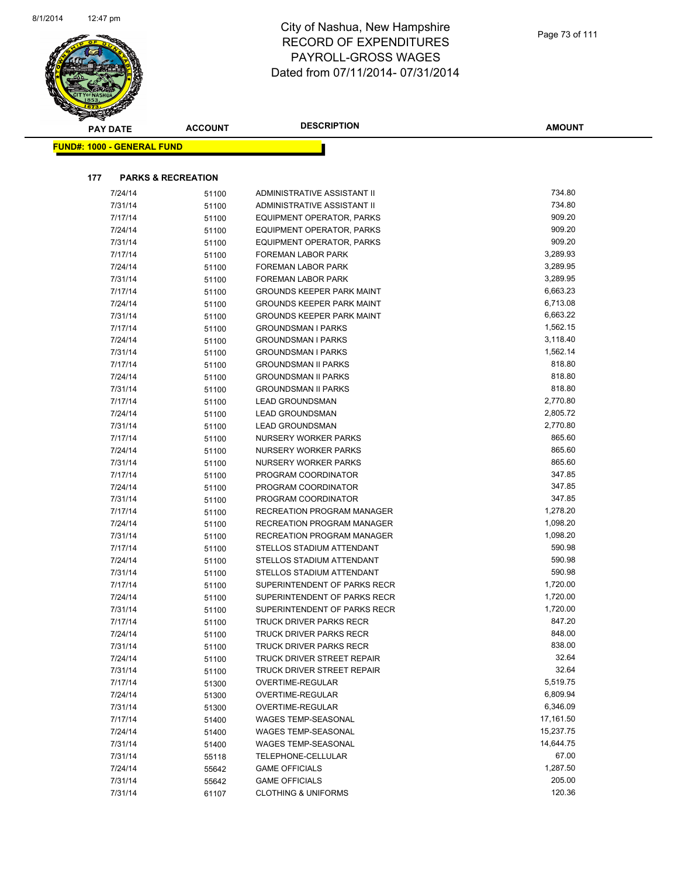# City of Nashua, New Hampshire
## RECORD OF EXPENDITURES
## PAYROLL-GROSS WAGES
## Dated from 07/11/2014- 07/31/2014

**FUND#: 1000 - GENERAL FUND**

**177 PARKS & RECREATION**

| PAY DATE | ACCOUNT | DESCRIPTION | AMOUNT |
|---|---|---|---|
| 7/24/14 | 51100 | ADMINISTRATIVE ASSISTANT II | 734.80 |
| 7/31/14 | 51100 | ADMINISTRATIVE ASSISTANT II | 734.80 |
| 7/17/14 | 51100 | EQUIPMENT OPERATOR, PARKS | 909.20 |
| 7/24/14 | 51100 | EQUIPMENT OPERATOR, PARKS | 909.20 |
| 7/31/14 | 51100 | EQUIPMENT OPERATOR, PARKS | 909.20 |
| 7/17/14 | 51100 | FOREMAN LABOR PARK | 3,289.93 |
| 7/24/14 | 51100 | FOREMAN LABOR PARK | 3,289.95 |
| 7/31/14 | 51100 | FOREMAN LABOR PARK | 3,289.95 |
| 7/17/14 | 51100 | GROUNDS KEEPER PARK MAINT | 6,663.23 |
| 7/24/14 | 51100 | GROUNDS KEEPER PARK MAINT | 6,713.08 |
| 7/31/14 | 51100 | GROUNDS KEEPER PARK MAINT | 6,663.22 |
| 7/17/14 | 51100 | GROUNDSMAN I PARKS | 1,562.15 |
| 7/24/14 | 51100 | GROUNDSMAN I PARKS | 3,118.40 |
| 7/31/14 | 51100 | GROUNDSMAN I PARKS | 1,562.14 |
| 7/17/14 | 51100 | GROUNDSMAN II PARKS | 818.80 |
| 7/24/14 | 51100 | GROUNDSMAN II PARKS | 818.80 |
| 7/31/14 | 51100 | GROUNDSMAN II PARKS | 818.80 |
| 7/17/14 | 51100 | LEAD GROUNDSMAN | 2,770.80 |
| 7/24/14 | 51100 | LEAD GROUNDSMAN | 2,805.72 |
| 7/31/14 | 51100 | LEAD GROUNDSMAN | 2,770.80 |
| 7/17/14 | 51100 | NURSERY WORKER PARKS | 865.60 |
| 7/24/14 | 51100 | NURSERY WORKER PARKS | 865.60 |
| 7/31/14 | 51100 | NURSERY WORKER PARKS | 865.60 |
| 7/17/14 | 51100 | PROGRAM COORDINATOR | 347.85 |
| 7/24/14 | 51100 | PROGRAM COORDINATOR | 347.85 |
| 7/31/14 | 51100 | PROGRAM COORDINATOR | 347.85 |
| 7/17/14 | 51100 | RECREATION PROGRAM MANAGER | 1,278.20 |
| 7/24/14 | 51100 | RECREATION PROGRAM MANAGER | 1,098.20 |
| 7/31/14 | 51100 | RECREATION PROGRAM MANAGER | 1,098.20 |
| 7/17/14 | 51100 | STELLOS STADIUM ATTENDANT | 590.98 |
| 7/24/14 | 51100 | STELLOS STADIUM ATTENDANT | 590.98 |
| 7/31/14 | 51100 | STELLOS STADIUM ATTENDANT | 590.98 |
| 7/17/14 | 51100 | SUPERINTENDENT OF PARKS RECR | 1,720.00 |
| 7/24/14 | 51100 | SUPERINTENDENT OF PARKS RECR | 1,720.00 |
| 7/31/14 | 51100 | SUPERINTENDENT OF PARKS RECR | 1,720.00 |
| 7/17/14 | 51100 | TRUCK DRIVER PARKS RECR | 847.20 |
| 7/24/14 | 51100 | TRUCK DRIVER PARKS RECR | 848.00 |
| 7/31/14 | 51100 | TRUCK DRIVER PARKS RECR | 838.00 |
| 7/24/14 | 51100 | TRUCK DRIVER STREET REPAIR | 32.64 |
| 7/31/14 | 51100 | TRUCK DRIVER STREET REPAIR | 32.64 |
| 7/17/14 | 51300 | OVERTIME-REGULAR | 5,519.75 |
| 7/24/14 | 51300 | OVERTIME-REGULAR | 6,809.94 |
| 7/31/14 | 51300 | OVERTIME-REGULAR | 6,346.09 |
| 7/17/14 | 51400 | WAGES TEMP-SEASONAL | 17,161.50 |
| 7/24/14 | 51400 | WAGES TEMP-SEASONAL | 15,237.75 |
| 7/31/14 | 51400 | WAGES TEMP-SEASONAL | 14,644.75 |
| 7/31/14 | 55118 | TELEPHONE-CELLULAR | 67.00 |
| 7/24/14 | 55642 | GAME OFFICIALS | 1,287.50 |
| 7/31/14 | 55642 | GAME OFFICIALS | 205.00 |
| 7/31/14 | 61107 | CLOTHING & UNIFORMS | 120.36 |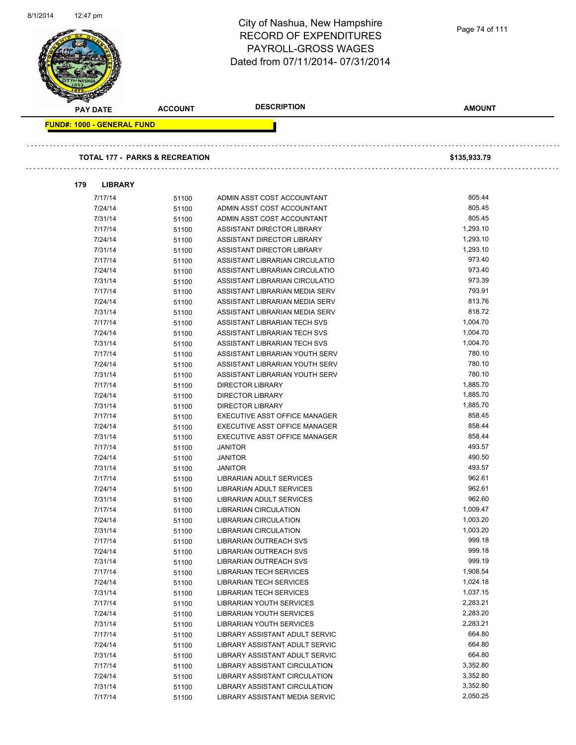# City of Nashua, New Hampshire
## RECORD OF EXPENDITURES
## PAYROLL-GROSS WAGES
## Dated from 07/11/2014- 07/31/2014

| PAY DATE | ACCOUNT | DESCRIPTION | AMOUNT |
|---|---|---|---|

**FUND#: 1000 - GENERAL FUND**

**TOTAL 177 - PARKS & RECREATION** — **$135,933.79**

**179 LIBRARY**

| PAY DATE | ACCOUNT | DESCRIPTION | AMOUNT |
|---|---|---|---|
| 7/17/14 | 51100 | ADMIN ASST COST ACCOUNTANT | 805.44 |
| 7/24/14 | 51100 | ADMIN ASST COST ACCOUNTANT | 805.45 |
| 7/31/14 | 51100 | ADMIN ASST COST ACCOUNTANT | 805.45 |
| 7/17/14 | 51100 | ASSISTANT DIRECTOR LIBRARY | 1,293.10 |
| 7/24/14 | 51100 | ASSISTANT DIRECTOR LIBRARY | 1,293.10 |
| 7/31/14 | 51100 | ASSISTANT DIRECTOR LIBRARY | 1,293.10 |
| 7/17/14 | 51100 | ASSISTANT LIBRARIAN CIRCULATIO | 973.40 |
| 7/24/14 | 51100 | ASSISTANT LIBRARIAN CIRCULATIO | 973.40 |
| 7/31/14 | 51100 | ASSISTANT LIBRARIAN CIRCULATIO | 973.39 |
| 7/17/14 | 51100 | ASSISTANT LIBRARIAN MEDIA SERV | 793.91 |
| 7/24/14 | 51100 | ASSISTANT LIBRARIAN MEDIA SERV | 813.76 |
| 7/31/14 | 51100 | ASSISTANT LIBRARIAN MEDIA SERV | 818.72 |
| 7/17/14 | 51100 | ASSISTANT LIBRARIAN TECH SVS | 1,004.70 |
| 7/24/14 | 51100 | ASSISTANT LIBRARIAN TECH SVS | 1,004.70 |
| 7/31/14 | 51100 | ASSISTANT LIBRARIAN TECH SVS | 1,004.70 |
| 7/17/14 | 51100 | ASSISTANT LIBRARIAN YOUTH SERV | 780.10 |
| 7/24/14 | 51100 | ASSISTANT LIBRARIAN YOUTH SERV | 780.10 |
| 7/31/14 | 51100 | ASSISTANT LIBRARIAN YOUTH SERV | 780.10 |
| 7/17/14 | 51100 | DIRECTOR LIBRARY | 1,885.70 |
| 7/24/14 | 51100 | DIRECTOR LIBRARY | 1,885.70 |
| 7/31/14 | 51100 | DIRECTOR LIBRARY | 1,885.70 |
| 7/17/14 | 51100 | EXECUTIVE ASST OFFICE MANAGER | 858.45 |
| 7/24/14 | 51100 | EXECUTIVE ASST OFFICE MANAGER | 858.44 |
| 7/31/14 | 51100 | EXECUTIVE ASST OFFICE MANAGER | 858.44 |
| 7/17/14 | 51100 | JANITOR | 493.57 |
| 7/24/14 | 51100 | JANITOR | 490.50 |
| 7/31/14 | 51100 | JANITOR | 493.57 |
| 7/17/14 | 51100 | LIBRARIAN ADULT SERVICES | 962.61 |
| 7/24/14 | 51100 | LIBRARIAN ADULT SERVICES | 962.61 |
| 7/31/14 | 51100 | LIBRARIAN ADULT SERVICES | 962.60 |
| 7/17/14 | 51100 | LIBRARIAN CIRCULATION | 1,009.47 |
| 7/24/14 | 51100 | LIBRARIAN CIRCULATION | 1,003.20 |
| 7/31/14 | 51100 | LIBRARIAN CIRCULATION | 1,003.20 |
| 7/17/14 | 51100 | LIBRARIAN OUTREACH SVS | 999.18 |
| 7/24/14 | 51100 | LIBRARIAN OUTREACH SVS | 999.18 |
| 7/31/14 | 51100 | LIBRARIAN OUTREACH SVS | 999.19 |
| 7/17/14 | 51100 | LIBRARIAN TECH SERVICES | 1,908.54 |
| 7/24/14 | 51100 | LIBRARIAN TECH SERVICES | 1,024.18 |
| 7/31/14 | 51100 | LIBRARIAN TECH SERVICES | 1,037.15 |
| 7/17/14 | 51100 | LIBRARIAN YOUTH SERVICES | 2,283.21 |
| 7/24/14 | 51100 | LIBRARIAN YOUTH SERVICES | 2,283.20 |
| 7/31/14 | 51100 | LIBRARIAN YOUTH SERVICES | 2,283.21 |
| 7/17/14 | 51100 | LIBRARY ASSISTANT ADULT SERVIC | 664.80 |
| 7/24/14 | 51100 | LIBRARY ASSISTANT ADULT SERVIC | 664.80 |
| 7/31/14 | 51100 | LIBRARY ASSISTANT ADULT SERVIC | 664.80 |
| 7/17/14 | 51100 | LIBRARY ASSISTANT CIRCULATION | 3,352.80 |
| 7/24/14 | 51100 | LIBRARY ASSISTANT CIRCULATION | 3,352.80 |
| 7/31/14 | 51100 | LIBRARY ASSISTANT CIRCULATION | 3,352.80 |
| 7/17/14 | 51100 | LIBRARY ASSISTANT MEDIA SERVIC | 2,050.25 |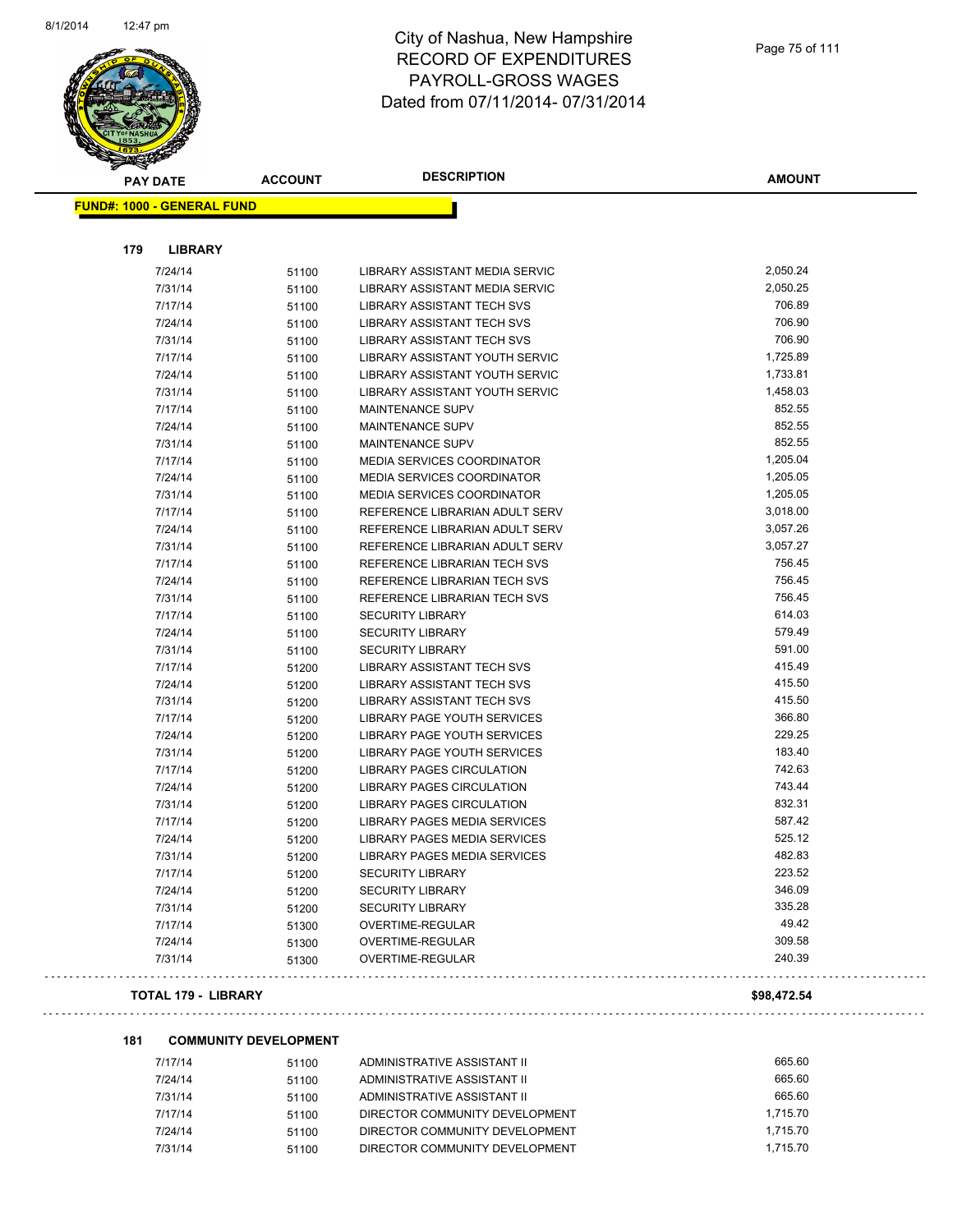# City of Nashua, New Hampshire
## RECORD OF EXPENDITURES
## PAYROLL-GROSS WAGES
## Dated from 07/11/2014- 07/31/2014

| PAY DATE | ACCOUNT | DESCRIPTION | AMOUNT |
|---|---|---|---|

**FUND#: 1000 - GENERAL FUND**

**179 LIBRARY**

| PAY DATE | ACCOUNT | DESCRIPTION | AMOUNT |
|---|---|---|---|
| 7/24/14 | 51100 | LIBRARY ASSISTANT MEDIA SERVIC | 2,050.24 |
| 7/31/14 | 51100 | LIBRARY ASSISTANT MEDIA SERVIC | 2,050.25 |
| 7/17/14 | 51100 | LIBRARY ASSISTANT TECH SVS | 706.89 |
| 7/24/14 | 51100 | LIBRARY ASSISTANT TECH SVS | 706.90 |
| 7/31/14 | 51100 | LIBRARY ASSISTANT TECH SVS | 706.90 |
| 7/17/14 | 51100 | LIBRARY ASSISTANT YOUTH SERVIC | 1,725.89 |
| 7/24/14 | 51100 | LIBRARY ASSISTANT YOUTH SERVIC | 1,733.81 |
| 7/31/14 | 51100 | LIBRARY ASSISTANT YOUTH SERVIC | 1,458.03 |
| 7/17/14 | 51100 | MAINTENANCE SUPV | 852.55 |
| 7/24/14 | 51100 | MAINTENANCE SUPV | 852.55 |
| 7/31/14 | 51100 | MAINTENANCE SUPV | 852.55 |
| 7/17/14 | 51100 | MEDIA SERVICES COORDINATOR | 1,205.04 |
| 7/24/14 | 51100 | MEDIA SERVICES COORDINATOR | 1,205.05 |
| 7/31/14 | 51100 | MEDIA SERVICES COORDINATOR | 1,205.05 |
| 7/17/14 | 51100 | REFERENCE LIBRARIAN ADULT SERV | 3,018.00 |
| 7/24/14 | 51100 | REFERENCE LIBRARIAN ADULT SERV | 3,057.26 |
| 7/31/14 | 51100 | REFERENCE LIBRARIAN ADULT SERV | 3,057.27 |
| 7/17/14 | 51100 | REFERENCE LIBRARIAN TECH SVS | 756.45 |
| 7/24/14 | 51100 | REFERENCE LIBRARIAN TECH SVS | 756.45 |
| 7/31/14 | 51100 | REFERENCE LIBRARIAN TECH SVS | 756.45 |
| 7/17/14 | 51100 | SECURITY LIBRARY | 614.03 |
| 7/24/14 | 51100 | SECURITY LIBRARY | 579.49 |
| 7/31/14 | 51100 | SECURITY LIBRARY | 591.00 |
| 7/17/14 | 51200 | LIBRARY ASSISTANT TECH SVS | 415.49 |
| 7/24/14 | 51200 | LIBRARY ASSISTANT TECH SVS | 415.50 |
| 7/31/14 | 51200 | LIBRARY ASSISTANT TECH SVS | 415.50 |
| 7/17/14 | 51200 | LIBRARY PAGE YOUTH SERVICES | 366.80 |
| 7/24/14 | 51200 | LIBRARY PAGE YOUTH SERVICES | 229.25 |
| 7/31/14 | 51200 | LIBRARY PAGE YOUTH SERVICES | 183.40 |
| 7/17/14 | 51200 | LIBRARY PAGES CIRCULATION | 742.63 |
| 7/24/14 | 51200 | LIBRARY PAGES CIRCULATION | 743.44 |
| 7/31/14 | 51200 | LIBRARY PAGES CIRCULATION | 832.31 |
| 7/17/14 | 51200 | LIBRARY PAGES MEDIA SERVICES | 587.42 |
| 7/24/14 | 51200 | LIBRARY PAGES MEDIA SERVICES | 525.12 |
| 7/31/14 | 51200 | LIBRARY PAGES MEDIA SERVICES | 482.83 |
| 7/17/14 | 51200 | SECURITY LIBRARY | 223.52 |
| 7/24/14 | 51200 | SECURITY LIBRARY | 346.09 |
| 7/31/14 | 51200 | SECURITY LIBRARY | 335.28 |
| 7/17/14 | 51300 | OVERTIME-REGULAR | 49.42 |
| 7/24/14 | 51300 | OVERTIME-REGULAR | 309.58 |
| 7/31/14 | 51300 | OVERTIME-REGULAR | 240.39 |

**TOTAL 179 - LIBRARY** **$98,472.54**

**181 COMMUNITY DEVELOPMENT**

| PAY DATE | ACCOUNT | DESCRIPTION | AMOUNT |
|---|---|---|---|
| 7/17/14 | 51100 | ADMINISTRATIVE ASSISTANT II | 665.60 |
| 7/24/14 | 51100 | ADMINISTRATIVE ASSISTANT II | 665.60 |
| 7/31/14 | 51100 | ADMINISTRATIVE ASSISTANT II | 665.60 |
| 7/17/14 | 51100 | DIRECTOR COMMUNITY DEVELOPMENT | 1,715.70 |
| 7/24/14 | 51100 | DIRECTOR COMMUNITY DEVELOPMENT | 1,715.70 |
| 7/31/14 | 51100 | DIRECTOR COMMUNITY DEVELOPMENT | 1,715.70 |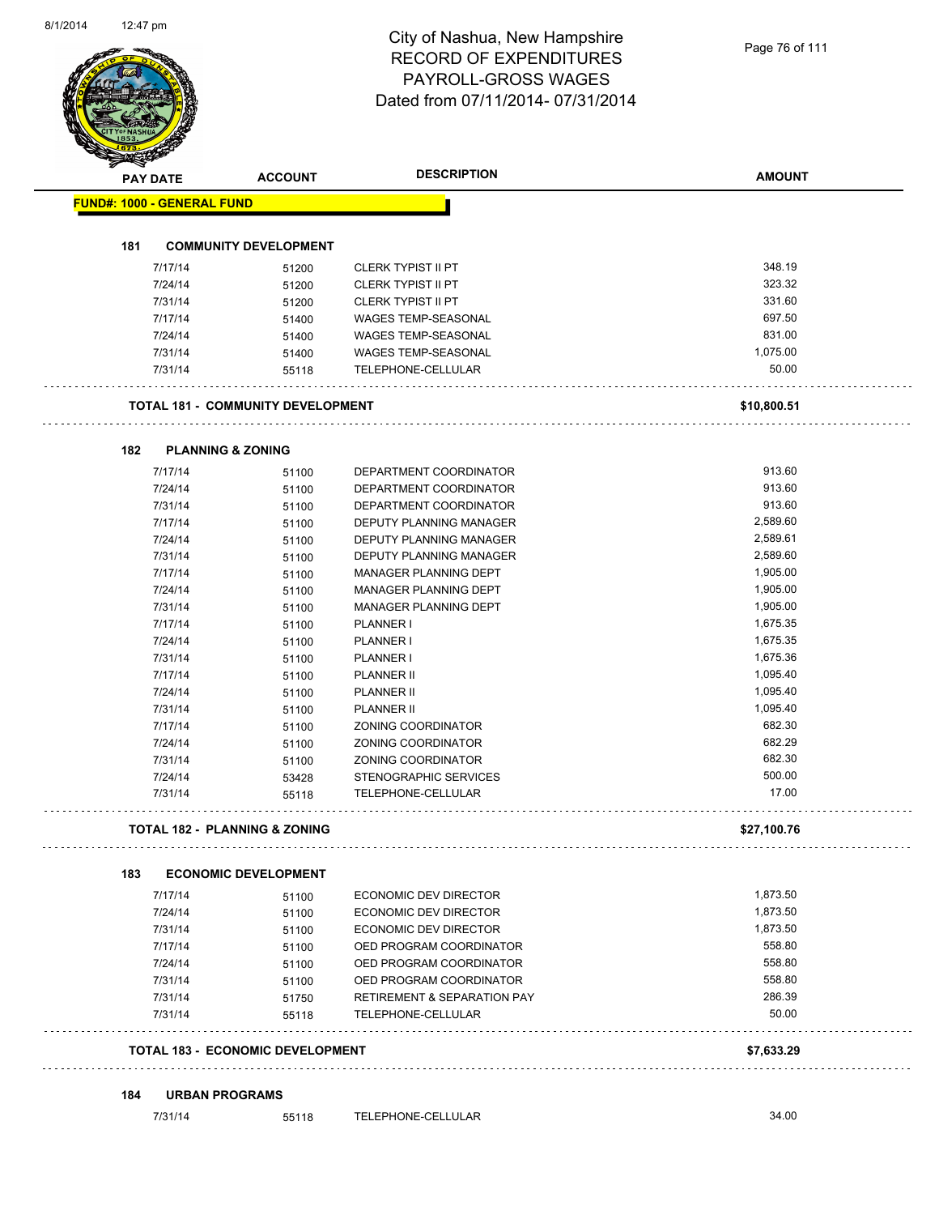# City of Nashua, New Hampshire
## RECORD OF EXPENDITURES
## PAYROLL-GROSS WAGES
## Dated from 07/11/2014- 07/31/2014

| PAY DATE | ACCOUNT | DESCRIPTION | AMOUNT |
|---|---|---|---|
| **FUND#: 1000 - GENERAL FUND** | | | |
| **181 COMMUNITY DEVELOPMENT** | | | |
| 7/17/14 | 51200 | CLERK TYPIST II PT | 348.19 |
| 7/24/14 | 51200 | CLERK TYPIST II PT | 323.32 |
| 7/31/14 | 51200 | CLERK TYPIST II PT | 331.60 |
| 7/17/14 | 51400 | WAGES TEMP-SEASONAL | 697.50 |
| 7/24/14 | 51400 | WAGES TEMP-SEASONAL | 831.00 |
| 7/31/14 | 51400 | WAGES TEMP-SEASONAL | 1,075.00 |
| 7/31/14 | 55118 | TELEPHONE-CELLULAR | 50.00 |
| **TOTAL 181 - COMMUNITY DEVELOPMENT** | | | **$10,800.51** |
| **182 PLANNING & ZONING** | | | |
| 7/17/14 | 51100 | DEPARTMENT COORDINATOR | 913.60 |
| 7/24/14 | 51100 | DEPARTMENT COORDINATOR | 913.60 |
| 7/31/14 | 51100 | DEPARTMENT COORDINATOR | 913.60 |
| 7/17/14 | 51100 | DEPUTY PLANNING MANAGER | 2,589.60 |
| 7/24/14 | 51100 | DEPUTY PLANNING MANAGER | 2,589.61 |
| 7/31/14 | 51100 | DEPUTY PLANNING MANAGER | 2,589.60 |
| 7/17/14 | 51100 | MANAGER PLANNING DEPT | 1,905.00 |
| 7/24/14 | 51100 | MANAGER PLANNING DEPT | 1,905.00 |
| 7/31/14 | 51100 | MANAGER PLANNING DEPT | 1,905.00 |
| 7/17/14 | 51100 | PLANNER I | 1,675.35 |
| 7/24/14 | 51100 | PLANNER I | 1,675.35 |
| 7/31/14 | 51100 | PLANNER I | 1,675.36 |
| 7/17/14 | 51100 | PLANNER II | 1,095.40 |
| 7/24/14 | 51100 | PLANNER II | 1,095.40 |
| 7/31/14 | 51100 | PLANNER II | 1,095.40 |
| 7/17/14 | 51100 | ZONING COORDINATOR | 682.30 |
| 7/24/14 | 51100 | ZONING COORDINATOR | 682.29 |
| 7/31/14 | 51100 | ZONING COORDINATOR | 682.30 |
| 7/24/14 | 53428 | STENOGRAPHIC SERVICES | 500.00 |
| 7/31/14 | 55118 | TELEPHONE-CELLULAR | 17.00 |
| **TOTAL 182 - PLANNING & ZONING** | | | **$27,100.76** |
| **183 ECONOMIC DEVELOPMENT** | | | |
| 7/17/14 | 51100 | ECONOMIC DEV DIRECTOR | 1,873.50 |
| 7/24/14 | 51100 | ECONOMIC DEV DIRECTOR | 1,873.50 |
| 7/31/14 | 51100 | ECONOMIC DEV DIRECTOR | 1,873.50 |
| 7/17/14 | 51100 | OED PROGRAM COORDINATOR | 558.80 |
| 7/24/14 | 51100 | OED PROGRAM COORDINATOR | 558.80 |
| 7/31/14 | 51100 | OED PROGRAM COORDINATOR | 558.80 |
| 7/31/14 | 51750 | RETIREMENT & SEPARATION PAY | 286.39 |
| 7/31/14 | 55118 | TELEPHONE-CELLULAR | 50.00 |
| **TOTAL 183 - ECONOMIC DEVELOPMENT** | | | **$7,633.29** |
| **184 URBAN PROGRAMS** | | | |
| 7/31/14 | 55118 | TELEPHONE-CELLULAR | 34.00 |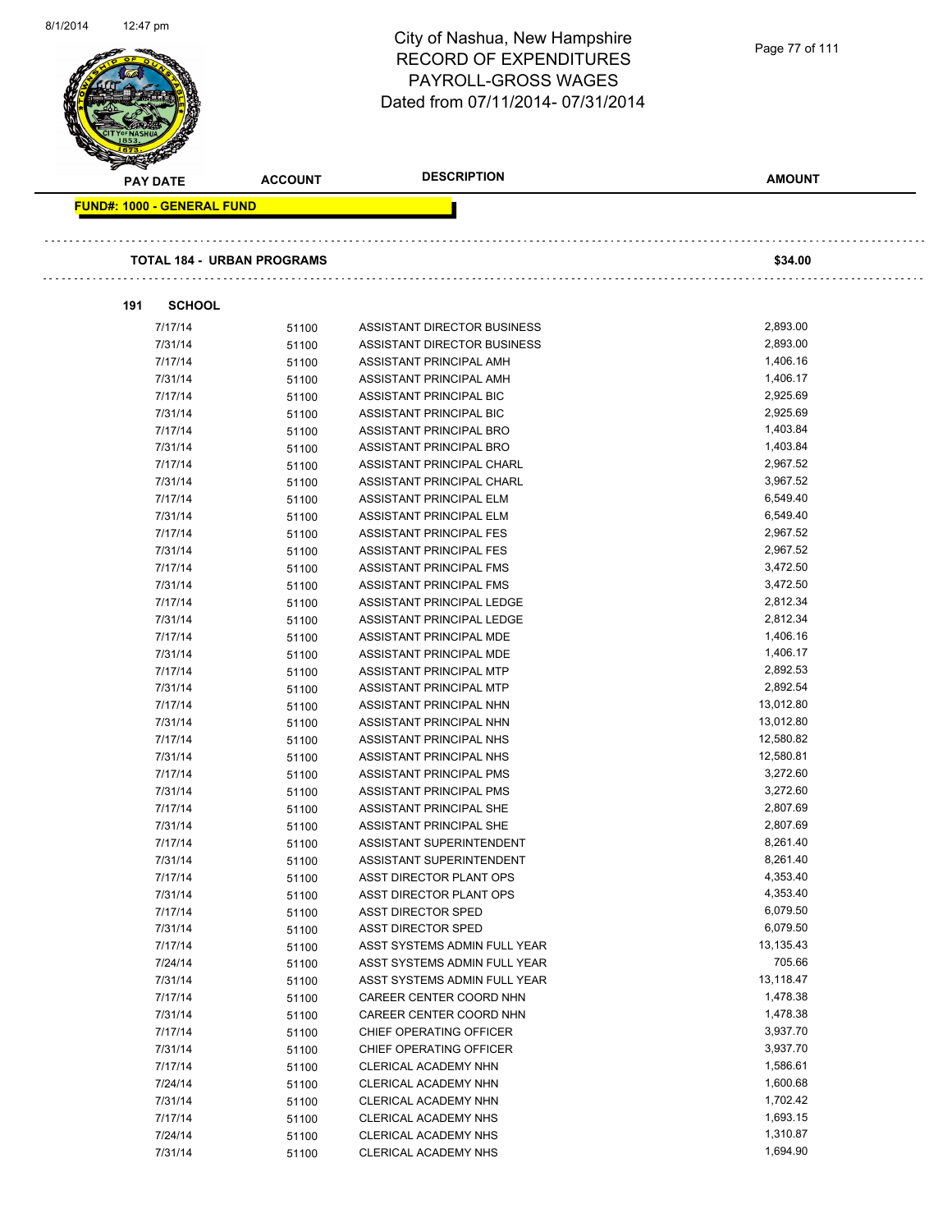City of Nashua, New Hampshire
RECORD OF EXPENDITURES
PAYROLL-GROSS WAGES
Dated from 07/11/2014- 07/31/2014

**FUND#: 1000 - GENERAL FUND**

**TOTAL 184 - URBAN PROGRAMS** **$34.00**

**191 SCHOOL**

| PAY DATE | ACCOUNT | DESCRIPTION | AMOUNT |
|---|---|---|---|
| 7/17/14 | 51100 | ASSISTANT DIRECTOR BUSINESS | 2,893.00 |
| 7/31/14 | 51100 | ASSISTANT DIRECTOR BUSINESS | 2,893.00 |
| 7/17/14 | 51100 | ASSISTANT PRINCIPAL AMH | 1,406.16 |
| 7/31/14 | 51100 | ASSISTANT PRINCIPAL AMH | 1,406.17 |
| 7/17/14 | 51100 | ASSISTANT PRINCIPAL BIC | 2,925.69 |
| 7/31/14 | 51100 | ASSISTANT PRINCIPAL BIC | 2,925.69 |
| 7/17/14 | 51100 | ASSISTANT PRINCIPAL BRO | 1,403.84 |
| 7/31/14 | 51100 | ASSISTANT PRINCIPAL BRO | 1,403.84 |
| 7/17/14 | 51100 | ASSISTANT PRINCIPAL CHARL | 2,967.52 |
| 7/31/14 | 51100 | ASSISTANT PRINCIPAL CHARL | 3,967.52 |
| 7/17/14 | 51100 | ASSISTANT PRINCIPAL ELM | 6,549.40 |
| 7/31/14 | 51100 | ASSISTANT PRINCIPAL ELM | 6,549.40 |
| 7/17/14 | 51100 | ASSISTANT PRINCIPAL FES | 2,967.52 |
| 7/31/14 | 51100 | ASSISTANT PRINCIPAL FES | 2,967.52 |
| 7/17/14 | 51100 | ASSISTANT PRINCIPAL FMS | 3,472.50 |
| 7/31/14 | 51100 | ASSISTANT PRINCIPAL FMS | 3,472.50 |
| 7/17/14 | 51100 | ASSISTANT PRINCIPAL LEDGE | 2,812.34 |
| 7/31/14 | 51100 | ASSISTANT PRINCIPAL LEDGE | 2,812.34 |
| 7/17/14 | 51100 | ASSISTANT PRINCIPAL MDE | 1,406.16 |
| 7/31/14 | 51100 | ASSISTANT PRINCIPAL MDE | 1,406.17 |
| 7/17/14 | 51100 | ASSISTANT PRINCIPAL MTP | 2,892.53 |
| 7/31/14 | 51100 | ASSISTANT PRINCIPAL MTP | 2,892.54 |
| 7/17/14 | 51100 | ASSISTANT PRINCIPAL NHN | 13,012.80 |
| 7/31/14 | 51100 | ASSISTANT PRINCIPAL NHN | 13,012.80 |
| 7/17/14 | 51100 | ASSISTANT PRINCIPAL NHS | 12,580.82 |
| 7/31/14 | 51100 | ASSISTANT PRINCIPAL NHS | 12,580.81 |
| 7/17/14 | 51100 | ASSISTANT PRINCIPAL PMS | 3,272.60 |
| 7/31/14 | 51100 | ASSISTANT PRINCIPAL PMS | 3,272.60 |
| 7/17/14 | 51100 | ASSISTANT PRINCIPAL SHE | 2,807.69 |
| 7/31/14 | 51100 | ASSISTANT PRINCIPAL SHE | 2,807.69 |
| 7/17/14 | 51100 | ASSISTANT SUPERINTENDENT | 8,261.40 |
| 7/31/14 | 51100 | ASSISTANT SUPERINTENDENT | 8,261.40 |
| 7/17/14 | 51100 | ASST DIRECTOR PLANT OPS | 4,353.40 |
| 7/31/14 | 51100 | ASST DIRECTOR PLANT OPS | 4,353.40 |
| 7/17/14 | 51100 | ASST DIRECTOR SPED | 6,079.50 |
| 7/31/14 | 51100 | ASST DIRECTOR SPED | 6,079.50 |
| 7/17/14 | 51100 | ASST SYSTEMS ADMIN FULL YEAR | 13,135.43 |
| 7/24/14 | 51100 | ASST SYSTEMS ADMIN FULL YEAR | 705.66 |
| 7/31/14 | 51100 | ASST SYSTEMS ADMIN FULL YEAR | 13,118.47 |
| 7/17/14 | 51100 | CAREER CENTER COORD NHN | 1,478.38 |
| 7/31/14 | 51100 | CAREER CENTER COORD NHN | 1,478.38 |
| 7/17/14 | 51100 | CHIEF OPERATING OFFICER | 3,937.70 |
| 7/31/14 | 51100 | CHIEF OPERATING OFFICER | 3,937.70 |
| 7/17/14 | 51100 | CLERICAL ACADEMY NHN | 1,586.61 |
| 7/24/14 | 51100 | CLERICAL ACADEMY NHN | 1,600.68 |
| 7/31/14 | 51100 | CLERICAL ACADEMY NHN | 1,702.42 |
| 7/17/14 | 51100 | CLERICAL ACADEMY NHS | 1,693.15 |
| 7/24/14 | 51100 | CLERICAL ACADEMY NHS | 1,310.87 |
| 7/31/14 | 51100 | CLERICAL ACADEMY NHS | 1,694.90 |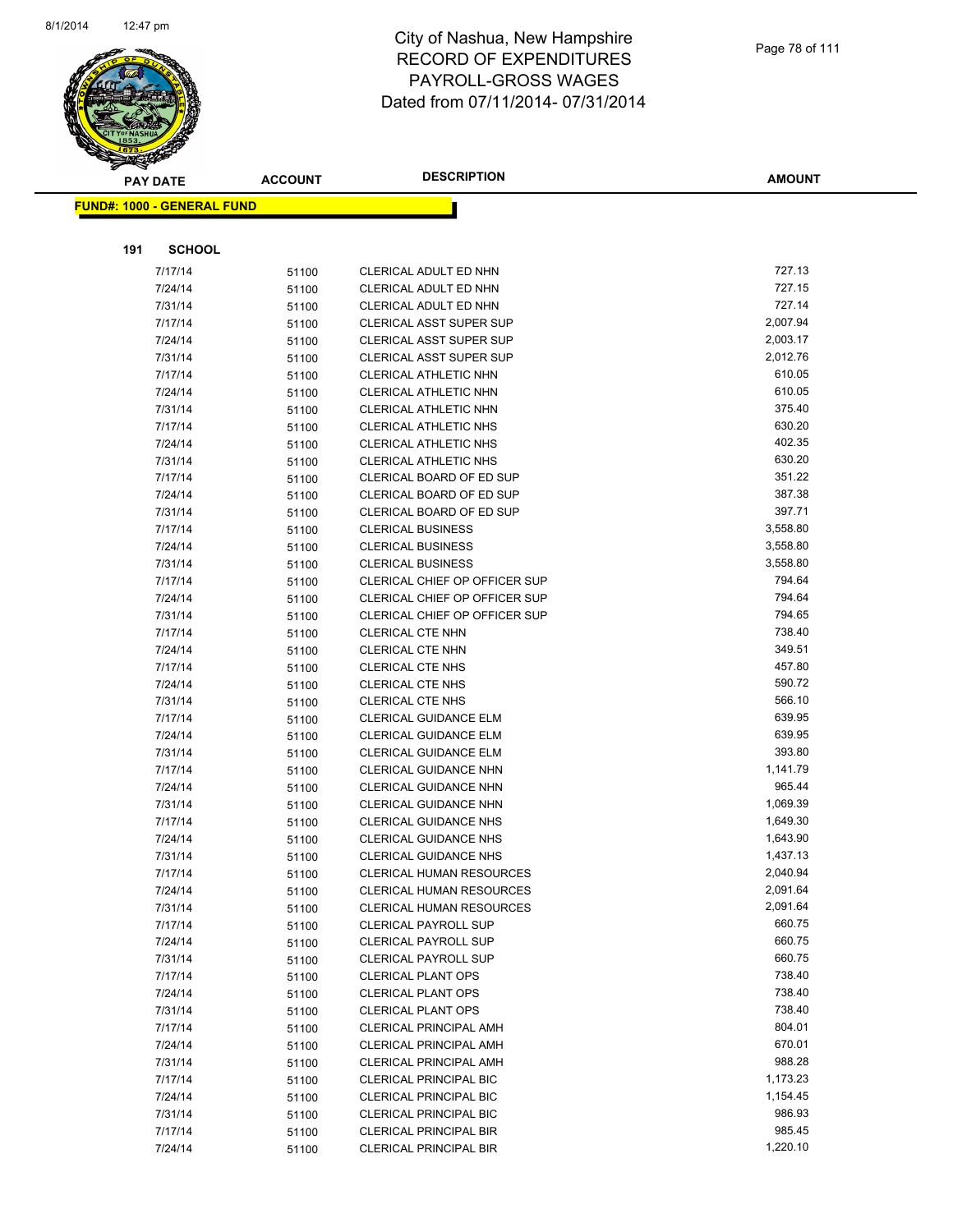# City of Nashua, New Hampshire
## RECORD OF EXPENDITURES
## PAYROLL-GROSS WAGES
## Dated from 07/11/2014- 07/31/2014

**FUND#: 1000 - GENERAL FUND**

**191 SCHOOL**

| PAY DATE | ACCOUNT | DESCRIPTION | AMOUNT |
|---|---|---|---|
| 7/17/14 | 51100 | CLERICAL ADULT ED NHN | 727.13 |
| 7/24/14 | 51100 | CLERICAL ADULT ED NHN | 727.15 |
| 7/31/14 | 51100 | CLERICAL ADULT ED NHN | 727.14 |
| 7/17/14 | 51100 | CLERICAL ASST SUPER SUP | 2,007.94 |
| 7/24/14 | 51100 | CLERICAL ASST SUPER SUP | 2,003.17 |
| 7/31/14 | 51100 | CLERICAL ASST SUPER SUP | 2,012.76 |
| 7/17/14 | 51100 | CLERICAL ATHLETIC NHN | 610.05 |
| 7/24/14 | 51100 | CLERICAL ATHLETIC NHN | 610.05 |
| 7/31/14 | 51100 | CLERICAL ATHLETIC NHN | 375.40 |
| 7/17/14 | 51100 | CLERICAL ATHLETIC NHS | 630.20 |
| 7/24/14 | 51100 | CLERICAL ATHLETIC NHS | 402.35 |
| 7/31/14 | 51100 | CLERICAL ATHLETIC NHS | 630.20 |
| 7/17/14 | 51100 | CLERICAL BOARD OF ED SUP | 351.22 |
| 7/24/14 | 51100 | CLERICAL BOARD OF ED SUP | 387.38 |
| 7/31/14 | 51100 | CLERICAL BOARD OF ED SUP | 397.71 |
| 7/17/14 | 51100 | CLERICAL BUSINESS | 3,558.80 |
| 7/24/14 | 51100 | CLERICAL BUSINESS | 3,558.80 |
| 7/31/14 | 51100 | CLERICAL BUSINESS | 3,558.80 |
| 7/17/14 | 51100 | CLERICAL CHIEF OP OFFICER SUP | 794.64 |
| 7/24/14 | 51100 | CLERICAL CHIEF OP OFFICER SUP | 794.64 |
| 7/31/14 | 51100 | CLERICAL CHIEF OP OFFICER SUP | 794.65 |
| 7/17/14 | 51100 | CLERICAL CTE NHN | 738.40 |
| 7/24/14 | 51100 | CLERICAL CTE NHN | 349.51 |
| 7/17/14 | 51100 | CLERICAL CTE NHS | 457.80 |
| 7/24/14 | 51100 | CLERICAL CTE NHS | 590.72 |
| 7/31/14 | 51100 | CLERICAL CTE NHS | 566.10 |
| 7/17/14 | 51100 | CLERICAL GUIDANCE ELM | 639.95 |
| 7/24/14 | 51100 | CLERICAL GUIDANCE ELM | 639.95 |
| 7/31/14 | 51100 | CLERICAL GUIDANCE ELM | 393.80 |
| 7/17/14 | 51100 | CLERICAL GUIDANCE NHN | 1,141.79 |
| 7/24/14 | 51100 | CLERICAL GUIDANCE NHN | 965.44 |
| 7/31/14 | 51100 | CLERICAL GUIDANCE NHN | 1,069.39 |
| 7/17/14 | 51100 | CLERICAL GUIDANCE NHS | 1,649.30 |
| 7/24/14 | 51100 | CLERICAL GUIDANCE NHS | 1,643.90 |
| 7/31/14 | 51100 | CLERICAL GUIDANCE NHS | 1,437.13 |
| 7/17/14 | 51100 | CLERICAL HUMAN RESOURCES | 2,040.94 |
| 7/24/14 | 51100 | CLERICAL HUMAN RESOURCES | 2,091.64 |
| 7/31/14 | 51100 | CLERICAL HUMAN RESOURCES | 2,091.64 |
| 7/17/14 | 51100 | CLERICAL PAYROLL SUP | 660.75 |
| 7/24/14 | 51100 | CLERICAL PAYROLL SUP | 660.75 |
| 7/31/14 | 51100 | CLERICAL PAYROLL SUP | 660.75 |
| 7/17/14 | 51100 | CLERICAL PLANT OPS | 738.40 |
| 7/24/14 | 51100 | CLERICAL PLANT OPS | 738.40 |
| 7/31/14 | 51100 | CLERICAL PLANT OPS | 738.40 |
| 7/17/14 | 51100 | CLERICAL PRINCIPAL AMH | 804.01 |
| 7/24/14 | 51100 | CLERICAL PRINCIPAL AMH | 670.01 |
| 7/31/14 | 51100 | CLERICAL PRINCIPAL AMH | 988.28 |
| 7/17/14 | 51100 | CLERICAL PRINCIPAL BIC | 1,173.23 |
| 7/24/14 | 51100 | CLERICAL PRINCIPAL BIC | 1,154.45 |
| 7/31/14 | 51100 | CLERICAL PRINCIPAL BIC | 986.93 |
| 7/17/14 | 51100 | CLERICAL PRINCIPAL BIR | 985.45 |
| 7/24/14 | 51100 | CLERICAL PRINCIPAL BIR | 1,220.10 |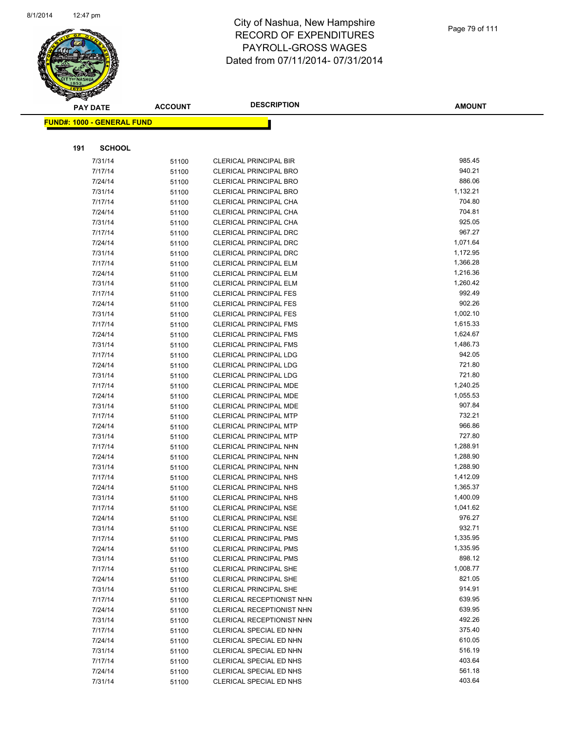# City of Nashua, New Hampshire
## RECORD OF EXPENDITURES
## PAYROLL-GROSS WAGES
## Dated from 07/11/2014- 07/31/2014

**FUND#: 1000 - GENERAL FUND**

**191 SCHOOL**

| PAY DATE | ACCOUNT | DESCRIPTION | AMOUNT |
|---|---|---|---|
| 7/31/14 | 51100 | CLERICAL PRINCIPAL BIR | 985.45 |
| 7/17/14 | 51100 | CLERICAL PRINCIPAL BRO | 940.21 |
| 7/24/14 | 51100 | CLERICAL PRINCIPAL BRO | 886.06 |
| 7/31/14 | 51100 | CLERICAL PRINCIPAL BRO | 1,132.21 |
| 7/17/14 | 51100 | CLERICAL PRINCIPAL CHA | 704.80 |
| 7/24/14 | 51100 | CLERICAL PRINCIPAL CHA | 704.81 |
| 7/31/14 | 51100 | CLERICAL PRINCIPAL CHA | 925.05 |
| 7/17/14 | 51100 | CLERICAL PRINCIPAL DRC | 967.27 |
| 7/24/14 | 51100 | CLERICAL PRINCIPAL DRC | 1,071.64 |
| 7/31/14 | 51100 | CLERICAL PRINCIPAL DRC | 1,172.95 |
| 7/17/14 | 51100 | CLERICAL PRINCIPAL ELM | 1,366.28 |
| 7/24/14 | 51100 | CLERICAL PRINCIPAL ELM | 1,216.36 |
| 7/31/14 | 51100 | CLERICAL PRINCIPAL ELM | 1,260.42 |
| 7/17/14 | 51100 | CLERICAL PRINCIPAL FES | 992.49 |
| 7/24/14 | 51100 | CLERICAL PRINCIPAL FES | 902.26 |
| 7/31/14 | 51100 | CLERICAL PRINCIPAL FES | 1,002.10 |
| 7/17/14 | 51100 | CLERICAL PRINCIPAL FMS | 1,615.33 |
| 7/24/14 | 51100 | CLERICAL PRINCIPAL FMS | 1,624.67 |
| 7/31/14 | 51100 | CLERICAL PRINCIPAL FMS | 1,486.73 |
| 7/17/14 | 51100 | CLERICAL PRINCIPAL LDG | 942.05 |
| 7/24/14 | 51100 | CLERICAL PRINCIPAL LDG | 721.80 |
| 7/31/14 | 51100 | CLERICAL PRINCIPAL LDG | 721.80 |
| 7/17/14 | 51100 | CLERICAL PRINCIPAL MDE | 1,240.25 |
| 7/24/14 | 51100 | CLERICAL PRINCIPAL MDE | 1,055.53 |
| 7/31/14 | 51100 | CLERICAL PRINCIPAL MDE | 907.84 |
| 7/17/14 | 51100 | CLERICAL PRINCIPAL MTP | 732.21 |
| 7/24/14 | 51100 | CLERICAL PRINCIPAL MTP | 966.86 |
| 7/31/14 | 51100 | CLERICAL PRINCIPAL MTP | 727.80 |
| 7/17/14 | 51100 | CLERICAL PRINCIPAL NHN | 1,288.91 |
| 7/24/14 | 51100 | CLERICAL PRINCIPAL NHN | 1,288.90 |
| 7/31/14 | 51100 | CLERICAL PRINCIPAL NHN | 1,288.90 |
| 7/17/14 | 51100 | CLERICAL PRINCIPAL NHS | 1,412.09 |
| 7/24/14 | 51100 | CLERICAL PRINCIPAL NHS | 1,365.37 |
| 7/31/14 | 51100 | CLERICAL PRINCIPAL NHS | 1,400.09 |
| 7/17/14 | 51100 | CLERICAL PRINCIPAL NSE | 1,041.62 |
| 7/24/14 | 51100 | CLERICAL PRINCIPAL NSE | 976.27 |
| 7/31/14 | 51100 | CLERICAL PRINCIPAL NSE | 932.71 |
| 7/17/14 | 51100 | CLERICAL PRINCIPAL PMS | 1,335.95 |
| 7/24/14 | 51100 | CLERICAL PRINCIPAL PMS | 1,335.95 |
| 7/31/14 | 51100 | CLERICAL PRINCIPAL PMS | 898.12 |
| 7/17/14 | 51100 | CLERICAL PRINCIPAL SHE | 1,008.77 |
| 7/24/14 | 51100 | CLERICAL PRINCIPAL SHE | 821.05 |
| 7/31/14 | 51100 | CLERICAL PRINCIPAL SHE | 914.91 |
| 7/17/14 | 51100 | CLERICAL RECEPTIONIST NHN | 639.95 |
| 7/24/14 | 51100 | CLERICAL RECEPTIONIST NHN | 639.95 |
| 7/31/14 | 51100 | CLERICAL RECEPTIONIST NHN | 492.26 |
| 7/17/14 | 51100 | CLERICAL SPECIAL ED NHN | 375.40 |
| 7/24/14 | 51100 | CLERICAL SPECIAL ED NHN | 610.05 |
| 7/31/14 | 51100 | CLERICAL SPECIAL ED NHN | 516.19 |
| 7/17/14 | 51100 | CLERICAL SPECIAL ED NHS | 403.64 |
| 7/24/14 | 51100 | CLERICAL SPECIAL ED NHS | 561.18 |
| 7/31/14 | 51100 | CLERICAL SPECIAL ED NHS | 403.64 |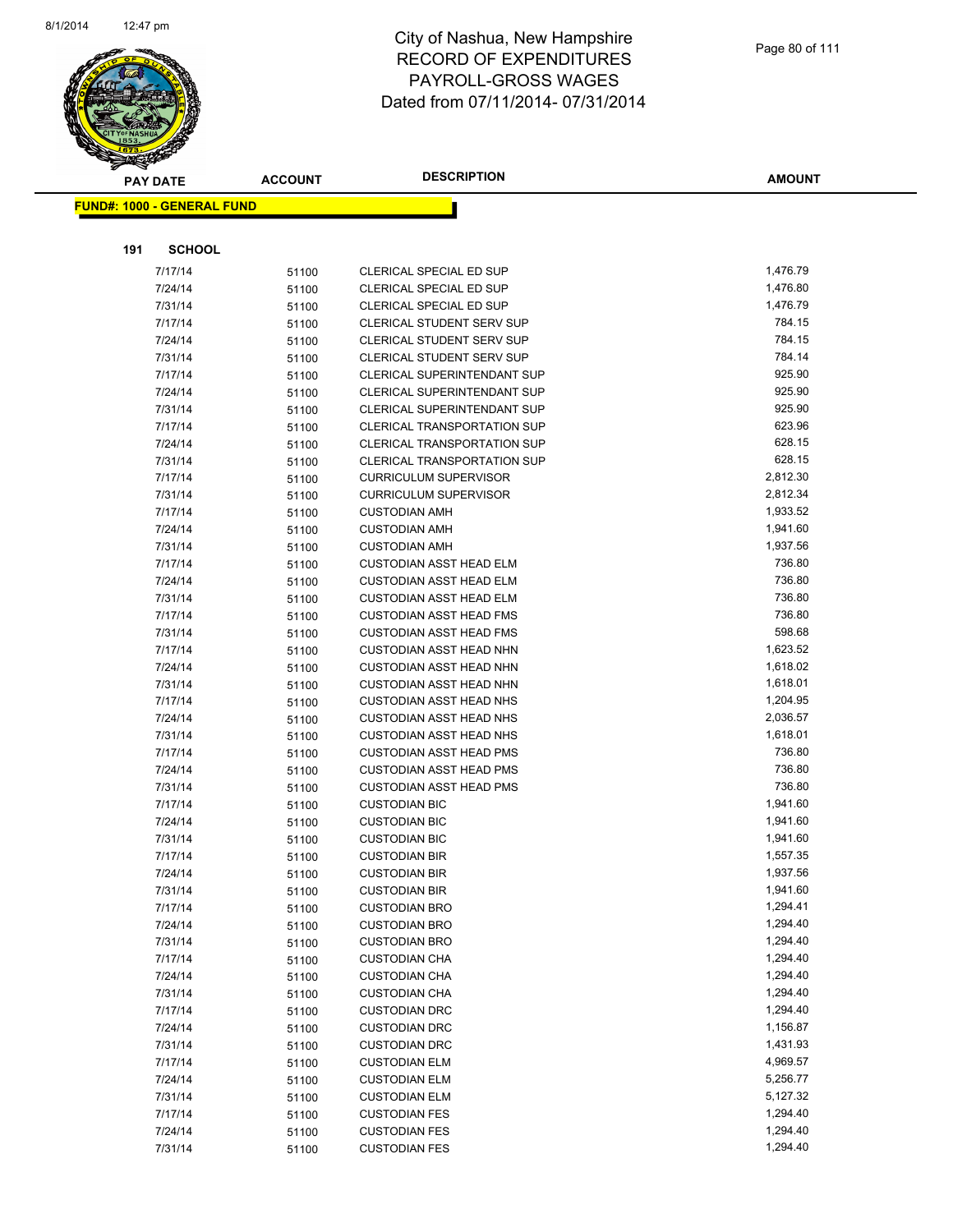# City of Nashua, New Hampshire
# RECORD OF EXPENDITURES
# PAYROLL-GROSS WAGES
# Dated from 07/11/2014- 07/31/2014

**FUND#: 1000 - GENERAL FUND**

**191 SCHOOL**

| PAY DATE | ACCOUNT | DESCRIPTION | AMOUNT |
|---|---|---|---|
| 7/17/14 | 51100 | CLERICAL SPECIAL ED SUP | 1,476.79 |
| 7/24/14 | 51100 | CLERICAL SPECIAL ED SUP | 1,476.80 |
| 7/31/14 | 51100 | CLERICAL SPECIAL ED SUP | 1,476.79 |
| 7/17/14 | 51100 | CLERICAL STUDENT SERV SUP | 784.15 |
| 7/24/14 | 51100 | CLERICAL STUDENT SERV SUP | 784.15 |
| 7/31/14 | 51100 | CLERICAL STUDENT SERV SUP | 784.14 |
| 7/17/14 | 51100 | CLERICAL SUPERINTENDANT SUP | 925.90 |
| 7/24/14 | 51100 | CLERICAL SUPERINTENDANT SUP | 925.90 |
| 7/31/14 | 51100 | CLERICAL SUPERINTENDANT SUP | 925.90 |
| 7/17/14 | 51100 | CLERICAL TRANSPORTATION SUP | 623.96 |
| 7/24/14 | 51100 | CLERICAL TRANSPORTATION SUP | 628.15 |
| 7/31/14 | 51100 | CLERICAL TRANSPORTATION SUP | 628.15 |
| 7/17/14 | 51100 | CURRICULUM SUPERVISOR | 2,812.30 |
| 7/31/14 | 51100 | CURRICULUM SUPERVISOR | 2,812.34 |
| 7/17/14 | 51100 | CUSTODIAN AMH | 1,933.52 |
| 7/24/14 | 51100 | CUSTODIAN AMH | 1,941.60 |
| 7/31/14 | 51100 | CUSTODIAN AMH | 1,937.56 |
| 7/17/14 | 51100 | CUSTODIAN ASST HEAD ELM | 736.80 |
| 7/24/14 | 51100 | CUSTODIAN ASST HEAD ELM | 736.80 |
| 7/31/14 | 51100 | CUSTODIAN ASST HEAD ELM | 736.80 |
| 7/17/14 | 51100 | CUSTODIAN ASST HEAD FMS | 736.80 |
| 7/31/14 | 51100 | CUSTODIAN ASST HEAD FMS | 598.68 |
| 7/17/14 | 51100 | CUSTODIAN ASST HEAD NHN | 1,623.52 |
| 7/24/14 | 51100 | CUSTODIAN ASST HEAD NHN | 1,618.02 |
| 7/31/14 | 51100 | CUSTODIAN ASST HEAD NHN | 1,618.01 |
| 7/17/14 | 51100 | CUSTODIAN ASST HEAD NHS | 1,204.95 |
| 7/24/14 | 51100 | CUSTODIAN ASST HEAD NHS | 2,036.57 |
| 7/31/14 | 51100 | CUSTODIAN ASST HEAD NHS | 1,618.01 |
| 7/17/14 | 51100 | CUSTODIAN ASST HEAD PMS | 736.80 |
| 7/24/14 | 51100 | CUSTODIAN ASST HEAD PMS | 736.80 |
| 7/31/14 | 51100 | CUSTODIAN ASST HEAD PMS | 736.80 |
| 7/17/14 | 51100 | CUSTODIAN BIC | 1,941.60 |
| 7/24/14 | 51100 | CUSTODIAN BIC | 1,941.60 |
| 7/31/14 | 51100 | CUSTODIAN BIC | 1,941.60 |
| 7/17/14 | 51100 | CUSTODIAN BIR | 1,557.35 |
| 7/24/14 | 51100 | CUSTODIAN BIR | 1,937.56 |
| 7/31/14 | 51100 | CUSTODIAN BIR | 1,941.60 |
| 7/17/14 | 51100 | CUSTODIAN BRO | 1,294.41 |
| 7/24/14 | 51100 | CUSTODIAN BRO | 1,294.40 |
| 7/31/14 | 51100 | CUSTODIAN BRO | 1,294.40 |
| 7/17/14 | 51100 | CUSTODIAN CHA | 1,294.40 |
| 7/24/14 | 51100 | CUSTODIAN CHA | 1,294.40 |
| 7/31/14 | 51100 | CUSTODIAN CHA | 1,294.40 |
| 7/17/14 | 51100 | CUSTODIAN DRC | 1,294.40 |
| 7/24/14 | 51100 | CUSTODIAN DRC | 1,156.87 |
| 7/31/14 | 51100 | CUSTODIAN DRC | 1,431.93 |
| 7/17/14 | 51100 | CUSTODIAN ELM | 4,969.57 |
| 7/24/14 | 51100 | CUSTODIAN ELM | 5,256.77 |
| 7/31/14 | 51100 | CUSTODIAN ELM | 5,127.32 |
| 7/17/14 | 51100 | CUSTODIAN FES | 1,294.40 |
| 7/24/14 | 51100 | CUSTODIAN FES | 1,294.40 |
| 7/31/14 | 51100 | CUSTODIAN FES | 1,294.40 |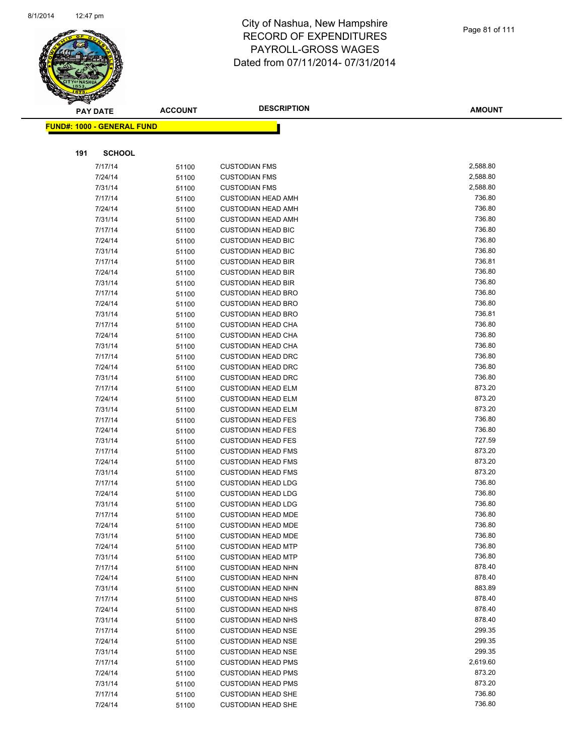# City of Nashua, New Hampshire
## RECORD OF EXPENDITURES
## PAYROLL-GROSS WAGES
## Dated from 07/11/2014- 07/31/2014

**FUND#: 1000 - GENERAL FUND**

**191 SCHOOL**

| PAY DATE | ACCOUNT | DESCRIPTION | AMOUNT |
|---|---|---|---|
| 7/17/14 | 51100 | CUSTODIAN FMS | 2,588.80 |
| 7/24/14 | 51100 | CUSTODIAN FMS | 2,588.80 |
| 7/31/14 | 51100 | CUSTODIAN FMS | 2,588.80 |
| 7/17/14 | 51100 | CUSTODIAN HEAD AMH | 736.80 |
| 7/24/14 | 51100 | CUSTODIAN HEAD AMH | 736.80 |
| 7/31/14 | 51100 | CUSTODIAN HEAD AMH | 736.80 |
| 7/17/14 | 51100 | CUSTODIAN HEAD BIC | 736.80 |
| 7/24/14 | 51100 | CUSTODIAN HEAD BIC | 736.80 |
| 7/31/14 | 51100 | CUSTODIAN HEAD BIC | 736.80 |
| 7/17/14 | 51100 | CUSTODIAN HEAD BIR | 736.81 |
| 7/24/14 | 51100 | CUSTODIAN HEAD BIR | 736.80 |
| 7/31/14 | 51100 | CUSTODIAN HEAD BIR | 736.80 |
| 7/17/14 | 51100 | CUSTODIAN HEAD BRO | 736.80 |
| 7/24/14 | 51100 | CUSTODIAN HEAD BRO | 736.80 |
| 7/31/14 | 51100 | CUSTODIAN HEAD BRO | 736.81 |
| 7/17/14 | 51100 | CUSTODIAN HEAD CHA | 736.80 |
| 7/24/14 | 51100 | CUSTODIAN HEAD CHA | 736.80 |
| 7/31/14 | 51100 | CUSTODIAN HEAD CHA | 736.80 |
| 7/17/14 | 51100 | CUSTODIAN HEAD DRC | 736.80 |
| 7/24/14 | 51100 | CUSTODIAN HEAD DRC | 736.80 |
| 7/31/14 | 51100 | CUSTODIAN HEAD DRC | 736.80 |
| 7/17/14 | 51100 | CUSTODIAN HEAD ELM | 873.20 |
| 7/24/14 | 51100 | CUSTODIAN HEAD ELM | 873.20 |
| 7/31/14 | 51100 | CUSTODIAN HEAD ELM | 873.20 |
| 7/17/14 | 51100 | CUSTODIAN HEAD FES | 736.80 |
| 7/24/14 | 51100 | CUSTODIAN HEAD FES | 736.80 |
| 7/31/14 | 51100 | CUSTODIAN HEAD FES | 727.59 |
| 7/17/14 | 51100 | CUSTODIAN HEAD FMS | 873.20 |
| 7/24/14 | 51100 | CUSTODIAN HEAD FMS | 873.20 |
| 7/31/14 | 51100 | CUSTODIAN HEAD FMS | 873.20 |
| 7/17/14 | 51100 | CUSTODIAN HEAD LDG | 736.80 |
| 7/24/14 | 51100 | CUSTODIAN HEAD LDG | 736.80 |
| 7/31/14 | 51100 | CUSTODIAN HEAD LDG | 736.80 |
| 7/17/14 | 51100 | CUSTODIAN HEAD MDE | 736.80 |
| 7/24/14 | 51100 | CUSTODIAN HEAD MDE | 736.80 |
| 7/31/14 | 51100 | CUSTODIAN HEAD MDE | 736.80 |
| 7/24/14 | 51100 | CUSTODIAN HEAD MTP | 736.80 |
| 7/31/14 | 51100 | CUSTODIAN HEAD MTP | 736.80 |
| 7/17/14 | 51100 | CUSTODIAN HEAD NHN | 878.40 |
| 7/24/14 | 51100 | CUSTODIAN HEAD NHN | 878.40 |
| 7/31/14 | 51100 | CUSTODIAN HEAD NHN | 883.89 |
| 7/17/14 | 51100 | CUSTODIAN HEAD NHS | 878.40 |
| 7/24/14 | 51100 | CUSTODIAN HEAD NHS | 878.40 |
| 7/31/14 | 51100 | CUSTODIAN HEAD NHS | 878.40 |
| 7/17/14 | 51100 | CUSTODIAN HEAD NSE | 299.35 |
| 7/24/14 | 51100 | CUSTODIAN HEAD NSE | 299.35 |
| 7/31/14 | 51100 | CUSTODIAN HEAD NSE | 299.35 |
| 7/17/14 | 51100 | CUSTODIAN HEAD PMS | 2,619.60 |
| 7/24/14 | 51100 | CUSTODIAN HEAD PMS | 873.20 |
| 7/31/14 | 51100 | CUSTODIAN HEAD PMS | 873.20 |
| 7/17/14 | 51100 | CUSTODIAN HEAD SHE | 736.80 |
| 7/24/14 | 51100 | CUSTODIAN HEAD SHE | 736.80 |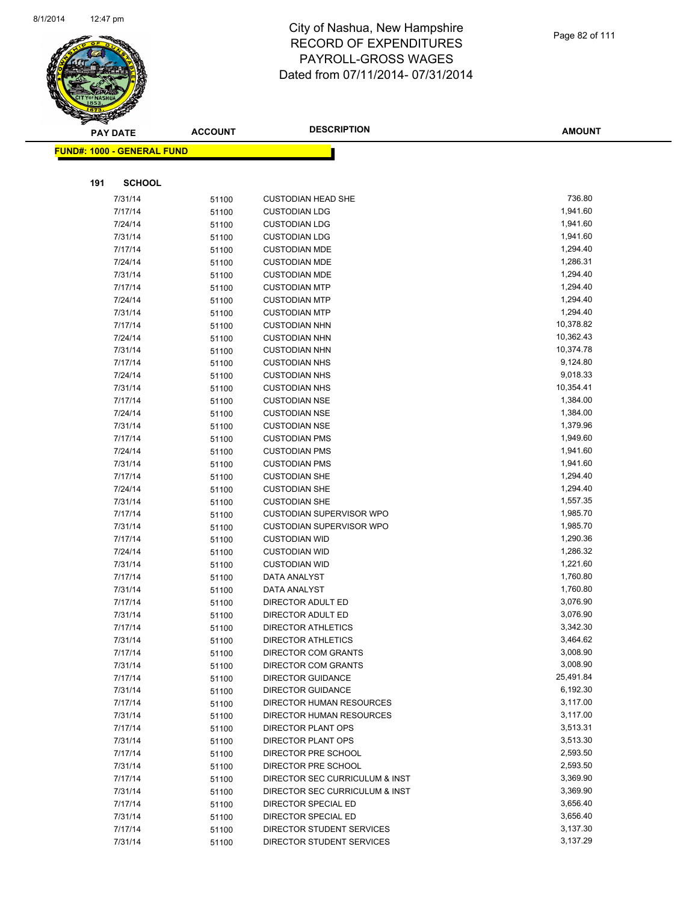# City of Nashua, New Hampshire
# RECORD OF EXPENDITURES
# PAYROLL-GROSS WAGES
# Dated from 07/11/2014- 07/31/2014

**FUND#: 1000 - GENERAL FUND**

**191 SCHOOL**

| PAY DATE | ACCOUNT | DESCRIPTION | AMOUNT |
|---|---|---|---|
| 7/31/14 | 51100 | CUSTODIAN HEAD SHE | 736.80 |
| 7/17/14 | 51100 | CUSTODIAN LDG | 1,941.60 |
| 7/24/14 | 51100 | CUSTODIAN LDG | 1,941.60 |
| 7/31/14 | 51100 | CUSTODIAN LDG | 1,941.60 |
| 7/17/14 | 51100 | CUSTODIAN MDE | 1,294.40 |
| 7/24/14 | 51100 | CUSTODIAN MDE | 1,286.31 |
| 7/31/14 | 51100 | CUSTODIAN MDE | 1,294.40 |
| 7/17/14 | 51100 | CUSTODIAN MTP | 1,294.40 |
| 7/24/14 | 51100 | CUSTODIAN MTP | 1,294.40 |
| 7/31/14 | 51100 | CUSTODIAN MTP | 1,294.40 |
| 7/17/14 | 51100 | CUSTODIAN NHN | 10,378.82 |
| 7/24/14 | 51100 | CUSTODIAN NHN | 10,362.43 |
| 7/31/14 | 51100 | CUSTODIAN NHN | 10,374.78 |
| 7/17/14 | 51100 | CUSTODIAN NHS | 9,124.80 |
| 7/24/14 | 51100 | CUSTODIAN NHS | 9,018.33 |
| 7/31/14 | 51100 | CUSTODIAN NHS | 10,354.41 |
| 7/17/14 | 51100 | CUSTODIAN NSE | 1,384.00 |
| 7/24/14 | 51100 | CUSTODIAN NSE | 1,384.00 |
| 7/31/14 | 51100 | CUSTODIAN NSE | 1,379.96 |
| 7/17/14 | 51100 | CUSTODIAN PMS | 1,949.60 |
| 7/24/14 | 51100 | CUSTODIAN PMS | 1,941.60 |
| 7/31/14 | 51100 | CUSTODIAN PMS | 1,941.60 |
| 7/17/14 | 51100 | CUSTODIAN SHE | 1,294.40 |
| 7/24/14 | 51100 | CUSTODIAN SHE | 1,294.40 |
| 7/31/14 | 51100 | CUSTODIAN SHE | 1,557.35 |
| 7/17/14 | 51100 | CUSTODIAN SUPERVISOR WPO | 1,985.70 |
| 7/31/14 | 51100 | CUSTODIAN SUPERVISOR WPO | 1,985.70 |
| 7/17/14 | 51100 | CUSTODIAN WID | 1,290.36 |
| 7/24/14 | 51100 | CUSTODIAN WID | 1,286.32 |
| 7/31/14 | 51100 | CUSTODIAN WID | 1,221.60 |
| 7/17/14 | 51100 | DATA ANALYST | 1,760.80 |
| 7/31/14 | 51100 | DATA ANALYST | 1,760.80 |
| 7/17/14 | 51100 | DIRECTOR ADULT ED | 3,076.90 |
| 7/31/14 | 51100 | DIRECTOR ADULT ED | 3,076.90 |
| 7/17/14 | 51100 | DIRECTOR ATHLETICS | 3,342.30 |
| 7/31/14 | 51100 | DIRECTOR ATHLETICS | 3,464.62 |
| 7/17/14 | 51100 | DIRECTOR COM GRANTS | 3,008.90 |
| 7/31/14 | 51100 | DIRECTOR COM GRANTS | 3,008.90 |
| 7/17/14 | 51100 | DIRECTOR GUIDANCE | 25,491.84 |
| 7/31/14 | 51100 | DIRECTOR GUIDANCE | 6,192.30 |
| 7/17/14 | 51100 | DIRECTOR HUMAN RESOURCES | 3,117.00 |
| 7/31/14 | 51100 | DIRECTOR HUMAN RESOURCES | 3,117.00 |
| 7/17/14 | 51100 | DIRECTOR PLANT OPS | 3,513.31 |
| 7/31/14 | 51100 | DIRECTOR PLANT OPS | 3,513.30 |
| 7/17/14 | 51100 | DIRECTOR PRE SCHOOL | 2,593.50 |
| 7/31/14 | 51100 | DIRECTOR PRE SCHOOL | 2,593.50 |
| 7/17/14 | 51100 | DIRECTOR SEC CURRICULUM & INST | 3,369.90 |
| 7/31/14 | 51100 | DIRECTOR SEC CURRICULUM & INST | 3,369.90 |
| 7/17/14 | 51100 | DIRECTOR SPECIAL ED | 3,656.40 |
| 7/31/14 | 51100 | DIRECTOR SPECIAL ED | 3,656.40 |
| 7/17/14 | 51100 | DIRECTOR STUDENT SERVICES | 3,137.30 |
| 7/31/14 | 51100 | DIRECTOR STUDENT SERVICES | 3,137.29 |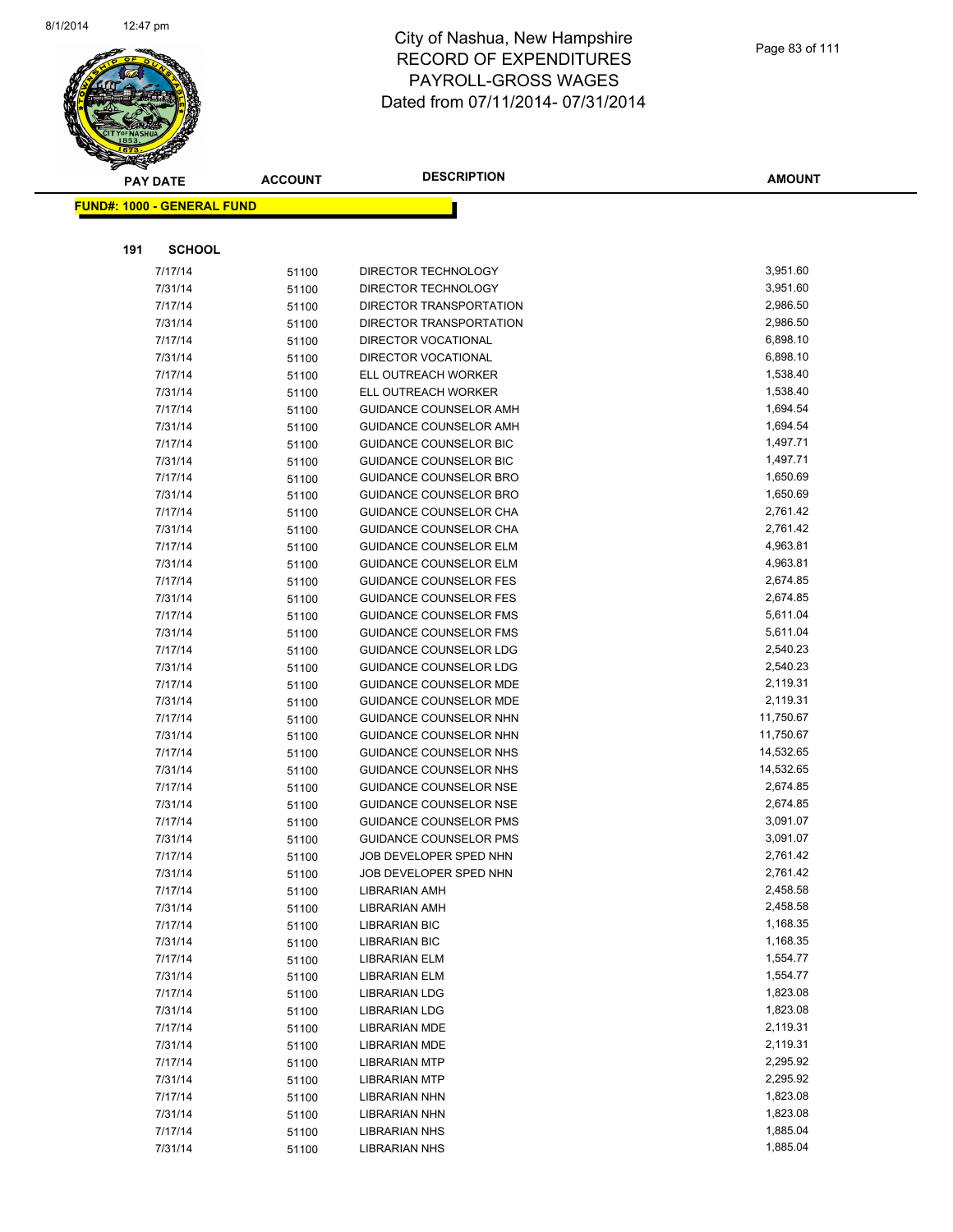# City of Nashua, New Hampshire
# RECORD OF EXPENDITURES
# PAYROLL-GROSS WAGES
# Dated from 07/11/2014- 07/31/2014

**FUND#: 1000 - GENERAL FUND**

**191 SCHOOL**

| PAY DATE | ACCOUNT | DESCRIPTION | AMOUNT |
|---|---|---|---|
| 7/17/14 | 51100 | DIRECTOR TECHNOLOGY | 3,951.60 |
| 7/31/14 | 51100 | DIRECTOR TECHNOLOGY | 3,951.60 |
| 7/17/14 | 51100 | DIRECTOR TRANSPORTATION | 2,986.50 |
| 7/31/14 | 51100 | DIRECTOR TRANSPORTATION | 2,986.50 |
| 7/17/14 | 51100 | DIRECTOR VOCATIONAL | 6,898.10 |
| 7/31/14 | 51100 | DIRECTOR VOCATIONAL | 6,898.10 |
| 7/17/14 | 51100 | ELL OUTREACH WORKER | 1,538.40 |
| 7/31/14 | 51100 | ELL OUTREACH WORKER | 1,538.40 |
| 7/17/14 | 51100 | GUIDANCE COUNSELOR AMH | 1,694.54 |
| 7/31/14 | 51100 | GUIDANCE COUNSELOR AMH | 1,694.54 |
| 7/17/14 | 51100 | GUIDANCE COUNSELOR BIC | 1,497.71 |
| 7/31/14 | 51100 | GUIDANCE COUNSELOR BIC | 1,497.71 |
| 7/17/14 | 51100 | GUIDANCE COUNSELOR BRO | 1,650.69 |
| 7/31/14 | 51100 | GUIDANCE COUNSELOR BRO | 1,650.69 |
| 7/17/14 | 51100 | GUIDANCE COUNSELOR CHA | 2,761.42 |
| 7/31/14 | 51100 | GUIDANCE COUNSELOR CHA | 2,761.42 |
| 7/17/14 | 51100 | GUIDANCE COUNSELOR ELM | 4,963.81 |
| 7/31/14 | 51100 | GUIDANCE COUNSELOR ELM | 4,963.81 |
| 7/17/14 | 51100 | GUIDANCE COUNSELOR FES | 2,674.85 |
| 7/31/14 | 51100 | GUIDANCE COUNSELOR FES | 2,674.85 |
| 7/17/14 | 51100 | GUIDANCE COUNSELOR FMS | 5,611.04 |
| 7/31/14 | 51100 | GUIDANCE COUNSELOR FMS | 5,611.04 |
| 7/17/14 | 51100 | GUIDANCE COUNSELOR LDG | 2,540.23 |
| 7/31/14 | 51100 | GUIDANCE COUNSELOR LDG | 2,540.23 |
| 7/17/14 | 51100 | GUIDANCE COUNSELOR MDE | 2,119.31 |
| 7/31/14 | 51100 | GUIDANCE COUNSELOR MDE | 2,119.31 |
| 7/17/14 | 51100 | GUIDANCE COUNSELOR NHN | 11,750.67 |
| 7/31/14 | 51100 | GUIDANCE COUNSELOR NHN | 11,750.67 |
| 7/17/14 | 51100 | GUIDANCE COUNSELOR NHS | 14,532.65 |
| 7/31/14 | 51100 | GUIDANCE COUNSELOR NHS | 14,532.65 |
| 7/17/14 | 51100 | GUIDANCE COUNSELOR NSE | 2,674.85 |
| 7/31/14 | 51100 | GUIDANCE COUNSELOR NSE | 2,674.85 |
| 7/17/14 | 51100 | GUIDANCE COUNSELOR PMS | 3,091.07 |
| 7/31/14 | 51100 | GUIDANCE COUNSELOR PMS | 3,091.07 |
| 7/17/14 | 51100 | JOB DEVELOPER SPED NHN | 2,761.42 |
| 7/31/14 | 51100 | JOB DEVELOPER SPED NHN | 2,761.42 |
| 7/17/14 | 51100 | LIBRARIAN AMH | 2,458.58 |
| 7/31/14 | 51100 | LIBRARIAN AMH | 2,458.58 |
| 7/17/14 | 51100 | LIBRARIAN BIC | 1,168.35 |
| 7/31/14 | 51100 | LIBRARIAN BIC | 1,168.35 |
| 7/17/14 | 51100 | LIBRARIAN ELM | 1,554.77 |
| 7/31/14 | 51100 | LIBRARIAN ELM | 1,554.77 |
| 7/17/14 | 51100 | LIBRARIAN LDG | 1,823.08 |
| 7/31/14 | 51100 | LIBRARIAN LDG | 1,823.08 |
| 7/17/14 | 51100 | LIBRARIAN MDE | 2,119.31 |
| 7/31/14 | 51100 | LIBRARIAN MDE | 2,119.31 |
| 7/17/14 | 51100 | LIBRARIAN MTP | 2,295.92 |
| 7/31/14 | 51100 | LIBRARIAN MTP | 2,295.92 |
| 7/17/14 | 51100 | LIBRARIAN NHN | 1,823.08 |
| 7/31/14 | 51100 | LIBRARIAN NHN | 1,823.08 |
| 7/17/14 | 51100 | LIBRARIAN NHS | 1,885.04 |
| 7/31/14 | 51100 | LIBRARIAN NHS | 1,885.04 |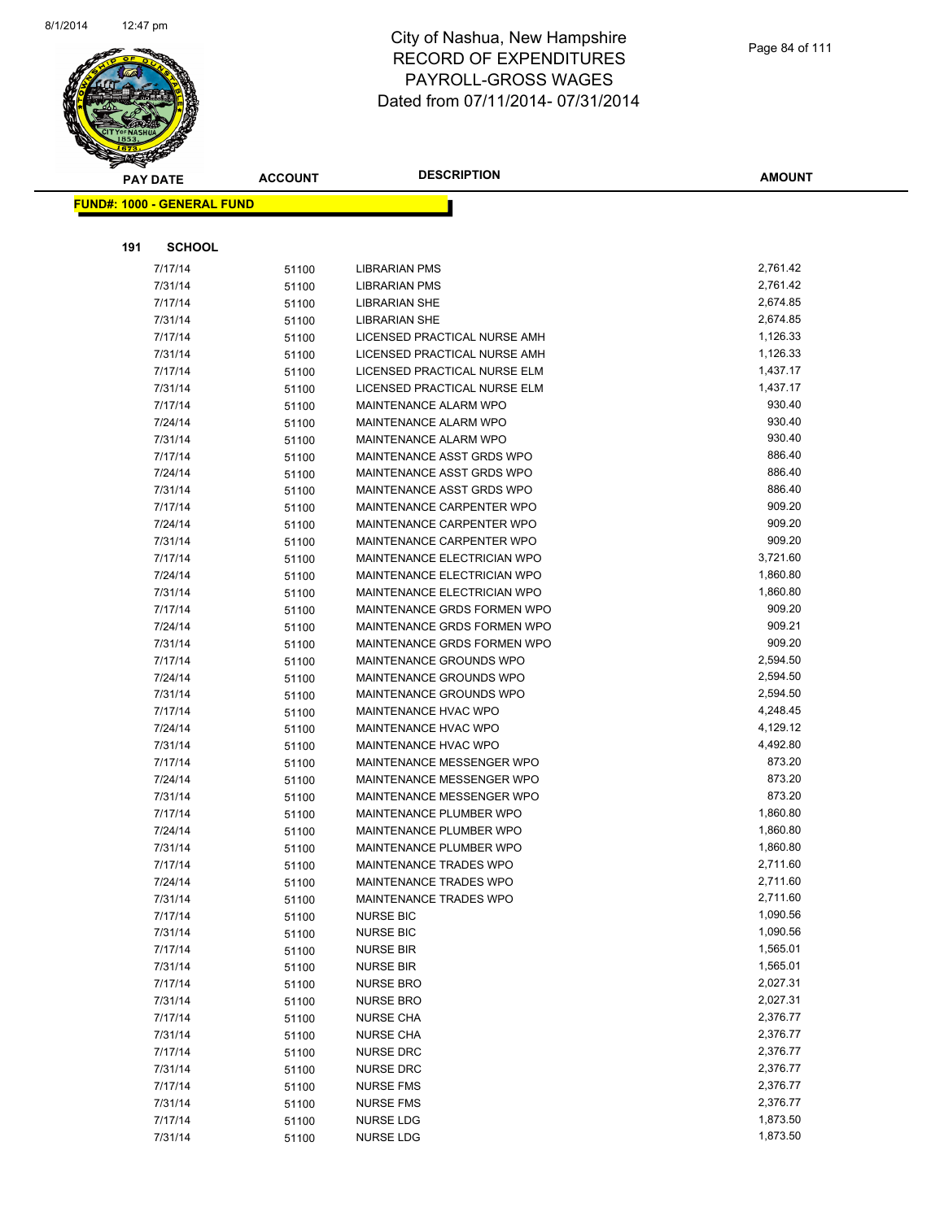# City of Nashua, New Hampshire
## RECORD OF EXPENDITURES
## PAYROLL-GROSS WAGES
## Dated from 07/11/2014- 07/31/2014

| PAY DATE | ACCOUNT | DESCRIPTION | AMOUNT |
|---|---|---|---|

**FUND#: 1000 - GENERAL FUND**

**191 SCHOOL**

| PAY DATE | ACCOUNT | DESCRIPTION | AMOUNT |
|---|---|---|---|
| 7/17/14 | 51100 | LIBRARIAN PMS | 2,761.42 |
| 7/31/14 | 51100 | LIBRARIAN PMS | 2,761.42 |
| 7/17/14 | 51100 | LIBRARIAN SHE | 2,674.85 |
| 7/31/14 | 51100 | LIBRARIAN SHE | 2,674.85 |
| 7/17/14 | 51100 | LICENSED PRACTICAL NURSE AMH | 1,126.33 |
| 7/31/14 | 51100 | LICENSED PRACTICAL NURSE AMH | 1,126.33 |
| 7/17/14 | 51100 | LICENSED PRACTICAL NURSE ELM | 1,437.17 |
| 7/31/14 | 51100 | LICENSED PRACTICAL NURSE ELM | 1,437.17 |
| 7/17/14 | 51100 | MAINTENANCE ALARM WPO | 930.40 |
| 7/24/14 | 51100 | MAINTENANCE ALARM WPO | 930.40 |
| 7/31/14 | 51100 | MAINTENANCE ALARM WPO | 930.40 |
| 7/17/14 | 51100 | MAINTENANCE ASST GRDS WPO | 886.40 |
| 7/24/14 | 51100 | MAINTENANCE ASST GRDS WPO | 886.40 |
| 7/31/14 | 51100 | MAINTENANCE ASST GRDS WPO | 886.40 |
| 7/17/14 | 51100 | MAINTENANCE CARPENTER WPO | 909.20 |
| 7/24/14 | 51100 | MAINTENANCE CARPENTER WPO | 909.20 |
| 7/31/14 | 51100 | MAINTENANCE CARPENTER WPO | 909.20 |
| 7/17/14 | 51100 | MAINTENANCE ELECTRICIAN WPO | 3,721.60 |
| 7/24/14 | 51100 | MAINTENANCE ELECTRICIAN WPO | 1,860.80 |
| 7/31/14 | 51100 | MAINTENANCE ELECTRICIAN WPO | 1,860.80 |
| 7/17/14 | 51100 | MAINTENANCE GRDS FORMEN WPO | 909.20 |
| 7/24/14 | 51100 | MAINTENANCE GRDS FORMEN WPO | 909.21 |
| 7/31/14 | 51100 | MAINTENANCE GRDS FORMEN WPO | 909.20 |
| 7/17/14 | 51100 | MAINTENANCE GROUNDS WPO | 2,594.50 |
| 7/24/14 | 51100 | MAINTENANCE GROUNDS WPO | 2,594.50 |
| 7/31/14 | 51100 | MAINTENANCE GROUNDS WPO | 2,594.50 |
| 7/17/14 | 51100 | MAINTENANCE HVAC WPO | 4,248.45 |
| 7/24/14 | 51100 | MAINTENANCE HVAC WPO | 4,129.12 |
| 7/31/14 | 51100 | MAINTENANCE HVAC WPO | 4,492.80 |
| 7/17/14 | 51100 | MAINTENANCE MESSENGER WPO | 873.20 |
| 7/24/14 | 51100 | MAINTENANCE MESSENGER WPO | 873.20 |
| 7/31/14 | 51100 | MAINTENANCE MESSENGER WPO | 873.20 |
| 7/17/14 | 51100 | MAINTENANCE PLUMBER WPO | 1,860.80 |
| 7/24/14 | 51100 | MAINTENANCE PLUMBER WPO | 1,860.80 |
| 7/31/14 | 51100 | MAINTENANCE PLUMBER WPO | 1,860.80 |
| 7/17/14 | 51100 | MAINTENANCE TRADES WPO | 2,711.60 |
| 7/24/14 | 51100 | MAINTENANCE TRADES WPO | 2,711.60 |
| 7/31/14 | 51100 | MAINTENANCE TRADES WPO | 2,711.60 |
| 7/17/14 | 51100 | NURSE BIC | 1,090.56 |
| 7/31/14 | 51100 | NURSE BIC | 1,090.56 |
| 7/17/14 | 51100 | NURSE BIR | 1,565.01 |
| 7/31/14 | 51100 | NURSE BIR | 1,565.01 |
| 7/17/14 | 51100 | NURSE BRO | 2,027.31 |
| 7/31/14 | 51100 | NURSE BRO | 2,027.31 |
| 7/17/14 | 51100 | NURSE CHA | 2,376.77 |
| 7/31/14 | 51100 | NURSE CHA | 2,376.77 |
| 7/17/14 | 51100 | NURSE DRC | 2,376.77 |
| 7/31/14 | 51100 | NURSE DRC | 2,376.77 |
| 7/17/14 | 51100 | NURSE FMS | 2,376.77 |
| 7/31/14 | 51100 | NURSE FMS | 2,376.77 |
| 7/17/14 | 51100 | NURSE LDG | 1,873.50 |
| 7/31/14 | 51100 | NURSE LDG | 1,873.50 |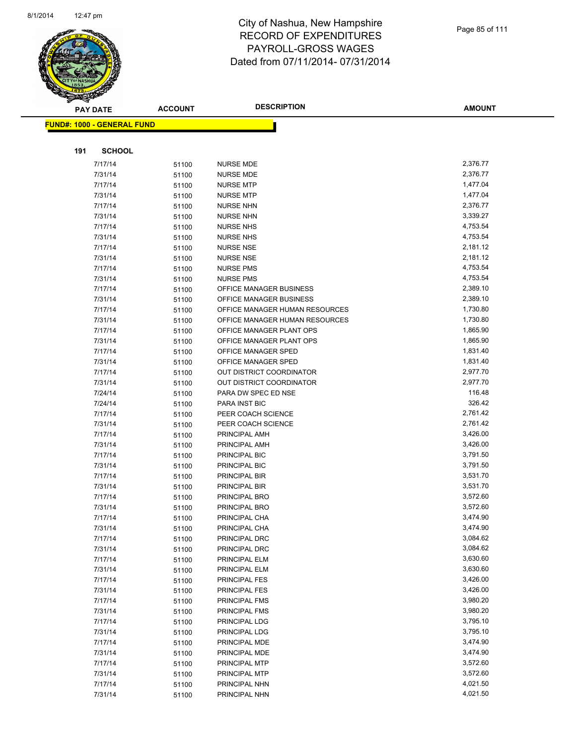# City of Nashua, New Hampshire
## RECORD OF EXPENDITURES
## PAYROLL-GROSS WAGES
## Dated from 07/11/2014- 07/31/2014

**FUND#: 1000 - GENERAL FUND**

**191 SCHOOL**

| PAY DATE | ACCOUNT | DESCRIPTION | AMOUNT |
|---|---|---|---|
| 7/17/14 | 51100 | NURSE MDE | 2,376.77 |
| 7/31/14 | 51100 | NURSE MDE | 2,376.77 |
| 7/17/14 | 51100 | NURSE MTP | 1,477.04 |
| 7/31/14 | 51100 | NURSE MTP | 1,477.04 |
| 7/17/14 | 51100 | NURSE NHN | 2,376.77 |
| 7/31/14 | 51100 | NURSE NHN | 3,339.27 |
| 7/17/14 | 51100 | NURSE NHS | 4,753.54 |
| 7/31/14 | 51100 | NURSE NHS | 4,753.54 |
| 7/17/14 | 51100 | NURSE NSE | 2,181.12 |
| 7/31/14 | 51100 | NURSE NSE | 2,181.12 |
| 7/17/14 | 51100 | NURSE PMS | 4,753.54 |
| 7/31/14 | 51100 | NURSE PMS | 4,753.54 |
| 7/17/14 | 51100 | OFFICE MANAGER BUSINESS | 2,389.10 |
| 7/31/14 | 51100 | OFFICE MANAGER BUSINESS | 2,389.10 |
| 7/17/14 | 51100 | OFFICE MANAGER HUMAN RESOURCES | 1,730.80 |
| 7/31/14 | 51100 | OFFICE MANAGER HUMAN RESOURCES | 1,730.80 |
| 7/17/14 | 51100 | OFFICE MANAGER PLANT OPS | 1,865.90 |
| 7/31/14 | 51100 | OFFICE MANAGER PLANT OPS | 1,865.90 |
| 7/17/14 | 51100 | OFFICE MANAGER SPED | 1,831.40 |
| 7/31/14 | 51100 | OFFICE MANAGER SPED | 1,831.40 |
| 7/17/14 | 51100 | OUT DISTRICT COORDINATOR | 2,977.70 |
| 7/31/14 | 51100 | OUT DISTRICT COORDINATOR | 2,977.70 |
| 7/24/14 | 51100 | PARA DW SPEC ED NSE | 116.48 |
| 7/24/14 | 51100 | PARA INST BIC | 326.42 |
| 7/17/14 | 51100 | PEER COACH SCIENCE | 2,761.42 |
| 7/31/14 | 51100 | PEER COACH SCIENCE | 2,761.42 |
| 7/17/14 | 51100 | PRINCIPAL AMH | 3,426.00 |
| 7/31/14 | 51100 | PRINCIPAL AMH | 3,426.00 |
| 7/17/14 | 51100 | PRINCIPAL BIC | 3,791.50 |
| 7/31/14 | 51100 | PRINCIPAL BIC | 3,791.50 |
| 7/17/14 | 51100 | PRINCIPAL BIR | 3,531.70 |
| 7/31/14 | 51100 | PRINCIPAL BIR | 3,531.70 |
| 7/17/14 | 51100 | PRINCIPAL BRO | 3,572.60 |
| 7/31/14 | 51100 | PRINCIPAL BRO | 3,572.60 |
| 7/17/14 | 51100 | PRINCIPAL CHA | 3,474.90 |
| 7/31/14 | 51100 | PRINCIPAL CHA | 3,474.90 |
| 7/17/14 | 51100 | PRINCIPAL DRC | 3,084.62 |
| 7/31/14 | 51100 | PRINCIPAL DRC | 3,084.62 |
| 7/17/14 | 51100 | PRINCIPAL ELM | 3,630.60 |
| 7/31/14 | 51100 | PRINCIPAL ELM | 3,630.60 |
| 7/17/14 | 51100 | PRINCIPAL FES | 3,426.00 |
| 7/31/14 | 51100 | PRINCIPAL FES | 3,426.00 |
| 7/17/14 | 51100 | PRINCIPAL FMS | 3,980.20 |
| 7/31/14 | 51100 | PRINCIPAL FMS | 3,980.20 |
| 7/17/14 | 51100 | PRINCIPAL LDG | 3,795.10 |
| 7/31/14 | 51100 | PRINCIPAL LDG | 3,795.10 |
| 7/17/14 | 51100 | PRINCIPAL MDE | 3,474.90 |
| 7/31/14 | 51100 | PRINCIPAL MDE | 3,474.90 |
| 7/17/14 | 51100 | PRINCIPAL MTP | 3,572.60 |
| 7/31/14 | 51100 | PRINCIPAL MTP | 3,572.60 |
| 7/17/14 | 51100 | PRINCIPAL NHN | 4,021.50 |
| 7/31/14 | 51100 | PRINCIPAL NHN | 4,021.50 |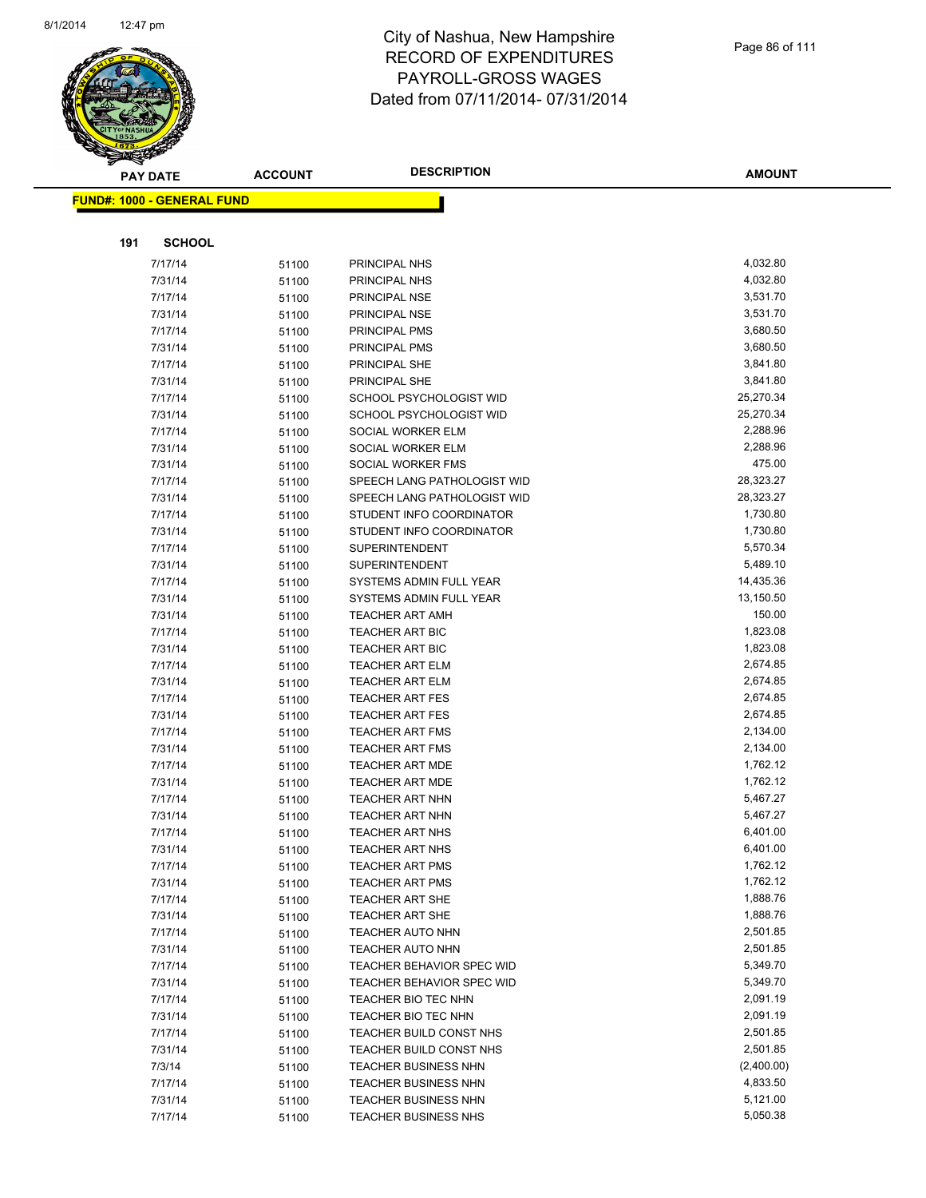# City of Nashua, New Hampshire
## RECORD OF EXPENDITURES
## PAYROLL-GROSS WAGES
## Dated from 07/11/2014- 07/31/2014

**FUND#: 1000 - GENERAL FUND**

**191 SCHOOL**

| PAY DATE | ACCOUNT | DESCRIPTION | AMOUNT |
|---|---|---|---|
| 7/17/14 | 51100 | PRINCIPAL NHS | 4,032.80 |
| 7/31/14 | 51100 | PRINCIPAL NHS | 4,032.80 |
| 7/17/14 | 51100 | PRINCIPAL NSE | 3,531.70 |
| 7/31/14 | 51100 | PRINCIPAL NSE | 3,531.70 |
| 7/17/14 | 51100 | PRINCIPAL PMS | 3,680.50 |
| 7/31/14 | 51100 | PRINCIPAL PMS | 3,680.50 |
| 7/17/14 | 51100 | PRINCIPAL SHE | 3,841.80 |
| 7/31/14 | 51100 | PRINCIPAL SHE | 3,841.80 |
| 7/17/14 | 51100 | SCHOOL PSYCHOLOGIST WID | 25,270.34 |
| 7/31/14 | 51100 | SCHOOL PSYCHOLOGIST WID | 25,270.34 |
| 7/17/14 | 51100 | SOCIAL WORKER ELM | 2,288.96 |
| 7/31/14 | 51100 | SOCIAL WORKER ELM | 2,288.96 |
| 7/31/14 | 51100 | SOCIAL WORKER FMS | 475.00 |
| 7/17/14 | 51100 | SPEECH LANG PATHOLOGIST WID | 28,323.27 |
| 7/31/14 | 51100 | SPEECH LANG PATHOLOGIST WID | 28,323.27 |
| 7/17/14 | 51100 | STUDENT INFO COORDINATOR | 1,730.80 |
| 7/31/14 | 51100 | STUDENT INFO COORDINATOR | 1,730.80 |
| 7/17/14 | 51100 | SUPERINTENDENT | 5,570.34 |
| 7/31/14 | 51100 | SUPERINTENDENT | 5,489.10 |
| 7/17/14 | 51100 | SYSTEMS ADMIN FULL YEAR | 14,435.36 |
| 7/31/14 | 51100 | SYSTEMS ADMIN FULL YEAR | 13,150.50 |
| 7/31/14 | 51100 | TEACHER ART AMH | 150.00 |
| 7/17/14 | 51100 | TEACHER ART BIC | 1,823.08 |
| 7/31/14 | 51100 | TEACHER ART BIC | 1,823.08 |
| 7/17/14 | 51100 | TEACHER ART ELM | 2,674.85 |
| 7/31/14 | 51100 | TEACHER ART ELM | 2,674.85 |
| 7/17/14 | 51100 | TEACHER ART FES | 2,674.85 |
| 7/31/14 | 51100 | TEACHER ART FES | 2,674.85 |
| 7/17/14 | 51100 | TEACHER ART FMS | 2,134.00 |
| 7/31/14 | 51100 | TEACHER ART FMS | 2,134.00 |
| 7/17/14 | 51100 | TEACHER ART MDE | 1,762.12 |
| 7/31/14 | 51100 | TEACHER ART MDE | 1,762.12 |
| 7/17/14 | 51100 | TEACHER ART NHN | 5,467.27 |
| 7/31/14 | 51100 | TEACHER ART NHN | 5,467.27 |
| 7/17/14 | 51100 | TEACHER ART NHS | 6,401.00 |
| 7/31/14 | 51100 | TEACHER ART NHS | 6,401.00 |
| 7/17/14 | 51100 | TEACHER ART PMS | 1,762.12 |
| 7/31/14 | 51100 | TEACHER ART PMS | 1,762.12 |
| 7/17/14 | 51100 | TEACHER ART SHE | 1,888.76 |
| 7/31/14 | 51100 | TEACHER ART SHE | 1,888.76 |
| 7/17/14 | 51100 | TEACHER AUTO NHN | 2,501.85 |
| 7/31/14 | 51100 | TEACHER AUTO NHN | 2,501.85 |
| 7/17/14 | 51100 | TEACHER BEHAVIOR SPEC WID | 5,349.70 |
| 7/31/14 | 51100 | TEACHER BEHAVIOR SPEC WID | 5,349.70 |
| 7/17/14 | 51100 | TEACHER BIO TEC NHN | 2,091.19 |
| 7/31/14 | 51100 | TEACHER BIO TEC NHN | 2,091.19 |
| 7/17/14 | 51100 | TEACHER BUILD CONST NHS | 2,501.85 |
| 7/31/14 | 51100 | TEACHER BUILD CONST NHS | 2,501.85 |
| 7/3/14 | 51100 | TEACHER BUSINESS NHN | (2,400.00) |
| 7/17/14 | 51100 | TEACHER BUSINESS NHN | 4,833.50 |
| 7/31/14 | 51100 | TEACHER BUSINESS NHN | 5,121.00 |
| 7/17/14 | 51100 | TEACHER BUSINESS NHS | 5,050.38 |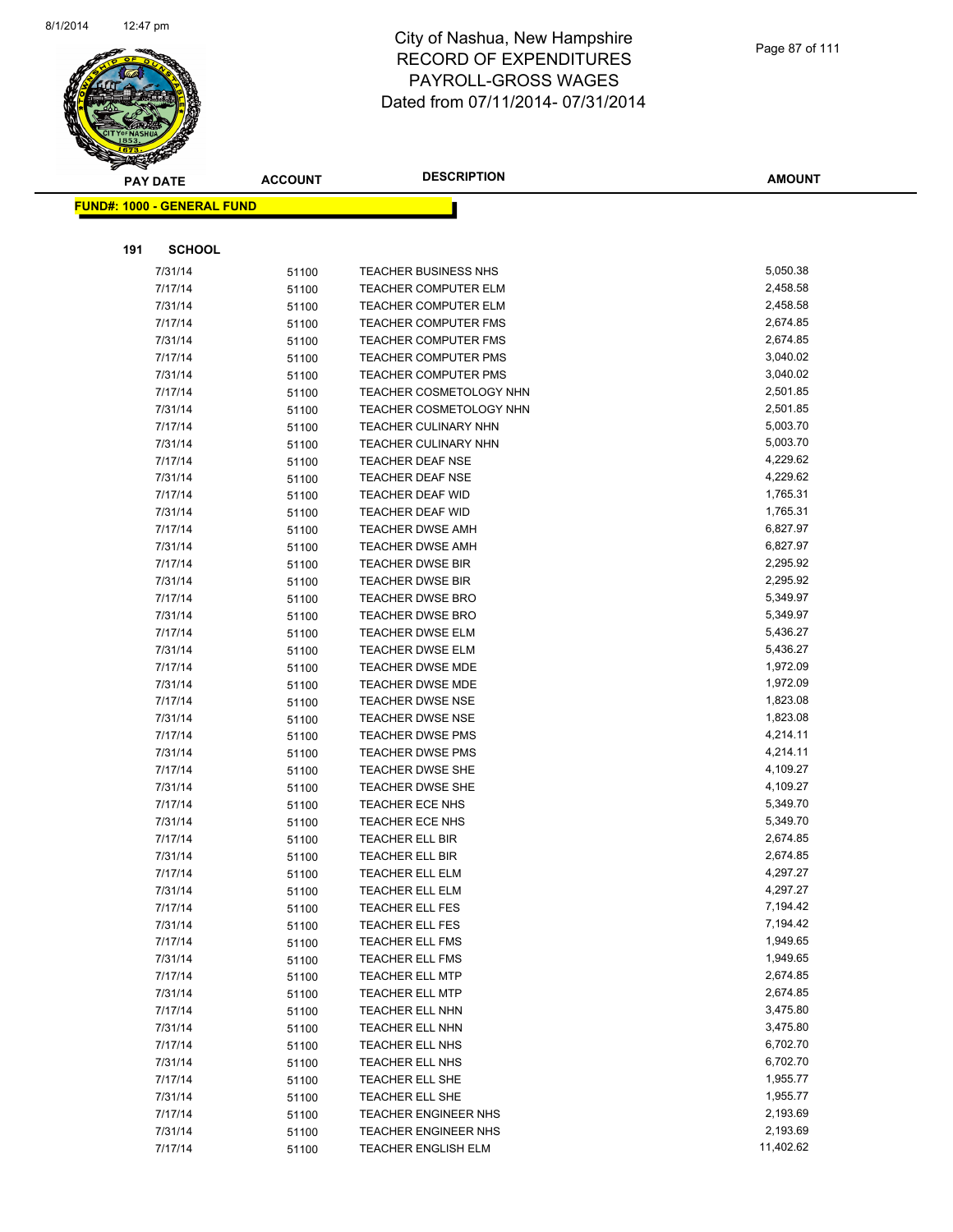# City of Nashua, New Hampshire
# RECORD OF EXPENDITURES
# PAYROLL-GROSS WAGES
# Dated from 07/11/2014- 07/31/2014

**FUND#: 1000 - GENERAL FUND**

**191 SCHOOL**

| PAY DATE | ACCOUNT | DESCRIPTION | AMOUNT |
|---|---|---|---|
| 7/31/14 | 51100 | TEACHER BUSINESS NHS | 5,050.38 |
| 7/17/14 | 51100 | TEACHER COMPUTER ELM | 2,458.58 |
| 7/31/14 | 51100 | TEACHER COMPUTER ELM | 2,458.58 |
| 7/17/14 | 51100 | TEACHER COMPUTER FMS | 2,674.85 |
| 7/31/14 | 51100 | TEACHER COMPUTER FMS | 2,674.85 |
| 7/17/14 | 51100 | TEACHER COMPUTER PMS | 3,040.02 |
| 7/31/14 | 51100 | TEACHER COMPUTER PMS | 3,040.02 |
| 7/17/14 | 51100 | TEACHER COSMETOLOGY NHN | 2,501.85 |
| 7/31/14 | 51100 | TEACHER COSMETOLOGY NHN | 2,501.85 |
| 7/17/14 | 51100 | TEACHER CULINARY NHN | 5,003.70 |
| 7/31/14 | 51100 | TEACHER CULINARY NHN | 5,003.70 |
| 7/17/14 | 51100 | TEACHER DEAF NSE | 4,229.62 |
| 7/31/14 | 51100 | TEACHER DEAF NSE | 4,229.62 |
| 7/17/14 | 51100 | TEACHER DEAF WID | 1,765.31 |
| 7/31/14 | 51100 | TEACHER DEAF WID | 1,765.31 |
| 7/17/14 | 51100 | TEACHER DWSE AMH | 6,827.97 |
| 7/31/14 | 51100 | TEACHER DWSE AMH | 6,827.97 |
| 7/17/14 | 51100 | TEACHER DWSE BIR | 2,295.92 |
| 7/31/14 | 51100 | TEACHER DWSE BIR | 2,295.92 |
| 7/17/14 | 51100 | TEACHER DWSE BRO | 5,349.97 |
| 7/31/14 | 51100 | TEACHER DWSE BRO | 5,349.97 |
| 7/17/14 | 51100 | TEACHER DWSE ELM | 5,436.27 |
| 7/31/14 | 51100 | TEACHER DWSE ELM | 5,436.27 |
| 7/17/14 | 51100 | TEACHER DWSE MDE | 1,972.09 |
| 7/31/14 | 51100 | TEACHER DWSE MDE | 1,972.09 |
| 7/17/14 | 51100 | TEACHER DWSE NSE | 1,823.08 |
| 7/31/14 | 51100 | TEACHER DWSE NSE | 1,823.08 |
| 7/17/14 | 51100 | TEACHER DWSE PMS | 4,214.11 |
| 7/31/14 | 51100 | TEACHER DWSE PMS | 4,214.11 |
| 7/17/14 | 51100 | TEACHER DWSE SHE | 4,109.27 |
| 7/31/14 | 51100 | TEACHER DWSE SHE | 4,109.27 |
| 7/17/14 | 51100 | TEACHER ECE NHS | 5,349.70 |
| 7/31/14 | 51100 | TEACHER ECE NHS | 5,349.70 |
| 7/17/14 | 51100 | TEACHER ELL BIR | 2,674.85 |
| 7/31/14 | 51100 | TEACHER ELL BIR | 2,674.85 |
| 7/17/14 | 51100 | TEACHER ELL ELM | 4,297.27 |
| 7/31/14 | 51100 | TEACHER ELL ELM | 4,297.27 |
| 7/17/14 | 51100 | TEACHER ELL FES | 7,194.42 |
| 7/31/14 | 51100 | TEACHER ELL FES | 7,194.42 |
| 7/17/14 | 51100 | TEACHER ELL FMS | 1,949.65 |
| 7/31/14 | 51100 | TEACHER ELL FMS | 1,949.65 |
| 7/17/14 | 51100 | TEACHER ELL MTP | 2,674.85 |
| 7/31/14 | 51100 | TEACHER ELL MTP | 2,674.85 |
| 7/17/14 | 51100 | TEACHER ELL NHN | 3,475.80 |
| 7/31/14 | 51100 | TEACHER ELL NHN | 3,475.80 |
| 7/17/14 | 51100 | TEACHER ELL NHS | 6,702.70 |
| 7/31/14 | 51100 | TEACHER ELL NHS | 6,702.70 |
| 7/17/14 | 51100 | TEACHER ELL SHE | 1,955.77 |
| 7/31/14 | 51100 | TEACHER ELL SHE | 1,955.77 |
| 7/17/14 | 51100 | TEACHER ENGINEER NHS | 2,193.69 |
| 7/31/14 | 51100 | TEACHER ENGINEER NHS | 2,193.69 |
| 7/17/14 | 51100 | TEACHER ENGLISH ELM | 11,402.62 |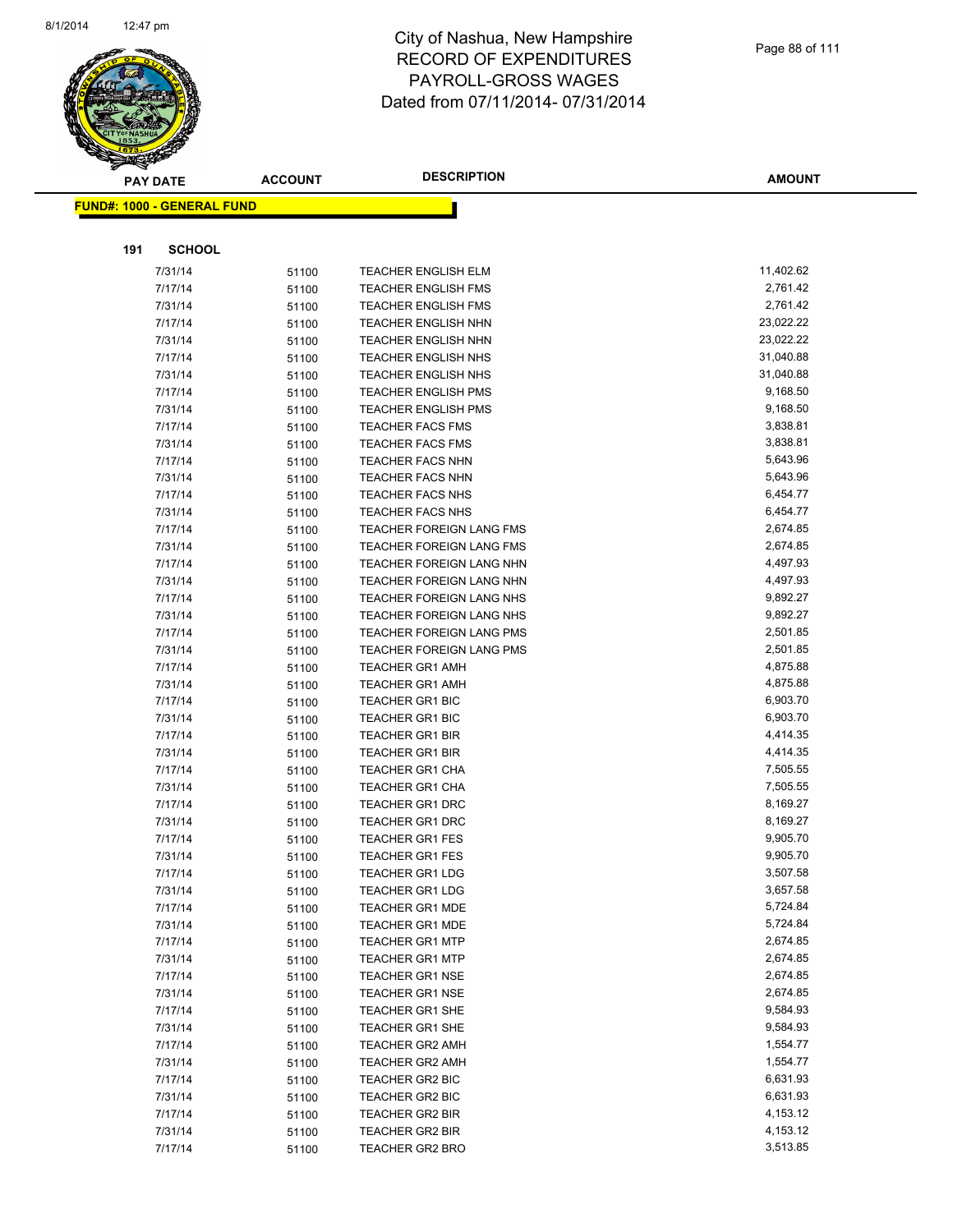# City of Nashua, New Hampshire
# RECORD OF EXPENDITURES
# PAYROLL-GROSS WAGES
# Dated from 07/11/2014- 07/31/2014

| PAY DATE | ACCOUNT | DESCRIPTION | AMOUNT |
|---|---|---|---|

**FUND#: 1000 - GENERAL FUND**

**191 SCHOOL**

| PAY DATE | ACCOUNT | DESCRIPTION | AMOUNT |
|---|---|---|---|
| 7/31/14 | 51100 | TEACHER ENGLISH ELM | 11,402.62 |
| 7/17/14 | 51100 | TEACHER ENGLISH FMS | 2,761.42 |
| 7/31/14 | 51100 | TEACHER ENGLISH FMS | 2,761.42 |
| 7/17/14 | 51100 | TEACHER ENGLISH NHN | 23,022.22 |
| 7/31/14 | 51100 | TEACHER ENGLISH NHN | 23,022.22 |
| 7/17/14 | 51100 | TEACHER ENGLISH NHS | 31,040.88 |
| 7/31/14 | 51100 | TEACHER ENGLISH NHS | 31,040.88 |
| 7/17/14 | 51100 | TEACHER ENGLISH PMS | 9,168.50 |
| 7/31/14 | 51100 | TEACHER ENGLISH PMS | 9,168.50 |
| 7/17/14 | 51100 | TEACHER FACS FMS | 3,838.81 |
| 7/31/14 | 51100 | TEACHER FACS FMS | 3,838.81 |
| 7/17/14 | 51100 | TEACHER FACS NHN | 5,643.96 |
| 7/31/14 | 51100 | TEACHER FACS NHN | 5,643.96 |
| 7/17/14 | 51100 | TEACHER FACS NHS | 6,454.77 |
| 7/31/14 | 51100 | TEACHER FACS NHS | 6,454.77 |
| 7/17/14 | 51100 | TEACHER FOREIGN LANG FMS | 2,674.85 |
| 7/31/14 | 51100 | TEACHER FOREIGN LANG FMS | 2,674.85 |
| 7/17/14 | 51100 | TEACHER FOREIGN LANG NHN | 4,497.93 |
| 7/31/14 | 51100 | TEACHER FOREIGN LANG NHN | 4,497.93 |
| 7/17/14 | 51100 | TEACHER FOREIGN LANG NHS | 9,892.27 |
| 7/31/14 | 51100 | TEACHER FOREIGN LANG NHS | 9,892.27 |
| 7/17/14 | 51100 | TEACHER FOREIGN LANG PMS | 2,501.85 |
| 7/31/14 | 51100 | TEACHER FOREIGN LANG PMS | 2,501.85 |
| 7/17/14 | 51100 | TEACHER GR1 AMH | 4,875.88 |
| 7/31/14 | 51100 | TEACHER GR1 AMH | 4,875.88 |
| 7/17/14 | 51100 | TEACHER GR1 BIC | 6,903.70 |
| 7/31/14 | 51100 | TEACHER GR1 BIC | 6,903.70 |
| 7/17/14 | 51100 | TEACHER GR1 BIR | 4,414.35 |
| 7/31/14 | 51100 | TEACHER GR1 BIR | 4,414.35 |
| 7/17/14 | 51100 | TEACHER GR1 CHA | 7,505.55 |
| 7/31/14 | 51100 | TEACHER GR1 CHA | 7,505.55 |
| 7/17/14 | 51100 | TEACHER GR1 DRC | 8,169.27 |
| 7/31/14 | 51100 | TEACHER GR1 DRC | 8,169.27 |
| 7/17/14 | 51100 | TEACHER GR1 FES | 9,905.70 |
| 7/31/14 | 51100 | TEACHER GR1 FES | 9,905.70 |
| 7/17/14 | 51100 | TEACHER GR1 LDG | 3,507.58 |
| 7/31/14 | 51100 | TEACHER GR1 LDG | 3,657.58 |
| 7/17/14 | 51100 | TEACHER GR1 MDE | 5,724.84 |
| 7/31/14 | 51100 | TEACHER GR1 MDE | 5,724.84 |
| 7/17/14 | 51100 | TEACHER GR1 MTP | 2,674.85 |
| 7/31/14 | 51100 | TEACHER GR1 MTP | 2,674.85 |
| 7/17/14 | 51100 | TEACHER GR1 NSE | 2,674.85 |
| 7/31/14 | 51100 | TEACHER GR1 NSE | 2,674.85 |
| 7/17/14 | 51100 | TEACHER GR1 SHE | 9,584.93 |
| 7/31/14 | 51100 | TEACHER GR1 SHE | 9,584.93 |
| 7/17/14 | 51100 | TEACHER GR2 AMH | 1,554.77 |
| 7/31/14 | 51100 | TEACHER GR2 AMH | 1,554.77 |
| 7/17/14 | 51100 | TEACHER GR2 BIC | 6,631.93 |
| 7/31/14 | 51100 | TEACHER GR2 BIC | 6,631.93 |
| 7/17/14 | 51100 | TEACHER GR2 BIR | 4,153.12 |
| 7/31/14 | 51100 | TEACHER GR2 BIR | 4,153.12 |
| 7/17/14 | 51100 | TEACHER GR2 BRO | 3,513.85 |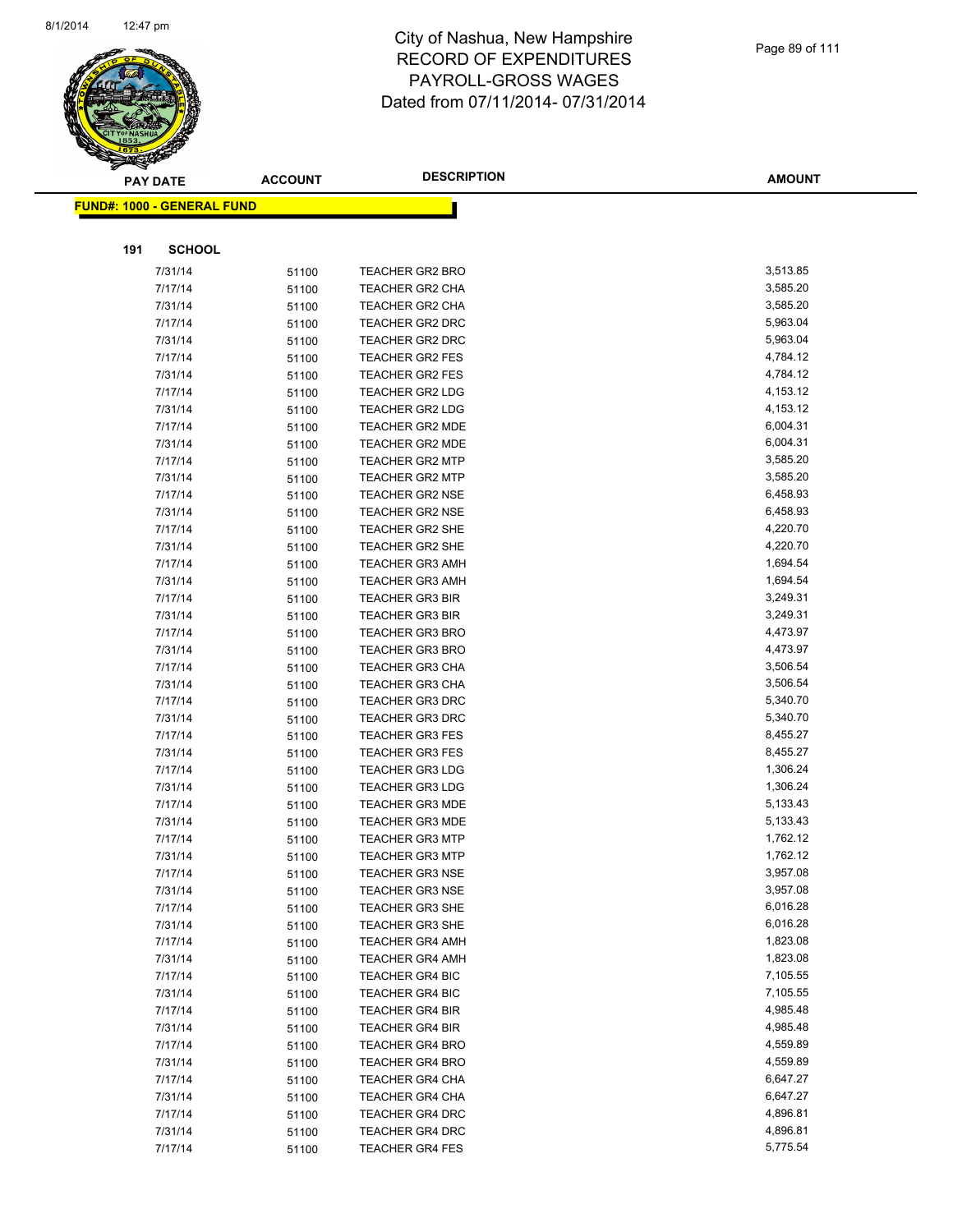# City of Nashua, New Hampshire
# RECORD OF EXPENDITURES
# PAYROLL-GROSS WAGES
# Dated from 07/11/2014- 07/31/2014

**FUND#: 1000 - GENERAL FUND**

**191 SCHOOL**

| PAY DATE | ACCOUNT | DESCRIPTION | AMOUNT |
|---|---|---|---|
| 7/31/14 | 51100 | TEACHER GR2 BRO | 3,513.85 |
| 7/17/14 | 51100 | TEACHER GR2 CHA | 3,585.20 |
| 7/31/14 | 51100 | TEACHER GR2 CHA | 3,585.20 |
| 7/17/14 | 51100 | TEACHER GR2 DRC | 5,963.04 |
| 7/31/14 | 51100 | TEACHER GR2 DRC | 5,963.04 |
| 7/17/14 | 51100 | TEACHER GR2 FES | 4,784.12 |
| 7/31/14 | 51100 | TEACHER GR2 FES | 4,784.12 |
| 7/17/14 | 51100 | TEACHER GR2 LDG | 4,153.12 |
| 7/31/14 | 51100 | TEACHER GR2 LDG | 4,153.12 |
| 7/17/14 | 51100 | TEACHER GR2 MDE | 6,004.31 |
| 7/31/14 | 51100 | TEACHER GR2 MDE | 6,004.31 |
| 7/17/14 | 51100 | TEACHER GR2 MTP | 3,585.20 |
| 7/31/14 | 51100 | TEACHER GR2 MTP | 3,585.20 |
| 7/17/14 | 51100 | TEACHER GR2 NSE | 6,458.93 |
| 7/31/14 | 51100 | TEACHER GR2 NSE | 6,458.93 |
| 7/17/14 | 51100 | TEACHER GR2 SHE | 4,220.70 |
| 7/31/14 | 51100 | TEACHER GR2 SHE | 4,220.70 |
| 7/17/14 | 51100 | TEACHER GR3 AMH | 1,694.54 |
| 7/31/14 | 51100 | TEACHER GR3 AMH | 1,694.54 |
| 7/17/14 | 51100 | TEACHER GR3 BIR | 3,249.31 |
| 7/31/14 | 51100 | TEACHER GR3 BIR | 3,249.31 |
| 7/17/14 | 51100 | TEACHER GR3 BRO | 4,473.97 |
| 7/31/14 | 51100 | TEACHER GR3 BRO | 4,473.97 |
| 7/17/14 | 51100 | TEACHER GR3 CHA | 3,506.54 |
| 7/31/14 | 51100 | TEACHER GR3 CHA | 3,506.54 |
| 7/17/14 | 51100 | TEACHER GR3 DRC | 5,340.70 |
| 7/31/14 | 51100 | TEACHER GR3 DRC | 5,340.70 |
| 7/17/14 | 51100 | TEACHER GR3 FES | 8,455.27 |
| 7/31/14 | 51100 | TEACHER GR3 FES | 8,455.27 |
| 7/17/14 | 51100 | TEACHER GR3 LDG | 1,306.24 |
| 7/31/14 | 51100 | TEACHER GR3 LDG | 1,306.24 |
| 7/17/14 | 51100 | TEACHER GR3 MDE | 5,133.43 |
| 7/31/14 | 51100 | TEACHER GR3 MDE | 5,133.43 |
| 7/17/14 | 51100 | TEACHER GR3 MTP | 1,762.12 |
| 7/31/14 | 51100 | TEACHER GR3 MTP | 1,762.12 |
| 7/17/14 | 51100 | TEACHER GR3 NSE | 3,957.08 |
| 7/31/14 | 51100 | TEACHER GR3 NSE | 3,957.08 |
| 7/17/14 | 51100 | TEACHER GR3 SHE | 6,016.28 |
| 7/31/14 | 51100 | TEACHER GR3 SHE | 6,016.28 |
| 7/17/14 | 51100 | TEACHER GR4 AMH | 1,823.08 |
| 7/31/14 | 51100 | TEACHER GR4 AMH | 1,823.08 |
| 7/17/14 | 51100 | TEACHER GR4 BIC | 7,105.55 |
| 7/31/14 | 51100 | TEACHER GR4 BIC | 7,105.55 |
| 7/17/14 | 51100 | TEACHER GR4 BIR | 4,985.48 |
| 7/31/14 | 51100 | TEACHER GR4 BIR | 4,985.48 |
| 7/17/14 | 51100 | TEACHER GR4 BRO | 4,559.89 |
| 7/31/14 | 51100 | TEACHER GR4 BRO | 4,559.89 |
| 7/17/14 | 51100 | TEACHER GR4 CHA | 6,647.27 |
| 7/31/14 | 51100 | TEACHER GR4 CHA | 6,647.27 |
| 7/17/14 | 51100 | TEACHER GR4 DRC | 4,896.81 |
| 7/31/14 | 51100 | TEACHER GR4 DRC | 4,896.81 |
| 7/17/14 | 51100 | TEACHER GR4 FES | 5,775.54 |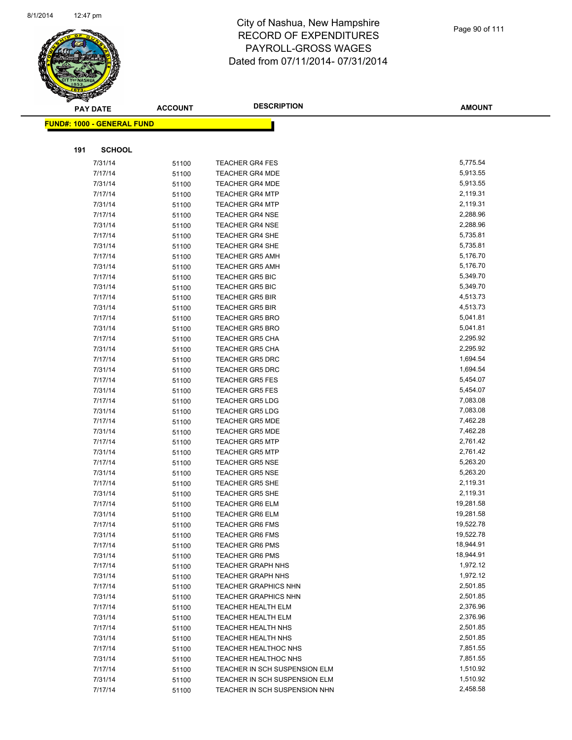# City of Nashua, New Hampshire
# RECORD OF EXPENDITURES
# PAYROLL-GROSS WAGES
# Dated from 07/11/2014- 07/31/2014

**FUND#: 1000 - GENERAL FUND**

**191 SCHOOL**

| PAY DATE | ACCOUNT | DESCRIPTION | AMOUNT |
|---|---|---|---|
| 7/31/14 | 51100 | TEACHER GR4 FES | 5,775.54 |
| 7/17/14 | 51100 | TEACHER GR4 MDE | 5,913.55 |
| 7/31/14 | 51100 | TEACHER GR4 MDE | 5,913.55 |
| 7/17/14 | 51100 | TEACHER GR4 MTP | 2,119.31 |
| 7/31/14 | 51100 | TEACHER GR4 MTP | 2,119.31 |
| 7/17/14 | 51100 | TEACHER GR4 NSE | 2,288.96 |
| 7/31/14 | 51100 | TEACHER GR4 NSE | 2,288.96 |
| 7/17/14 | 51100 | TEACHER GR4 SHE | 5,735.81 |
| 7/31/14 | 51100 | TEACHER GR4 SHE | 5,735.81 |
| 7/17/14 | 51100 | TEACHER GR5 AMH | 5,176.70 |
| 7/31/14 | 51100 | TEACHER GR5 AMH | 5,176.70 |
| 7/17/14 | 51100 | TEACHER GR5 BIC | 5,349.70 |
| 7/31/14 | 51100 | TEACHER GR5 BIC | 5,349.70 |
| 7/17/14 | 51100 | TEACHER GR5 BIR | 4,513.73 |
| 7/31/14 | 51100 | TEACHER GR5 BIR | 4,513.73 |
| 7/17/14 | 51100 | TEACHER GR5 BRO | 5,041.81 |
| 7/31/14 | 51100 | TEACHER GR5 BRO | 5,041.81 |
| 7/17/14 | 51100 | TEACHER GR5 CHA | 2,295.92 |
| 7/31/14 | 51100 | TEACHER GR5 CHA | 2,295.92 |
| 7/17/14 | 51100 | TEACHER GR5 DRC | 1,694.54 |
| 7/31/14 | 51100 | TEACHER GR5 DRC | 1,694.54 |
| 7/17/14 | 51100 | TEACHER GR5 FES | 5,454.07 |
| 7/31/14 | 51100 | TEACHER GR5 FES | 5,454.07 |
| 7/17/14 | 51100 | TEACHER GR5 LDG | 7,083.08 |
| 7/31/14 | 51100 | TEACHER GR5 LDG | 7,083.08 |
| 7/17/14 | 51100 | TEACHER GR5 MDE | 7,462.28 |
| 7/31/14 | 51100 | TEACHER GR5 MDE | 7,462.28 |
| 7/17/14 | 51100 | TEACHER GR5 MTP | 2,761.42 |
| 7/31/14 | 51100 | TEACHER GR5 MTP | 2,761.42 |
| 7/17/14 | 51100 | TEACHER GR5 NSE | 5,263.20 |
| 7/31/14 | 51100 | TEACHER GR5 NSE | 5,263.20 |
| 7/17/14 | 51100 | TEACHER GR5 SHE | 2,119.31 |
| 7/31/14 | 51100 | TEACHER GR5 SHE | 2,119.31 |
| 7/17/14 | 51100 | TEACHER GR6 ELM | 19,281.58 |
| 7/31/14 | 51100 | TEACHER GR6 ELM | 19,281.58 |
| 7/17/14 | 51100 | TEACHER GR6 FMS | 19,522.78 |
| 7/31/14 | 51100 | TEACHER GR6 FMS | 19,522.78 |
| 7/17/14 | 51100 | TEACHER GR6 PMS | 18,944.91 |
| 7/31/14 | 51100 | TEACHER GR6 PMS | 18,944.91 |
| 7/17/14 | 51100 | TEACHER GRAPH NHS | 1,972.12 |
| 7/31/14 | 51100 | TEACHER GRAPH NHS | 1,972.12 |
| 7/17/14 | 51100 | TEACHER GRAPHICS NHN | 2,501.85 |
| 7/31/14 | 51100 | TEACHER GRAPHICS NHN | 2,501.85 |
| 7/17/14 | 51100 | TEACHER HEALTH ELM | 2,376.96 |
| 7/31/14 | 51100 | TEACHER HEALTH ELM | 2,376.96 |
| 7/17/14 | 51100 | TEACHER HEALTH NHS | 2,501.85 |
| 7/31/14 | 51100 | TEACHER HEALTH NHS | 2,501.85 |
| 7/17/14 | 51100 | TEACHER HEALTHOC NHS | 7,851.55 |
| 7/31/14 | 51100 | TEACHER HEALTHOC NHS | 7,851.55 |
| 7/17/14 | 51100 | TEACHER IN SCH SUSPENSION ELM | 1,510.92 |
| 7/31/14 | 51100 | TEACHER IN SCH SUSPENSION ELM | 1,510.92 |
| 7/17/14 | 51100 | TEACHER IN SCH SUSPENSION NHN | 2,458.58 |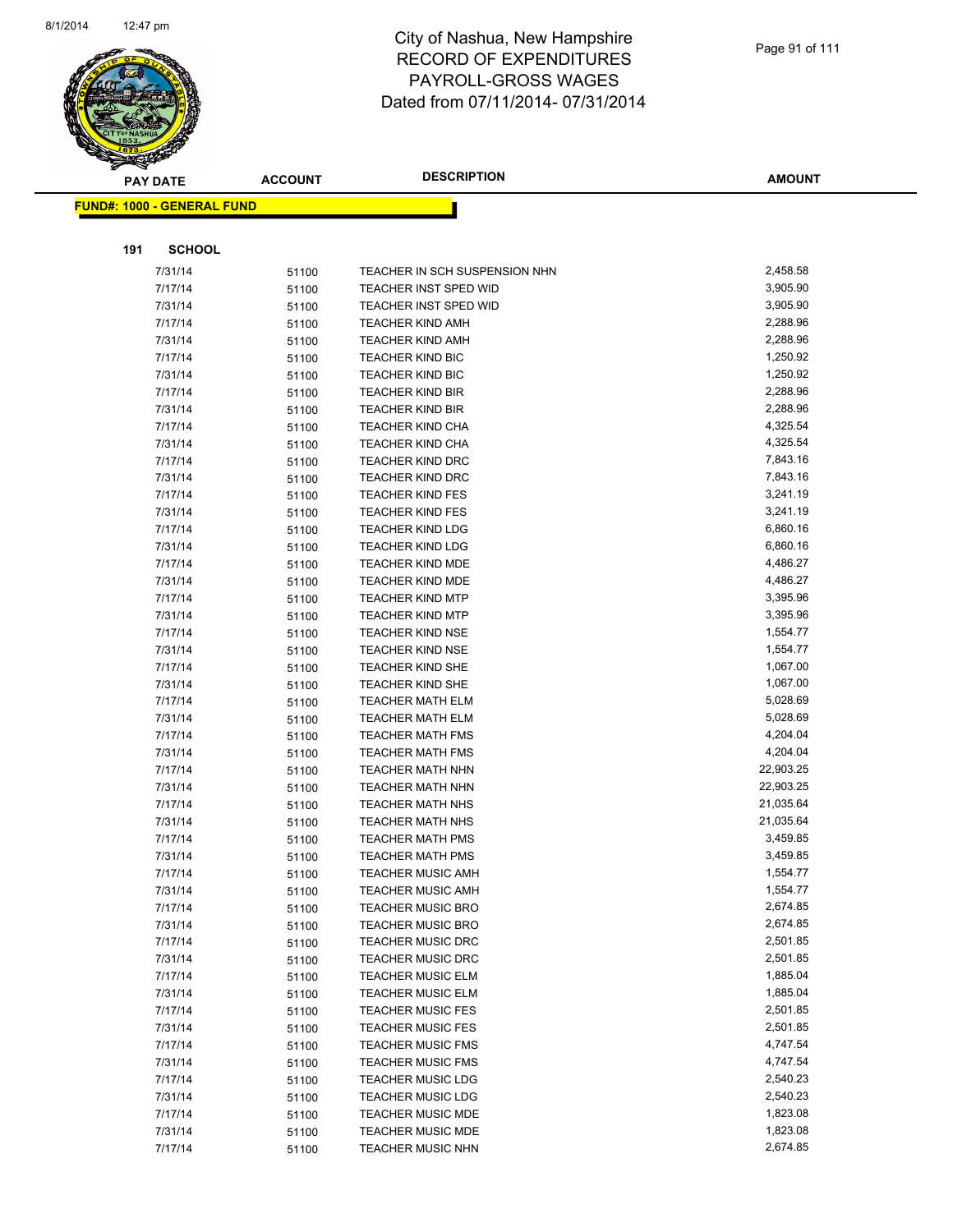# City of Nashua, New Hampshire
## RECORD OF EXPENDITURES
## PAYROLL-GROSS WAGES
## Dated from 07/11/2014- 07/31/2014

| PAY DATE | ACCOUNT | DESCRIPTION | AMOUNT |
|---|---|---|---|

**FUND#: 1000 - GENERAL FUND**

**191 SCHOOL**

| PAY DATE | ACCOUNT | DESCRIPTION | AMOUNT |
|---|---|---|---|
| 7/31/14 | 51100 | TEACHER IN SCH SUSPENSION NHN | 2,458.58 |
| 7/17/14 | 51100 | TEACHER INST SPED WID | 3,905.90 |
| 7/31/14 | 51100 | TEACHER INST SPED WID | 3,905.90 |
| 7/17/14 | 51100 | TEACHER KIND AMH | 2,288.96 |
| 7/31/14 | 51100 | TEACHER KIND AMH | 2,288.96 |
| 7/17/14 | 51100 | TEACHER KIND BIC | 1,250.92 |
| 7/31/14 | 51100 | TEACHER KIND BIC | 1,250.92 |
| 7/17/14 | 51100 | TEACHER KIND BIR | 2,288.96 |
| 7/31/14 | 51100 | TEACHER KIND BIR | 2,288.96 |
| 7/17/14 | 51100 | TEACHER KIND CHA | 4,325.54 |
| 7/31/14 | 51100 | TEACHER KIND CHA | 4,325.54 |
| 7/17/14 | 51100 | TEACHER KIND DRC | 7,843.16 |
| 7/31/14 | 51100 | TEACHER KIND DRC | 7,843.16 |
| 7/17/14 | 51100 | TEACHER KIND FES | 3,241.19 |
| 7/31/14 | 51100 | TEACHER KIND FES | 3,241.19 |
| 7/17/14 | 51100 | TEACHER KIND LDG | 6,860.16 |
| 7/31/14 | 51100 | TEACHER KIND LDG | 6,860.16 |
| 7/17/14 | 51100 | TEACHER KIND MDE | 4,486.27 |
| 7/31/14 | 51100 | TEACHER KIND MDE | 4,486.27 |
| 7/17/14 | 51100 | TEACHER KIND MTP | 3,395.96 |
| 7/31/14 | 51100 | TEACHER KIND MTP | 3,395.96 |
| 7/17/14 | 51100 | TEACHER KIND NSE | 1,554.77 |
| 7/31/14 | 51100 | TEACHER KIND NSE | 1,554.77 |
| 7/17/14 | 51100 | TEACHER KIND SHE | 1,067.00 |
| 7/31/14 | 51100 | TEACHER KIND SHE | 1,067.00 |
| 7/17/14 | 51100 | TEACHER MATH ELM | 5,028.69 |
| 7/31/14 | 51100 | TEACHER MATH ELM | 5,028.69 |
| 7/17/14 | 51100 | TEACHER MATH FMS | 4,204.04 |
| 7/31/14 | 51100 | TEACHER MATH FMS | 4,204.04 |
| 7/17/14 | 51100 | TEACHER MATH NHN | 22,903.25 |
| 7/31/14 | 51100 | TEACHER MATH NHN | 22,903.25 |
| 7/17/14 | 51100 | TEACHER MATH NHS | 21,035.64 |
| 7/31/14 | 51100 | TEACHER MATH NHS | 21,035.64 |
| 7/17/14 | 51100 | TEACHER MATH PMS | 3,459.85 |
| 7/31/14 | 51100 | TEACHER MATH PMS | 3,459.85 |
| 7/17/14 | 51100 | TEACHER MUSIC AMH | 1,554.77 |
| 7/31/14 | 51100 | TEACHER MUSIC AMH | 1,554.77 |
| 7/17/14 | 51100 | TEACHER MUSIC BRO | 2,674.85 |
| 7/31/14 | 51100 | TEACHER MUSIC BRO | 2,674.85 |
| 7/17/14 | 51100 | TEACHER MUSIC DRC | 2,501.85 |
| 7/31/14 | 51100 | TEACHER MUSIC DRC | 2,501.85 |
| 7/17/14 | 51100 | TEACHER MUSIC ELM | 1,885.04 |
| 7/31/14 | 51100 | TEACHER MUSIC ELM | 1,885.04 |
| 7/17/14 | 51100 | TEACHER MUSIC FES | 2,501.85 |
| 7/31/14 | 51100 | TEACHER MUSIC FES | 2,501.85 |
| 7/17/14 | 51100 | TEACHER MUSIC FMS | 4,747.54 |
| 7/31/14 | 51100 | TEACHER MUSIC FMS | 4,747.54 |
| 7/17/14 | 51100 | TEACHER MUSIC LDG | 2,540.23 |
| 7/31/14 | 51100 | TEACHER MUSIC LDG | 2,540.23 |
| 7/17/14 | 51100 | TEACHER MUSIC MDE | 1,823.08 |
| 7/31/14 | 51100 | TEACHER MUSIC MDE | 1,823.08 |
| 7/17/14 | 51100 | TEACHER MUSIC NHN | 2,674.85 |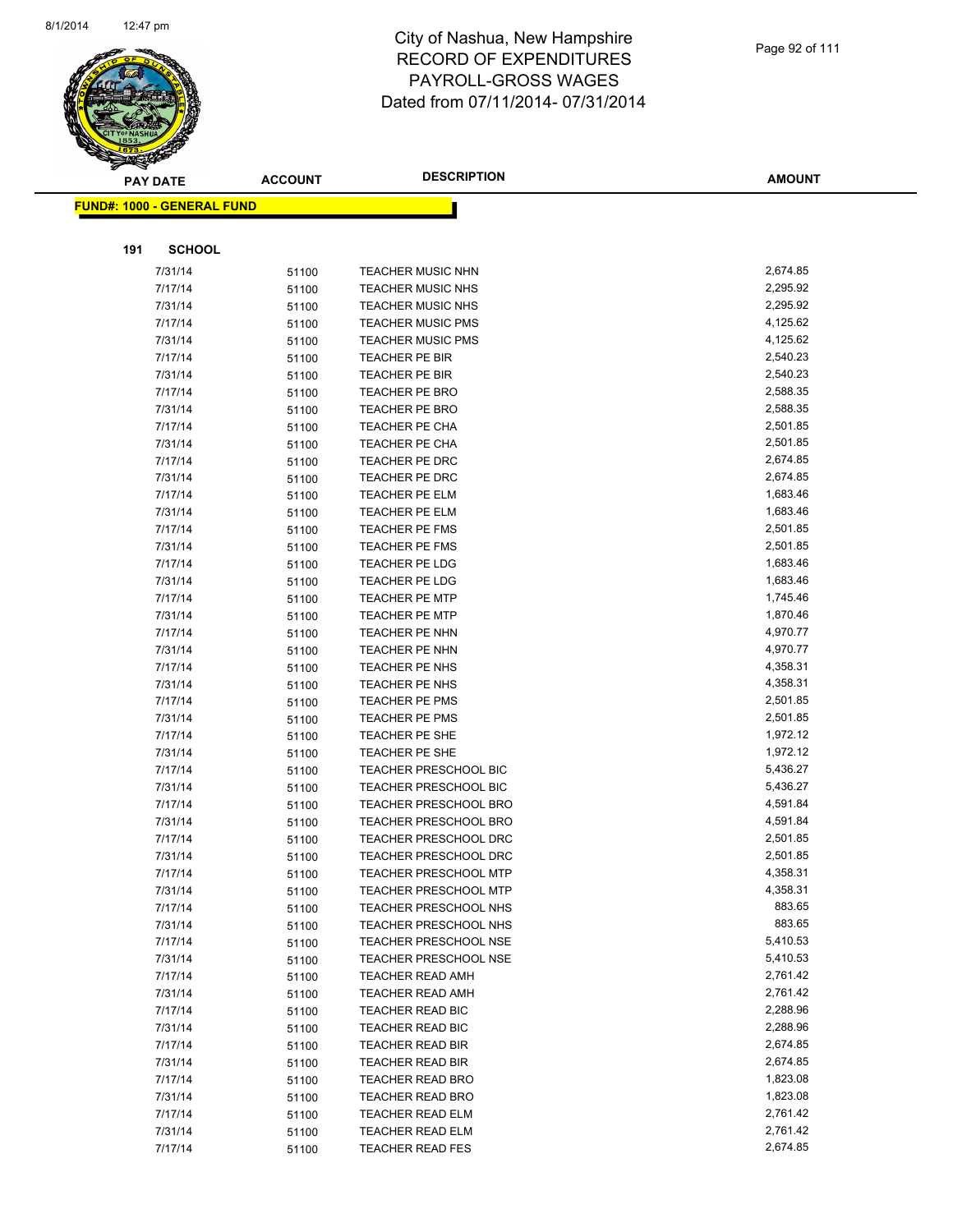# City of Nashua, New Hampshire
## RECORD OF EXPENDITURES
## PAYROLL-GROSS WAGES
## Dated from 07/11/2014- 07/31/2014

**FUND#: 1000 - GENERAL FUND**

**191 SCHOOL**

| PAY DATE | ACCOUNT | DESCRIPTION | AMOUNT |
|---|---|---|---|
| 7/31/14 | 51100 | TEACHER MUSIC NHN | 2,674.85 |
| 7/17/14 | 51100 | TEACHER MUSIC NHS | 2,295.92 |
| 7/31/14 | 51100 | TEACHER MUSIC NHS | 2,295.92 |
| 7/17/14 | 51100 | TEACHER MUSIC PMS | 4,125.62 |
| 7/31/14 | 51100 | TEACHER MUSIC PMS | 4,125.62 |
| 7/17/14 | 51100 | TEACHER PE BIR | 2,540.23 |
| 7/31/14 | 51100 | TEACHER PE BIR | 2,540.23 |
| 7/17/14 | 51100 | TEACHER PE BRO | 2,588.35 |
| 7/31/14 | 51100 | TEACHER PE BRO | 2,588.35 |
| 7/17/14 | 51100 | TEACHER PE CHA | 2,501.85 |
| 7/31/14 | 51100 | TEACHER PE CHA | 2,501.85 |
| 7/17/14 | 51100 | TEACHER PE DRC | 2,674.85 |
| 7/31/14 | 51100 | TEACHER PE DRC | 2,674.85 |
| 7/17/14 | 51100 | TEACHER PE ELM | 1,683.46 |
| 7/31/14 | 51100 | TEACHER PE ELM | 1,683.46 |
| 7/17/14 | 51100 | TEACHER PE FMS | 2,501.85 |
| 7/31/14 | 51100 | TEACHER PE FMS | 2,501.85 |
| 7/17/14 | 51100 | TEACHER PE LDG | 1,683.46 |
| 7/31/14 | 51100 | TEACHER PE LDG | 1,683.46 |
| 7/17/14 | 51100 | TEACHER PE MTP | 1,745.46 |
| 7/31/14 | 51100 | TEACHER PE MTP | 1,870.46 |
| 7/17/14 | 51100 | TEACHER PE NHN | 4,970.77 |
| 7/31/14 | 51100 | TEACHER PE NHN | 4,970.77 |
| 7/17/14 | 51100 | TEACHER PE NHS | 4,358.31 |
| 7/31/14 | 51100 | TEACHER PE NHS | 4,358.31 |
| 7/17/14 | 51100 | TEACHER PE PMS | 2,501.85 |
| 7/31/14 | 51100 | TEACHER PE PMS | 2,501.85 |
| 7/17/14 | 51100 | TEACHER PE SHE | 1,972.12 |
| 7/31/14 | 51100 | TEACHER PE SHE | 1,972.12 |
| 7/17/14 | 51100 | TEACHER PRESCHOOL BIC | 5,436.27 |
| 7/31/14 | 51100 | TEACHER PRESCHOOL BIC | 5,436.27 |
| 7/17/14 | 51100 | TEACHER PRESCHOOL BRO | 4,591.84 |
| 7/31/14 | 51100 | TEACHER PRESCHOOL BRO | 4,591.84 |
| 7/17/14 | 51100 | TEACHER PRESCHOOL DRC | 2,501.85 |
| 7/31/14 | 51100 | TEACHER PRESCHOOL DRC | 2,501.85 |
| 7/17/14 | 51100 | TEACHER PRESCHOOL MTP | 4,358.31 |
| 7/31/14 | 51100 | TEACHER PRESCHOOL MTP | 4,358.31 |
| 7/17/14 | 51100 | TEACHER PRESCHOOL NHS | 883.65 |
| 7/31/14 | 51100 | TEACHER PRESCHOOL NHS | 883.65 |
| 7/17/14 | 51100 | TEACHER PRESCHOOL NSE | 5,410.53 |
| 7/31/14 | 51100 | TEACHER PRESCHOOL NSE | 5,410.53 |
| 7/17/14 | 51100 | TEACHER READ AMH | 2,761.42 |
| 7/31/14 | 51100 | TEACHER READ AMH | 2,761.42 |
| 7/17/14 | 51100 | TEACHER READ BIC | 2,288.96 |
| 7/31/14 | 51100 | TEACHER READ BIC | 2,288.96 |
| 7/17/14 | 51100 | TEACHER READ BIR | 2,674.85 |
| 7/31/14 | 51100 | TEACHER READ BIR | 2,674.85 |
| 7/17/14 | 51100 | TEACHER READ BRO | 1,823.08 |
| 7/31/14 | 51100 | TEACHER READ BRO | 1,823.08 |
| 7/17/14 | 51100 | TEACHER READ ELM | 2,761.42 |
| 7/31/14 | 51100 | TEACHER READ ELM | 2,761.42 |
| 7/17/14 | 51100 | TEACHER READ FES | 2,674.85 |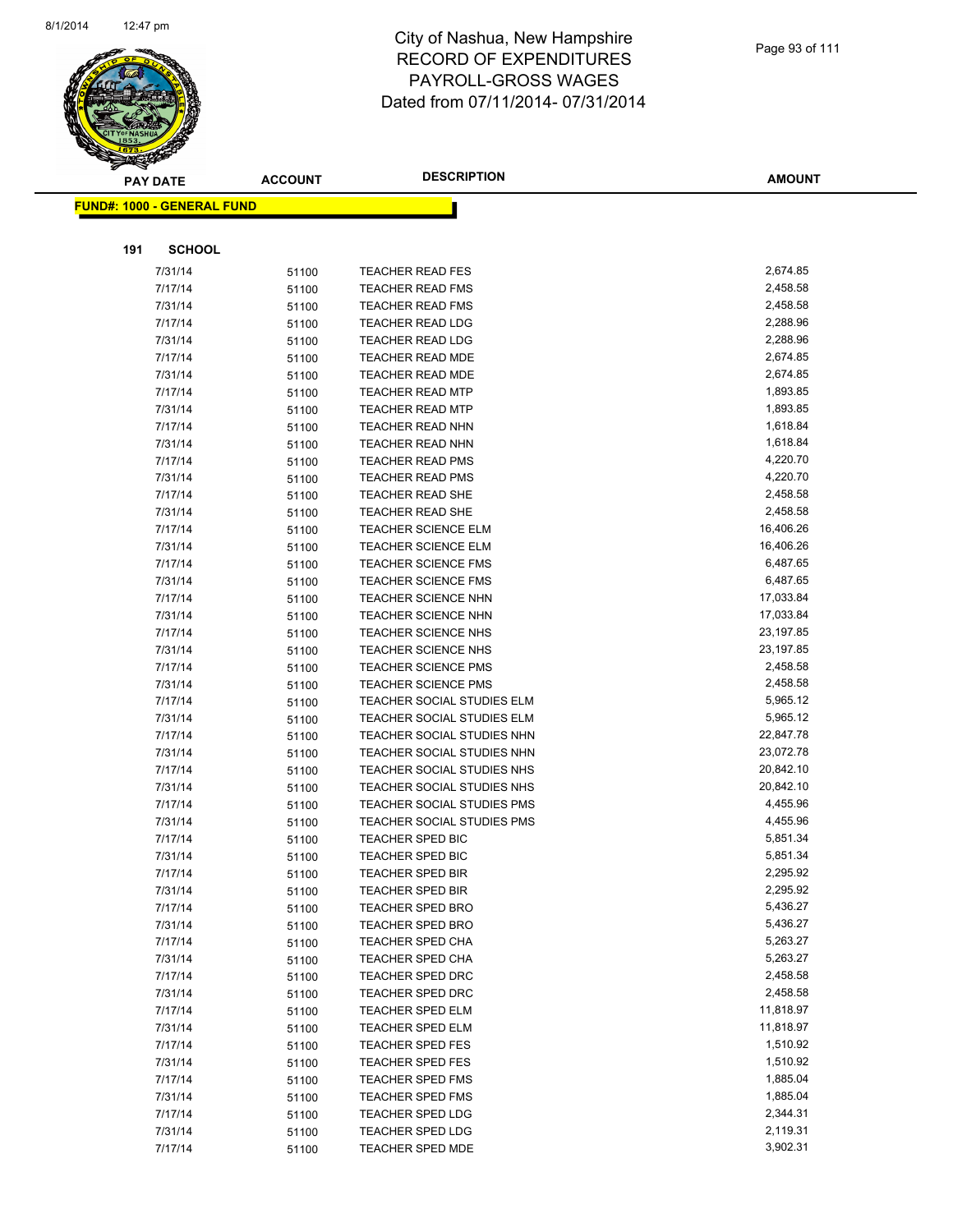# City of Nashua, New Hampshire
## RECORD OF EXPENDITURES
## PAYROLL-GROSS WAGES
## Dated from 07/11/2014- 07/31/2014

**FUND#: 1000 - GENERAL FUND**

**191 SCHOOL**

| PAY DATE | ACCOUNT | DESCRIPTION | AMOUNT |
|---|---|---|---|
| 7/31/14 | 51100 | TEACHER READ FES | 2,674.85 |
| 7/17/14 | 51100 | TEACHER READ FMS | 2,458.58 |
| 7/31/14 | 51100 | TEACHER READ FMS | 2,458.58 |
| 7/17/14 | 51100 | TEACHER READ LDG | 2,288.96 |
| 7/31/14 | 51100 | TEACHER READ LDG | 2,288.96 |
| 7/17/14 | 51100 | TEACHER READ MDE | 2,674.85 |
| 7/31/14 | 51100 | TEACHER READ MDE | 2,674.85 |
| 7/17/14 | 51100 | TEACHER READ MTP | 1,893.85 |
| 7/31/14 | 51100 | TEACHER READ MTP | 1,893.85 |
| 7/17/14 | 51100 | TEACHER READ NHN | 1,618.84 |
| 7/31/14 | 51100 | TEACHER READ NHN | 1,618.84 |
| 7/17/14 | 51100 | TEACHER READ PMS | 4,220.70 |
| 7/31/14 | 51100 | TEACHER READ PMS | 4,220.70 |
| 7/17/14 | 51100 | TEACHER READ SHE | 2,458.58 |
| 7/31/14 | 51100 | TEACHER READ SHE | 2,458.58 |
| 7/17/14 | 51100 | TEACHER SCIENCE ELM | 16,406.26 |
| 7/31/14 | 51100 | TEACHER SCIENCE ELM | 16,406.26 |
| 7/17/14 | 51100 | TEACHER SCIENCE FMS | 6,487.65 |
| 7/31/14 | 51100 | TEACHER SCIENCE FMS | 6,487.65 |
| 7/17/14 | 51100 | TEACHER SCIENCE NHN | 17,033.84 |
| 7/31/14 | 51100 | TEACHER SCIENCE NHN | 17,033.84 |
| 7/17/14 | 51100 | TEACHER SCIENCE NHS | 23,197.85 |
| 7/31/14 | 51100 | TEACHER SCIENCE NHS | 23,197.85 |
| 7/17/14 | 51100 | TEACHER SCIENCE PMS | 2,458.58 |
| 7/31/14 | 51100 | TEACHER SCIENCE PMS | 2,458.58 |
| 7/17/14 | 51100 | TEACHER SOCIAL STUDIES ELM | 5,965.12 |
| 7/31/14 | 51100 | TEACHER SOCIAL STUDIES ELM | 5,965.12 |
| 7/17/14 | 51100 | TEACHER SOCIAL STUDIES NHN | 22,847.78 |
| 7/31/14 | 51100 | TEACHER SOCIAL STUDIES NHN | 23,072.78 |
| 7/17/14 | 51100 | TEACHER SOCIAL STUDIES NHS | 20,842.10 |
| 7/31/14 | 51100 | TEACHER SOCIAL STUDIES NHS | 20,842.10 |
| 7/17/14 | 51100 | TEACHER SOCIAL STUDIES PMS | 4,455.96 |
| 7/31/14 | 51100 | TEACHER SOCIAL STUDIES PMS | 4,455.96 |
| 7/17/14 | 51100 | TEACHER SPED BIC | 5,851.34 |
| 7/31/14 | 51100 | TEACHER SPED BIC | 5,851.34 |
| 7/17/14 | 51100 | TEACHER SPED BIR | 2,295.92 |
| 7/31/14 | 51100 | TEACHER SPED BIR | 2,295.92 |
| 7/17/14 | 51100 | TEACHER SPED BRO | 5,436.27 |
| 7/31/14 | 51100 | TEACHER SPED BRO | 5,436.27 |
| 7/17/14 | 51100 | TEACHER SPED CHA | 5,263.27 |
| 7/31/14 | 51100 | TEACHER SPED CHA | 5,263.27 |
| 7/17/14 | 51100 | TEACHER SPED DRC | 2,458.58 |
| 7/31/14 | 51100 | TEACHER SPED DRC | 2,458.58 |
| 7/17/14 | 51100 | TEACHER SPED ELM | 11,818.97 |
| 7/31/14 | 51100 | TEACHER SPED ELM | 11,818.97 |
| 7/17/14 | 51100 | TEACHER SPED FES | 1,510.92 |
| 7/31/14 | 51100 | TEACHER SPED FES | 1,510.92 |
| 7/17/14 | 51100 | TEACHER SPED FMS | 1,885.04 |
| 7/31/14 | 51100 | TEACHER SPED FMS | 1,885.04 |
| 7/17/14 | 51100 | TEACHER SPED LDG | 2,344.31 |
| 7/31/14 | 51100 | TEACHER SPED LDG | 2,119.31 |
| 7/17/14 | 51100 | TEACHER SPED MDE | 3,902.31 |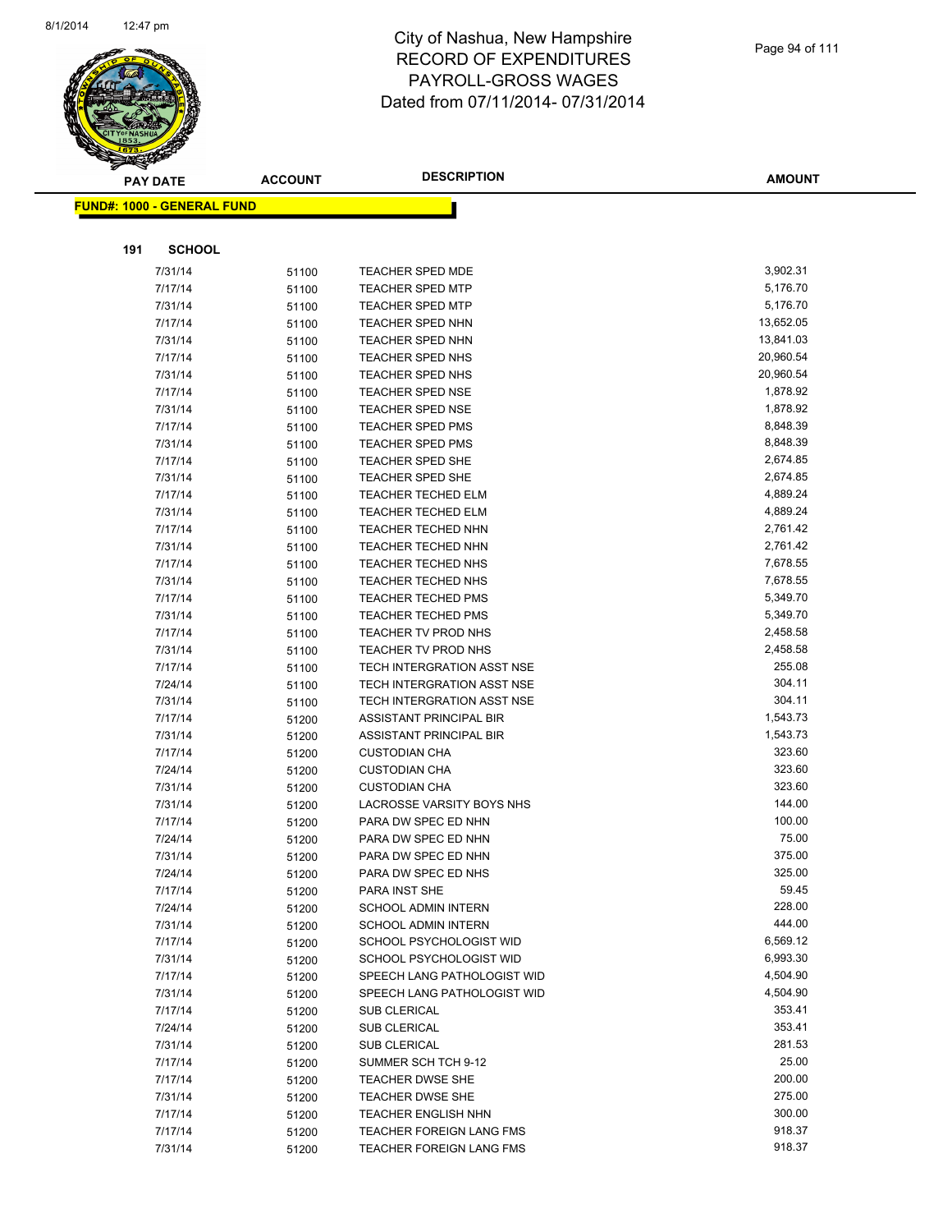# City of Nashua, New Hampshire
## RECORD OF EXPENDITURES
## PAYROLL-GROSS WAGES
## Dated from 07/11/2014- 07/31/2014

**FUND#: 1000 - GENERAL FUND**

**191 SCHOOL**

| PAY DATE | ACCOUNT | DESCRIPTION | AMOUNT |
|---|---|---|---|
| 7/31/14 | 51100 | TEACHER SPED MDE | 3,902.31 |
| 7/17/14 | 51100 | TEACHER SPED MTP | 5,176.70 |
| 7/31/14 | 51100 | TEACHER SPED MTP | 5,176.70 |
| 7/17/14 | 51100 | TEACHER SPED NHN | 13,652.05 |
| 7/31/14 | 51100 | TEACHER SPED NHN | 13,841.03 |
| 7/17/14 | 51100 | TEACHER SPED NHS | 20,960.54 |
| 7/31/14 | 51100 | TEACHER SPED NHS | 20,960.54 |
| 7/17/14 | 51100 | TEACHER SPED NSE | 1,878.92 |
| 7/31/14 | 51100 | TEACHER SPED NSE | 1,878.92 |
| 7/17/14 | 51100 | TEACHER SPED PMS | 8,848.39 |
| 7/31/14 | 51100 | TEACHER SPED PMS | 8,848.39 |
| 7/17/14 | 51100 | TEACHER SPED SHE | 2,674.85 |
| 7/31/14 | 51100 | TEACHER SPED SHE | 2,674.85 |
| 7/17/14 | 51100 | TEACHER TECHED ELM | 4,889.24 |
| 7/31/14 | 51100 | TEACHER TECHED ELM | 4,889.24 |
| 7/17/14 | 51100 | TEACHER TECHED NHN | 2,761.42 |
| 7/31/14 | 51100 | TEACHER TECHED NHN | 2,761.42 |
| 7/17/14 | 51100 | TEACHER TECHED NHS | 7,678.55 |
| 7/31/14 | 51100 | TEACHER TECHED NHS | 7,678.55 |
| 7/17/14 | 51100 | TEACHER TECHED PMS | 5,349.70 |
| 7/31/14 | 51100 | TEACHER TECHED PMS | 5,349.70 |
| 7/17/14 | 51100 | TEACHER TV PROD NHS | 2,458.58 |
| 7/31/14 | 51100 | TEACHER TV PROD NHS | 2,458.58 |
| 7/17/14 | 51100 | TECH INTERGRATION ASST NSE | 255.08 |
| 7/24/14 | 51100 | TECH INTERGRATION ASST NSE | 304.11 |
| 7/31/14 | 51100 | TECH INTERGRATION ASST NSE | 304.11 |
| 7/17/14 | 51200 | ASSISTANT PRINCIPAL BIR | 1,543.73 |
| 7/31/14 | 51200 | ASSISTANT PRINCIPAL BIR | 1,543.73 |
| 7/17/14 | 51200 | CUSTODIAN CHA | 323.60 |
| 7/24/14 | 51200 | CUSTODIAN CHA | 323.60 |
| 7/31/14 | 51200 | CUSTODIAN CHA | 323.60 |
| 7/31/14 | 51200 | LACROSSE VARSITY BOYS NHS | 144.00 |
| 7/17/14 | 51200 | PARA DW SPEC ED NHN | 100.00 |
| 7/24/14 | 51200 | PARA DW SPEC ED NHN | 75.00 |
| 7/31/14 | 51200 | PARA DW SPEC ED NHN | 375.00 |
| 7/24/14 | 51200 | PARA DW SPEC ED NHS | 325.00 |
| 7/17/14 | 51200 | PARA INST SHE | 59.45 |
| 7/24/14 | 51200 | SCHOOL ADMIN INTERN | 228.00 |
| 7/31/14 | 51200 | SCHOOL ADMIN INTERN | 444.00 |
| 7/17/14 | 51200 | SCHOOL PSYCHOLOGIST WID | 6,569.12 |
| 7/31/14 | 51200 | SCHOOL PSYCHOLOGIST WID | 6,993.30 |
| 7/17/14 | 51200 | SPEECH LANG PATHOLOGIST WID | 4,504.90 |
| 7/31/14 | 51200 | SPEECH LANG PATHOLOGIST WID | 4,504.90 |
| 7/17/14 | 51200 | SUB CLERICAL | 353.41 |
| 7/24/14 | 51200 | SUB CLERICAL | 353.41 |
| 7/31/14 | 51200 | SUB CLERICAL | 281.53 |
| 7/17/14 | 51200 | SUMMER SCH TCH 9-12 | 25.00 |
| 7/17/14 | 51200 | TEACHER DWSE SHE | 200.00 |
| 7/31/14 | 51200 | TEACHER DWSE SHE | 275.00 |
| 7/17/14 | 51200 | TEACHER ENGLISH NHN | 300.00 |
| 7/17/14 | 51200 | TEACHER FOREIGN LANG FMS | 918.37 |
| 7/31/14 | 51200 | TEACHER FOREIGN LANG FMS | 918.37 |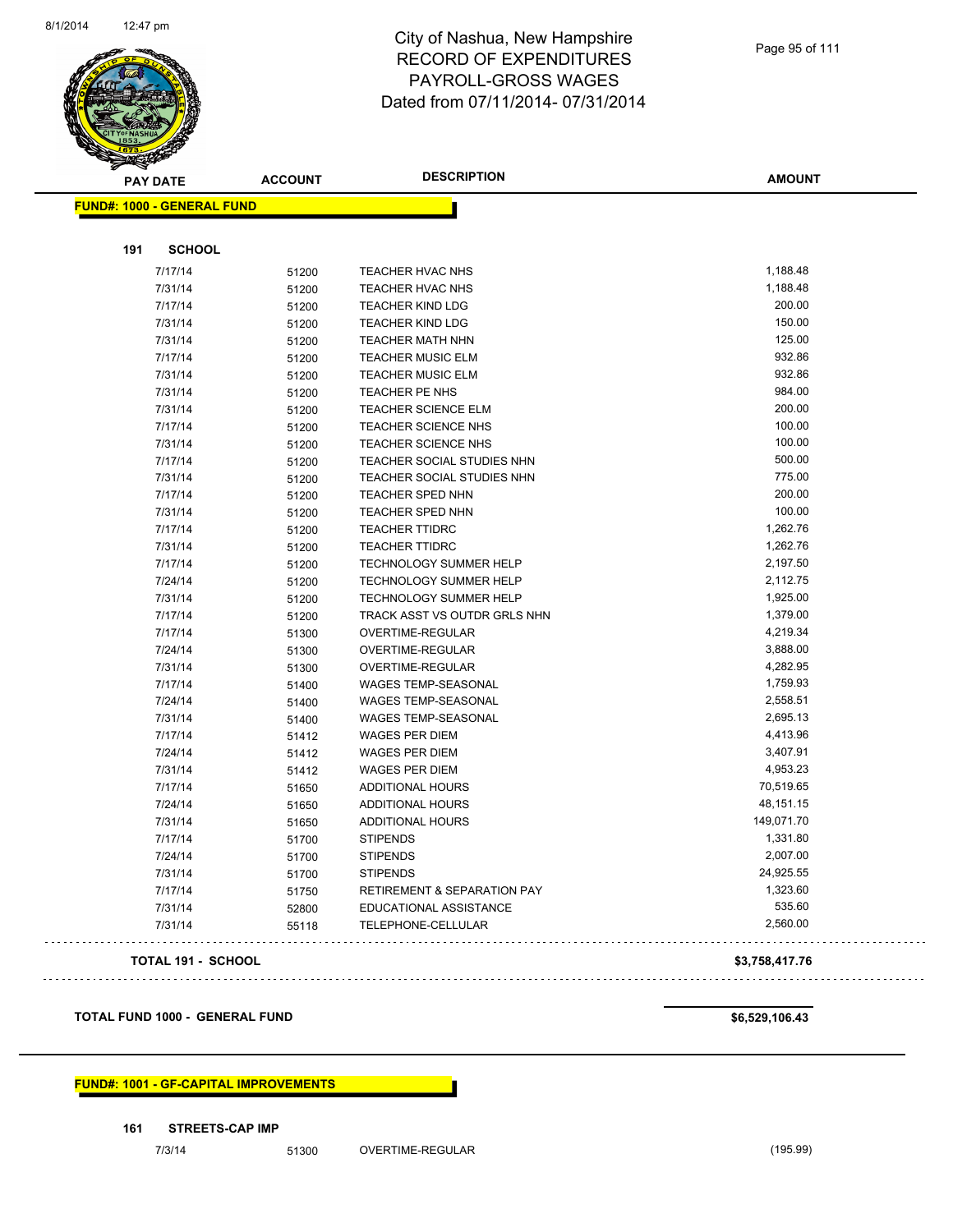# City of Nashua, New Hampshire
## RECORD OF EXPENDITURES
## PAYROLL-GROSS WAGES
## Dated from 07/11/2014- 07/31/2014

**FUND#: 1000 - GENERAL FUND**

**191 SCHOOL**

| PAY DATE | ACCOUNT | DESCRIPTION | AMOUNT |
|---|---|---|---|
| 7/17/14 | 51200 | TEACHER HVAC NHS | 1,188.48 |
| 7/31/14 | 51200 | TEACHER HVAC NHS | 1,188.48 |
| 7/17/14 | 51200 | TEACHER KIND LDG | 200.00 |
| 7/31/14 | 51200 | TEACHER KIND LDG | 150.00 |
| 7/31/14 | 51200 | TEACHER MATH NHN | 125.00 |
| 7/17/14 | 51200 | TEACHER MUSIC ELM | 932.86 |
| 7/31/14 | 51200 | TEACHER MUSIC ELM | 932.86 |
| 7/31/14 | 51200 | TEACHER PE NHS | 984.00 |
| 7/31/14 | 51200 | TEACHER SCIENCE ELM | 200.00 |
| 7/17/14 | 51200 | TEACHER SCIENCE NHS | 100.00 |
| 7/31/14 | 51200 | TEACHER SCIENCE NHS | 100.00 |
| 7/17/14 | 51200 | TEACHER SOCIAL STUDIES NHN | 500.00 |
| 7/31/14 | 51200 | TEACHER SOCIAL STUDIES NHN | 775.00 |
| 7/17/14 | 51200 | TEACHER SPED NHN | 200.00 |
| 7/31/14 | 51200 | TEACHER SPED NHN | 100.00 |
| 7/17/14 | 51200 | TEACHER TTIDRC | 1,262.76 |
| 7/31/14 | 51200 | TEACHER TTIDRC | 1,262.76 |
| 7/17/14 | 51200 | TECHNOLOGY SUMMER HELP | 2,197.50 |
| 7/24/14 | 51200 | TECHNOLOGY SUMMER HELP | 2,112.75 |
| 7/31/14 | 51200 | TECHNOLOGY SUMMER HELP | 1,925.00 |
| 7/17/14 | 51200 | TRACK ASST VS OUTDR GRLS NHN | 1,379.00 |
| 7/17/14 | 51300 | OVERTIME-REGULAR | 4,219.34 |
| 7/24/14 | 51300 | OVERTIME-REGULAR | 3,888.00 |
| 7/31/14 | 51300 | OVERTIME-REGULAR | 4,282.95 |
| 7/17/14 | 51400 | WAGES TEMP-SEASONAL | 1,759.93 |
| 7/24/14 | 51400 | WAGES TEMP-SEASONAL | 2,558.51 |
| 7/31/14 | 51400 | WAGES TEMP-SEASONAL | 2,695.13 |
| 7/17/14 | 51412 | WAGES PER DIEM | 4,413.96 |
| 7/24/14 | 51412 | WAGES PER DIEM | 3,407.91 |
| 7/31/14 | 51412 | WAGES PER DIEM | 4,953.23 |
| 7/17/14 | 51650 | ADDITIONAL HOURS | 70,519.65 |
| 7/24/14 | 51650 | ADDITIONAL HOURS | 48,151.15 |
| 7/31/14 | 51650 | ADDITIONAL HOURS | 149,071.70 |
| 7/17/14 | 51700 | STIPENDS | 1,331.80 |
| 7/24/14 | 51700 | STIPENDS | 2,007.00 |
| 7/31/14 | 51700 | STIPENDS | 24,925.55 |
| 7/17/14 | 51750 | RETIREMENT & SEPARATION PAY | 1,323.60 |
| 7/31/14 | 52800 | EDUCATIONAL ASSISTANCE | 535.60 |
| 7/31/14 | 55118 | TELEPHONE-CELLULAR | 2,560.00 |

**TOTAL 191 - SCHOOL** **$3,758,417.76**

**TOTAL FUND 1000 - GENERAL FUND** **$6,529,106.43**

**FUND#: 1001 - GF-CAPITAL IMPROVEMENTS**

**161 STREETS-CAP IMP**

| PAY DATE | ACCOUNT | DESCRIPTION | AMOUNT |
|---|---|---|---|
| 7/3/14 | 51300 | OVERTIME-REGULAR | (195.99) |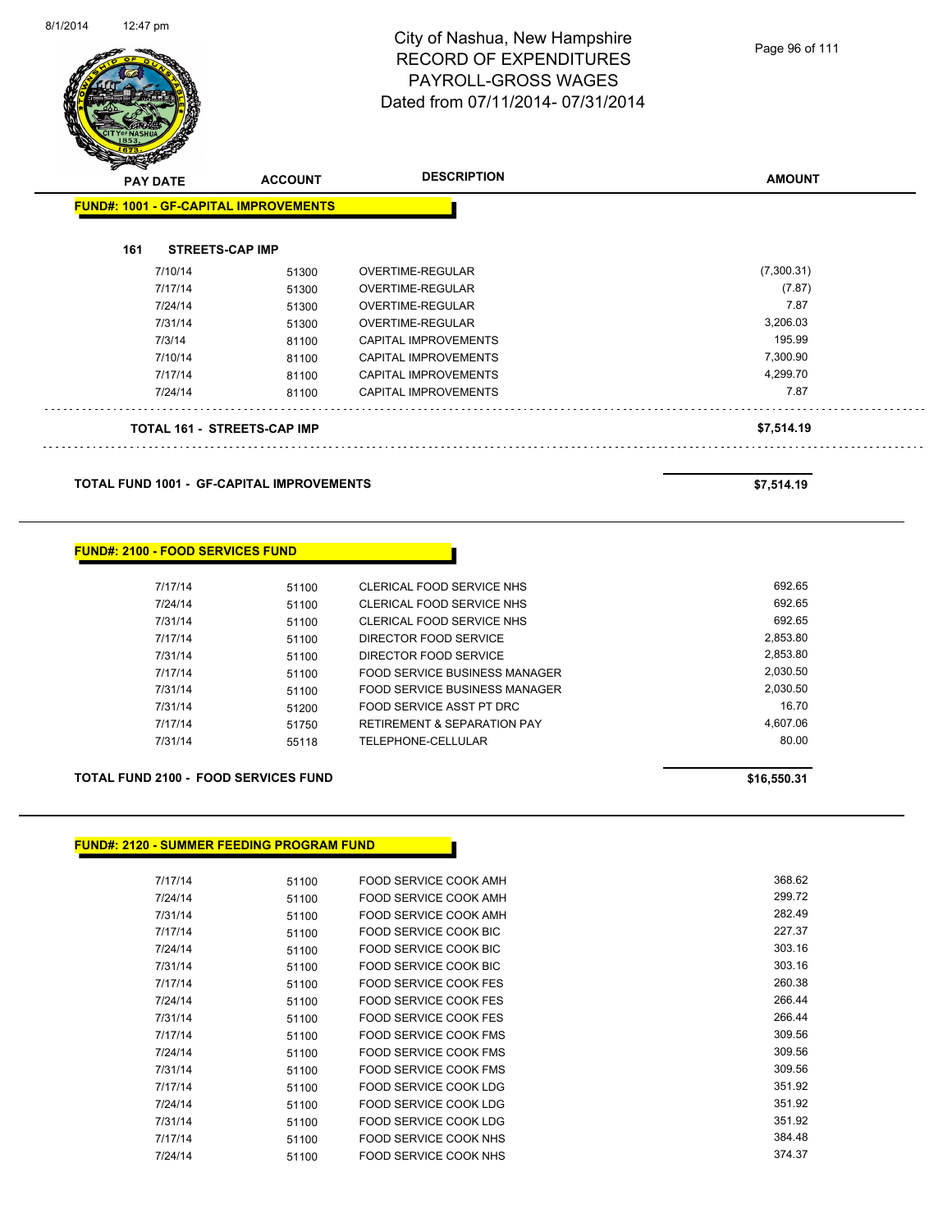# City of Nashua, New Hampshire
## RECORD OF EXPENDITURES
## PAYROLL-GROSS WAGES
## Dated from 07/11/2014- 07/31/2014

| PAY DATE | ACCOUNT | DESCRIPTION | AMOUNT |
|---|---|---|---|

**FUND#: 1001 - GF-CAPITAL IMPROVEMENTS**

**161 STREETS-CAP IMP**

| PAY DATE | ACCOUNT | DESCRIPTION | AMOUNT |
|---|---|---|---|
| 7/10/14 | 51300 | OVERTIME-REGULAR | (7,300.31) |
| 7/17/14 | 51300 | OVERTIME-REGULAR | (7.87) |
| 7/24/14 | 51300 | OVERTIME-REGULAR | 7.87 |
| 7/31/14 | 51300 | OVERTIME-REGULAR | 3,206.03 |
| 7/3/14 | 81100 | CAPITAL IMPROVEMENTS | 195.99 |
| 7/10/14 | 81100 | CAPITAL IMPROVEMENTS | 7,300.90 |
| 7/17/14 | 81100 | CAPITAL IMPROVEMENTS | 4,299.70 |
| 7/24/14 | 81100 | CAPITAL IMPROVEMENTS | 7.87 |

**TOTAL 161 - STREETS-CAP IMP** **$7,514.19**

**TOTAL FUND 1001 - GF-CAPITAL IMPROVEMENTS** **$7,514.19**

**FUND#: 2100 - FOOD SERVICES FUND**

| PAY DATE | ACCOUNT | DESCRIPTION | AMOUNT |
|---|---|---|---|
| 7/17/14 | 51100 | CLERICAL FOOD SERVICE NHS | 692.65 |
| 7/24/14 | 51100 | CLERICAL FOOD SERVICE NHS | 692.65 |
| 7/31/14 | 51100 | CLERICAL FOOD SERVICE NHS | 692.65 |
| 7/17/14 | 51100 | DIRECTOR FOOD SERVICE | 2,853.80 |
| 7/31/14 | 51100 | DIRECTOR FOOD SERVICE | 2,853.80 |
| 7/17/14 | 51100 | FOOD SERVICE BUSINESS MANAGER | 2,030.50 |
| 7/31/14 | 51100 | FOOD SERVICE BUSINESS MANAGER | 2,030.50 |
| 7/31/14 | 51200 | FOOD SERVICE ASST PT DRC | 16.70 |
| 7/17/14 | 51750 | RETIREMENT & SEPARATION PAY | 4,607.06 |
| 7/31/14 | 55118 | TELEPHONE-CELLULAR | 80.00 |

**TOTAL FUND 2100 - FOOD SERVICES FUND** **$16,550.31**

**FUND#: 2120 - SUMMER FEEDING PROGRAM FUND**

| PAY DATE | ACCOUNT | DESCRIPTION | AMOUNT |
|---|---|---|---|
| 7/17/14 | 51100 | FOOD SERVICE COOK AMH | 368.62 |
| 7/24/14 | 51100 | FOOD SERVICE COOK AMH | 299.72 |
| 7/31/14 | 51100 | FOOD SERVICE COOK AMH | 282.49 |
| 7/17/14 | 51100 | FOOD SERVICE COOK BIC | 227.37 |
| 7/24/14 | 51100 | FOOD SERVICE COOK BIC | 303.16 |
| 7/31/14 | 51100 | FOOD SERVICE COOK BIC | 303.16 |
| 7/17/14 | 51100 | FOOD SERVICE COOK FES | 260.38 |
| 7/24/14 | 51100 | FOOD SERVICE COOK FES | 266.44 |
| 7/31/14 | 51100 | FOOD SERVICE COOK FES | 266.44 |
| 7/17/14 | 51100 | FOOD SERVICE COOK FMS | 309.56 |
| 7/24/14 | 51100 | FOOD SERVICE COOK FMS | 309.56 |
| 7/31/14 | 51100 | FOOD SERVICE COOK FMS | 309.56 |
| 7/17/14 | 51100 | FOOD SERVICE COOK LDG | 351.92 |
| 7/24/14 | 51100 | FOOD SERVICE COOK LDG | 351.92 |
| 7/31/14 | 51100 | FOOD SERVICE COOK LDG | 351.92 |
| 7/17/14 | 51100 | FOOD SERVICE COOK NHS | 384.48 |
| 7/24/14 | 51100 | FOOD SERVICE COOK NHS | 374.37 |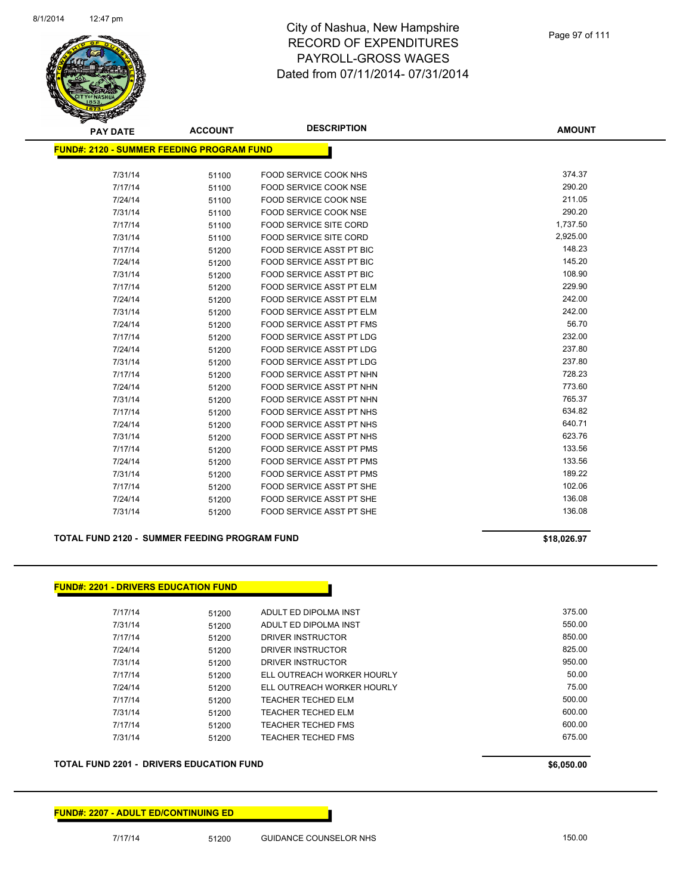# City of Nashua, New Hampshire
## RECORD OF EXPENDITURES
## PAYROLL-GROSS WAGES
## Dated from 07/11/2014- 07/31/2014

**FUND#: 2120 - SUMMER FEEDING PROGRAM FUND**

| PAY DATE | ACCOUNT | DESCRIPTION | AMOUNT |
|---|---|---|---|
| 7/31/14 | 51100 | FOOD SERVICE COOK NHS | 374.37 |
| 7/17/14 | 51100 | FOOD SERVICE COOK NSE | 290.20 |
| 7/24/14 | 51100 | FOOD SERVICE COOK NSE | 211.05 |
| 7/31/14 | 51100 | FOOD SERVICE COOK NSE | 290.20 |
| 7/17/14 | 51100 | FOOD SERVICE SITE CORD | 1,737.50 |
| 7/31/14 | 51100 | FOOD SERVICE SITE CORD | 2,925.00 |
| 7/17/14 | 51200 | FOOD SERVICE ASST PT BIC | 148.23 |
| 7/24/14 | 51200 | FOOD SERVICE ASST PT BIC | 145.20 |
| 7/31/14 | 51200 | FOOD SERVICE ASST PT BIC | 108.90 |
| 7/17/14 | 51200 | FOOD SERVICE ASST PT ELM | 229.90 |
| 7/24/14 | 51200 | FOOD SERVICE ASST PT ELM | 242.00 |
| 7/31/14 | 51200 | FOOD SERVICE ASST PT ELM | 242.00 |
| 7/24/14 | 51200 | FOOD SERVICE ASST PT FMS | 56.70 |
| 7/17/14 | 51200 | FOOD SERVICE ASST PT LDG | 232.00 |
| 7/24/14 | 51200 | FOOD SERVICE ASST PT LDG | 237.80 |
| 7/31/14 | 51200 | FOOD SERVICE ASST PT LDG | 237.80 |
| 7/17/14 | 51200 | FOOD SERVICE ASST PT NHN | 728.23 |
| 7/24/14 | 51200 | FOOD SERVICE ASST PT NHN | 773.60 |
| 7/31/14 | 51200 | FOOD SERVICE ASST PT NHN | 765.37 |
| 7/17/14 | 51200 | FOOD SERVICE ASST PT NHS | 634.82 |
| 7/24/14 | 51200 | FOOD SERVICE ASST PT NHS | 640.71 |
| 7/31/14 | 51200 | FOOD SERVICE ASST PT NHS | 623.76 |
| 7/17/14 | 51200 | FOOD SERVICE ASST PT PMS | 133.56 |
| 7/24/14 | 51200 | FOOD SERVICE ASST PT PMS | 133.56 |
| 7/31/14 | 51200 | FOOD SERVICE ASST PT PMS | 189.22 |
| 7/17/14 | 51200 | FOOD SERVICE ASST PT SHE | 102.06 |
| 7/24/14 | 51200 | FOOD SERVICE ASST PT SHE | 136.08 |
| 7/31/14 | 51200 | FOOD SERVICE ASST PT SHE | 136.08 |

**TOTAL FUND 2120 - SUMMER FEEDING PROGRAM FUND** **$18,026.97**

**FUND#: 2201 - DRIVERS EDUCATION FUND**

| PAY DATE | ACCOUNT | DESCRIPTION | AMOUNT |
|---|---|---|---|
| 7/17/14 | 51200 | ADULT ED DIPOLMA INST | 375.00 |
| 7/31/14 | 51200 | ADULT ED DIPOLMA INST | 550.00 |
| 7/17/14 | 51200 | DRIVER INSTRUCTOR | 850.00 |
| 7/24/14 | 51200 | DRIVER INSTRUCTOR | 825.00 |
| 7/31/14 | 51200 | DRIVER INSTRUCTOR | 950.00 |
| 7/17/14 | 51200 | ELL OUTREACH WORKER HOURLY | 50.00 |
| 7/24/14 | 51200 | ELL OUTREACH WORKER HOURLY | 75.00 |
| 7/17/14 | 51200 | TEACHER TECHED ELM | 500.00 |
| 7/31/14 | 51200 | TEACHER TECHED ELM | 600.00 |
| 7/17/14 | 51200 | TEACHER TECHED FMS | 600.00 |
| 7/31/14 | 51200 | TEACHER TECHED FMS | 675.00 |

**TOTAL FUND 2201 - DRIVERS EDUCATION FUND** **$6,050.00**

**FUND#: 2207 - ADULT ED/CONTINUING ED**

| PAY DATE | ACCOUNT | DESCRIPTION | AMOUNT |
|---|---|---|---|
| 7/17/14 | 51200 | GUIDANCE COUNSELOR NHS | 150.00 |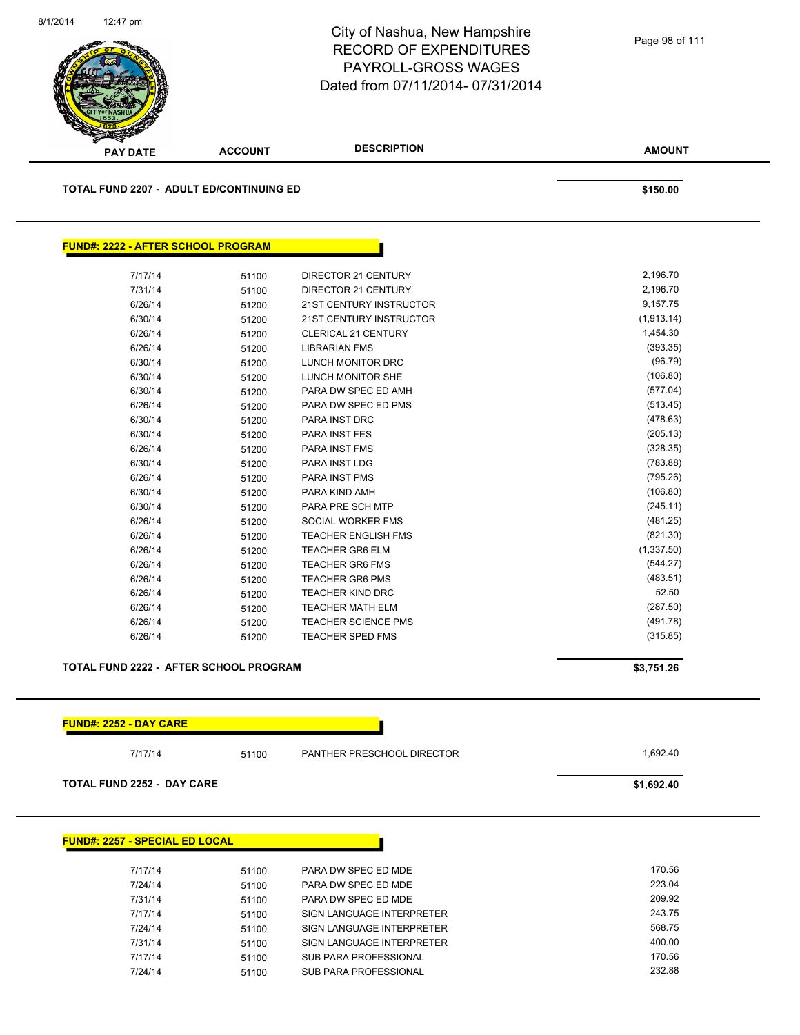| PAY DATE | ACCOUNT | DESCRIPTION | AMOUNT |
|---|---|---|---|

**TOTAL FUND 2207 - ADULT ED/CONTINUING ED** **$150.00**

**FUND#: 2222 - AFTER SCHOOL PROGRAM**

| PAY DATE | ACCOUNT | DESCRIPTION | AMOUNT |
|---|---|---|---|
| 7/17/14 | 51100 | DIRECTOR 21 CENTURY | 2,196.70 |
| 7/31/14 | 51100 | DIRECTOR 21 CENTURY | 2,196.70 |
| 6/26/14 | 51200 | 21ST CENTURY INSTRUCTOR | 9,157.75 |
| 6/30/14 | 51200 | 21ST CENTURY INSTRUCTOR | (1,913.14) |
| 6/26/14 | 51200 | CLERICAL 21 CENTURY | 1,454.30 |
| 6/26/14 | 51200 | LIBRARIAN FMS | (393.35) |
| 6/30/14 | 51200 | LUNCH MONITOR DRC | (96.79) |
| 6/30/14 | 51200 | LUNCH MONITOR SHE | (106.80) |
| 6/30/14 | 51200 | PARA DW SPEC ED AMH | (577.04) |
| 6/26/14 | 51200 | PARA DW SPEC ED PMS | (513.45) |
| 6/30/14 | 51200 | PARA INST DRC | (478.63) |
| 6/30/14 | 51200 | PARA INST FES | (205.13) |
| 6/26/14 | 51200 | PARA INST FMS | (328.35) |
| 6/30/14 | 51200 | PARA INST LDG | (783.88) |
| 6/26/14 | 51200 | PARA INST PMS | (795.26) |
| 6/30/14 | 51200 | PARA KIND AMH | (106.80) |
| 6/30/14 | 51200 | PARA PRE SCH MTP | (245.11) |
| 6/26/14 | 51200 | SOCIAL WORKER FMS | (481.25) |
| 6/26/14 | 51200 | TEACHER ENGLISH FMS | (821.30) |
| 6/26/14 | 51200 | TEACHER GR6 ELM | (1,337.50) |
| 6/26/14 | 51200 | TEACHER GR6 FMS | (544.27) |
| 6/26/14 | 51200 | TEACHER GR6 PMS | (483.51) |
| 6/26/14 | 51200 | TEACHER KIND DRC | 52.50 |
| 6/26/14 | 51200 | TEACHER MATH ELM | (287.50) |
| 6/26/14 | 51200 | TEACHER SCIENCE PMS | (491.78) |
| 6/26/14 | 51200 | TEACHER SPED FMS | (315.85) |

**TOTAL FUND 2222 - AFTER SCHOOL PROGRAM** **$3,751.26**

**FUND#: 2252 - DAY CARE**

| PAY DATE | ACCOUNT | DESCRIPTION | AMOUNT |
|---|---|---|---|
| 7/17/14 | 51100 | PANTHER PRESCHOOL DIRECTOR | 1,692.40 |

**TOTAL FUND 2252 - DAY CARE** **$1,692.40**

**FUND#: 2257 - SPECIAL ED LOCAL**

| PAY DATE | ACCOUNT | DESCRIPTION | AMOUNT |
|---|---|---|---|
| 7/17/14 | 51100 | PARA DW SPEC ED MDE | 170.56 |
| 7/24/14 | 51100 | PARA DW SPEC ED MDE | 223.04 |
| 7/31/14 | 51100 | PARA DW SPEC ED MDE | 209.92 |
| 7/17/14 | 51100 | SIGN LANGUAGE INTERPRETER | 243.75 |
| 7/24/14 | 51100 | SIGN LANGUAGE INTERPRETER | 568.75 |
| 7/31/14 | 51100 | SIGN LANGUAGE INTERPRETER | 400.00 |
| 7/17/14 | 51100 | SUB PARA PROFESSIONAL | 170.56 |
| 7/24/14 | 51100 | SUB PARA PROFESSIONAL | 232.88 |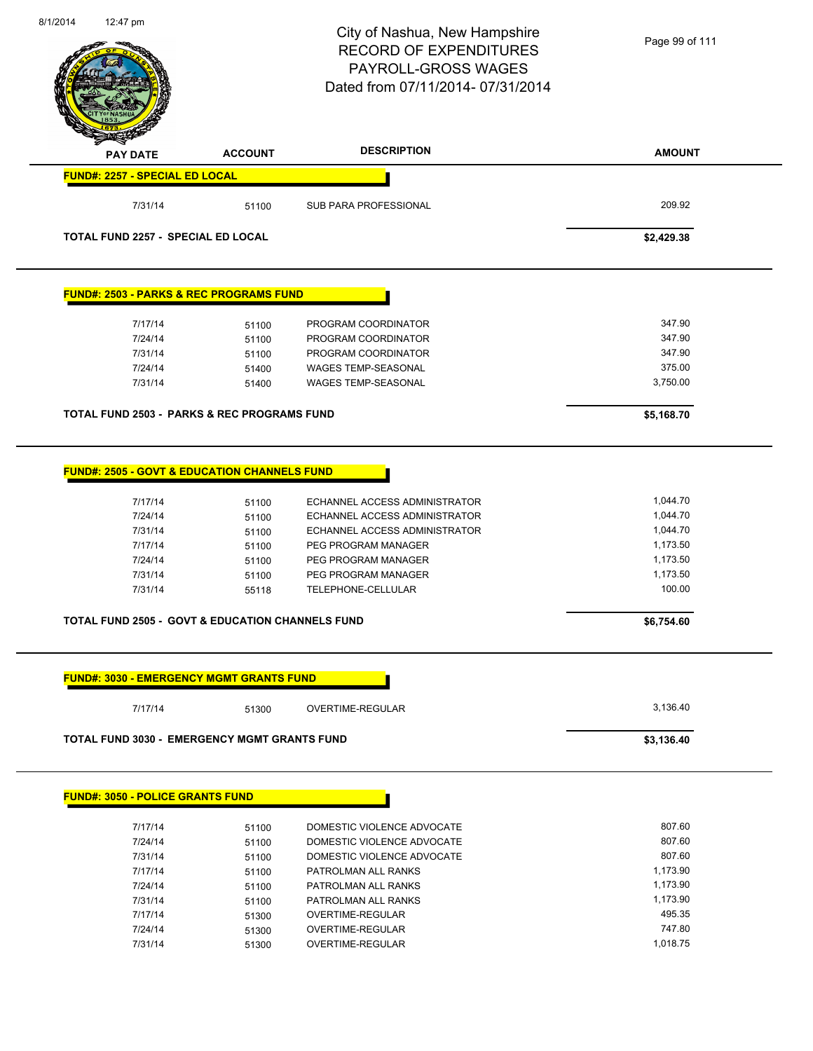# City of Nashua, New Hampshire
## RECORD OF EXPENDITURES
## PAYROLL-GROSS WAGES
## Dated from 07/11/2014- 07/31/2014

| PAY DATE | ACCOUNT | DESCRIPTION | AMOUNT |
|---|---|---|---|
| **FUND#: 2257 - SPECIAL ED LOCAL** | | | |
| 7/31/14 | 51100 | SUB PARA PROFESSIONAL | 209.92 |
| **TOTAL FUND 2257 - SPECIAL ED LOCAL** | | | **$2,429.38** |
| **FUND#: 2503 - PARKS & REC PROGRAMS FUND** | | | |
| 7/17/14 | 51100 | PROGRAM COORDINATOR | 347.90 |
| 7/24/14 | 51100 | PROGRAM COORDINATOR | 347.90 |
| 7/31/14 | 51100 | PROGRAM COORDINATOR | 347.90 |
| 7/24/14 | 51400 | WAGES TEMP-SEASONAL | 375.00 |
| 7/31/14 | 51400 | WAGES TEMP-SEASONAL | 3,750.00 |
| **TOTAL FUND 2503 - PARKS & REC PROGRAMS FUND** | | | **$5,168.70** |
| **FUND#: 2505 - GOVT & EDUCATION CHANNELS FUND** | | | |
| 7/17/14 | 51100 | ECHANNEL ACCESS ADMINISTRATOR | 1,044.70 |
| 7/24/14 | 51100 | ECHANNEL ACCESS ADMINISTRATOR | 1,044.70 |
| 7/31/14 | 51100 | ECHANNEL ACCESS ADMINISTRATOR | 1,044.70 |
| 7/17/14 | 51100 | PEG PROGRAM MANAGER | 1,173.50 |
| 7/24/14 | 51100 | PEG PROGRAM MANAGER | 1,173.50 |
| 7/31/14 | 51100 | PEG PROGRAM MANAGER | 1,173.50 |
| 7/31/14 | 55118 | TELEPHONE-CELLULAR | 100.00 |
| **TOTAL FUND 2505 - GOVT & EDUCATION CHANNELS FUND** | | | **$6,754.60** |
| **FUND#: 3030 - EMERGENCY MGMT GRANTS FUND** | | | |
| 7/17/14 | 51300 | OVERTIME-REGULAR | 3,136.40 |
| **TOTAL FUND 3030 - EMERGENCY MGMT GRANTS FUND** | | | **$3,136.40** |
| **FUND#: 3050 - POLICE GRANTS FUND** | | | |
| 7/17/14 | 51100 | DOMESTIC VIOLENCE ADVOCATE | 807.60 |
| 7/24/14 | 51100 | DOMESTIC VIOLENCE ADVOCATE | 807.60 |
| 7/31/14 | 51100 | DOMESTIC VIOLENCE ADVOCATE | 807.60 |
| 7/17/14 | 51100 | PATROLMAN ALL RANKS | 1,173.90 |
| 7/24/14 | 51100 | PATROLMAN ALL RANKS | 1,173.90 |
| 7/31/14 | 51100 | PATROLMAN ALL RANKS | 1,173.90 |
| 7/17/14 | 51300 | OVERTIME-REGULAR | 495.35 |
| 7/24/14 | 51300 | OVERTIME-REGULAR | 747.80 |
| 7/31/14 | 51300 | OVERTIME-REGULAR | 1,018.75 |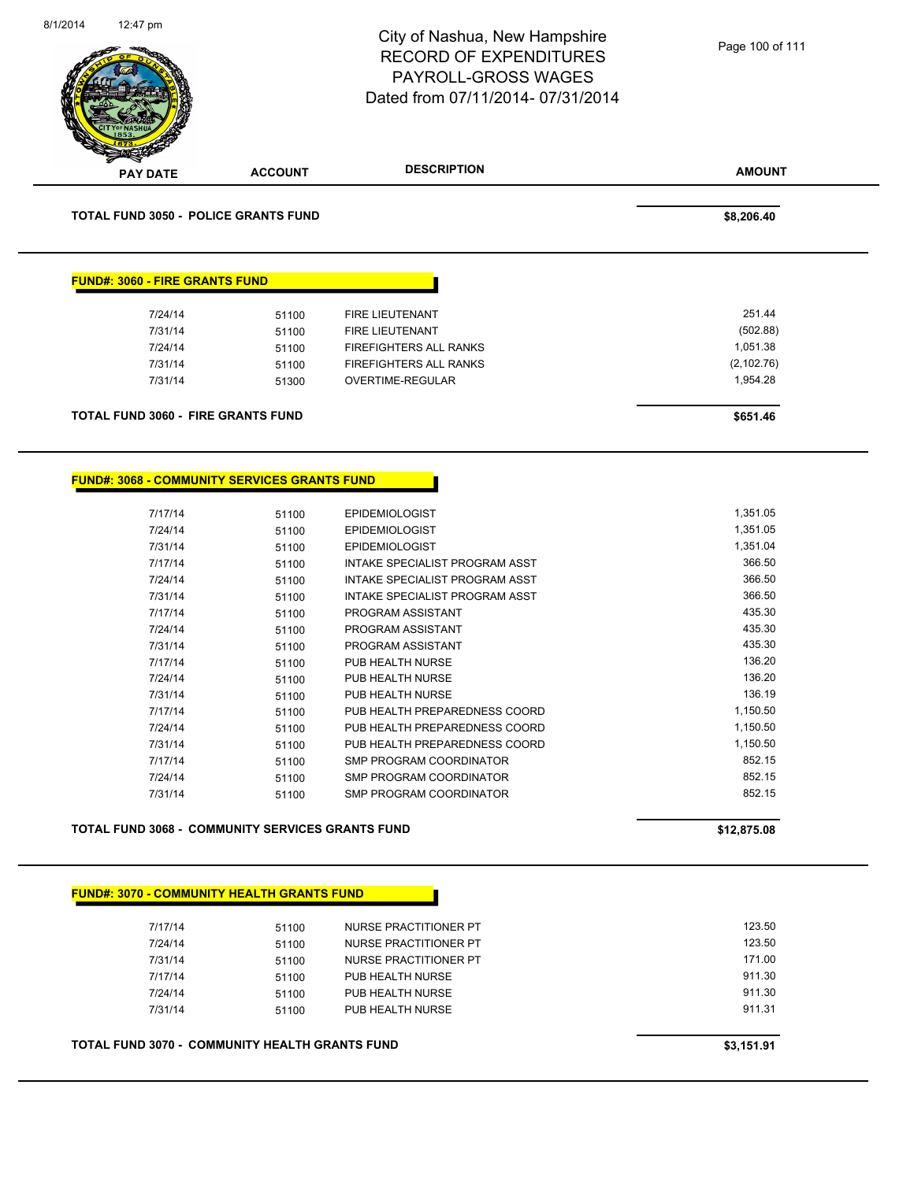# City of Nashua, New Hampshire
## RECORD OF EXPENDITURES
## PAYROLL-GROSS WAGES
## Dated from 07/11/2014- 07/31/2014

| PAY DATE | ACCOUNT | DESCRIPTION | AMOUNT |
|---|---|---|---|
| **TOTAL FUND 3050 - POLICE GRANTS FUND** | | | **$8,206.40** |

**FUND#: 3060 - FIRE GRANTS FUND**

| PAY DATE | ACCOUNT | DESCRIPTION | AMOUNT |
|---|---|---|---|
| 7/24/14 | 51100 | FIRE LIEUTENANT | 251.44 |
| 7/31/14 | 51100 | FIRE LIEUTENANT | (502.88) |
| 7/24/14 | 51100 | FIREFIGHTERS ALL RANKS | 1,051.38 |
| 7/31/14 | 51100 | FIREFIGHTERS ALL RANKS | (2,102.76) |
| 7/31/14 | 51300 | OVERTIME-REGULAR | 1,954.28 |
| **TOTAL FUND 3060 - FIRE GRANTS FUND** | | | **$651.46** |

**FUND#: 3068 - COMMUNITY SERVICES GRANTS FUND**

| PAY DATE | ACCOUNT | DESCRIPTION | AMOUNT |
|---|---|---|---|
| 7/17/14 | 51100 | EPIDEMIOLOGIST | 1,351.05 |
| 7/24/14 | 51100 | EPIDEMIOLOGIST | 1,351.05 |
| 7/31/14 | 51100 | EPIDEMIOLOGIST | 1,351.04 |
| 7/17/14 | 51100 | INTAKE SPECIALIST PROGRAM ASST | 366.50 |
| 7/24/14 | 51100 | INTAKE SPECIALIST PROGRAM ASST | 366.50 |
| 7/31/14 | 51100 | INTAKE SPECIALIST PROGRAM ASST | 366.50 |
| 7/17/14 | 51100 | PROGRAM ASSISTANT | 435.30 |
| 7/24/14 | 51100 | PROGRAM ASSISTANT | 435.30 |
| 7/31/14 | 51100 | PROGRAM ASSISTANT | 435.30 |
| 7/17/14 | 51100 | PUB HEALTH NURSE | 136.20 |
| 7/24/14 | 51100 | PUB HEALTH NURSE | 136.20 |
| 7/31/14 | 51100 | PUB HEALTH NURSE | 136.19 |
| 7/17/14 | 51100 | PUB HEALTH PREPAREDNESS COORD | 1,150.50 |
| 7/24/14 | 51100 | PUB HEALTH PREPAREDNESS COORD | 1,150.50 |
| 7/31/14 | 51100 | PUB HEALTH PREPAREDNESS COORD | 1,150.50 |
| 7/17/14 | 51100 | SMP PROGRAM COORDINATOR | 852.15 |
| 7/24/14 | 51100 | SMP PROGRAM COORDINATOR | 852.15 |
| 7/31/14 | 51100 | SMP PROGRAM COORDINATOR | 852.15 |
| **TOTAL FUND 3068 - COMMUNITY SERVICES GRANTS FUND** | | | **$12,875.08** |

**FUND#: 3070 - COMMUNITY HEALTH GRANTS FUND**

| PAY DATE | ACCOUNT | DESCRIPTION | AMOUNT |
|---|---|---|---|
| 7/17/14 | 51100 | NURSE PRACTITIONER PT | 123.50 |
| 7/24/14 | 51100 | NURSE PRACTITIONER PT | 123.50 |
| 7/31/14 | 51100 | NURSE PRACTITIONER PT | 171.00 |
| 7/17/14 | 51100 | PUB HEALTH NURSE | 911.30 |
| 7/24/14 | 51100 | PUB HEALTH NURSE | 911.30 |
| 7/31/14 | 51100 | PUB HEALTH NURSE | 911.31 |
| **TOTAL FUND 3070 - COMMUNITY HEALTH GRANTS FUND** | | | **$3,151.91** |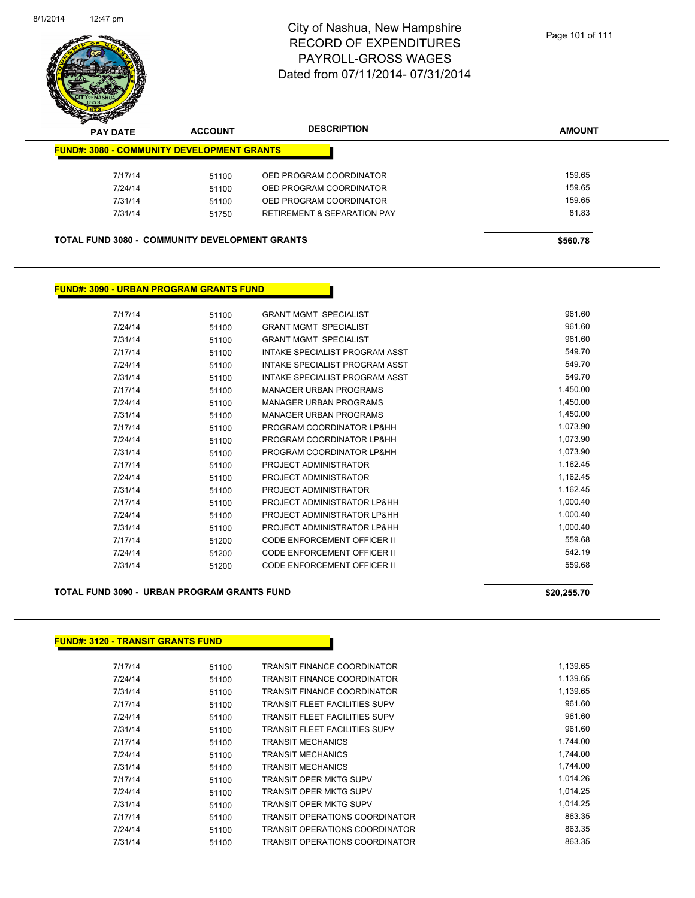# City of Nashua, New Hampshire
# RECORD OF EXPENDITURES
# PAYROLL-GROSS WAGES
# Dated from 07/11/2014- 07/31/2014

| PAY DATE | ACCOUNT | DESCRIPTION | AMOUNT |
|---|---|---|---|
| **FUND#: 3080 - COMMUNITY DEVELOPMENT GRANTS** | | | |
| 7/17/14 | 51100 | OED PROGRAM COORDINATOR | 159.65 |
| 7/24/14 | 51100 | OED PROGRAM COORDINATOR | 159.65 |
| 7/31/14 | 51100 | OED PROGRAM COORDINATOR | 159.65 |
| 7/31/14 | 51750 | RETIREMENT & SEPARATION PAY | 81.83 |
| **TOTAL FUND 3080 - COMMUNITY DEVELOPMENT GRANTS** | | | **$560.78** |

| PAY DATE | ACCOUNT | DESCRIPTION | AMOUNT |
|---|---|---|---|
| **FUND#: 3090 - URBAN PROGRAM GRANTS FUND** | | | |
| 7/17/14 | 51100 | GRANT MGMT SPECIALIST | 961.60 |
| 7/24/14 | 51100 | GRANT MGMT SPECIALIST | 961.60 |
| 7/31/14 | 51100 | GRANT MGMT SPECIALIST | 961.60 |
| 7/17/14 | 51100 | INTAKE SPECIALIST PROGRAM ASST | 549.70 |
| 7/24/14 | 51100 | INTAKE SPECIALIST PROGRAM ASST | 549.70 |
| 7/31/14 | 51100 | INTAKE SPECIALIST PROGRAM ASST | 549.70 |
| 7/17/14 | 51100 | MANAGER URBAN PROGRAMS | 1,450.00 |
| 7/24/14 | 51100 | MANAGER URBAN PROGRAMS | 1,450.00 |
| 7/31/14 | 51100 | MANAGER URBAN PROGRAMS | 1,450.00 |
| 7/17/14 | 51100 | PROGRAM COORDINATOR LP&HH | 1,073.90 |
| 7/24/14 | 51100 | PROGRAM COORDINATOR LP&HH | 1,073.90 |
| 7/31/14 | 51100 | PROGRAM COORDINATOR LP&HH | 1,073.90 |
| 7/17/14 | 51100 | PROJECT ADMINISTRATOR | 1,162.45 |
| 7/24/14 | 51100 | PROJECT ADMINISTRATOR | 1,162.45 |
| 7/31/14 | 51100 | PROJECT ADMINISTRATOR | 1,162.45 |
| 7/17/14 | 51100 | PROJECT ADMINISTRATOR LP&HH | 1,000.40 |
| 7/24/14 | 51100 | PROJECT ADMINISTRATOR LP&HH | 1,000.40 |
| 7/31/14 | 51100 | PROJECT ADMINISTRATOR LP&HH | 1,000.40 |
| 7/17/14 | 51200 | CODE ENFORCEMENT OFFICER II | 559.68 |
| 7/24/14 | 51200 | CODE ENFORCEMENT OFFICER II | 542.19 |
| 7/31/14 | 51200 | CODE ENFORCEMENT OFFICER II | 559.68 |
| **TOTAL FUND 3090 - URBAN PROGRAM GRANTS FUND** | | | **$20,255.70** |

| PAY DATE | ACCOUNT | DESCRIPTION | AMOUNT |
|---|---|---|---|
| **FUND#: 3120 - TRANSIT GRANTS FUND** | | | |
| 7/17/14 | 51100 | TRANSIT FINANCE COORDINATOR | 1,139.65 |
| 7/24/14 | 51100 | TRANSIT FINANCE COORDINATOR | 1,139.65 |
| 7/31/14 | 51100 | TRANSIT FINANCE COORDINATOR | 1,139.65 |
| 7/17/14 | 51100 | TRANSIT FLEET FACILITIES SUPV | 961.60 |
| 7/24/14 | 51100 | TRANSIT FLEET FACILITIES SUPV | 961.60 |
| 7/31/14 | 51100 | TRANSIT FLEET FACILITIES SUPV | 961.60 |
| 7/17/14 | 51100 | TRANSIT MECHANICS | 1,744.00 |
| 7/24/14 | 51100 | TRANSIT MECHANICS | 1,744.00 |
| 7/31/14 | 51100 | TRANSIT MECHANICS | 1,744.00 |
| 7/17/14 | 51100 | TRANSIT OPER MKTG SUPV | 1,014.26 |
| 7/24/14 | 51100 | TRANSIT OPER MKTG SUPV | 1,014.25 |
| 7/31/14 | 51100 | TRANSIT OPER MKTG SUPV | 1,014.25 |
| 7/17/14 | 51100 | TRANSIT OPERATIONS COORDINATOR | 863.35 |
| 7/24/14 | 51100 | TRANSIT OPERATIONS COORDINATOR | 863.35 |
| 7/31/14 | 51100 | TRANSIT OPERATIONS COORDINATOR | 863.35 |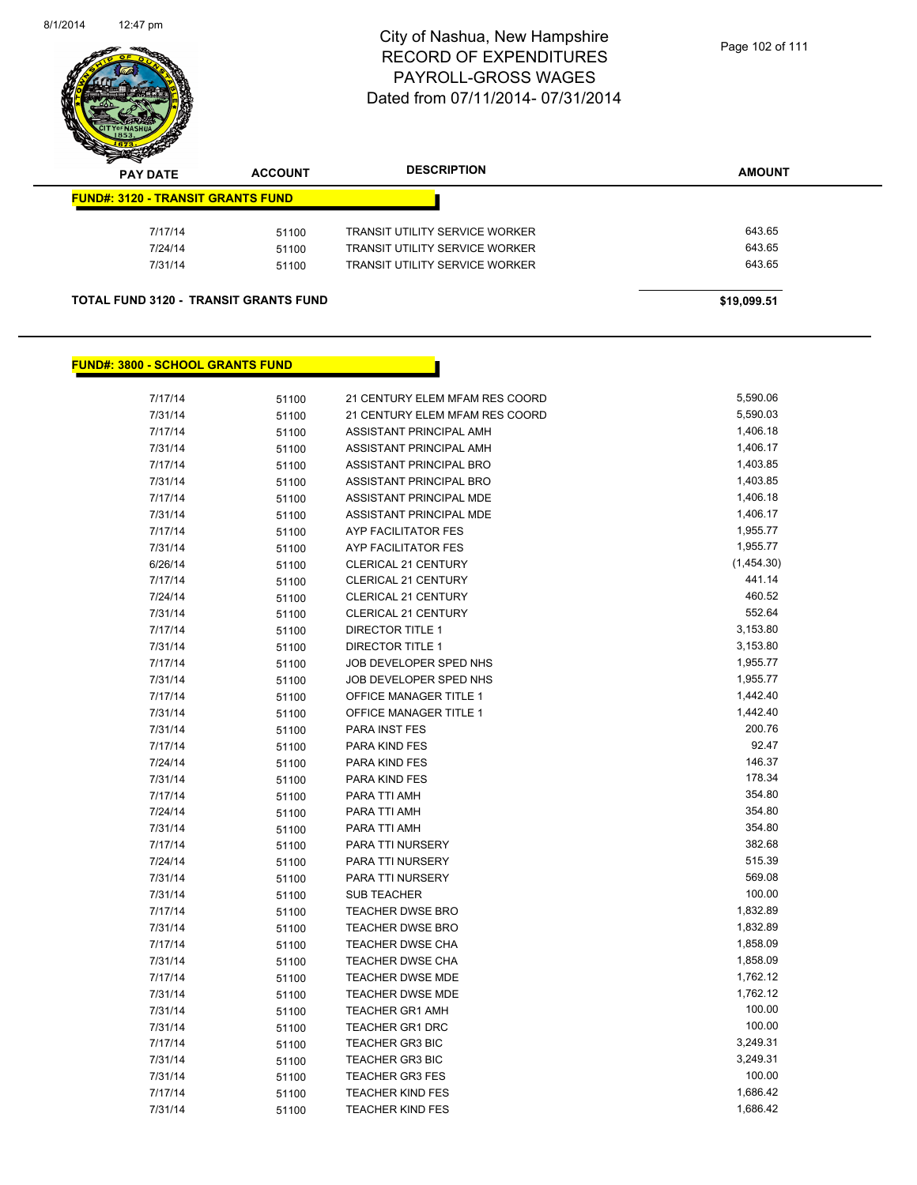# City of Nashua, New Hampshire
## RECORD OF EXPENDITURES
## PAYROLL-GROSS WAGES
## Dated from 07/11/2014- 07/31/2014

| PAY DATE | ACCOUNT | DESCRIPTION | AMOUNT |
|---|---|---|---|
| **FUND#: 3120 - TRANSIT GRANTS FUND** | | | |
| 7/17/14 | 51100 | TRANSIT UTILITY SERVICE WORKER | 643.65 |
| 7/24/14 | 51100 | TRANSIT UTILITY SERVICE WORKER | 643.65 |
| 7/31/14 | 51100 | TRANSIT UTILITY SERVICE WORKER | 643.65 |
| **TOTAL FUND 3120 - TRANSIT GRANTS FUND** | | | **$19,099.51** |

**FUND#: 3800 - SCHOOL GRANTS FUND**

| PAY DATE | ACCOUNT | DESCRIPTION | AMOUNT |
|---|---|---|---|
| 7/17/14 | 51100 | 21 CENTURY ELEM MFAM RES COORD | 5,590.06 |
| 7/31/14 | 51100 | 21 CENTURY ELEM MFAM RES COORD | 5,590.03 |
| 7/17/14 | 51100 | ASSISTANT PRINCIPAL AMH | 1,406.18 |
| 7/31/14 | 51100 | ASSISTANT PRINCIPAL AMH | 1,406.17 |
| 7/17/14 | 51100 | ASSISTANT PRINCIPAL BRO | 1,403.85 |
| 7/31/14 | 51100 | ASSISTANT PRINCIPAL BRO | 1,403.85 |
| 7/17/14 | 51100 | ASSISTANT PRINCIPAL MDE | 1,406.18 |
| 7/31/14 | 51100 | ASSISTANT PRINCIPAL MDE | 1,406.17 |
| 7/17/14 | 51100 | AYP FACILITATOR FES | 1,955.77 |
| 7/31/14 | 51100 | AYP FACILITATOR FES | 1,955.77 |
| 6/26/14 | 51100 | CLERICAL 21 CENTURY | (1,454.30) |
| 7/17/14 | 51100 | CLERICAL 21 CENTURY | 441.14 |
| 7/24/14 | 51100 | CLERICAL 21 CENTURY | 460.52 |
| 7/31/14 | 51100 | CLERICAL 21 CENTURY | 552.64 |
| 7/17/14 | 51100 | DIRECTOR TITLE 1 | 3,153.80 |
| 7/31/14 | 51100 | DIRECTOR TITLE 1 | 3,153.80 |
| 7/17/14 | 51100 | JOB DEVELOPER SPED NHS | 1,955.77 |
| 7/31/14 | 51100 | JOB DEVELOPER SPED NHS | 1,955.77 |
| 7/17/14 | 51100 | OFFICE MANAGER TITLE 1 | 1,442.40 |
| 7/31/14 | 51100 | OFFICE MANAGER TITLE 1 | 1,442.40 |
| 7/31/14 | 51100 | PARA INST FES | 200.76 |
| 7/17/14 | 51100 | PARA KIND FES | 92.47 |
| 7/24/14 | 51100 | PARA KIND FES | 146.37 |
| 7/31/14 | 51100 | PARA KIND FES | 178.34 |
| 7/17/14 | 51100 | PARA TTI AMH | 354.80 |
| 7/24/14 | 51100 | PARA TTI AMH | 354.80 |
| 7/31/14 | 51100 | PARA TTI AMH | 354.80 |
| 7/17/14 | 51100 | PARA TTI NURSERY | 382.68 |
| 7/24/14 | 51100 | PARA TTI NURSERY | 515.39 |
| 7/31/14 | 51100 | PARA TTI NURSERY | 569.08 |
| 7/31/14 | 51100 | SUB TEACHER | 100.00 |
| 7/17/14 | 51100 | TEACHER DWSE BRO | 1,832.89 |
| 7/31/14 | 51100 | TEACHER DWSE BRO | 1,832.89 |
| 7/17/14 | 51100 | TEACHER DWSE CHA | 1,858.09 |
| 7/31/14 | 51100 | TEACHER DWSE CHA | 1,858.09 |
| 7/17/14 | 51100 | TEACHER DWSE MDE | 1,762.12 |
| 7/31/14 | 51100 | TEACHER DWSE MDE | 1,762.12 |
| 7/31/14 | 51100 | TEACHER GR1 AMH | 100.00 |
| 7/31/14 | 51100 | TEACHER GR1 DRC | 100.00 |
| 7/17/14 | 51100 | TEACHER GR3 BIC | 3,249.31 |
| 7/31/14 | 51100 | TEACHER GR3 BIC | 3,249.31 |
| 7/31/14 | 51100 | TEACHER GR3 FES | 100.00 |
| 7/17/14 | 51100 | TEACHER KIND FES | 1,686.42 |
| 7/31/14 | 51100 | TEACHER KIND FES | 1,686.42 |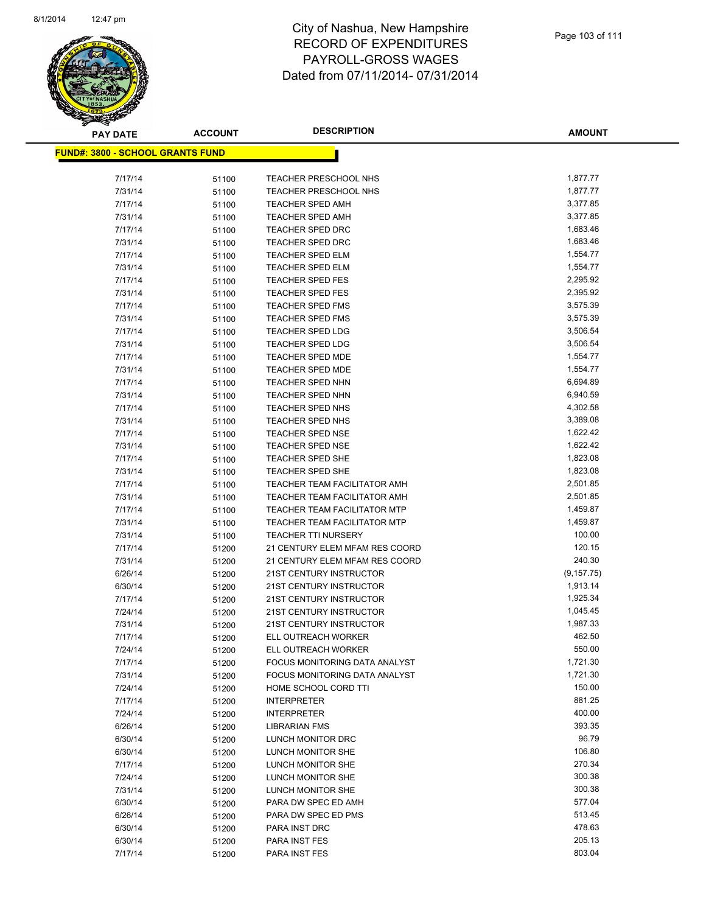# City of Nashua, New Hampshire
## RECORD OF EXPENDITURES
## PAYROLL-GROSS WAGES
## Dated from 07/11/2014- 07/31/2014

**FUND#: 3800 - SCHOOL GRANTS FUND**

| PAY DATE | ACCOUNT | DESCRIPTION | AMOUNT |
|---|---|---|---|
| 7/17/14 | 51100 | TEACHER PRESCHOOL NHS | 1,877.77 |
| 7/31/14 | 51100 | TEACHER PRESCHOOL NHS | 1,877.77 |
| 7/17/14 | 51100 | TEACHER SPED AMH | 3,377.85 |
| 7/31/14 | 51100 | TEACHER SPED AMH | 3,377.85 |
| 7/17/14 | 51100 | TEACHER SPED DRC | 1,683.46 |
| 7/31/14 | 51100 | TEACHER SPED DRC | 1,683.46 |
| 7/17/14 | 51100 | TEACHER SPED ELM | 1,554.77 |
| 7/31/14 | 51100 | TEACHER SPED ELM | 1,554.77 |
| 7/17/14 | 51100 | TEACHER SPED FES | 2,295.92 |
| 7/31/14 | 51100 | TEACHER SPED FES | 2,395.92 |
| 7/17/14 | 51100 | TEACHER SPED FMS | 3,575.39 |
| 7/31/14 | 51100 | TEACHER SPED FMS | 3,575.39 |
| 7/17/14 | 51100 | TEACHER SPED LDG | 3,506.54 |
| 7/31/14 | 51100 | TEACHER SPED LDG | 3,506.54 |
| 7/17/14 | 51100 | TEACHER SPED MDE | 1,554.77 |
| 7/31/14 | 51100 | TEACHER SPED MDE | 1,554.77 |
| 7/17/14 | 51100 | TEACHER SPED NHN | 6,694.89 |
| 7/31/14 | 51100 | TEACHER SPED NHN | 6,940.59 |
| 7/17/14 | 51100 | TEACHER SPED NHS | 4,302.58 |
| 7/31/14 | 51100 | TEACHER SPED NHS | 3,389.08 |
| 7/17/14 | 51100 | TEACHER SPED NSE | 1,622.42 |
| 7/31/14 | 51100 | TEACHER SPED NSE | 1,622.42 |
| 7/17/14 | 51100 | TEACHER SPED SHE | 1,823.08 |
| 7/31/14 | 51100 | TEACHER SPED SHE | 1,823.08 |
| 7/17/14 | 51100 | TEACHER TEAM FACILITATOR AMH | 2,501.85 |
| 7/31/14 | 51100 | TEACHER TEAM FACILITATOR AMH | 2,501.85 |
| 7/17/14 | 51100 | TEACHER TEAM FACILITATOR MTP | 1,459.87 |
| 7/31/14 | 51100 | TEACHER TEAM FACILITATOR MTP | 1,459.87 |
| 7/31/14 | 51100 | TEACHER TTI NURSERY | 100.00 |
| 7/17/14 | 51200 | 21 CENTURY ELEM MFAM RES COORD | 120.15 |
| 7/31/14 | 51200 | 21 CENTURY ELEM MFAM RES COORD | 240.30 |
| 6/26/14 | 51200 | 21ST CENTURY INSTRUCTOR | (9,157.75) |
| 6/30/14 | 51200 | 21ST CENTURY INSTRUCTOR | 1,913.14 |
| 7/17/14 | 51200 | 21ST CENTURY INSTRUCTOR | 1,925.34 |
| 7/24/14 | 51200 | 21ST CENTURY INSTRUCTOR | 1,045.45 |
| 7/31/14 | 51200 | 21ST CENTURY INSTRUCTOR | 1,987.33 |
| 7/17/14 | 51200 | ELL OUTREACH WORKER | 462.50 |
| 7/24/14 | 51200 | ELL OUTREACH WORKER | 550.00 |
| 7/17/14 | 51200 | FOCUS MONITORING DATA ANALYST | 1,721.30 |
| 7/31/14 | 51200 | FOCUS MONITORING DATA ANALYST | 1,721.30 |
| 7/24/14 | 51200 | HOME SCHOOL CORD TTI | 150.00 |
| 7/17/14 | 51200 | INTERPRETER | 881.25 |
| 7/24/14 | 51200 | INTERPRETER | 400.00 |
| 6/26/14 | 51200 | LIBRARIAN FMS | 393.35 |
| 6/30/14 | 51200 | LUNCH MONITOR DRC | 96.79 |
| 6/30/14 | 51200 | LUNCH MONITOR SHE | 106.80 |
| 7/17/14 | 51200 | LUNCH MONITOR SHE | 270.34 |
| 7/24/14 | 51200 | LUNCH MONITOR SHE | 300.38 |
| 7/31/14 | 51200 | LUNCH MONITOR SHE | 300.38 |
| 6/30/14 | 51200 | PARA DW SPEC ED AMH | 577.04 |
| 6/26/14 | 51200 | PARA DW SPEC ED PMS | 513.45 |
| 6/30/14 | 51200 | PARA INST DRC | 478.63 |
| 6/30/14 | 51200 | PARA INST FES | 205.13 |
| 7/17/14 | 51200 | PARA INST FES | 803.04 |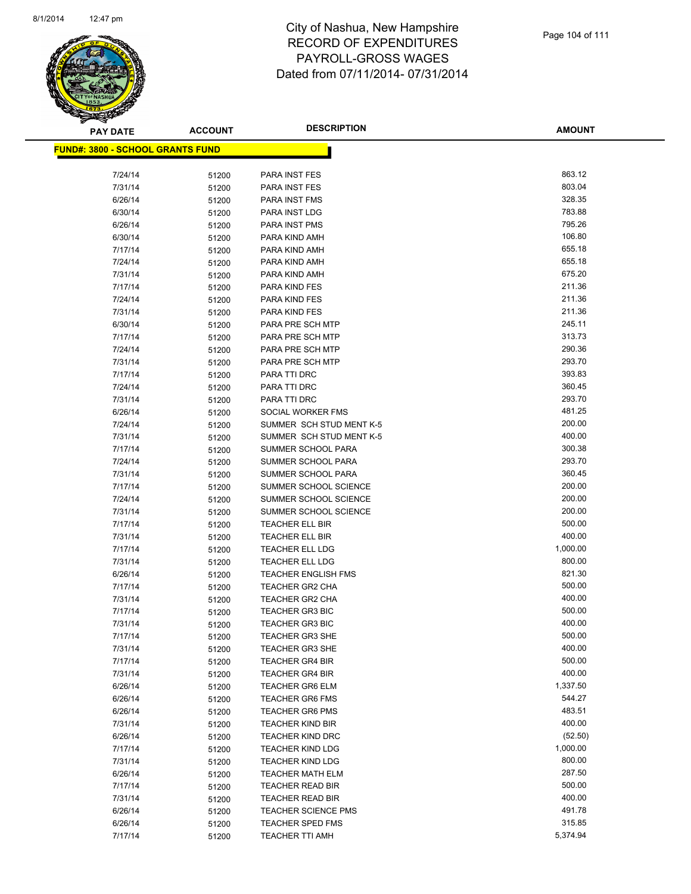City of Nashua, New Hampshire
RECORD OF EXPENDITURES
PAYROLL-GROSS WAGES
Dated from 07/11/2014- 07/31/2014

**FUND#: 3800 - SCHOOL GRANTS FUND**

| PAY DATE | ACCOUNT | DESCRIPTION | AMOUNT |
|---|---|---|---|
| 7/24/14 | 51200 | PARA INST FES | 863.12 |
| 7/31/14 | 51200 | PARA INST FES | 803.04 |
| 6/26/14 | 51200 | PARA INST FMS | 328.35 |
| 6/30/14 | 51200 | PARA INST LDG | 783.88 |
| 6/26/14 | 51200 | PARA INST PMS | 795.26 |
| 6/30/14 | 51200 | PARA KIND AMH | 106.80 |
| 7/17/14 | 51200 | PARA KIND AMH | 655.18 |
| 7/24/14 | 51200 | PARA KIND AMH | 655.18 |
| 7/31/14 | 51200 | PARA KIND AMH | 675.20 |
| 7/17/14 | 51200 | PARA KIND FES | 211.36 |
| 7/24/14 | 51200 | PARA KIND FES | 211.36 |
| 7/31/14 | 51200 | PARA KIND FES | 211.36 |
| 6/30/14 | 51200 | PARA PRE SCH MTP | 245.11 |
| 7/17/14 | 51200 | PARA PRE SCH MTP | 313.73 |
| 7/24/14 | 51200 | PARA PRE SCH MTP | 290.36 |
| 7/31/14 | 51200 | PARA PRE SCH MTP | 293.70 |
| 7/17/14 | 51200 | PARA TTI DRC | 393.83 |
| 7/24/14 | 51200 | PARA TTI DRC | 360.45 |
| 7/31/14 | 51200 | PARA TTI DRC | 293.70 |
| 6/26/14 | 51200 | SOCIAL WORKER FMS | 481.25 |
| 7/24/14 | 51200 | SUMMER SCH STUD MENT K-5 | 200.00 |
| 7/31/14 | 51200 | SUMMER SCH STUD MENT K-5 | 400.00 |
| 7/17/14 | 51200 | SUMMER SCHOOL PARA | 300.38 |
| 7/24/14 | 51200 | SUMMER SCHOOL PARA | 293.70 |
| 7/31/14 | 51200 | SUMMER SCHOOL PARA | 360.45 |
| 7/17/14 | 51200 | SUMMER SCHOOL SCIENCE | 200.00 |
| 7/24/14 | 51200 | SUMMER SCHOOL SCIENCE | 200.00 |
| 7/31/14 | 51200 | SUMMER SCHOOL SCIENCE | 200.00 |
| 7/17/14 | 51200 | TEACHER ELL BIR | 500.00 |
| 7/31/14 | 51200 | TEACHER ELL BIR | 400.00 |
| 7/17/14 | 51200 | TEACHER ELL LDG | 1,000.00 |
| 7/31/14 | 51200 | TEACHER ELL LDG | 800.00 |
| 6/26/14 | 51200 | TEACHER ENGLISH FMS | 821.30 |
| 7/17/14 | 51200 | TEACHER GR2 CHA | 500.00 |
| 7/31/14 | 51200 | TEACHER GR2 CHA | 400.00 |
| 7/17/14 | 51200 | TEACHER GR3 BIC | 500.00 |
| 7/31/14 | 51200 | TEACHER GR3 BIC | 400.00 |
| 7/17/14 | 51200 | TEACHER GR3 SHE | 500.00 |
| 7/31/14 | 51200 | TEACHER GR3 SHE | 400.00 |
| 7/17/14 | 51200 | TEACHER GR4 BIR | 500.00 |
| 7/31/14 | 51200 | TEACHER GR4 BIR | 400.00 |
| 6/26/14 | 51200 | TEACHER GR6 ELM | 1,337.50 |
| 6/26/14 | 51200 | TEACHER GR6 FMS | 544.27 |
| 6/26/14 | 51200 | TEACHER GR6 PMS | 483.51 |
| 7/31/14 | 51200 | TEACHER KIND BIR | 400.00 |
| 6/26/14 | 51200 | TEACHER KIND DRC | (52.50) |
| 7/17/14 | 51200 | TEACHER KIND LDG | 1,000.00 |
| 7/31/14 | 51200 | TEACHER KIND LDG | 800.00 |
| 6/26/14 | 51200 | TEACHER MATH ELM | 287.50 |
| 7/17/14 | 51200 | TEACHER READ BIR | 500.00 |
| 7/31/14 | 51200 | TEACHER READ BIR | 400.00 |
| 6/26/14 | 51200 | TEACHER SCIENCE PMS | 491.78 |
| 6/26/14 | 51200 | TEACHER SPED FMS | 315.85 |
| 7/17/14 | 51200 | TEACHER TTI AMH | 5,374.94 |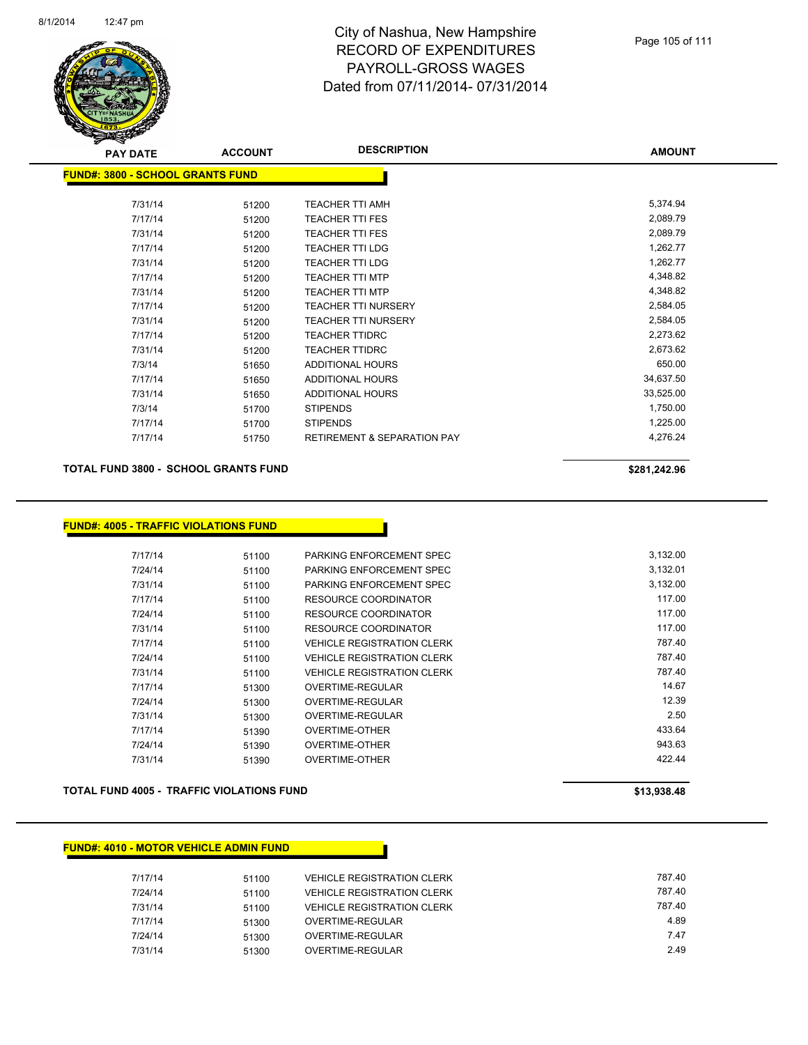| PAY DATE | ACCOUNT | DESCRIPTION | AMOUNT |
|---|---|---|---|
| **FUND#: 3800 - SCHOOL GRANTS FUND** | | | |
| 7/31/14 | 51200 | TEACHER TTI AMH | 5,374.94 |
| 7/17/14 | 51200 | TEACHER TTI FES | 2,089.79 |
| 7/31/14 | 51200 | TEACHER TTI FES | 2,089.79 |
| 7/17/14 | 51200 | TEACHER TTI LDG | 1,262.77 |
| 7/31/14 | 51200 | TEACHER TTI LDG | 1,262.77 |
| 7/17/14 | 51200 | TEACHER TTI MTP | 4,348.82 |
| 7/31/14 | 51200 | TEACHER TTI MTP | 4,348.82 |
| 7/17/14 | 51200 | TEACHER TTI NURSERY | 2,584.05 |
| 7/31/14 | 51200 | TEACHER TTI NURSERY | 2,584.05 |
| 7/17/14 | 51200 | TEACHER TTIDRC | 2,273.62 |
| 7/31/14 | 51200 | TEACHER TTIDRC | 2,673.62 |
| 7/3/14 | 51650 | ADDITIONAL HOURS | 650.00 |
| 7/17/14 | 51650 | ADDITIONAL HOURS | 34,637.50 |
| 7/31/14 | 51650 | ADDITIONAL HOURS | 33,525.00 |
| 7/3/14 | 51700 | STIPENDS | 1,750.00 |
| 7/17/14 | 51700 | STIPENDS | 1,225.00 |
| 7/17/14 | 51750 | RETIREMENT & SEPARATION PAY | 4,276.24 |
| **TOTAL FUND 3800 - SCHOOL GRANTS FUND** | | | **$281,242.96** |

| PAY DATE | ACCOUNT | DESCRIPTION | AMOUNT |
|---|---|---|---|
| **FUND#: 4005 - TRAFFIC VIOLATIONS FUND** | | | |
| 7/17/14 | 51100 | PARKING ENFORCEMENT SPEC | 3,132.00 |
| 7/24/14 | 51100 | PARKING ENFORCEMENT SPEC | 3,132.01 |
| 7/31/14 | 51100 | PARKING ENFORCEMENT SPEC | 3,132.00 |
| 7/17/14 | 51100 | RESOURCE COORDINATOR | 117.00 |
| 7/24/14 | 51100 | RESOURCE COORDINATOR | 117.00 |
| 7/31/14 | 51100 | RESOURCE COORDINATOR | 117.00 |
| 7/17/14 | 51100 | VEHICLE REGISTRATION CLERK | 787.40 |
| 7/24/14 | 51100 | VEHICLE REGISTRATION CLERK | 787.40 |
| 7/31/14 | 51100 | VEHICLE REGISTRATION CLERK | 787.40 |
| 7/17/14 | 51300 | OVERTIME-REGULAR | 14.67 |
| 7/24/14 | 51300 | OVERTIME-REGULAR | 12.39 |
| 7/31/14 | 51300 | OVERTIME-REGULAR | 2.50 |
| 7/17/14 | 51390 | OVERTIME-OTHER | 433.64 |
| 7/24/14 | 51390 | OVERTIME-OTHER | 943.63 |
| 7/31/14 | 51390 | OVERTIME-OTHER | 422.44 |
| **TOTAL FUND 4005 - TRAFFIC VIOLATIONS FUND** | | | **$13,938.48** |

| PAY DATE | ACCOUNT | DESCRIPTION | AMOUNT |
|---|---|---|---|
| **FUND#: 4010 - MOTOR VEHICLE ADMIN FUND** | | | |
| 7/17/14 | 51100 | VEHICLE REGISTRATION CLERK | 787.40 |
| 7/24/14 | 51100 | VEHICLE REGISTRATION CLERK | 787.40 |
| 7/31/14 | 51100 | VEHICLE REGISTRATION CLERK | 787.40 |
| 7/17/14 | 51300 | OVERTIME-REGULAR | 4.89 |
| 7/24/14 | 51300 | OVERTIME-REGULAR | 7.47 |
| 7/31/14 | 51300 | OVERTIME-REGULAR | 2.49 |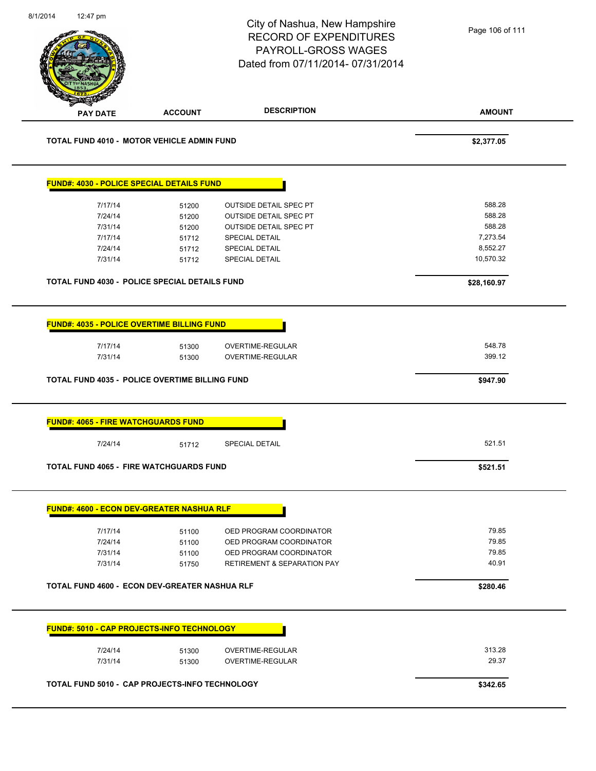City of Nashua, New Hampshire
RECORD OF EXPENDITURES
PAYROLL-GROSS WAGES
Dated from 07/11/2014- 07/31/2014

| PAY DATE | ACCOUNT | DESCRIPTION | AMOUNT |
|---|---|---|---|
| **TOTAL FUND 4010 - MOTOR VEHICLE ADMIN FUND** | | | **$2,377.05** |
| **FUND#: 4030 - POLICE SPECIAL DETAILS FUND** | | | |
| 7/17/14 | 51200 | OUTSIDE DETAIL SPEC PT | 588.28 |
| 7/24/14 | 51200 | OUTSIDE DETAIL SPEC PT | 588.28 |
| 7/31/14 | 51200 | OUTSIDE DETAIL SPEC PT | 588.28 |
| 7/17/14 | 51712 | SPECIAL DETAIL | 7,273.54 |
| 7/24/14 | 51712 | SPECIAL DETAIL | 8,552.27 |
| 7/31/14 | 51712 | SPECIAL DETAIL | 10,570.32 |
| **TOTAL FUND 4030 - POLICE SPECIAL DETAILS FUND** | | | **$28,160.97** |
| **FUND#: 4035 - POLICE OVERTIME BILLING FUND** | | | |
| 7/17/14 | 51300 | OVERTIME-REGULAR | 548.78 |
| 7/31/14 | 51300 | OVERTIME-REGULAR | 399.12 |
| **TOTAL FUND 4035 - POLICE OVERTIME BILLING FUND** | | | **$947.90** |
| **FUND#: 4065 - FIRE WATCHGUARDS FUND** | | | |
| 7/24/14 | 51712 | SPECIAL DETAIL | 521.51 |
| **TOTAL FUND 4065 - FIRE WATCHGUARDS FUND** | | | **$521.51** |
| **FUND#: 4600 - ECON DEV-GREATER NASHUA RLF** | | | |
| 7/17/14 | 51100 | OED PROGRAM COORDINATOR | 79.85 |
| 7/24/14 | 51100 | OED PROGRAM COORDINATOR | 79.85 |
| 7/31/14 | 51100 | OED PROGRAM COORDINATOR | 79.85 |
| 7/31/14 | 51750 | RETIREMENT & SEPARATION PAY | 40.91 |
| **TOTAL FUND 4600 - ECON DEV-GREATER NASHUA RLF** | | | **$280.46** |
| **FUND#: 5010 - CAP PROJECTS-INFO TECHNOLOGY** | | | |
| 7/24/14 | 51300 | OVERTIME-REGULAR | 313.28 |
| 7/31/14 | 51300 | OVERTIME-REGULAR | 29.37 |
| **TOTAL FUND 5010 - CAP PROJECTS-INFO TECHNOLOGY** | | | **$342.65** |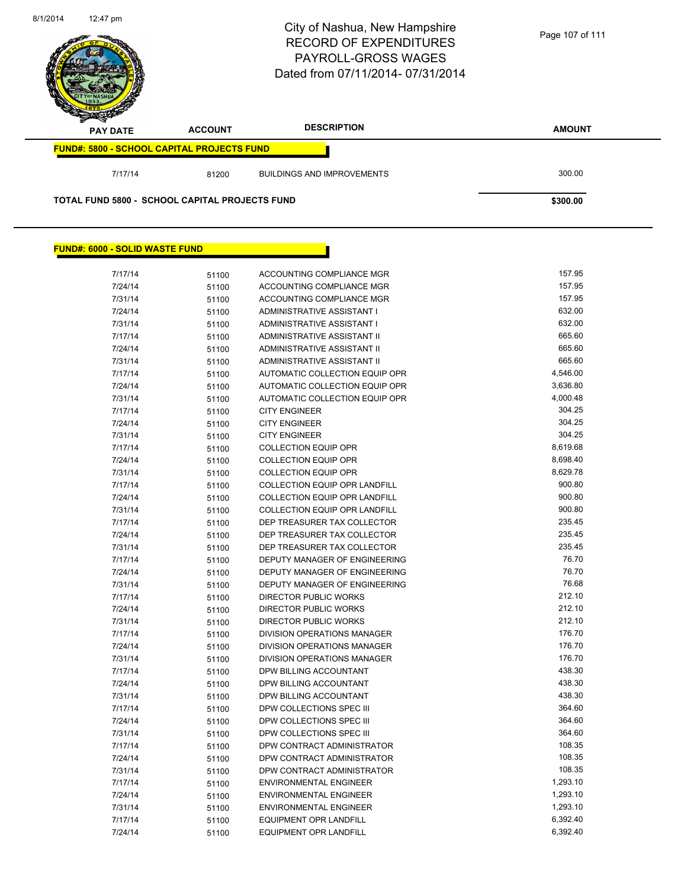# City of Nashua, New Hampshire
## RECORD OF EXPENDITURES
## PAYROLL-GROSS WAGES
## Dated from 07/11/2014- 07/31/2014

| PAY DATE | ACCOUNT | DESCRIPTION | AMOUNT |
|---|---|---|---|
| **FUND#: 5800 - SCHOOL CAPITAL PROJECTS FUND** | | | |
| 7/17/14 | 81200 | BUILDINGS AND IMPROVEMENTS | 300.00 |
| **TOTAL FUND 5800 - SCHOOL CAPITAL PROJECTS FUND** | | | **$300.00** |

**FUND#: 6000 - SOLID WASTE FUND**

| PAY DATE | ACCOUNT | DESCRIPTION | AMOUNT |
|---|---|---|---|
| 7/17/14 | 51100 | ACCOUNTING COMPLIANCE MGR | 157.95 |
| 7/24/14 | 51100 | ACCOUNTING COMPLIANCE MGR | 157.95 |
| 7/31/14 | 51100 | ACCOUNTING COMPLIANCE MGR | 157.95 |
| 7/24/14 | 51100 | ADMINISTRATIVE ASSISTANT I | 632.00 |
| 7/31/14 | 51100 | ADMINISTRATIVE ASSISTANT I | 632.00 |
| 7/17/14 | 51100 | ADMINISTRATIVE ASSISTANT II | 665.60 |
| 7/24/14 | 51100 | ADMINISTRATIVE ASSISTANT II | 665.60 |
| 7/31/14 | 51100 | ADMINISTRATIVE ASSISTANT II | 665.60 |
| 7/17/14 | 51100 | AUTOMATIC COLLECTION EQUIP OPR | 4,546.00 |
| 7/24/14 | 51100 | AUTOMATIC COLLECTION EQUIP OPR | 3,636.80 |
| 7/31/14 | 51100 | AUTOMATIC COLLECTION EQUIP OPR | 4,000.48 |
| 7/17/14 | 51100 | CITY ENGINEER | 304.25 |
| 7/24/14 | 51100 | CITY ENGINEER | 304.25 |
| 7/31/14 | 51100 | CITY ENGINEER | 304.25 |
| 7/17/14 | 51100 | COLLECTION EQUIP OPR | 8,619.68 |
| 7/24/14 | 51100 | COLLECTION EQUIP OPR | 8,698.40 |
| 7/31/14 | 51100 | COLLECTION EQUIP OPR | 8,629.78 |
| 7/17/14 | 51100 | COLLECTION EQUIP OPR LANDFILL | 900.80 |
| 7/24/14 | 51100 | COLLECTION EQUIP OPR LANDFILL | 900.80 |
| 7/31/14 | 51100 | COLLECTION EQUIP OPR LANDFILL | 900.80 |
| 7/17/14 | 51100 | DEP TREASURER TAX COLLECTOR | 235.45 |
| 7/24/14 | 51100 | DEP TREASURER TAX COLLECTOR | 235.45 |
| 7/31/14 | 51100 | DEP TREASURER TAX COLLECTOR | 235.45 |
| 7/17/14 | 51100 | DEPUTY MANAGER OF ENGINEERING | 76.70 |
| 7/24/14 | 51100 | DEPUTY MANAGER OF ENGINEERING | 76.70 |
| 7/31/14 | 51100 | DEPUTY MANAGER OF ENGINEERING | 76.68 |
| 7/17/14 | 51100 | DIRECTOR PUBLIC WORKS | 212.10 |
| 7/24/14 | 51100 | DIRECTOR PUBLIC WORKS | 212.10 |
| 7/31/14 | 51100 | DIRECTOR PUBLIC WORKS | 212.10 |
| 7/17/14 | 51100 | DIVISION OPERATIONS MANAGER | 176.70 |
| 7/24/14 | 51100 | DIVISION OPERATIONS MANAGER | 176.70 |
| 7/31/14 | 51100 | DIVISION OPERATIONS MANAGER | 176.70 |
| 7/17/14 | 51100 | DPW BILLING ACCOUNTANT | 438.30 |
| 7/24/14 | 51100 | DPW BILLING ACCOUNTANT | 438.30 |
| 7/31/14 | 51100 | DPW BILLING ACCOUNTANT | 438.30 |
| 7/17/14 | 51100 | DPW COLLECTIONS SPEC III | 364.60 |
| 7/24/14 | 51100 | DPW COLLECTIONS SPEC III | 364.60 |
| 7/31/14 | 51100 | DPW COLLECTIONS SPEC III | 364.60 |
| 7/17/14 | 51100 | DPW CONTRACT ADMINISTRATOR | 108.35 |
| 7/24/14 | 51100 | DPW CONTRACT ADMINISTRATOR | 108.35 |
| 7/31/14 | 51100 | DPW CONTRACT ADMINISTRATOR | 108.35 |
| 7/17/14 | 51100 | ENVIRONMENTAL ENGINEER | 1,293.10 |
| 7/24/14 | 51100 | ENVIRONMENTAL ENGINEER | 1,293.10 |
| 7/31/14 | 51100 | ENVIRONMENTAL ENGINEER | 1,293.10 |
| 7/17/14 | 51100 | EQUIPMENT OPR LANDFILL | 6,392.40 |
| 7/24/14 | 51100 | EQUIPMENT OPR LANDFILL | 6,392.40 |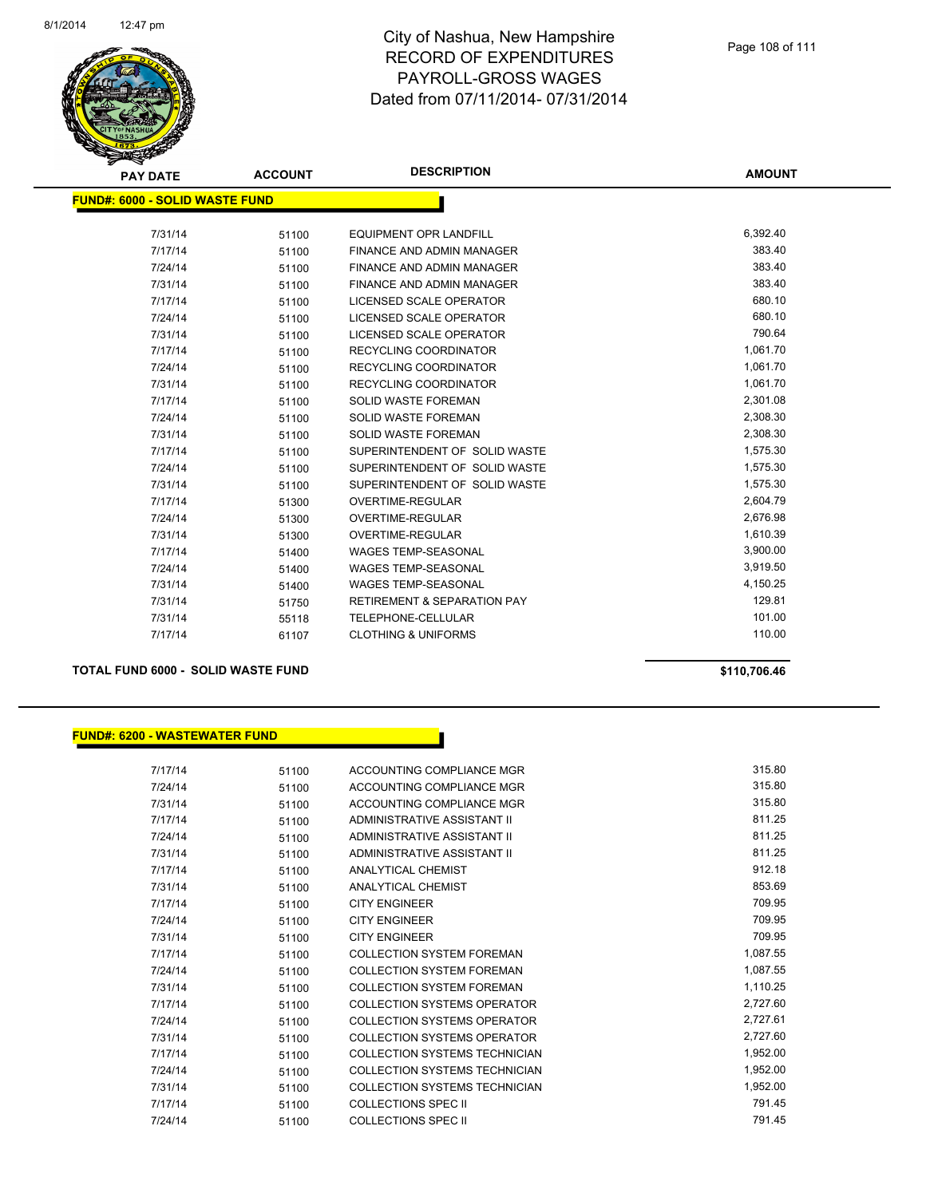# City of Nashua, New Hampshire
## RECORD OF EXPENDITURES
## PAYROLL-GROSS WAGES
## Dated from 07/11/2014- 07/31/2014

**FUND#: 6000 - SOLID WASTE FUND**

| PAY DATE | ACCOUNT | DESCRIPTION | AMOUNT |
|---|---|---|---|
| 7/31/14 | 51100 | EQUIPMENT OPR LANDFILL | 6,392.40 |
| 7/17/14 | 51100 | FINANCE AND ADMIN MANAGER | 383.40 |
| 7/24/14 | 51100 | FINANCE AND ADMIN MANAGER | 383.40 |
| 7/31/14 | 51100 | FINANCE AND ADMIN MANAGER | 383.40 |
| 7/17/14 | 51100 | LICENSED SCALE OPERATOR | 680.10 |
| 7/24/14 | 51100 | LICENSED SCALE OPERATOR | 680.10 |
| 7/31/14 | 51100 | LICENSED SCALE OPERATOR | 790.64 |
| 7/17/14 | 51100 | RECYCLING COORDINATOR | 1,061.70 |
| 7/24/14 | 51100 | RECYCLING COORDINATOR | 1,061.70 |
| 7/31/14 | 51100 | RECYCLING COORDINATOR | 1,061.70 |
| 7/17/14 | 51100 | SOLID WASTE FOREMAN | 2,301.08 |
| 7/24/14 | 51100 | SOLID WASTE FOREMAN | 2,308.30 |
| 7/31/14 | 51100 | SOLID WASTE FOREMAN | 2,308.30 |
| 7/17/14 | 51100 | SUPERINTENDENT OF SOLID WASTE | 1,575.30 |
| 7/24/14 | 51100 | SUPERINTENDENT OF SOLID WASTE | 1,575.30 |
| 7/31/14 | 51100 | SUPERINTENDENT OF SOLID WASTE | 1,575.30 |
| 7/17/14 | 51300 | OVERTIME-REGULAR | 2,604.79 |
| 7/24/14 | 51300 | OVERTIME-REGULAR | 2,676.98 |
| 7/31/14 | 51300 | OVERTIME-REGULAR | 1,610.39 |
| 7/17/14 | 51400 | WAGES TEMP-SEASONAL | 3,900.00 |
| 7/24/14 | 51400 | WAGES TEMP-SEASONAL | 3,919.50 |
| 7/31/14 | 51400 | WAGES TEMP-SEASONAL | 4,150.25 |
| 7/31/14 | 51750 | RETIREMENT & SEPARATION PAY | 129.81 |
| 7/31/14 | 55118 | TELEPHONE-CELLULAR | 101.00 |
| 7/17/14 | 61107 | CLOTHING & UNIFORMS | 110.00 |

**TOTAL FUND 6000 - SOLID WASTE FUND** **$110,706.46**

**FUND#: 6200 - WASTEWATER FUND**

| PAY DATE | ACCOUNT | DESCRIPTION | AMOUNT |
|---|---|---|---|
| 7/17/14 | 51100 | ACCOUNTING COMPLIANCE MGR | 315.80 |
| 7/24/14 | 51100 | ACCOUNTING COMPLIANCE MGR | 315.80 |
| 7/31/14 | 51100 | ACCOUNTING COMPLIANCE MGR | 315.80 |
| 7/17/14 | 51100 | ADMINISTRATIVE ASSISTANT II | 811.25 |
| 7/24/14 | 51100 | ADMINISTRATIVE ASSISTANT II | 811.25 |
| 7/31/14 | 51100 | ADMINISTRATIVE ASSISTANT II | 811.25 |
| 7/17/14 | 51100 | ANALYTICAL CHEMIST | 912.18 |
| 7/31/14 | 51100 | ANALYTICAL CHEMIST | 853.69 |
| 7/17/14 | 51100 | CITY ENGINEER | 709.95 |
| 7/24/14 | 51100 | CITY ENGINEER | 709.95 |
| 7/31/14 | 51100 | CITY ENGINEER | 709.95 |
| 7/17/14 | 51100 | COLLECTION SYSTEM FOREMAN | 1,087.55 |
| 7/24/14 | 51100 | COLLECTION SYSTEM FOREMAN | 1,087.55 |
| 7/31/14 | 51100 | COLLECTION SYSTEM FOREMAN | 1,110.25 |
| 7/17/14 | 51100 | COLLECTION SYSTEMS OPERATOR | 2,727.60 |
| 7/24/14 | 51100 | COLLECTION SYSTEMS OPERATOR | 2,727.61 |
| 7/31/14 | 51100 | COLLECTION SYSTEMS OPERATOR | 2,727.60 |
| 7/17/14 | 51100 | COLLECTION SYSTEMS TECHNICIAN | 1,952.00 |
| 7/24/14 | 51100 | COLLECTION SYSTEMS TECHNICIAN | 1,952.00 |
| 7/31/14 | 51100 | COLLECTION SYSTEMS TECHNICIAN | 1,952.00 |
| 7/17/14 | 51100 | COLLECTIONS SPEC II | 791.45 |
| 7/24/14 | 51100 | COLLECTIONS SPEC II | 791.45 |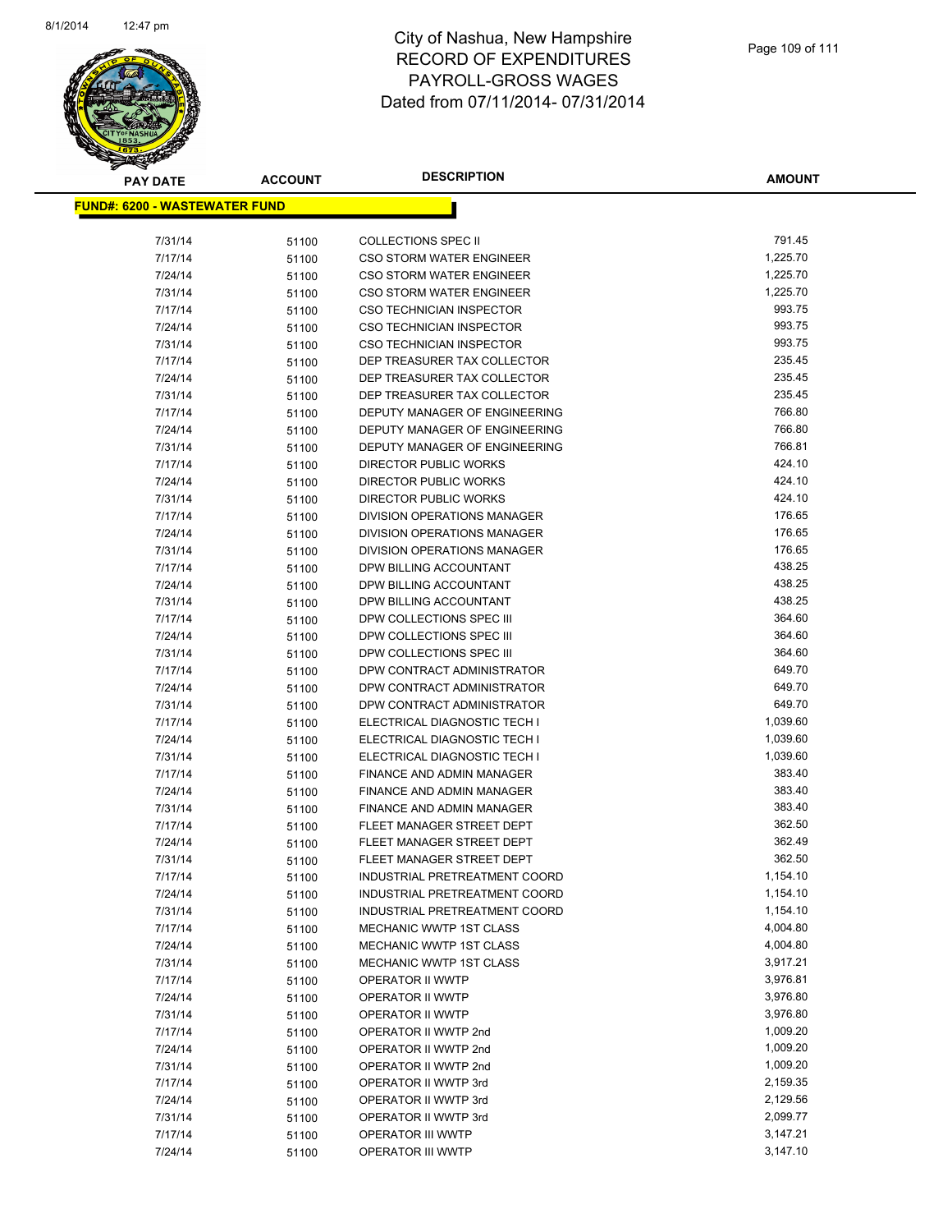# City of Nashua, New Hampshire
# RECORD OF EXPENDITURES
# PAYROLL-GROSS WAGES
# Dated from 07/11/2014- 07/31/2014

**FUND#: 6200 - WASTEWATER FUND**

| PAY DATE | ACCOUNT | DESCRIPTION | AMOUNT |
|---|---|---|---|
| 7/31/14 | 51100 | COLLECTIONS SPEC II | 791.45 |
| 7/17/14 | 51100 | CSO STORM WATER ENGINEER | 1,225.70 |
| 7/24/14 | 51100 | CSO STORM WATER ENGINEER | 1,225.70 |
| 7/31/14 | 51100 | CSO STORM WATER ENGINEER | 1,225.70 |
| 7/17/14 | 51100 | CSO TECHNICIAN INSPECTOR | 993.75 |
| 7/24/14 | 51100 | CSO TECHNICIAN INSPECTOR | 993.75 |
| 7/31/14 | 51100 | CSO TECHNICIAN INSPECTOR | 993.75 |
| 7/17/14 | 51100 | DEP TREASURER TAX COLLECTOR | 235.45 |
| 7/24/14 | 51100 | DEP TREASURER TAX COLLECTOR | 235.45 |
| 7/31/14 | 51100 | DEP TREASURER TAX COLLECTOR | 235.45 |
| 7/17/14 | 51100 | DEPUTY MANAGER OF ENGINEERING | 766.80 |
| 7/24/14 | 51100 | DEPUTY MANAGER OF ENGINEERING | 766.80 |
| 7/31/14 | 51100 | DEPUTY MANAGER OF ENGINEERING | 766.81 |
| 7/17/14 | 51100 | DIRECTOR PUBLIC WORKS | 424.10 |
| 7/24/14 | 51100 | DIRECTOR PUBLIC WORKS | 424.10 |
| 7/31/14 | 51100 | DIRECTOR PUBLIC WORKS | 424.10 |
| 7/17/14 | 51100 | DIVISION OPERATIONS MANAGER | 176.65 |
| 7/24/14 | 51100 | DIVISION OPERATIONS MANAGER | 176.65 |
| 7/31/14 | 51100 | DIVISION OPERATIONS MANAGER | 176.65 |
| 7/17/14 | 51100 | DPW BILLING ACCOUNTANT | 438.25 |
| 7/24/14 | 51100 | DPW BILLING ACCOUNTANT | 438.25 |
| 7/31/14 | 51100 | DPW BILLING ACCOUNTANT | 438.25 |
| 7/17/14 | 51100 | DPW COLLECTIONS SPEC III | 364.60 |
| 7/24/14 | 51100 | DPW COLLECTIONS SPEC III | 364.60 |
| 7/31/14 | 51100 | DPW COLLECTIONS SPEC III | 364.60 |
| 7/17/14 | 51100 | DPW CONTRACT ADMINISTRATOR | 649.70 |
| 7/24/14 | 51100 | DPW CONTRACT ADMINISTRATOR | 649.70 |
| 7/31/14 | 51100 | DPW CONTRACT ADMINISTRATOR | 649.70 |
| 7/17/14 | 51100 | ELECTRICAL DIAGNOSTIC TECH I | 1,039.60 |
| 7/24/14 | 51100 | ELECTRICAL DIAGNOSTIC TECH I | 1,039.60 |
| 7/31/14 | 51100 | ELECTRICAL DIAGNOSTIC TECH I | 1,039.60 |
| 7/17/14 | 51100 | FINANCE AND ADMIN MANAGER | 383.40 |
| 7/24/14 | 51100 | FINANCE AND ADMIN MANAGER | 383.40 |
| 7/31/14 | 51100 | FINANCE AND ADMIN MANAGER | 383.40 |
| 7/17/14 | 51100 | FLEET MANAGER STREET DEPT | 362.50 |
| 7/24/14 | 51100 | FLEET MANAGER STREET DEPT | 362.49 |
| 7/31/14 | 51100 | FLEET MANAGER STREET DEPT | 362.50 |
| 7/17/14 | 51100 | INDUSTRIAL PRETREATMENT COORD | 1,154.10 |
| 7/24/14 | 51100 | INDUSTRIAL PRETREATMENT COORD | 1,154.10 |
| 7/31/14 | 51100 | INDUSTRIAL PRETREATMENT COORD | 1,154.10 |
| 7/17/14 | 51100 | MECHANIC WWTP 1ST CLASS | 4,004.80 |
| 7/24/14 | 51100 | MECHANIC WWTP 1ST CLASS | 4,004.80 |
| 7/31/14 | 51100 | MECHANIC WWTP 1ST CLASS | 3,917.21 |
| 7/17/14 | 51100 | OPERATOR II WWTP | 3,976.81 |
| 7/24/14 | 51100 | OPERATOR II WWTP | 3,976.80 |
| 7/31/14 | 51100 | OPERATOR II WWTP | 3,976.80 |
| 7/17/14 | 51100 | OPERATOR II WWTP 2nd | 1,009.20 |
| 7/24/14 | 51100 | OPERATOR II WWTP 2nd | 1,009.20 |
| 7/31/14 | 51100 | OPERATOR II WWTP 2nd | 1,009.20 |
| 7/17/14 | 51100 | OPERATOR II WWTP 3rd | 2,159.35 |
| 7/24/14 | 51100 | OPERATOR II WWTP 3rd | 2,129.56 |
| 7/31/14 | 51100 | OPERATOR II WWTP 3rd | 2,099.77 |
| 7/17/14 | 51100 | OPERATOR III WWTP | 3,147.21 |
| 7/24/14 | 51100 | OPERATOR III WWTP | 3,147.10 |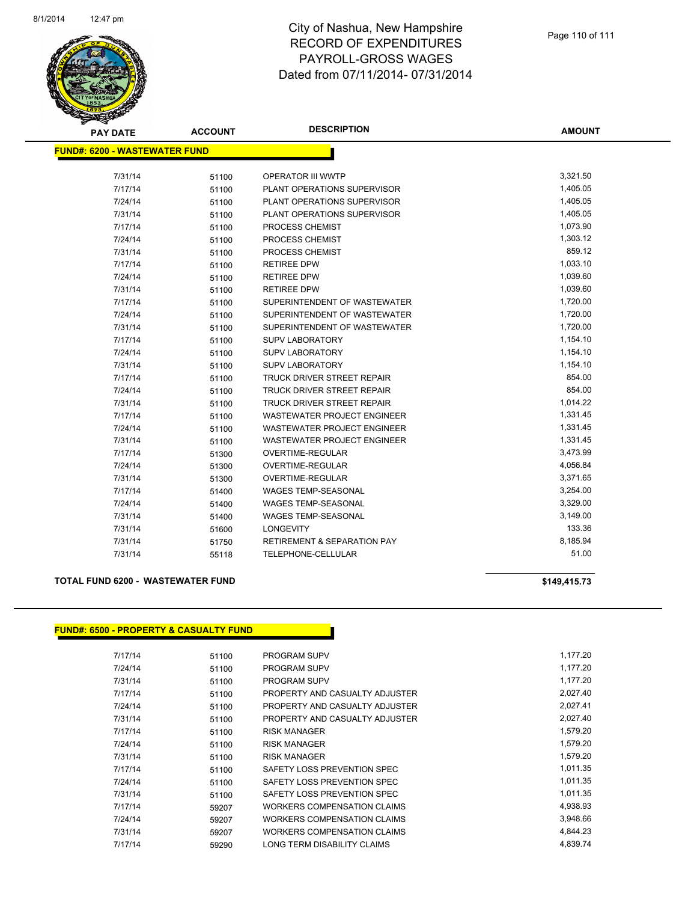# City of Nashua, New Hampshire
## RECORD OF EXPENDITURES
## PAYROLL-GROSS WAGES
## Dated from 07/11/2014- 07/31/2014

**FUND#: 6200 - WASTEWATER FUND**

| PAY DATE | ACCOUNT | DESCRIPTION | AMOUNT |
|---|---|---|---|
| 7/31/14 | 51100 | OPERATOR III WWTP | 3,321.50 |
| 7/17/14 | 51100 | PLANT OPERATIONS SUPERVISOR | 1,405.05 |
| 7/24/14 | 51100 | PLANT OPERATIONS SUPERVISOR | 1,405.05 |
| 7/31/14 | 51100 | PLANT OPERATIONS SUPERVISOR | 1,405.05 |
| 7/17/14 | 51100 | PROCESS CHEMIST | 1,073.90 |
| 7/24/14 | 51100 | PROCESS CHEMIST | 1,303.12 |
| 7/31/14 | 51100 | PROCESS CHEMIST | 859.12 |
| 7/17/14 | 51100 | RETIREE DPW | 1,033.10 |
| 7/24/14 | 51100 | RETIREE DPW | 1,039.60 |
| 7/31/14 | 51100 | RETIREE DPW | 1,039.60 |
| 7/17/14 | 51100 | SUPERINTENDENT OF WASTEWATER | 1,720.00 |
| 7/24/14 | 51100 | SUPERINTENDENT OF WASTEWATER | 1,720.00 |
| 7/31/14 | 51100 | SUPERINTENDENT OF WASTEWATER | 1,720.00 |
| 7/17/14 | 51100 | SUPV LABORATORY | 1,154.10 |
| 7/24/14 | 51100 | SUPV LABORATORY | 1,154.10 |
| 7/31/14 | 51100 | SUPV LABORATORY | 1,154.10 |
| 7/17/14 | 51100 | TRUCK DRIVER STREET REPAIR | 854.00 |
| 7/24/14 | 51100 | TRUCK DRIVER STREET REPAIR | 854.00 |
| 7/31/14 | 51100 | TRUCK DRIVER STREET REPAIR | 1,014.22 |
| 7/17/14 | 51100 | WASTEWATER PROJECT ENGINEER | 1,331.45 |
| 7/24/14 | 51100 | WASTEWATER PROJECT ENGINEER | 1,331.45 |
| 7/31/14 | 51100 | WASTEWATER PROJECT ENGINEER | 1,331.45 |
| 7/17/14 | 51300 | OVERTIME-REGULAR | 3,473.99 |
| 7/24/14 | 51300 | OVERTIME-REGULAR | 4,056.84 |
| 7/31/14 | 51300 | OVERTIME-REGULAR | 3,371.65 |
| 7/17/14 | 51400 | WAGES TEMP-SEASONAL | 3,254.00 |
| 7/24/14 | 51400 | WAGES TEMP-SEASONAL | 3,329.00 |
| 7/31/14 | 51400 | WAGES TEMP-SEASONAL | 3,149.00 |
| 7/31/14 | 51600 | LONGEVITY | 133.36 |
| 7/31/14 | 51750 | RETIREMENT & SEPARATION PAY | 8,185.94 |
| 7/31/14 | 55118 | TELEPHONE-CELLULAR | 51.00 |

**TOTAL FUND 6200 - WASTEWATER FUND** **$149,415.73**

**FUND#: 6500 - PROPERTY & CASUALTY FUND**

| PAY DATE | ACCOUNT | DESCRIPTION | AMOUNT |
|---|---|---|---|
| 7/17/14 | 51100 | PROGRAM SUPV | 1,177.20 |
| 7/24/14 | 51100 | PROGRAM SUPV | 1,177.20 |
| 7/31/14 | 51100 | PROGRAM SUPV | 1,177.20 |
| 7/17/14 | 51100 | PROPERTY AND CASUALTY ADJUSTER | 2,027.40 |
| 7/24/14 | 51100 | PROPERTY AND CASUALTY ADJUSTER | 2,027.41 |
| 7/31/14 | 51100 | PROPERTY AND CASUALTY ADJUSTER | 2,027.40 |
| 7/17/14 | 51100 | RISK MANAGER | 1,579.20 |
| 7/24/14 | 51100 | RISK MANAGER | 1,579.20 |
| 7/31/14 | 51100 | RISK MANAGER | 1,579.20 |
| 7/17/14 | 51100 | SAFETY LOSS PREVENTION SPEC | 1,011.35 |
| 7/24/14 | 51100 | SAFETY LOSS PREVENTION SPEC | 1,011.35 |
| 7/31/14 | 51100 | SAFETY LOSS PREVENTION SPEC | 1,011.35 |
| 7/17/14 | 59207 | WORKERS COMPENSATION CLAIMS | 4,938.93 |
| 7/24/14 | 59207 | WORKERS COMPENSATION CLAIMS | 3,948.66 |
| 7/31/14 | 59207 | WORKERS COMPENSATION CLAIMS | 4,844.23 |
| 7/17/14 | 59290 | LONG TERM DISABILITY CLAIMS | 4,839.74 |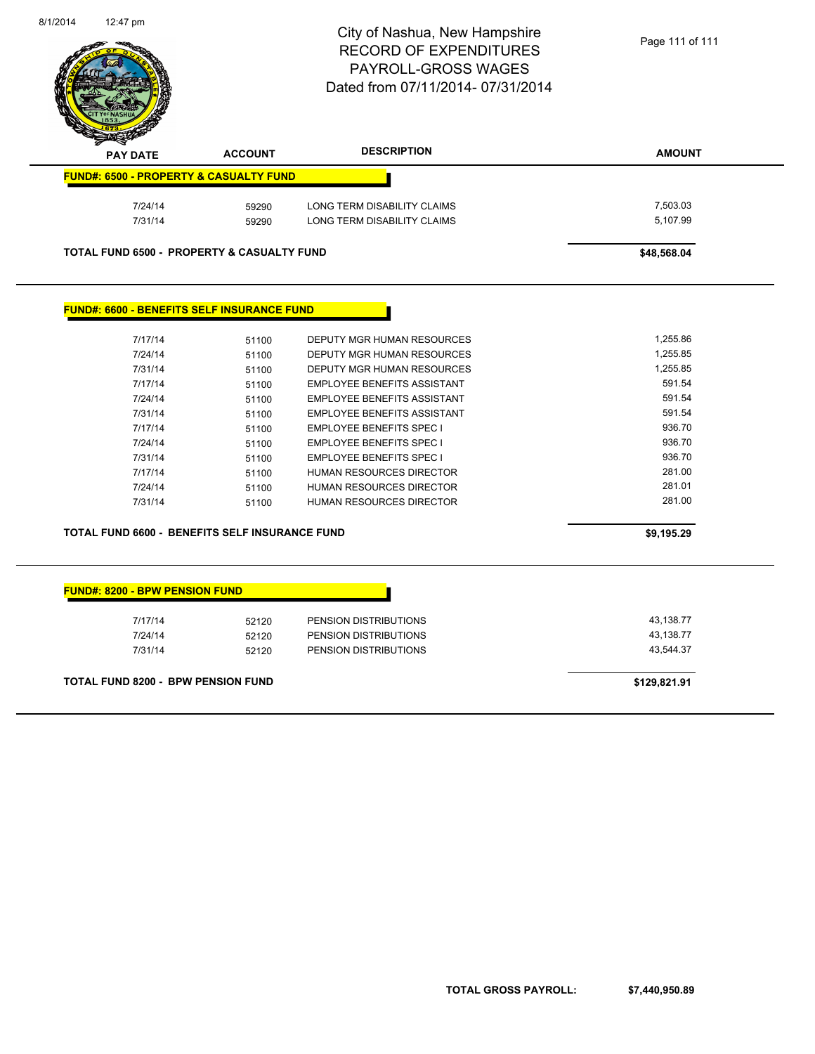# City of Nashua, New Hampshire
## RECORD OF EXPENDITURES
## PAYROLL-GROSS WAGES
## Dated from 07/11/2014- 07/31/2014

| PAY DATE | ACCOUNT | DESCRIPTION | AMOUNT |
|---|---|---|---|
| **FUND#: 6500 - PROPERTY & CASUALTY FUND** | | | |
| 7/24/14 | 59290 | LONG TERM DISABILITY CLAIMS | 7,503.03 |
| 7/31/14 | 59290 | LONG TERM DISABILITY CLAIMS | 5,107.99 |
| **TOTAL FUND 6500 - PROPERTY & CASUALTY FUND** | | | **$48,568.04** |

| PAY DATE | ACCOUNT | DESCRIPTION | AMOUNT |
|---|---|---|---|
| **FUND#: 6600 - BENEFITS SELF INSURANCE FUND** | | | |
| 7/17/14 | 51100 | DEPUTY MGR HUMAN RESOURCES | 1,255.86 |
| 7/24/14 | 51100 | DEPUTY MGR HUMAN RESOURCES | 1,255.85 |
| 7/31/14 | 51100 | DEPUTY MGR HUMAN RESOURCES | 1,255.85 |
| 7/17/14 | 51100 | EMPLOYEE BENEFITS ASSISTANT | 591.54 |
| 7/24/14 | 51100 | EMPLOYEE BENEFITS ASSISTANT | 591.54 |
| 7/31/14 | 51100 | EMPLOYEE BENEFITS ASSISTANT | 591.54 |
| 7/17/14 | 51100 | EMPLOYEE BENEFITS SPEC I | 936.70 |
| 7/24/14 | 51100 | EMPLOYEE BENEFITS SPEC I | 936.70 |
| 7/31/14 | 51100 | EMPLOYEE BENEFITS SPEC I | 936.70 |
| 7/17/14 | 51100 | HUMAN RESOURCES DIRECTOR | 281.00 |
| 7/24/14 | 51100 | HUMAN RESOURCES DIRECTOR | 281.01 |
| 7/31/14 | 51100 | HUMAN RESOURCES DIRECTOR | 281.00 |
| **TOTAL FUND 6600 - BENEFITS SELF INSURANCE FUND** | | | **$9,195.29** |

| PAY DATE | ACCOUNT | DESCRIPTION | AMOUNT |
|---|---|---|---|
| **FUND#: 8200 - BPW PENSION FUND** | | | |
| 7/17/14 | 52120 | PENSION DISTRIBUTIONS | 43,138.77 |
| 7/24/14 | 52120 | PENSION DISTRIBUTIONS | 43,138.77 |
| 7/31/14 | 52120 | PENSION DISTRIBUTIONS | 43,544.37 |
| **TOTAL FUND 8200 - BPW PENSION FUND** | | | **$129,821.91** |

**TOTAL GROSS PAYROLL: $7,440,950.89**